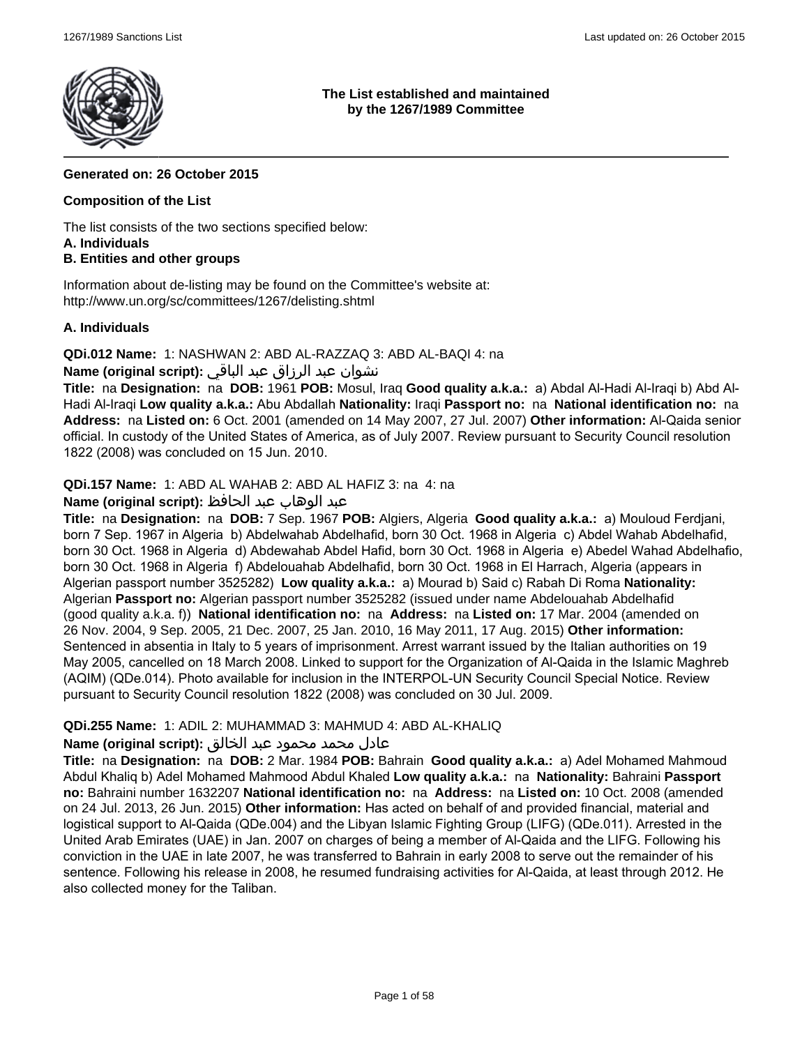**The List established and maintained by the 1267/1989 Committee**

---

**Generated on: 26 October 2015**

**Composition of the List**

The list consists of the two sections specified below:
**A. Individuals**
**B. Entities and other groups**

Information about de-listing may be found on the Committee's website at:
http://www.un.org/sc/committees/1267/delisting.shtml

**A. Individuals**

**QDi.012 Name:** 1: NASHWAN 2: ABD AL-RAZZAQ 3: ABD AL-BAQI 4: na
**Name (original script):** نشوان عبد الرزاق عبد الباقي
**Title:** na **Designation:** na **DOB:** 1961 **POB:** Mosul, Iraq **Good quality a.k.a.:** a) Abdal Al-Hadi Al-Iraqi b) Abd Al-Hadi Al-Iraqi **Low quality a.k.a.:** Abu Abdallah **Nationality:** Iraqi **Passport no:** na **National identification no:** na **Address:** na **Listed on:** 6 Oct. 2001 (amended on 14 May 2007, 27 Jul. 2007) **Other information:** Al-Qaida senior official. In custody of the United States of America, as of July 2007. Review pursuant to Security Council resolution 1822 (2008) was concluded on 15 Jun. 2010.

**QDi.157 Name:** 1: ABD AL WAHAB 2: ABD AL HAFIZ 3: na 4: na
**Name (original script):** عبد الوهاب عبد الحافظ
**Title:** na **Designation:** na **DOB:** 7 Sep. 1967 **POB:** Algiers, Algeria **Good quality a.k.a.:** a) Mouloud Ferdjani, born 7 Sep. 1967 in Algeria b) Abdelwahab Abdelhafid, born 30 Oct. 1968 in Algeria c) Abdel Wahab Abdelhafid, born 30 Oct. 1968 in Algeria d) Abdewahab Abdel Hafid, born 30 Oct. 1968 in Algeria e) Abedel Wahad Abdelhafio, born 30 Oct. 1968 in Algeria f) Abdelouahab Abdelhafid, born 30 Oct. 1968 in El Harrach, Algeria (appears in Algerian passport number 3525282) **Low quality a.k.a.:** a) Mourad b) Said c) Rabah Di Roma **Nationality:** Algerian **Passport no:** Algerian passport number 3525282 (issued under name Abdelouahab Abdelhafid (good quality a.k.a. f)) **National identification no:** na **Address:** na **Listed on:** 17 Mar. 2004 (amended on 26 Nov. 2004, 9 Sep. 2005, 21 Dec. 2007, 25 Jan. 2010, 16 May 2011, 17 Aug. 2015) **Other information:** Sentenced in absentia in Italy to 5 years of imprisonment. Arrest warrant issued by the Italian authorities on 19 May 2005, cancelled on 18 March 2008. Linked to support for the Organization of Al-Qaida in the Islamic Maghreb (AQIM) (QDe.014). Photo available for inclusion in the INTERPOL-UN Security Council Special Notice. Review pursuant to Security Council resolution 1822 (2008) was concluded on 30 Jul. 2009.

**QDi.255 Name:** 1: ADIL 2: MUHAMMAD 3: MAHMUD 4: ABD AL-KHALIQ
**Name (original script):** عادل محمد محمود عبد الخالق
**Title:** na **Designation:** na **DOB:** 2 Mar. 1984 **POB:** Bahrain **Good quality a.k.a.:** a) Adel Mohamed Mahmoud Abdul Khaliq b) Adel Mohamed Mahmood Abdul Khaled **Low quality a.k.a.:** na **Nationality:** Bahraini **Passport no:** Bahraini number 1632207 **National identification no:** na **Address:** na **Listed on:** 10 Oct. 2008 (amended on 24 Jul. 2013, 26 Jun. 2015) **Other information:** Has acted on behalf of and provided financial, material and logistical support to Al-Qaida (QDe.004) and the Libyan Islamic Fighting Group (LIFG) (QDe.011). Arrested in the United Arab Emirates (UAE) in Jan. 2007 on charges of being a member of Al-Qaida and the LIFG. Following his conviction in the UAE in late 2007, he was transferred to Bahrain in early 2008 to serve out the remainder of his sentence. Following his release in 2008, he resumed fundraising activities for Al-Qaida, at least through 2012. He also collected money for the Taliban.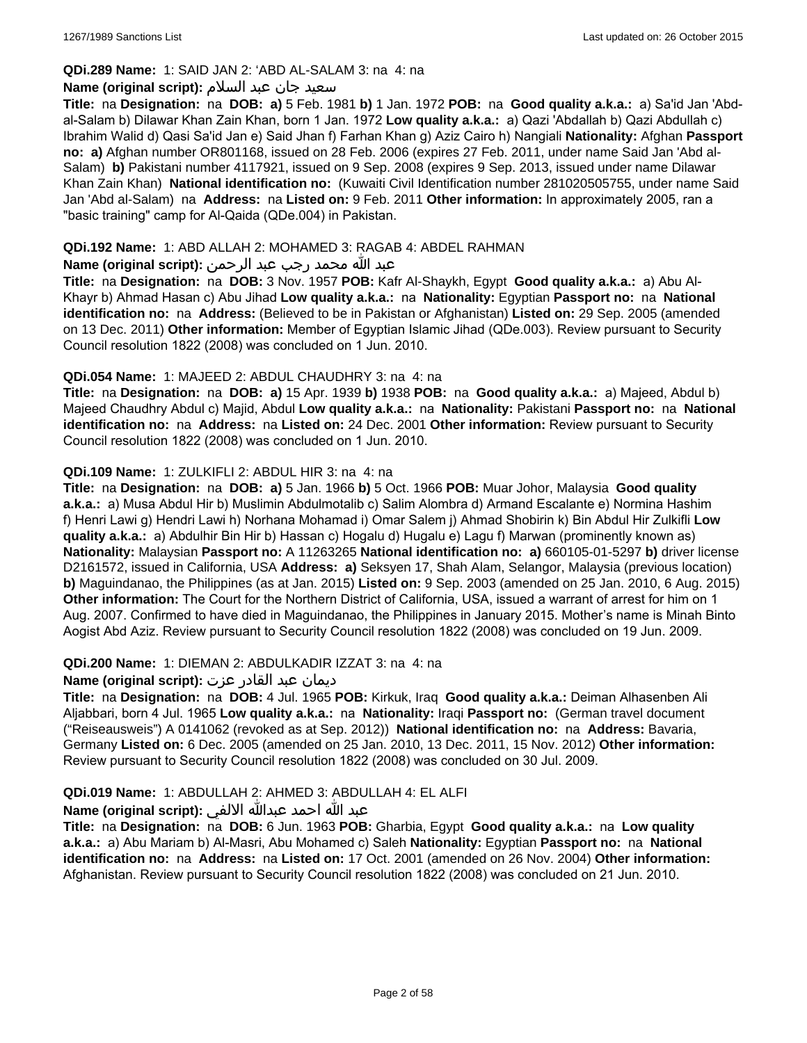**QDi.289 Name:** 1: SAID JAN 2: 'ABD AL-SALAM 3: na 4: na

**Name (original script):** سعيد جان عبد السلام

**Title:** na **Designation:** na **DOB:** **a)** 5 Feb. 1981 **b)** 1 Jan. 1972 **POB:** na **Good quality a.k.a.:** a) Sa'id Jan 'Abd-al-Salam b) Dilawar Khan Zain Khan, born 1 Jan. 1972 **Low quality a.k.a.:** a) Qazi 'Abdallah b) Qazi Abdullah c) Ibrahim Walid d) Qasi Sa'id Jan e) Said Jhan f) Farhan Khan g) Aziz Cairo h) Nangiali **Nationality:** Afghan **Passport no:** **a)** Afghan number OR801168, issued on 28 Feb. 2006 (expires 27 Feb. 2011, under name Said Jan 'Abd al-Salam) **b)** Pakistani number 4117921, issued on 9 Sep. 2008 (expires 9 Sep. 2013, issued under name Dilawar Khan Zain Khan) **National identification no:** (Kuwaiti Civil Identification number 281020505755, under name Said Jan 'Abd al-Salam) na **Address:** na **Listed on:** 9 Feb. 2011 **Other information:** In approximately 2005, ran a "basic training" camp for Al-Qaida (QDe.004) in Pakistan.

**QDi.192 Name:** 1: ABD ALLAH 2: MOHAMED 3: RAGAB 4: ABDEL RAHMAN

**Name (original script):** عبد الله محمد رجب عبد الرحمن

**Title:** na **Designation:** na **DOB:** 3 Nov. 1957 **POB:** Kafr Al-Shaykh, Egypt **Good quality a.k.a.:** a) Abu Al-Khayr b) Ahmad Hasan c) Abu Jihad **Low quality a.k.a.:** na **Nationality:** Egyptian **Passport no:** na **National identification no:** na **Address:** (Believed to be in Pakistan or Afghanistan) **Listed on:** 29 Sep. 2005 (amended on 13 Dec. 2011) **Other information:** Member of Egyptian Islamic Jihad (QDe.003). Review pursuant to Security Council resolution 1822 (2008) was concluded on 1 Jun. 2010.

**QDi.054 Name:** 1: MAJEED 2: ABDUL CHAUDHRY 3: na 4: na

**Title:** na **Designation:** na **DOB:** **a)** 15 Apr. 1939 **b)** 1938 **POB:** na **Good quality a.k.a.:** a) Majeed, Abdul b) Majeed Chaudhry Abdul c) Majid, Abdul **Low quality a.k.a.:** na **Nationality:** Pakistani **Passport no:** na **National identification no:** na **Address:** na **Listed on:** 24 Dec. 2001 **Other information:** Review pursuant to Security Council resolution 1822 (2008) was concluded on 1 Jun. 2010.

**QDi.109 Name:** 1: ZULKIFLI 2: ABDUL HIR 3: na 4: na

**Title:** na **Designation:** na **DOB:** **a)** 5 Jan. 1966 **b)** 5 Oct. 1966 **POB:** Muar Johor, Malaysia **Good quality a.k.a.:** a) Musa Abdul Hir b) Muslimin Abdulmotalib c) Salim Alombra d) Armand Escalante e) Normina Hashim f) Henri Lawi g) Hendri Lawi h) Norhana Mohamad i) Omar Salem j) Ahmad Shobirin k) Bin Abdul Hir Zulkifli **Low quality a.k.a.:** a) Abdulhir Bin Hir b) Hassan c) Hogalu d) Hugalu e) Lagu f) Marwan (prominently known as) **Nationality:** Malaysian **Passport no:** A 11263265 **National identification no:** **a)** 660105-01-5297 **b)** driver license D2161572, issued in California, USA **Address:** **a)** Seksyen 17, Shah Alam, Selangor, Malaysia (previous location) **b)** Maguindanao, the Philippines (as at Jan. 2015) **Listed on:** 9 Sep. 2003 (amended on 25 Jan. 2010, 6 Aug. 2015) **Other information:** The Court for the Northern District of California, USA, issued a warrant of arrest for him on 1 Aug. 2007. Confirmed to have died in Maguindanao, the Philippines in January 2015. Mother's name is Minah Binto Aogist Abd Aziz. Review pursuant to Security Council resolution 1822 (2008) was concluded on 19 Jun. 2009.

**QDi.200 Name:** 1: DIEMAN 2: ABDULKADIR IZZAT 3: na 4: na

**Name (original script):** ديمان عبد القادر عزت

**Title:** na **Designation:** na **DOB:** 4 Jul. 1965 **POB:** Kirkuk, Iraq **Good quality a.k.a.:** Deiman Alhasenben Ali Aljabbari, born 4 Jul. 1965 **Low quality a.k.a.:** na **Nationality:** Iraqi **Passport no:** (German travel document ("Reiseausweis") A 0141062 (revoked as at Sep. 2012)) **National identification no:** na **Address:** Bavaria, Germany **Listed on:** 6 Dec. 2005 (amended on 25 Jan. 2010, 13 Dec. 2011, 15 Nov. 2012) **Other information:** Review pursuant to Security Council resolution 1822 (2008) was concluded on 30 Jul. 2009.

**QDi.019 Name:** 1: ABDULLAH 2: AHMED 3: ABDULLAH 4: EL ALFI

**Name (original script):** عبد الله احمد عبدالله الالفي

**Title:** na **Designation:** na **DOB:** 6 Jun. 1963 **POB:** Gharbia, Egypt **Good quality a.k.a.:** na **Low quality a.k.a.:** a) Abu Mariam b) Al-Masri, Abu Mohamed c) Saleh **Nationality:** Egyptian **Passport no:** na **National identification no:** na **Address:** na **Listed on:** 17 Oct. 2001 (amended on 26 Nov. 2004) **Other information:** Afghanistan. Review pursuant to Security Council resolution 1822 (2008) was concluded on 21 Jun. 2010.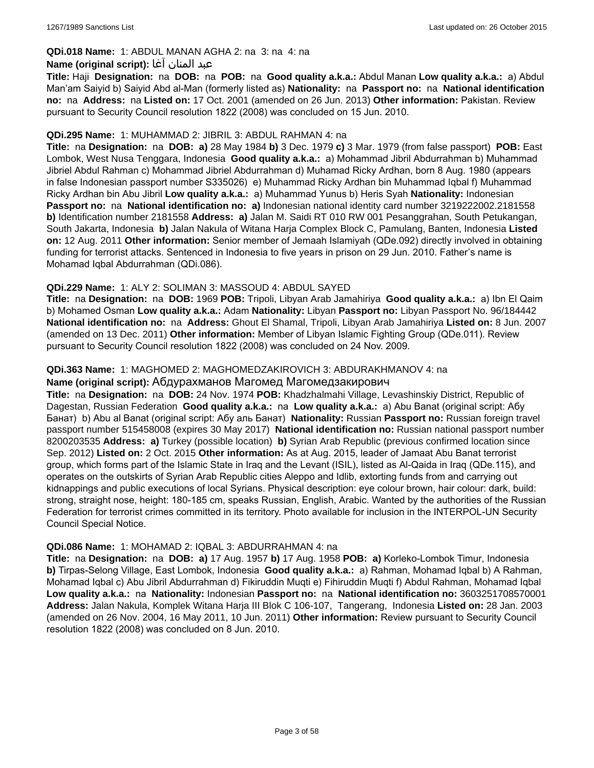**QDi.018 Name:** 1: ABDUL MANAN AGHA 2: na 3: na 4: na

**Name (original script):** عبد المنان آغا

**Title:** Haji **Designation:** na **DOB:** na **POB:** na **Good quality a.k.a.:** Abdul Manan **Low quality a.k.a.:** a) Abdul Man'am Saiyid b) Saiyid Abd al-Man (formerly listed as) **Nationality:** na **Passport no:** na **National identification no:** na **Address:** na **Listed on:** 17 Oct. 2001 (amended on 26 Jun. 2013) **Other information:** Pakistan. Review pursuant to Security Council resolution 1822 (2008) was concluded on 15 Jun. 2010.

**QDi.295 Name:** 1: MUHAMMAD 2: JIBRIL 3: ABDUL RAHMAN 4: na

**Title:** na **Designation:** na **DOB:** **a)** 28 May 1984 **b)** 3 Dec. 1979 **c)** 3 Mar. 1979 (from false passport) **POB:** East Lombok, West Nusa Tenggara, Indonesia **Good quality a.k.a.:** a) Mohammad Jibril Abdurrahman b) Muhammad Jibriel Abdul Rahman c) Mohammad Jibriel Abdurrahman d) Muhamad Ricky Ardhan, born 8 Aug. 1980 (appears in false Indonesian passport number S335026) e) Muhammad Ricky Ardhan bin Muhammad Iqbal f) Muhammad Ricky Ardhan bin Abu Jibril **Low quality a.k.a.:** a) Muhammad Yunus b) Heris Syah **Nationality:** Indonesian **Passport no:** na **National identification no:** **a)** Indonesian national identity card number 3219222002.2181558 **b)** Identification number 2181558 **Address:** **a)** Jalan M. Saidi RT 010 RW 001 Pesanggrahan, South Petukangan, South Jakarta, Indonesia **b)** Jalan Nakula of Witana Harja Complex Block C, Pamulang, Banten, Indonesia **Listed on:** 12 Aug. 2011 **Other information:** Senior member of Jemaah Islamiyah (QDe.092) directly involved in obtaining funding for terrorist attacks. Sentenced in Indonesia to five years in prison on 29 Jun. 2010. Father's name is Mohamad Iqbal Abdurrahman (QDi.086).

**QDi.229 Name:** 1: ALY 2: SOLIMAN 3: MASSOUD 4: ABDUL SAYED

**Title:** na **Designation:** na **DOB:** 1969 **POB:** Tripoli, Libyan Arab Jamahiriya **Good quality a.k.a.:** a) Ibn El Qaim b) Mohamed Osman **Low quality a.k.a.:** Adam **Nationality:** Libyan **Passport no:** Libyan Passport No. 96/184442 **National identification no:** na **Address:** Ghout El Shamal, Tripoli, Libyan Arab Jamahiriya **Listed on:** 8 Jun. 2007 (amended on 13 Dec. 2011) **Other information:** Member of Libyan Islamic Fighting Group (QDe.011). Review pursuant to Security Council resolution 1822 (2008) was concluded on 24 Nov. 2009.

**QDi.363 Name:** 1: MAGHOMED 2: MAGHOMEDZAKIROVICH 3: ABDURAKHMANOV 4: na

**Name (original script):** Абдурахманов Магомед Магомедзакирович

**Title:** na **Designation:** na **DOB:** 24 Nov. 1974 **POB:** Khadzhalmahi Village, Levashinskiy District, Republic of Dagestan, Russian Federation **Good quality a.k.a.:** na **Low quality a.k.a.:** a) Abu Banat (original script: Абу Банат) b) Abu al Banat (original script: Абу аль Банат) **Nationality:** Russian **Passport no:** Russian foreign travel passport number 515458008 (expires 30 May 2017) **National identification no:** Russian national passport number 8200203535 **Address:** **a)** Turkey (possible location) **b)** Syrian Arab Republic (previous confirmed location since Sep. 2012) **Listed on:** 2 Oct. 2015 **Other information:** As at Aug. 2015, leader of Jamaat Abu Banat terrorist group, which forms part of the Islamic State in Iraq and the Levant (ISIL), listed as Al-Qaida in Iraq (QDe.115), and operates on the outskirts of Syrian Arab Republic cities Aleppo and Idlib, extorting funds from and carrying out kidnappings and public executions of local Syrians. Physical description: eye colour brown, hair colour: dark, build: strong, straight nose, height: 180-185 cm, speaks Russian, English, Arabic. Wanted by the authorities of the Russian Federation for terrorist crimes committed in its territory. Photo available for inclusion in the INTERPOL-UN Security Council Special Notice.

**QDi.086 Name:** 1: MOHAMAD 2: IQBAL 3: ABDURRAHMAN 4: na

**Title:** na **Designation:** na **DOB:** **a)** 17 Aug. 1957 **b)** 17 Aug. 1958 **POB:** **a)** Korleko-Lombok Timur, Indonesia **b)** Tirpas-Selong Village, East Lombok, Indonesia **Good quality a.k.a.:** a) Rahman, Mohamad Iqbal b) A Rahman, Mohamad Iqbal c) Abu Jibril Abdurrahman d) Fikiruddin Muqti e) Fihiruddin Muqti f) Abdul Rahman, Mohamad Iqbal **Low quality a.k.a.:** na **Nationality:** Indonesian **Passport no:** na **National identification no:** 3603251708570001 **Address:** Jalan Nakula, Komplek Witana Harja III Blok C 106-107, Tangerang, Indonesia **Listed on:** 28 Jan. 2003 (amended on 26 Nov. 2004, 16 May 2011, 10 Jun. 2011) **Other information:** Review pursuant to Security Council resolution 1822 (2008) was concluded on 8 Jun. 2010.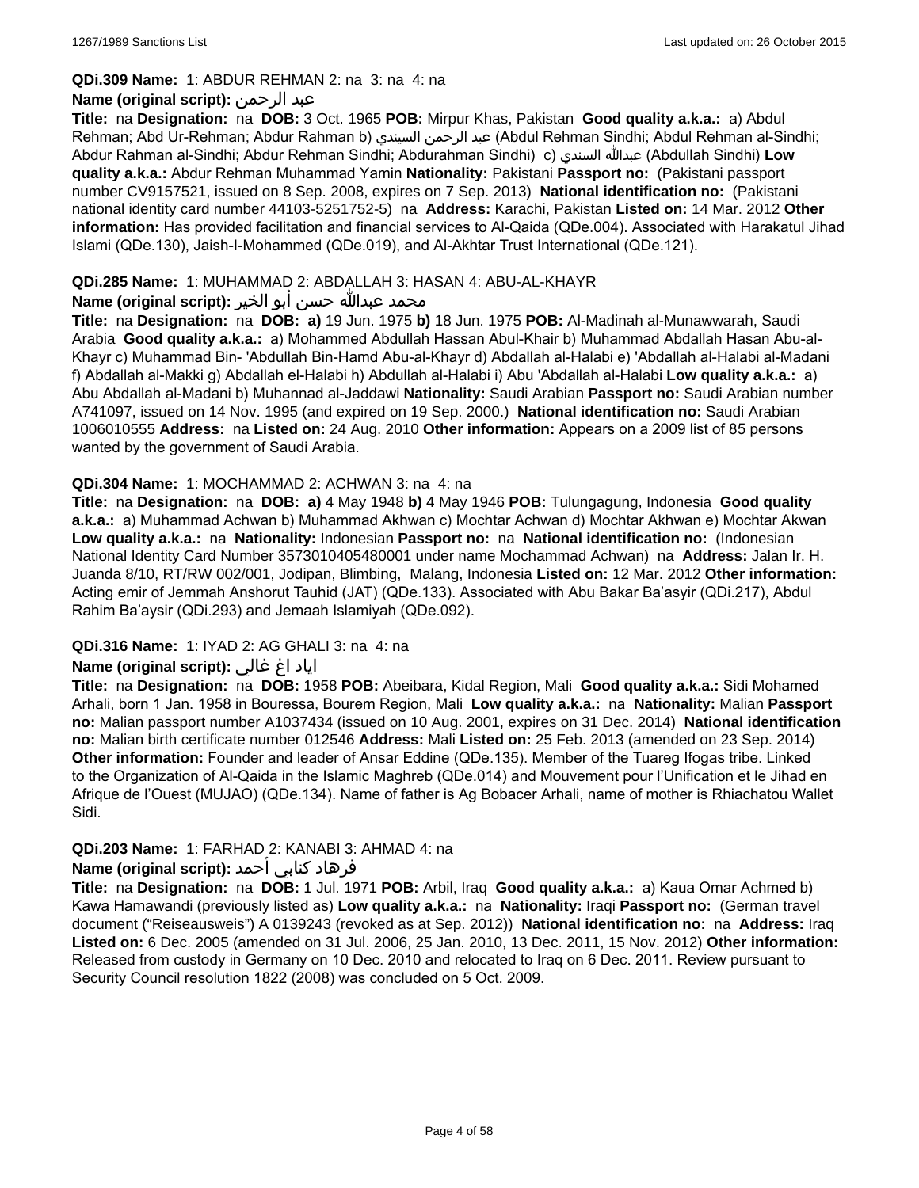**QDi.309 Name:** 1: ABDUR REHMAN 2: na 3: na 4: na

**Name (original script):** عبد الرحمن

**Title:** na **Designation:** na **DOB:** 3 Oct. 1965 **POB:** Mirpur Khas, Pakistan **Good quality a.k.a.:** a) Abdul Rehman; Abd Ur-Rehman; Abdur Rahman b) عبد الرحمن السيندي (Abdul Rehman Sindhi; Abdul Rehman al-Sindhi; Abdur Rahman al-Sindhi; Abdur Rehman Sindhi; Abdurahman Sindhi) c) عبدالله السندي (Abdullah Sindhi) **Low quality a.k.a.:** Abdur Rehman Muhammad Yamin **Nationality:** Pakistani **Passport no:** (Pakistani passport number CV9157521, issued on 8 Sep. 2008, expires on 7 Sep. 2013) **National identification no:** (Pakistani national identity card number 44103-5251752-5) na **Address:** Karachi, Pakistan **Listed on:** 14 Mar. 2012 **Other information:** Has provided facilitation and financial services to Al-Qaida (QDe.004). Associated with Harakatul Jihad Islami (QDe.130), Jaish-I-Mohammed (QDe.019), and Al-Akhtar Trust International (QDe.121).

**QDi.285 Name:** 1: MUHAMMAD 2: ABDALLAH 3: HASAN 4: ABU-AL-KHAYR

**Name (original script):** محمد عبدالله حسن أبو الخير

**Title:** na **Designation:** na **DOB:** **a)** 19 Jun. 1975 **b)** 18 Jun. 1975 **POB:** Al-Madinah al-Munawwarah, Saudi Arabia **Good quality a.k.a.:** a) Mohammed Abdullah Hassan Abul-Khair b) Muhammad Abdallah Hasan Abu-al-Khayr c) Muhammad Bin- 'Abdullah Bin-Hamd Abu-al-Khayr d) Abdallah al-Halabi e) 'Abdallah al-Halabi al-Madani f) Abdallah al-Makki g) Abdallah el-Halabi h) Abdullah al-Halabi i) Abu 'Abdallah al-Halabi **Low quality a.k.a.:** a) Abu Abdallah al-Madani b) Muhannad al-Jaddawi **Nationality:** Saudi Arabian **Passport no:** Saudi Arabian number A741097, issued on 14 Nov. 1995 (and expired on 19 Sep. 2000.) **National identification no:** Saudi Arabian 1006010555 **Address:** na **Listed on:** 24 Aug. 2010 **Other information:** Appears on a 2009 list of 85 persons wanted by the government of Saudi Arabia.

**QDi.304 Name:** 1: MOCHAMMAD 2: ACHWAN 3: na 4: na

**Title:** na **Designation:** na **DOB:** **a)** 4 May 1948 **b)** 4 May 1946 **POB:** Tulungagung, Indonesia **Good quality a.k.a.:** a) Muhammad Achwan b) Muhammad Akhwan c) Mochtar Achwan d) Mochtar Akhwan e) Mochtar Akwan **Low quality a.k.a.:** na **Nationality:** Indonesian **Passport no:** na **National identification no:** (Indonesian National Identity Card Number 3573010405480001 under name Mochammad Achwan) na **Address:** Jalan Ir. H. Juanda 8/10, RT/RW 002/001, Jodipan, Blimbing, Malang, Indonesia **Listed on:** 12 Mar. 2012 **Other information:** Acting emir of Jemmah Anshorut Tauhid (JAT) (QDe.133). Associated with Abu Bakar Ba'asyir (QDi.217), Abdul Rahim Ba'aysir (QDi.293) and Jemaah Islamiyah (QDe.092).

**QDi.316 Name:** 1: IYAD 2: AG GHALI 3: na 4: na

**Name (original script):** اياد اغ غالي

**Title:** na **Designation:** na **DOB:** 1958 **POB:** Abeibara, Kidal Region, Mali **Good quality a.k.a.:** Sidi Mohamed Arhali, born 1 Jan. 1958 in Bouressa, Bourem Region, Mali **Low quality a.k.a.:** na **Nationality:** Malian **Passport no:** Malian passport number A1037434 (issued on 10 Aug. 2001, expires on 31 Dec. 2014) **National identification no:** Malian birth certificate number 012546 **Address:** Mali **Listed on:** 25 Feb. 2013 (amended on 23 Sep. 2014) **Other information:** Founder and leader of Ansar Eddine (QDe.135). Member of the Tuareg Ifogas tribe. Linked to the Organization of Al-Qaida in the Islamic Maghreb (QDe.014) and Mouvement pour l'Unification et le Jihad en Afrique de l'Ouest (MUJAO) (QDe.134). Name of father is Ag Bobacer Arhali, name of mother is Rhiachatou Wallet Sidi.

**QDi.203 Name:** 1: FARHAD 2: KANABI 3: AHMAD 4: na

**Name (original script):** فرهاد كنابي أحمد

**Title:** na **Designation:** na **DOB:** 1 Jul. 1971 **POB:** Arbil, Iraq **Good quality a.k.a.:** a) Kaua Omar Achmed b) Kawa Hamawandi (previously listed as) **Low quality a.k.a.:** na **Nationality:** Iraqi **Passport no:** (German travel document ("Reiseausweis") A 0139243 (revoked as at Sep. 2012)) **National identification no:** na **Address:** Iraq **Listed on:** 6 Dec. 2005 (amended on 31 Jul. 2006, 25 Jan. 2010, 13 Dec. 2011, 15 Nov. 2012) **Other information:** Released from custody in Germany on 10 Dec. 2010 and relocated to Iraq on 6 Dec. 2011. Review pursuant to Security Council resolution 1822 (2008) was concluded on 5 Oct. 2009.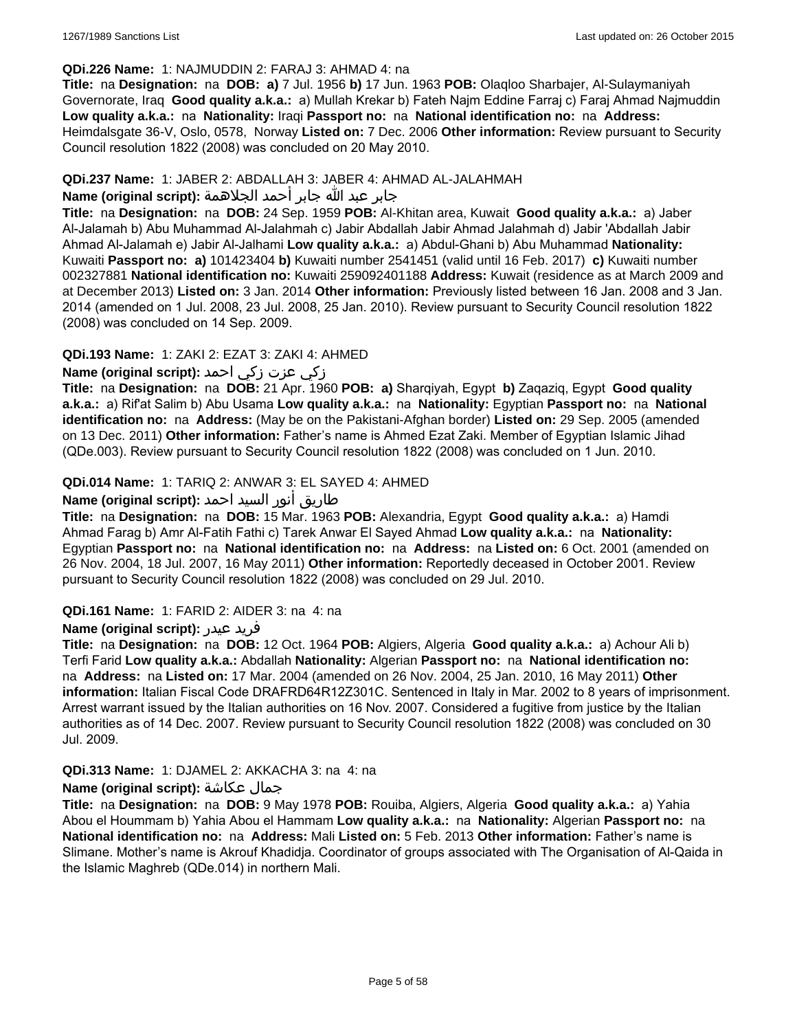**QDi.226 Name:** 1: NAJMUDDIN 2: FARAJ 3: AHMAD 4: na

**Title:** na **Designation:** na **DOB:** **a)** 7 Jul. 1956 **b)** 17 Jun. 1963 **POB:** Olaqloo Sharbajer, Al-Sulaymaniyah Governorate, Iraq **Good quality a.k.a.:** a) Mullah Krekar b) Fateh Najm Eddine Farraj c) Faraj Ahmad Najmuddin **Low quality a.k.a.:** na **Nationality:** Iraqi **Passport no:** na **National identification no:** na **Address:** Heimdalsgate 36-V, Oslo, 0578, Norway **Listed on:** 7 Dec. 2006 **Other information:** Review pursuant to Security Council resolution 1822 (2008) was concluded on 20 May 2010.

**QDi.237 Name:** 1: JABER 2: ABDALLAH 3: JABER 4: AHMAD AL-JALAHMAH

**Name (original script):** جابر عبد الله جابر أحمد الجلاهمة

**Title:** na **Designation:** na **DOB:** 24 Sep. 1959 **POB:** Al-Khitan area, Kuwait **Good quality a.k.a.:** a) Jaber Al-Jalamah b) Abu Muhammad Al-Jalahmah c) Jabir Abdallah Jabir Ahmad Jalahmah d) Jabir 'Abdallah Jabir Ahmad Al-Jalamah e) Jabir Al-Jalhami **Low quality a.k.a.:** a) Abdul-Ghani b) Abu Muhammad **Nationality:** Kuwaiti **Passport no:** **a)** 101423404 **b)** Kuwaiti number 2541451 (valid until 16 Feb. 2017) **c)** Kuwaiti number 002327881 **National identification no:** Kuwaiti 259092401188 **Address:** Kuwait (residence as at March 2009 and at December 2013) **Listed on:** 3 Jan. 2014 **Other information:** Previously listed between 16 Jan. 2008 and 3 Jan. 2014 (amended on 1 Jul. 2008, 23 Jul. 2008, 25 Jan. 2010). Review pursuant to Security Council resolution 1822 (2008) was concluded on 14 Sep. 2009.

**QDi.193 Name:** 1: ZAKI 2: EZAT 3: ZAKI 4: AHMED

**Name (original script):** زكي عزت زكي احمد

**Title:** na **Designation:** na **DOB:** 21 Apr. 1960 **POB:** **a)** Sharqiyah, Egypt **b)** Zaqaziq, Egypt **Good quality a.k.a.:** a) Rif'at Salim b) Abu Usama **Low quality a.k.a.:** na **Nationality:** Egyptian **Passport no:** na **National identification no:** na **Address:** (May be on the Pakistani-Afghan border) **Listed on:** 29 Sep. 2005 (amended on 13 Dec. 2011) **Other information:** Father's name is Ahmed Ezat Zaki. Member of Egyptian Islamic Jihad (QDe.003). Review pursuant to Security Council resolution 1822 (2008) was concluded on 1 Jun. 2010.

**QDi.014 Name:** 1: TARIQ 2: ANWAR 3: EL SAYED 4: AHMED

**Name (original script):** طاريق أنور السيد احمد

**Title:** na **Designation:** na **DOB:** 15 Mar. 1963 **POB:** Alexandria, Egypt **Good quality a.k.a.:** a) Hamdi Ahmad Farag b) Amr Al-Fatih Fathi c) Tarek Anwar El Sayed Ahmad **Low quality a.k.a.:** na **Nationality:** Egyptian **Passport no:** na **National identification no:** na **Address:** na **Listed on:** 6 Oct. 2001 (amended on 26 Nov. 2004, 18 Jul. 2007, 16 May 2011) **Other information:** Reportedly deceased in October 2001. Review pursuant to Security Council resolution 1822 (2008) was concluded on 29 Jul. 2010.

**QDi.161 Name:** 1: FARID 2: AIDER 3: na 4: na

**Name (original script):** فريد عيدر

**Title:** na **Designation:** na **DOB:** 12 Oct. 1964 **POB:** Algiers, Algeria **Good quality a.k.a.:** a) Achour Ali b) Terfi Farid **Low quality a.k.a.:** Abdallah **Nationality:** Algerian **Passport no:** na **National identification no:** na **Address:** na **Listed on:** 17 Mar. 2004 (amended on 26 Nov. 2004, 25 Jan. 2010, 16 May 2011) **Other information:** Italian Fiscal Code DRAFRD64R12Z301C. Sentenced in Italy in Mar. 2002 to 8 years of imprisonment. Arrest warrant issued by the Italian authorities on 16 Nov. 2007. Considered a fugitive from justice by the Italian authorities as of 14 Dec. 2007. Review pursuant to Security Council resolution 1822 (2008) was concluded on 30 Jul. 2009.

**QDi.313 Name:** 1: DJAMEL 2: AKKACHA 3: na 4: na

**Name (original script):** جمال عكاشة

**Title:** na **Designation:** na **DOB:** 9 May 1978 **POB:** Rouiba, Algiers, Algeria **Good quality a.k.a.:** a) Yahia Abou el Hoummam b) Yahia Abou el Hammam **Low quality a.k.a.:** na **Nationality:** Algerian **Passport no:** na **National identification no:** na **Address:** Mali **Listed on:** 5 Feb. 2013 **Other information:** Father's name is Slimane. Mother's name is Akrouf Khadidja. Coordinator of groups associated with The Organisation of Al-Qaida in the Islamic Maghreb (QDe.014) in northern Mali.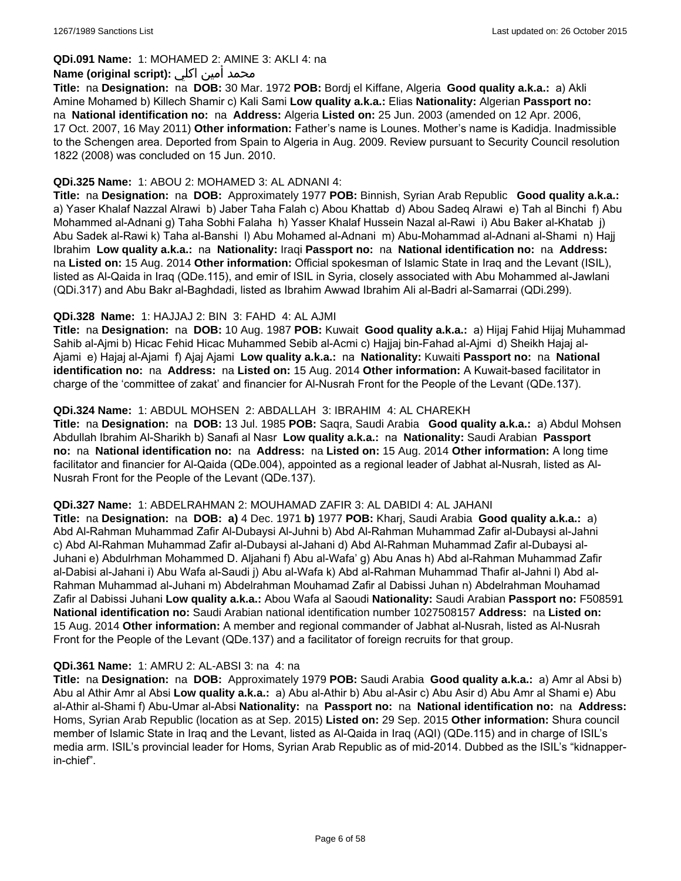**QDi.091 Name:** 1: MOHAMED 2: AMINE 3: AKLI 4: na

**Name (original script):** محمد أمين اكلي

**Title:** na **Designation:** na **DOB:** 30 Mar. 1972 **POB:** Bordj el Kiffane, Algeria **Good quality a.k.a.:** a) Akli Amine Mohamed b) Killech Shamir c) Kali Sami **Low quality a.k.a.:** Elias **Nationality:** Algerian **Passport no:** na **National identification no:** na **Address:** Algeria **Listed on:** 25 Jun. 2003 (amended on 12 Apr. 2006, 17 Oct. 2007, 16 May 2011) **Other information:** Father's name is Lounes. Mother's name is Kadidja. Inadmissible to the Schengen area. Deported from Spain to Algeria in Aug. 2009. Review pursuant to Security Council resolution 1822 (2008) was concluded on 15 Jun. 2010.

**QDi.325 Name:** 1: ABOU 2: MOHAMED 3: AL ADNANI 4:

**Title:** na **Designation:** na **DOB:** Approximately 1977 **POB:** Binnish, Syrian Arab Republic **Good quality a.k.a.:** a) Yaser Khalaf Nazzal Alrawi b) Jaber Taha Falah c) Abou Khattab d) Abou Sadeq Alrawi e) Tah al Binchi f) Abu Mohammed al-Adnani g) Taha Sobhi Falaha h) Yasser Khalaf Hussein Nazal al-Rawi i) Abu Baker al-Khatab j) Abu Sadek al-Rawi k) Taha al-Banshi l) Abu Mohamed al-Adnani m) Abu-Mohammad al-Adnani al-Shami n) Hajj Ibrahim **Low quality a.k.a.:** na **Nationality:** Iraqi **Passport no:** na **National identification no:** na **Address:** na **Listed on:** 15 Aug. 2014 **Other information:** Official spokesman of Islamic State in Iraq and the Levant (ISIL), listed as Al-Qaida in Iraq (QDe.115), and emir of ISIL in Syria, closely associated with Abu Mohammed al-Jawlani (QDi.317) and Abu Bakr al-Baghdadi, listed as Ibrahim Awwad Ibrahim Ali al-Badri al-Samarrai (QDi.299).

**QDi.328 Name:** 1: HAJJAJ 2: BIN 3: FAHD 4: AL AJMI

**Title:** na **Designation:** na **DOB:** 10 Aug. 1987 **POB:** Kuwait **Good quality a.k.a.:** a) Hijaj Fahid Hijaj Muhammad Sahib al-Ajmi b) Hicac Fehid Hicac Muhammed Sebib al-Acmi c) Hajjaj bin-Fahad al-Ajmi d) Sheikh Hajaj al-Ajami e) Hajaj al-Ajami f) Ajaj Ajami **Low quality a.k.a.:** na **Nationality:** Kuwaiti **Passport no:** na **National identification no:** na **Address:** na **Listed on:** 15 Aug. 2014 **Other information:** A Kuwait-based facilitator in charge of the 'committee of zakat' and financier for Al-Nusrah Front for the People of the Levant (QDe.137).

**QDi.324 Name:** 1: ABDUL MOHSEN 2: ABDALLAH 3: IBRAHIM 4: AL CHAREKH

**Title:** na **Designation:** na **DOB:** 13 Jul. 1985 **POB:** Saqra, Saudi Arabia **Good quality a.k.a.:** a) Abdul Mohsen Abdullah Ibrahim Al-Sharikh b) Sanafi al Nasr **Low quality a.k.a.:** na **Nationality:** Saudi Arabian **Passport no:** na **National identification no:** na **Address:** na **Listed on:** 15 Aug. 2014 **Other information:** A long time facilitator and financier for Al-Qaida (QDe.004), appointed as a regional leader of Jabhat al-Nusrah, listed as Al-Nusrah Front for the People of the Levant (QDe.137).

**QDi.327 Name:** 1: ABDELRAHMAN 2: MOUHAMAD ZAFIR 3: AL DABIDI 4: AL JAHANI

**Title:** na **Designation:** na **DOB:** **a)** 4 Dec. 1971 **b)** 1977 **POB:** Kharj, Saudi Arabia **Good quality a.k.a.:** a) Abd Al-Rahman Muhammad Zafir Al-Dubaysi Al-Juhni b) Abd Al-Rahman Muhammad Zafir al-Dubaysi al-Jahni c) Abd Al-Rahman Muhammad Zafir al-Dubaysi al-Jahani d) Abd Al-Rahman Muhammad Zafir al-Dubaysi al-Juhani e) Abdulrhman Mohammed D. Aljahani f) Abu al-Wafa' g) Abu Anas h) Abd al-Rahman Muhammad Zafir al-Dabisi al-Jahani i) Abu Wafa al-Saudi j) Abu al-Wafa k) Abd al-Rahman Muhammad Thafir al-Jahni l) Abd al-Rahman Muhammad al-Juhani m) Abdelrahman Mouhamad Zafir al Dabissi Juhan n) Abdelrahman Mouhamad Zafir al Dabissi Juhani **Low quality a.k.a.:** Abou Wafa al Saoudi **Nationality:** Saudi Arabian **Passport no:** F508591 **National identification no:** Saudi Arabian national identification number 1027508157 **Address:** na **Listed on:** 15 Aug. 2014 **Other information:** A member and regional commander of Jabhat al-Nusrah, listed as Al-Nusrah Front for the People of the Levant (QDe.137) and a facilitator of foreign recruits for that group.

**QDi.361 Name:** 1: AMRU 2: AL-ABSI 3: na 4: na

**Title:** na **Designation:** na **DOB:** Approximately 1979 **POB:** Saudi Arabia **Good quality a.k.a.:** a) Amr al Absi b) Abu al Athir Amr al Absi **Low quality a.k.a.:** a) Abu al-Athir b) Abu al-Asir c) Abu Asir d) Abu Amr al Shami e) Abu al-Athir al-Shami f) Abu-Umar al-Absi **Nationality:** na **Passport no:** na **National identification no:** na **Address:** Homs, Syrian Arab Republic (location as at Sep. 2015) **Listed on:** 29 Sep. 2015 **Other information:** Shura council member of Islamic State in Iraq and the Levant, listed as Al-Qaida in Iraq (AQI) (QDe.115) and in charge of ISIL's media arm. ISIL's provincial leader for Homs, Syrian Arab Republic as of mid-2014. Dubbed as the ISIL's "kidnapper-in-chief".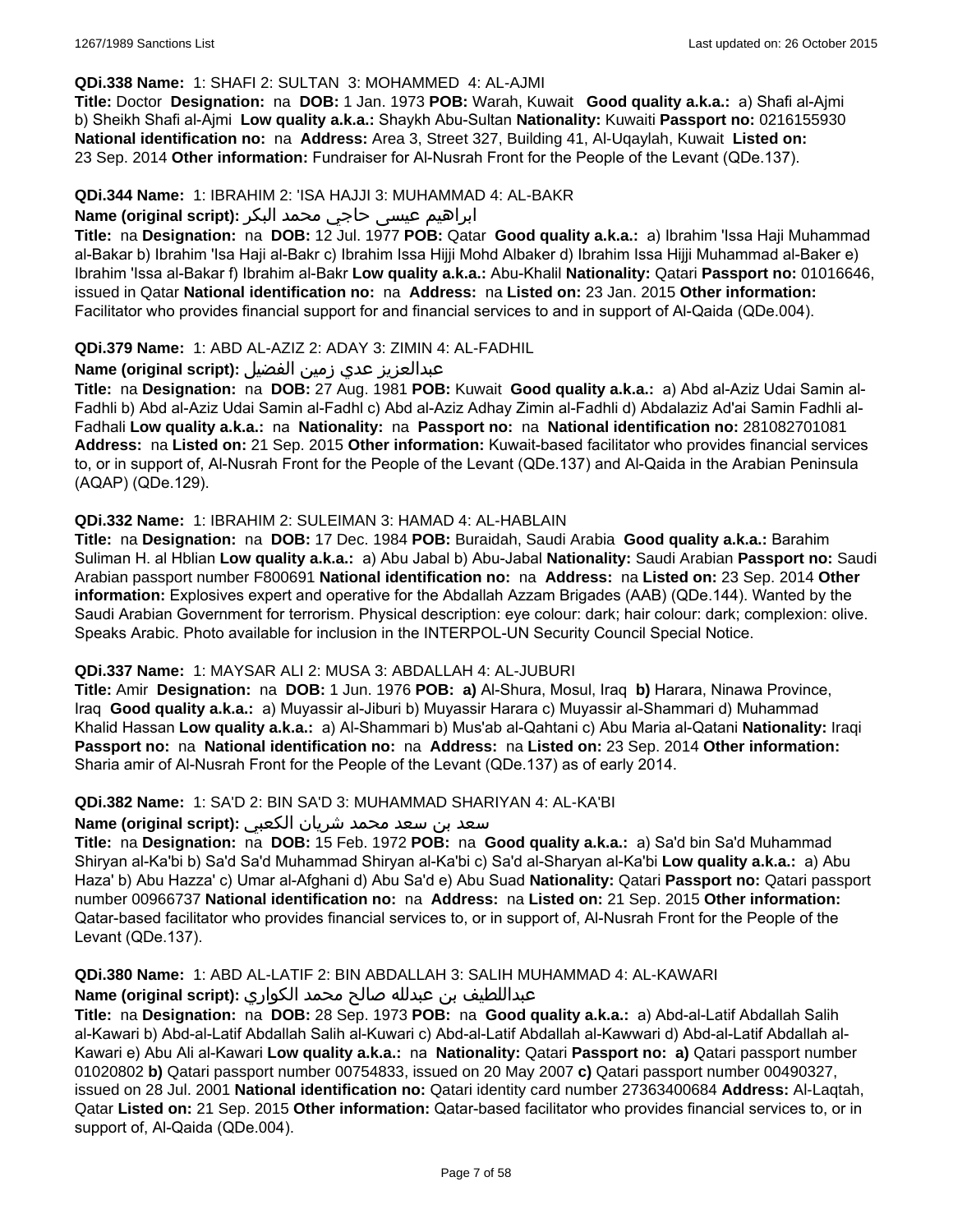**QDi.338 Name:** 1: SHAFI 2: SULTAN 3: MOHAMMED 4: AL-AJMI

**Title:** Doctor **Designation:** na **DOB:** 1 Jan. 1973 **POB:** Warah, Kuwait **Good quality a.k.a.:** a) Shafi al-Ajmi b) Sheikh Shafi al-Ajmi **Low quality a.k.a.:** Shaykh Abu-Sultan **Nationality:** Kuwaiti **Passport no:** 0216155930 **National identification no:** na **Address:** Area 3, Street 327, Building 41, Al-Uqaylah, Kuwait **Listed on:** 23 Sep. 2014 **Other information:** Fundraiser for Al-Nusrah Front for the People of the Levant (QDe.137).

**QDi.344 Name:** 1: IBRAHIM 2: 'ISA HAJJI 3: MUHAMMAD 4: AL-BAKR

**Name (original script):** ابراهيم عيسى حاجي محمد البكر

**Title:** na **Designation:** na **DOB:** 12 Jul. 1977 **POB:** Qatar **Good quality a.k.a.:** a) Ibrahim 'Issa Haji Muhammad al-Bakar b) Ibrahim 'Isa Haji al-Bakr c) Ibrahim Issa Hijji Mohd Albaker d) Ibrahim Issa Hijji Muhammad al-Baker e) Ibrahim 'Issa al-Bakar f) Ibrahim al-Bakr **Low quality a.k.a.:** Abu-Khalil **Nationality:** Qatari **Passport no:** 01016646, issued in Qatar **National identification no:** na **Address:** na **Listed on:** 23 Jan. 2015 **Other information:** Facilitator who provides financial support for and financial services to and in support of Al-Qaida (QDe.004).

**QDi.379 Name:** 1: ABD AL-AZIZ 2: ADAY 3: ZIMIN 4: AL-FADHIL

**Name (original script):** عبدالعزيز عدي زمين الفضيل

**Title:** na **Designation:** na **DOB:** 27 Aug. 1981 **POB:** Kuwait **Good quality a.k.a.:** a) Abd al-Aziz Udai Samin al-Fadhli b) Abd al-Aziz Udai Samin al-Fadhl c) Abd al-Aziz Adhay Zimin al-Fadhli d) Abdalaziz Ad'ai Samin Fadhli al-Fadhali **Low quality a.k.a.:** na **Nationality:** na **Passport no:** na **National identification no:** 281082701081 **Address:** na **Listed on:** 21 Sep. 2015 **Other information:** Kuwait-based facilitator who provides financial services to, or in support of, Al-Nusrah Front for the People of the Levant (QDe.137) and Al-Qaida in the Arabian Peninsula (AQAP) (QDe.129).

**QDi.332 Name:** 1: IBRAHIM 2: SULEIMAN 3: HAMAD 4: AL-HABLAIN

**Title:** na **Designation:** na **DOB:** 17 Dec. 1984 **POB:** Buraidah, Saudi Arabia **Good quality a.k.a.:** Barahim Suliman H. al Hblian **Low quality a.k.a.:** a) Abu Jabal b) Abu-Jabal **Nationality:** Saudi Arabian **Passport no:** Saudi Arabian passport number F800691 **National identification no:** na **Address:** na **Listed on:** 23 Sep. 2014 **Other information:** Explosives expert and operative for the Abdallah Azzam Brigades (AAB) (QDe.144). Wanted by the Saudi Arabian Government for terrorism. Physical description: eye colour: dark; hair colour: dark; complexion: olive. Speaks Arabic. Photo available for inclusion in the INTERPOL-UN Security Council Special Notice.

**QDi.337 Name:** 1: MAYSAR ALI 2: MUSA 3: ABDALLAH 4: AL-JUBURI

**Title:** Amir **Designation:** na **DOB:** 1 Jun. 1976 **POB:** **a)** Al-Shura, Mosul, Iraq **b)** Harara, Ninawa Province, Iraq **Good quality a.k.a.:** a) Muyassir al-Jiburi b) Muyassir Harara c) Muyassir al-Shammari d) Muhammad Khalid Hassan **Low quality a.k.a.:** a) Al-Shammari b) Mus'ab al-Qahtani c) Abu Maria al-Qatani **Nationality:** Iraqi **Passport no:** na **National identification no:** na **Address:** na **Listed on:** 23 Sep. 2014 **Other information:** Sharia amir of Al-Nusrah Front for the People of the Levant (QDe.137) as of early 2014.

**QDi.382 Name:** 1: SA'D 2: BIN SA'D 3: MUHAMMAD SHARIYAN 4: AL-KA'BI

**Name (original script):** سعد بن سعد محمد شريان الكعبي

**Title:** na **Designation:** na **DOB:** 15 Feb. 1972 **POB:** na **Good quality a.k.a.:** a) Sa'd bin Sa'd Muhammad Shiryan al-Ka'bi b) Sa'd Sa'd Muhammad Shiryan al-Ka'bi c) Sa'd al-Sharyan al-Ka'bi **Low quality a.k.a.:** a) Abu Haza' b) Abu Hazza' c) Umar al-Afghani d) Abu Sa'd e) Abu Suad **Nationality:** Qatari **Passport no:** Qatari passport number 00966737 **National identification no:** na **Address:** na **Listed on:** 21 Sep. 2015 **Other information:** Qatar-based facilitator who provides financial services to, or in support of, Al-Nusrah Front for the People of the Levant (QDe.137).

**QDi.380 Name:** 1: ABD AL-LATIF 2: BIN ABDALLAH 3: SALIH MUHAMMAD 4: AL-KAWARI

**Name (original script):** عبداللطيف بن عبدلله صالح محمد الكواري

**Title:** na **Designation:** na **DOB:** 28 Sep. 1973 **POB:** na **Good quality a.k.a.:** a) Abd-al-Latif Abdallah Salih al-Kawari b) Abd-al-Latif Abdallah Salih al-Kuwari c) Abd-al-Latif Abdallah al-Kawwari d) Abd-al-Latif Abdallah al-Kawari e) Abu Ali al-Kawari **Low quality a.k.a.:** na **Nationality:** Qatari **Passport no:** **a)** Qatari passport number 01020802 **b)** Qatari passport number 00754833, issued on 20 May 2007 **c)** Qatari passport number 00490327, issued on 28 Jul. 2001 **National identification no:** Qatari identity card number 27363400684 **Address:** Al-Laqtah, Qatar **Listed on:** 21 Sep. 2015 **Other information:** Qatar-based facilitator who provides financial services to, or in support of, Al-Qaida (QDe.004).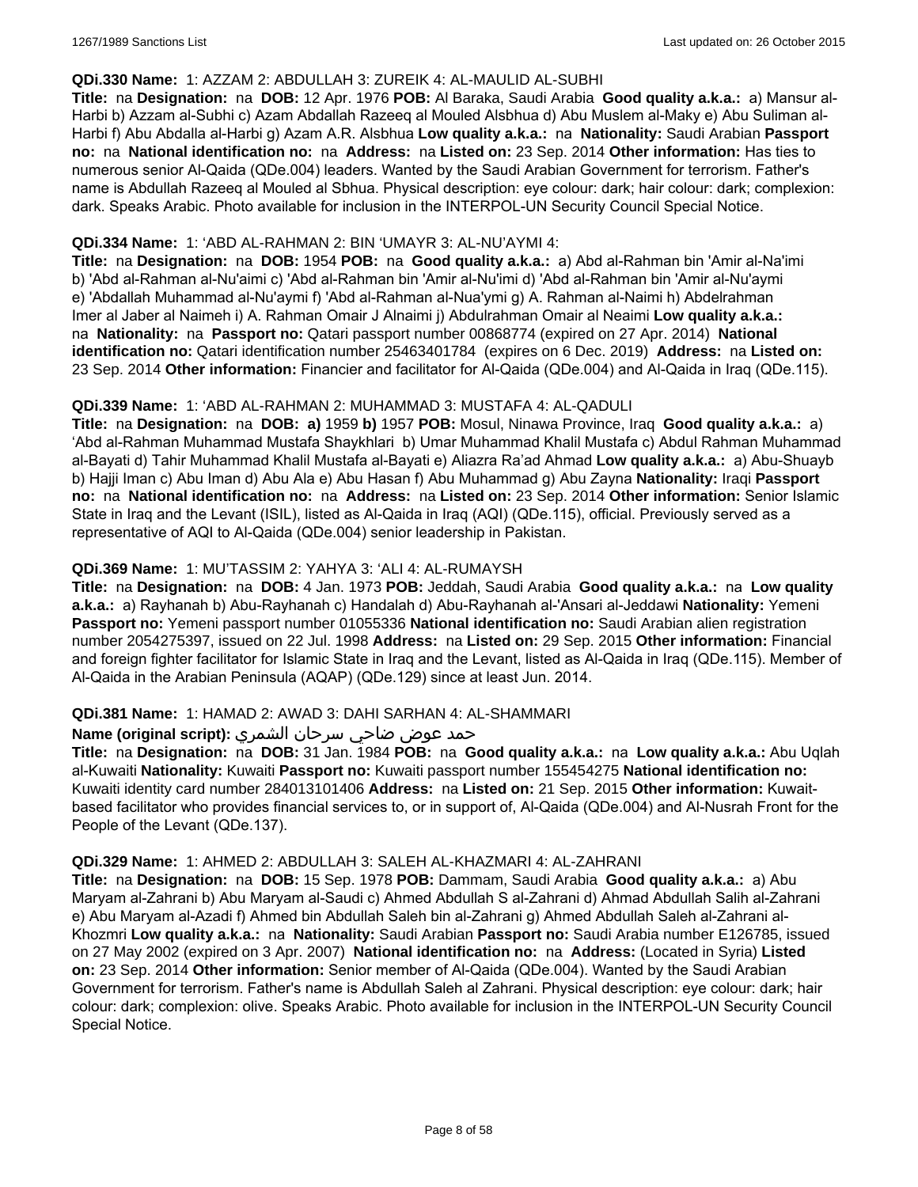**QDi.330 Name:** 1: AZZAM 2: ABDULLAH 3: ZUREIK 4: AL-MAULID AL-SUBHI

**Title:** na **Designation:** na **DOB:** 12 Apr. 1976 **POB:** Al Baraka, Saudi Arabia **Good quality a.k.a.:** a) Mansur al-Harbi b) Azzam al-Subhi c) Azam Abdallah Razeeq al Mouled Alsbhua d) Abu Muslem al-Maky e) Abu Suliman al-Harbi f) Abu Abdalla al-Harbi g) Azam A.R. Alsbhua **Low quality a.k.a.:** na **Nationality:** Saudi Arabian **Passport no:** na **National identification no:** na **Address:** na **Listed on:** 23 Sep. 2014 **Other information:** Has ties to numerous senior Al-Qaida (QDe.004) leaders. Wanted by the Saudi Arabian Government for terrorism. Father's name is Abdullah Razeeq al Mouled al Sbhua. Physical description: eye colour: dark; hair colour: dark; complexion: dark. Speaks Arabic. Photo available for inclusion in the INTERPOL-UN Security Council Special Notice.

**QDi.334 Name:** 1: 'ABD AL-RAHMAN 2: BIN 'UMAYR 3: AL-NU'AYMI 4:

**Title:** na **Designation:** na **DOB:** 1954 **POB:** na **Good quality a.k.a.:** a) Abd al-Rahman bin 'Amir al-Na'imi b) 'Abd al-Rahman al-Nu'aimi c) 'Abd al-Rahman bin 'Amir al-Nu'imi d) 'Abd al-Rahman bin 'Amir al-Nu'aymi e) 'Abdallah Muhammad al-Nu'aymi f) 'Abd al-Rahman al-Nua'ymi g) A. Rahman al-Naimi h) Abdelrahman Imer al Jaber al Naimeh i) A. Rahman Omair J Alnaimi j) Abdulrahman Omair al Neaimi **Low quality a.k.a.:** na **Nationality:** na **Passport no:** Qatari passport number 00868774 (expired on 27 Apr. 2014) **National identification no:** Qatari identification number 25463401784 (expires on 6 Dec. 2019) **Address:** na **Listed on:** 23 Sep. 2014 **Other information:** Financier and facilitator for Al-Qaida (QDe.004) and Al-Qaida in Iraq (QDe.115).

**QDi.339 Name:** 1: 'ABD AL-RAHMAN 2: MUHAMMAD 3: MUSTAFA 4: AL-QADULI

**Title:** na **Designation:** na **DOB:** **a)** 1959 **b)** 1957 **POB:** Mosul, Ninawa Province, Iraq **Good quality a.k.a.:** a) 'Abd al-Rahman Muhammad Mustafa Shaykhlari b) Umar Muhammad Khalil Mustafa c) Abdul Rahman Muhammad al-Bayati d) Tahir Muhammad Khalil Mustafa al-Bayati e) Aliazra Ra'ad Ahmad **Low quality a.k.a.:** a) Abu-Shuayb b) Hajji Iman c) Abu Iman d) Abu Ala e) Abu Hasan f) Abu Muhammad g) Abu Zayna **Nationality:** Iraqi **Passport no:** na **National identification no:** na **Address:** na **Listed on:** 23 Sep. 2014 **Other information:** Senior Islamic State in Iraq and the Levant (ISIL), listed as Al-Qaida in Iraq (AQI) (QDe.115), official. Previously served as a representative of AQI to Al-Qaida (QDe.004) senior leadership in Pakistan.

**QDi.369 Name:** 1: MU'TASSIM 2: YAHYA 3: 'ALI 4: AL-RUMAYSH

**Title:** na **Designation:** na **DOB:** 4 Jan. 1973 **POB:** Jeddah, Saudi Arabia **Good quality a.k.a.:** na **Low quality a.k.a.:** a) Rayhanah b) Abu-Rayhanah c) Handalah d) Abu-Rayhanah al-'Ansari al-Jeddawi **Nationality:** Yemeni **Passport no:** Yemeni passport number 01055336 **National identification no:** Saudi Arabian alien registration number 2054275397, issued on 22 Jul. 1998 **Address:** na **Listed on:** 29 Sep. 2015 **Other information:** Financial and foreign fighter facilitator for Islamic State in Iraq and the Levant, listed as Al-Qaida in Iraq (QDe.115). Member of Al-Qaida in the Arabian Peninsula (AQAP) (QDe.129) since at least Jun. 2014.

**QDi.381 Name:** 1: HAMAD 2: AWAD 3: DAHI SARHAN 4: AL-SHAMMARI

**Name (original script):** حمد عوض ضاحي سرحان الشمري

**Title:** na **Designation:** na **DOB:** 31 Jan. 1984 **POB:** na **Good quality a.k.a.:** na **Low quality a.k.a.:** Abu Uqlah al-Kuwaiti **Nationality:** Kuwaiti **Passport no:** Kuwaiti passport number 155454275 **National identification no:** Kuwaiti identity card number 284013101406 **Address:** na **Listed on:** 21 Sep. 2015 **Other information:** Kuwait-based facilitator who provides financial services to, or in support of, Al-Qaida (QDe.004) and Al-Nusrah Front for the People of the Levant (QDe.137).

**QDi.329 Name:** 1: AHMED 2: ABDULLAH 3: SALEH AL-KHAZMARI 4: AL-ZAHRANI

**Title:** na **Designation:** na **DOB:** 15 Sep. 1978 **POB:** Dammam, Saudi Arabia **Good quality a.k.a.:** a) Abu Maryam al-Zahrani b) Abu Maryam al-Saudi c) Ahmed Abdullah S al-Zahrani d) Ahmad Abdullah Salih al-Zahrani e) Abu Maryam al-Azadi f) Ahmed bin Abdullah Saleh bin al-Zahrani g) Ahmed Abdullah Saleh al-Zahrani al-Khozmri **Low quality a.k.a.:** na **Nationality:** Saudi Arabian **Passport no:** Saudi Arabia number E126785, issued on 27 May 2002 (expired on 3 Apr. 2007) **National identification no:** na **Address:** (Located in Syria) **Listed on:** 23 Sep. 2014 **Other information:** Senior member of Al-Qaida (QDe.004). Wanted by the Saudi Arabian Government for terrorism. Father's name is Abdullah Saleh al Zahrani. Physical description: eye colour: dark; hair colour: dark; complexion: olive. Speaks Arabic. Photo available for inclusion in the INTERPOL-UN Security Council Special Notice.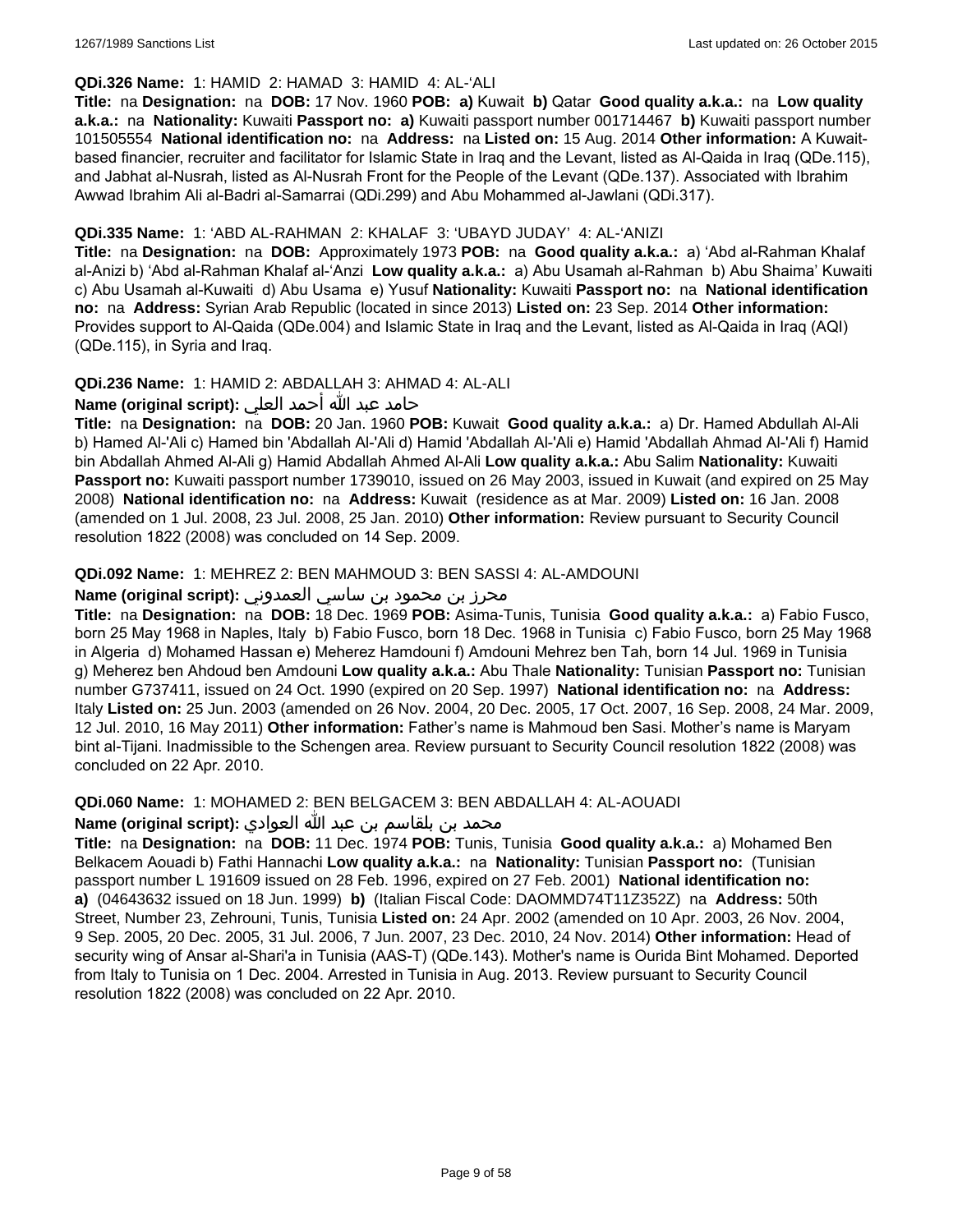**QDi.326 Name:** 1: HAMID 2: HAMAD 3: HAMID 4: AL-'ALI

**Title:** na **Designation:** na **DOB:** 17 Nov. 1960 **POB:** **a)** Kuwait **b)** Qatar **Good quality a.k.a.:** na **Low quality a.k.a.:** na **Nationality:** Kuwaiti **Passport no:** **a)** Kuwaiti passport number 001714467 **b)** Kuwaiti passport number 101505554 **National identification no:** na **Address:** na **Listed on:** 15 Aug. 2014 **Other information:** A Kuwait-based financier, recruiter and facilitator for Islamic State in Iraq and the Levant, listed as Al-Qaida in Iraq (QDe.115), and Jabhat al-Nusrah, listed as Al-Nusrah Front for the People of the Levant (QDe.137). Associated with Ibrahim Awwad Ibrahim Ali al-Badri al-Samarrai (QDi.299) and Abu Mohammed al-Jawlani (QDi.317).

**QDi.335 Name:** 1: 'ABD AL-RAHMAN 2: KHALAF 3: 'UBAYD JUDAY' 4: AL-'ANIZI

**Title:** na **Designation:** na **DOB:** Approximately 1973 **POB:** na **Good quality a.k.a.:** a) 'Abd al-Rahman Khalaf al-Anizi b) 'Abd al-Rahman Khalaf al-'Anzi **Low quality a.k.a.:** a) Abu Usamah al-Rahman b) Abu Shaima' Kuwaiti c) Abu Usamah al-Kuwaiti d) Abu Usama e) Yusuf **Nationality:** Kuwaiti **Passport no:** na **National identification no:** na **Address:** Syrian Arab Republic (located in since 2013) **Listed on:** 23 Sep. 2014 **Other information:** Provides support to Al-Qaida (QDe.004) and Islamic State in Iraq and the Levant, listed as Al-Qaida in Iraq (AQI) (QDe.115), in Syria and Iraq.

**QDi.236 Name:** 1: HAMID 2: ABDALLAH 3: AHMAD 4: AL-ALI

**Name (original script):** حامد عبد الله أحمد العلي

**Title:** na **Designation:** na **DOB:** 20 Jan. 1960 **POB:** Kuwait **Good quality a.k.a.:** a) Dr. Hamed Abdullah Al-Ali b) Hamed Al-'Ali c) Hamed bin 'Abdallah Al-'Ali d) Hamid 'Abdallah Al-'Ali e) Hamid 'Abdallah Ahmad Al-'Ali f) Hamid bin Abdallah Ahmed Al-Ali g) Hamid Abdallah Ahmed Al-Ali **Low quality a.k.a.:** Abu Salim **Nationality:** Kuwaiti **Passport no:** Kuwaiti passport number 1739010, issued on 26 May 2003, issued in Kuwait (and expired on 25 May 2008) **National identification no:** na **Address:** Kuwait (residence as at Mar. 2009) **Listed on:** 16 Jan. 2008 (amended on 1 Jul. 2008, 23 Jul. 2008, 25 Jan. 2010) **Other information:** Review pursuant to Security Council resolution 1822 (2008) was concluded on 14 Sep. 2009.

**QDi.092 Name:** 1: MEHREZ 2: BEN MAHMOUD 3: BEN SASSI 4: AL-AMDOUNI

**Name (original script):** محرز بن محمود بن ساسي العمدوني

**Title:** na **Designation:** na **DOB:** 18 Dec. 1969 **POB:** Asima-Tunis, Tunisia **Good quality a.k.a.:** a) Fabio Fusco, born 25 May 1968 in Naples, Italy b) Fabio Fusco, born 18 Dec. 1968 in Tunisia c) Fabio Fusco, born 25 May 1968 in Algeria d) Mohamed Hassan e) Meherez Hamdouni f) Amdouni Mehrez ben Tah, born 14 Jul. 1969 in Tunisia g) Meherez ben Ahdoud ben Amdouni **Low quality a.k.a.:** Abu Thale **Nationality:** Tunisian **Passport no:** Tunisian number G737411, issued on 24 Oct. 1990 (expired on 20 Sep. 1997) **National identification no:** na **Address:** Italy **Listed on:** 25 Jun. 2003 (amended on 26 Nov. 2004, 20 Dec. 2005, 17 Oct. 2007, 16 Sep. 2008, 24 Mar. 2009, 12 Jul. 2010, 16 May 2011) **Other information:** Father's name is Mahmoud ben Sasi. Mother's name is Maryam bint al-Tijani. Inadmissible to the Schengen area. Review pursuant to Security Council resolution 1822 (2008) was concluded on 22 Apr. 2010.

**QDi.060 Name:** 1: MOHAMED 2: BEN BELGACEM 3: BEN ABDALLAH 4: AL-AOUADI

**Name (original script):** محمد بن بلقاسم بن عبد الله العوادي

**Title:** na **Designation:** na **DOB:** 11 Dec. 1974 **POB:** Tunis, Tunisia **Good quality a.k.a.:** a) Mohamed Ben Belkacem Aouadi b) Fathi Hannachi **Low quality a.k.a.:** na **Nationality:** Tunisian **Passport no:** (Tunisian passport number L 191609 issued on 28 Feb. 1996, expired on 27 Feb. 2001) **National identification no:** **a)** (04643632 issued on 18 Jun. 1999) **b)** (Italian Fiscal Code: DAOMMD74T11Z352Z) na **Address:** 50th Street, Number 23, Zehrouni, Tunis, Tunisia **Listed on:** 24 Apr. 2002 (amended on 10 Apr. 2003, 26 Nov. 2004, 9 Sep. 2005, 20 Dec. 2005, 31 Jul. 2006, 7 Jun. 2007, 23 Dec. 2010, 24 Nov. 2014) **Other information:** Head of security wing of Ansar al-Shari'a in Tunisia (AAS-T) (QDe.143). Mother's name is Ourida Bint Mohamed. Deported from Italy to Tunisia on 1 Dec. 2004. Arrested in Tunisia in Aug. 2013. Review pursuant to Security Council resolution 1822 (2008) was concluded on 22 Apr. 2010.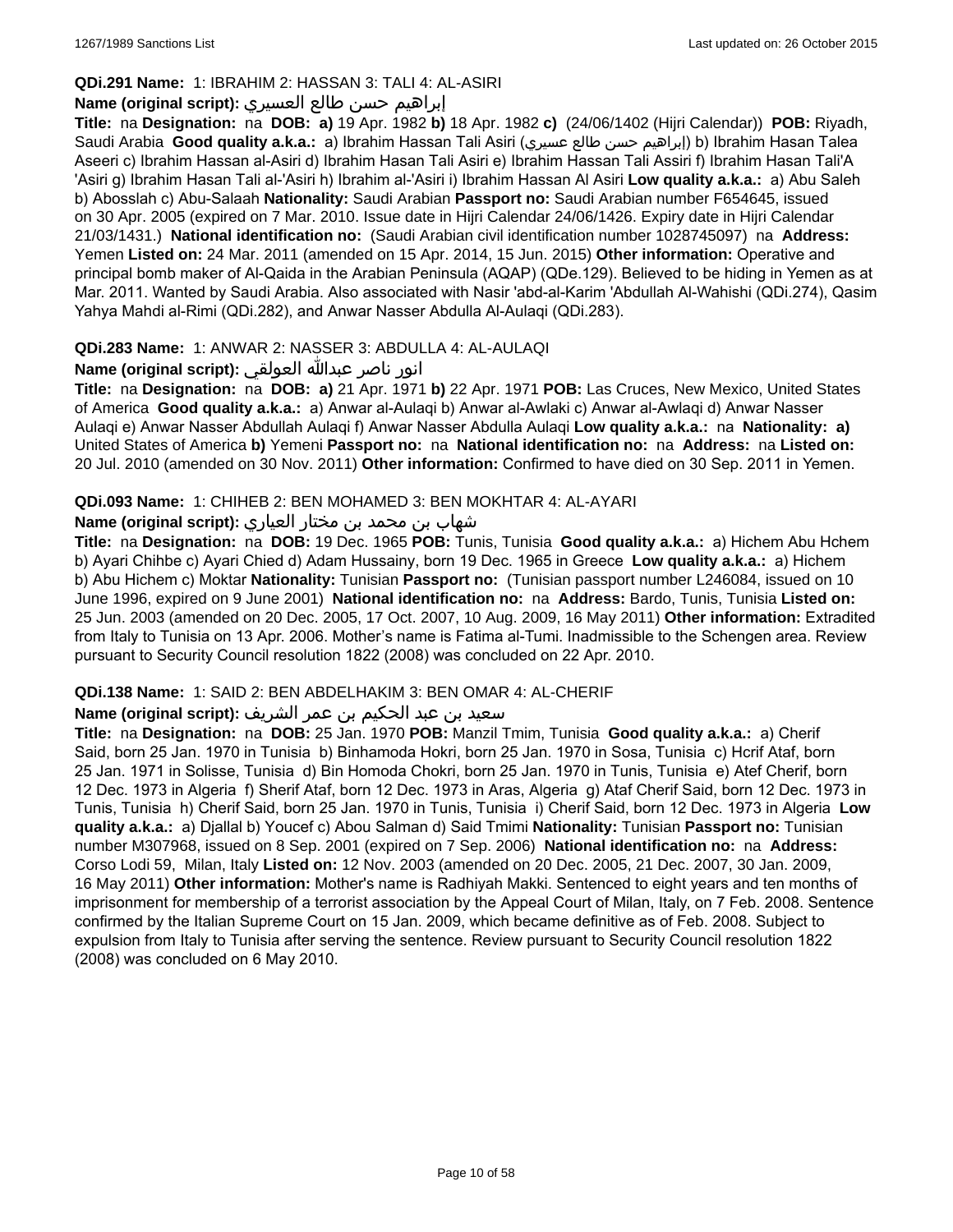**QDi.291 Name:** 1: IBRAHIM 2: HASSAN 3: TALI 4: AL-ASIRI

**Name (original script):** إبراهيم حسن طالع العسيري

**Title:** na **Designation:** na **DOB:** **a)** 19 Apr. 1982 **b)** 18 Apr. 1982 **c)** (24/06/1402 (Hijri Calendar)) **POB:** Riyadh, Saudi Arabia **Good quality a.k.a.:** a) Ibrahim Hassan Tali Asiri (إبراهيم حسن طالع عسيري) b) Ibrahim Hasan Talea Aseeri c) Ibrahim Hassan al-Asiri d) Ibrahim Hasan Tali Asiri e) Ibrahim Hassan Tali Assiri f) Ibrahim Hasan Tali'A 'Asiri g) Ibrahim Hasan Tali al-'Asiri h) Ibrahim al-'Asiri i) Ibrahim Hassan Al Asiri **Low quality a.k.a.:** a) Abu Saleh b) Abosslah c) Abu-Salaah **Nationality:** Saudi Arabian **Passport no:** Saudi Arabian number F654645, issued on 30 Apr. 2005 (expired on 7 Mar. 2010. Issue date in Hijri Calendar 24/06/1426. Expiry date in Hijri Calendar 21/03/1431.) **National identification no:** (Saudi Arabian civil identification number 1028745097) na **Address:** Yemen **Listed on:** 24 Mar. 2011 (amended on 15 Apr. 2014, 15 Jun. 2015) **Other information:** Operative and principal bomb maker of Al-Qaida in the Arabian Peninsula (AQAP) (QDe.129). Believed to be hiding in Yemen as at Mar. 2011. Wanted by Saudi Arabia. Also associated with Nasir 'abd-al-Karim 'Abdullah Al-Wahishi (QDi.274), Qasim Yahya Mahdi al-Rimi (QDi.282), and Anwar Nasser Abdulla Al-Aulaqi (QDi.283).

**QDi.283 Name:** 1: ANWAR 2: NASSER 3: ABDULLA 4: AL-AULAQI

**Name (original script):** انور ناصر عبدالله العولقي

**Title:** na **Designation:** na **DOB:** **a)** 21 Apr. 1971 **b)** 22 Apr. 1971 **POB:** Las Cruces, New Mexico, United States of America **Good quality a.k.a.:** a) Anwar al-Aulaqi b) Anwar al-Awlaki c) Anwar al-Awlaqi d) Anwar Nasser Aulaqi e) Anwar Nasser Abdullah Aulaqi f) Anwar Nasser Abdulla Aulaqi **Low quality a.k.a.:** na **Nationality:** **a)** United States of America **b)** Yemeni **Passport no:** na **National identification no:** na **Address:** na **Listed on:** 20 Jul. 2010 (amended on 30 Nov. 2011) **Other information:** Confirmed to have died on 30 Sep. 2011 in Yemen.

**QDi.093 Name:** 1: CHIHEB 2: BEN MOHAMED 3: BEN MOKHTAR 4: AL-AYARI

**Name (original script):** شهاب بن محمد بن مختار العياري

**Title:** na **Designation:** na **DOB:** 19 Dec. 1965 **POB:** Tunis, Tunisia **Good quality a.k.a.:** a) Hichem Abu Hchem b) Ayari Chihbe c) Ayari Chied d) Adam Hussainy, born 19 Dec. 1965 in Greece **Low quality a.k.a.:** a) Hichem b) Abu Hichem c) Moktar **Nationality:** Tunisian **Passport no:** (Tunisian passport number L246084, issued on 10 June 1996, expired on 9 June 2001) **National identification no:** na **Address:** Bardo, Tunis, Tunisia **Listed on:** 25 Jun. 2003 (amended on 20 Dec. 2005, 17 Oct. 2007, 10 Aug. 2009, 16 May 2011) **Other information:** Extradited from Italy to Tunisia on 13 Apr. 2006. Mother's name is Fatima al-Tumi. Inadmissible to the Schengen area. Review pursuant to Security Council resolution 1822 (2008) was concluded on 22 Apr. 2010.

**QDi.138 Name:** 1: SAID 2: BEN ABDELHAKIM 3: BEN OMAR 4: AL-CHERIF

**Name (original script):** سعيد بن عبد الحكيم بن عمر الشريف

**Title:** na **Designation:** na **DOB:** 25 Jan. 1970 **POB:** Manzil Tmim, Tunisia **Good quality a.k.a.:** a) Cherif Said, born 25 Jan. 1970 in Tunisia b) Binhamoda Hokri, born 25 Jan. 1970 in Sosa, Tunisia c) Hcrif Ataf, born 25 Jan. 1971 in Solisse, Tunisia d) Bin Homoda Chokri, born 25 Jan. 1970 in Tunis, Tunisia e) Atef Cherif, born 12 Dec. 1973 in Algeria f) Sherif Ataf, born 12 Dec. 1973 in Aras, Algeria g) Ataf Cherif Said, born 12 Dec. 1973 in Tunis, Tunisia h) Cherif Said, born 25 Jan. 1970 in Tunis, Tunisia i) Cherif Said, born 12 Dec. 1973 in Algeria **Low quality a.k.a.:** a) Djallal b) Youcef c) Abou Salman d) Said Tmimi **Nationality:** Tunisian **Passport no:** Tunisian number M307968, issued on 8 Sep. 2001 (expired on 7 Sep. 2006) **National identification no:** na **Address:** Corso Lodi 59, Milan, Italy **Listed on:** 12 Nov. 2003 (amended on 20 Dec. 2005, 21 Dec. 2007, 30 Jan. 2009, 16 May 2011) **Other information:** Mother's name is Radhiyah Makki. Sentenced to eight years and ten months of imprisonment for membership of a terrorist association by the Appeal Court of Milan, Italy, on 7 Feb. 2008. Sentence confirmed by the Italian Supreme Court on 15 Jan. 2009, which became definitive as of Feb. 2008. Subject to expulsion from Italy to Tunisia after serving the sentence. Review pursuant to Security Council resolution 1822 (2008) was concluded on 6 May 2010.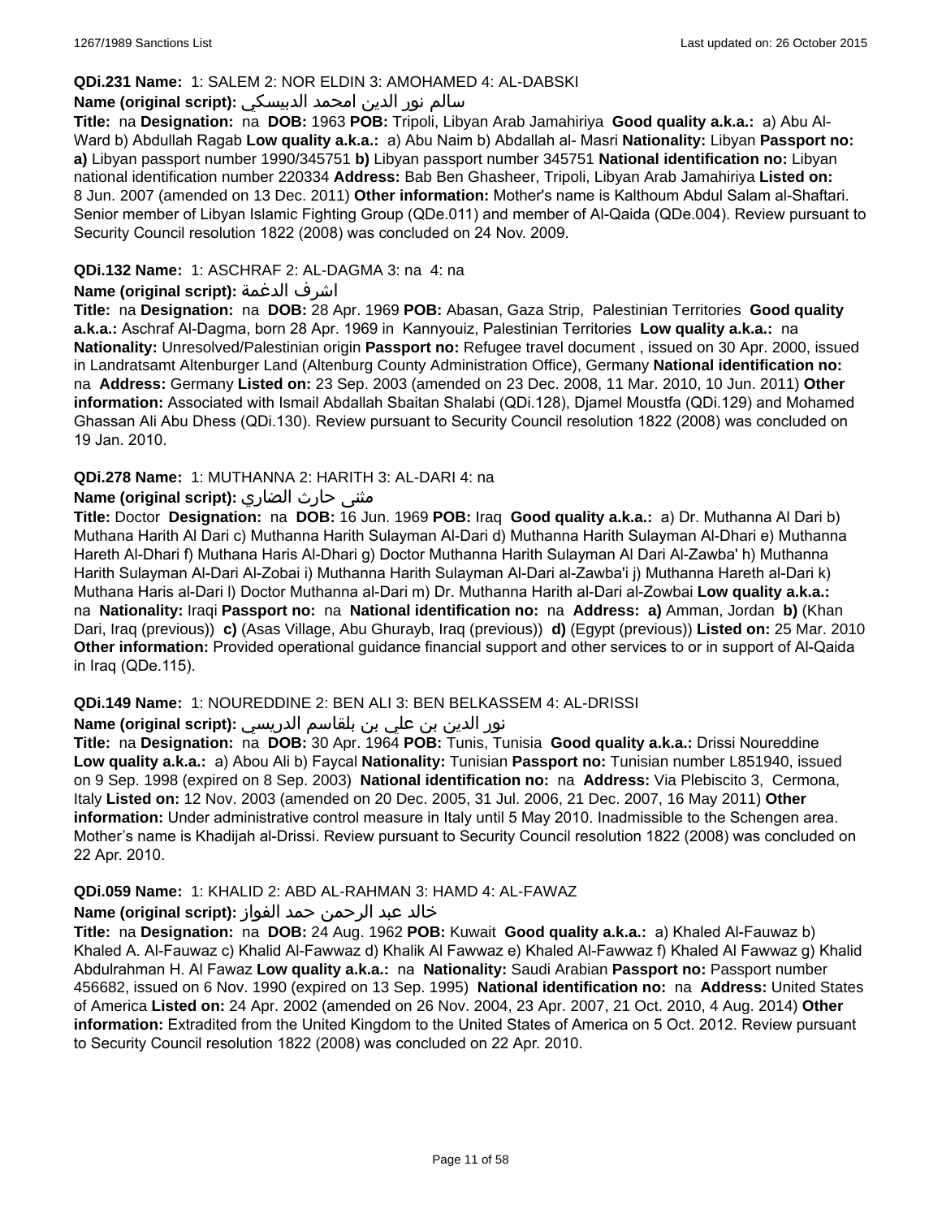**QDi.231 Name:** 1: SALEM 2: NOR ELDIN 3: AMOHAMED 4: AL-DABSKI

**Name (original script):** سالم نور الدين امحمد الدبيسكي

**Title:** na **Designation:** na **DOB:** 1963 **POB:** Tripoli, Libyan Arab Jamahiriya **Good quality a.k.a.:** a) Abu Al-Ward b) Abdullah Ragab **Low quality a.k.a.:** a) Abu Naim b) Abdallah al- Masri **Nationality:** Libyan **Passport no:** **a)** Libyan passport number 1990/345751 **b)** Libyan passport number 345751 **National identification no:** Libyan national identification number 220334 **Address:** Bab Ben Ghasheer, Tripoli, Libyan Arab Jamahiriya **Listed on:** 8 Jun. 2007 (amended on 13 Dec. 2011) **Other information:** Mother's name is Kalthoum Abdul Salam al-Shaftari. Senior member of Libyan Islamic Fighting Group (QDe.011) and member of Al-Qaida (QDe.004). Review pursuant to Security Council resolution 1822 (2008) was concluded on 24 Nov. 2009.

**QDi.132 Name:** 1: ASCHRAF 2: AL-DAGMA 3: na 4: na

**Name (original script):** اشرف الدغمة

**Title:** na **Designation:** na **DOB:** 28 Apr. 1969 **POB:** Abasan, Gaza Strip, Palestinian Territories **Good quality a.k.a.:** Aschraf Al-Dagma, born 28 Apr. 1969 in Kannyouiz, Palestinian Territories **Low quality a.k.a.:** na **Nationality:** Unresolved/Palestinian origin **Passport no:** Refugee travel document , issued on 30 Apr. 2000, issued in Landratsamt Altenburger Land (Altenburg County Administration Office), Germany **National identification no:** na **Address:** Germany **Listed on:** 23 Sep. 2003 (amended on 23 Dec. 2008, 11 Mar. 2010, 10 Jun. 2011) **Other information:** Associated with Ismail Abdallah Sbaitan Shalabi (QDi.128), Djamel Moustfa (QDi.129) and Mohamed Ghassan Ali Abu Dhess (QDi.130). Review pursuant to Security Council resolution 1822 (2008) was concluded on 19 Jan. 2010.

**QDi.278 Name:** 1: MUTHANNA 2: HARITH 3: AL-DARI 4: na

**Name (original script):** مثنى حارث الضاري

**Title:** Doctor **Designation:** na **DOB:** 16 Jun. 1969 **POB:** Iraq **Good quality a.k.a.:** a) Dr. Muthanna Al Dari b) Muthana Harith Al Dari c) Muthanna Harith Sulayman Al-Dari d) Muthanna Harith Sulayman Al-Dhari e) Muthanna Hareth Al-Dhari f) Muthana Haris Al-Dhari g) Doctor Muthanna Harith Sulayman Al Dari Al-Zawba' h) Muthanna Harith Sulayman Al-Dari Al-Zobai i) Muthanna Harith Sulayman Al-Dari al-Zawba'i j) Muthanna Hareth al-Dari k) Muthana Haris al-Dari l) Doctor Muthanna al-Dari m) Dr. Muthanna Harith al-Dari al-Zowbai **Low quality a.k.a.:** na **Nationality:** Iraqi **Passport no:** na **National identification no:** na **Address:** **a)** Amman, Jordan **b)** (Khan Dari, Iraq (previous)) **c)** (Asas Village, Abu Ghurayb, Iraq (previous)) **d)** (Egypt (previous)) **Listed on:** 25 Mar. 2010 **Other information:** Provided operational guidance financial support and other services to or in support of Al-Qaida in Iraq (QDe.115).

**QDi.149 Name:** 1: NOUREDDINE 2: BEN ALI 3: BEN BELKASSEM 4: AL-DRISSI

**Name (original script):** نور الدين بن علي بن بلقاسم الدريسي

**Title:** na **Designation:** na **DOB:** 30 Apr. 1964 **POB:** Tunis, Tunisia **Good quality a.k.a.:** Drissi Noureddine **Low quality a.k.a.:** a) Abou Ali b) Faycal **Nationality:** Tunisian **Passport no:** Tunisian number L851940, issued on 9 Sep. 1998 (expired on 8 Sep. 2003) **National identification no:** na **Address:** Via Plebiscito 3, Cermona, Italy **Listed on:** 12 Nov. 2003 (amended on 20 Dec. 2005, 31 Jul. 2006, 21 Dec. 2007, 16 May 2011) **Other information:** Under administrative control measure in Italy until 5 May 2010. Inadmissible to the Schengen area. Mother's name is Khadijah al-Drissi. Review pursuant to Security Council resolution 1822 (2008) was concluded on 22 Apr. 2010.

**QDi.059 Name:** 1: KHALID 2: ABD AL-RAHMAN 3: HAMD 4: AL-FAWAZ

**Name (original script):** خالد عبد الرحمن حمد الفواز

**Title:** na **Designation:** na **DOB:** 24 Aug. 1962 **POB:** Kuwait **Good quality a.k.a.:** a) Khaled Al-Fauwaz b) Khaled A. Al-Fauwaz c) Khalid Al-Fawwaz d) Khalik Al Fawwaz e) Khaled Al-Fawwaz f) Khaled Al Fawwaz g) Khalid Abdulrahman H. Al Fawaz **Low quality a.k.a.:** na **Nationality:** Saudi Arabian **Passport no:** Passport number 456682, issued on 6 Nov. 1990 (expired on 13 Sep. 1995) **National identification no:** na **Address:** United States of America **Listed on:** 24 Apr. 2002 (amended on 26 Nov. 2004, 23 Apr. 2007, 21 Oct. 2010, 4 Aug. 2014) **Other information:** Extradited from the United Kingdom to the United States of America on 5 Oct. 2012. Review pursuant to Security Council resolution 1822 (2008) was concluded on 22 Apr. 2010.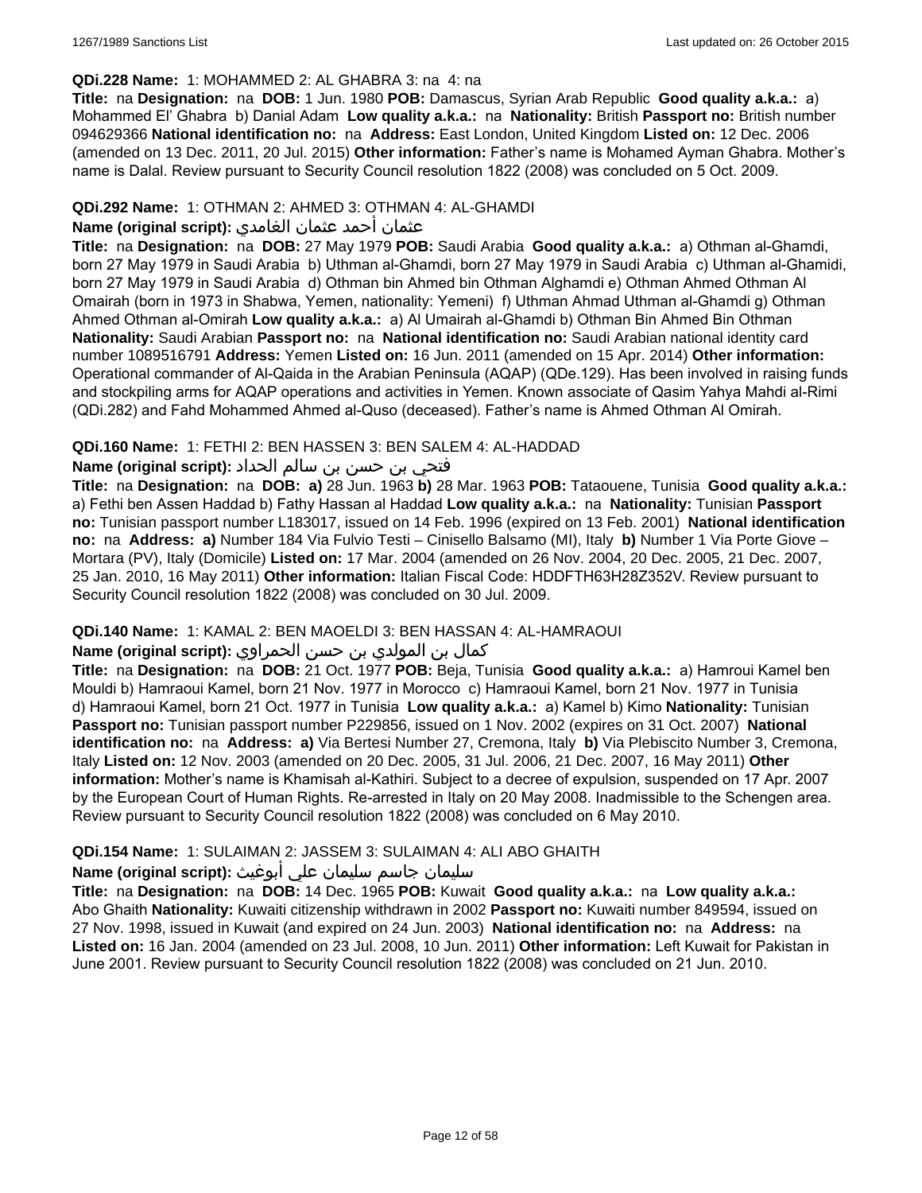**QDi.228 Name:** 1: MOHAMMED 2: AL GHABRA 3: na 4: na

**Title:** na **Designation:** na **DOB:** 1 Jun. 1980 **POB:** Damascus, Syrian Arab Republic **Good quality a.k.a.:** a) Mohammed El' Ghabra b) Danial Adam **Low quality a.k.a.:** na **Nationality:** British **Passport no:** British number 094629366 **National identification no:** na **Address:** East London, United Kingdom **Listed on:** 12 Dec. 2006 (amended on 13 Dec. 2011, 20 Jul. 2015) **Other information:** Father's name is Mohamed Ayman Ghabra. Mother's name is Dalal. Review pursuant to Security Council resolution 1822 (2008) was concluded on 5 Oct. 2009.

**QDi.292 Name:** 1: OTHMAN 2: AHMED 3: OTHMAN 4: AL-GHAMDI

**Name (original script):** عثمان أحمد عثمان الغامدي

**Title:** na **Designation:** na **DOB:** 27 May 1979 **POB:** Saudi Arabia **Good quality a.k.a.:** a) Othman al-Ghamdi, born 27 May 1979 in Saudi Arabia b) Uthman al-Ghamdi, born 27 May 1979 in Saudi Arabia c) Uthman al-Ghamidi, born 27 May 1979 in Saudi Arabia d) Othman bin Ahmed bin Othman Alghamdi e) Othman Ahmed Othman Al Omairah (born in 1973 in Shabwa, Yemen, nationality: Yemeni) f) Uthman Ahmad Uthman al-Ghamdi g) Othman Ahmed Othman al-Omirah **Low quality a.k.a.:** a) Al Umairah al-Ghamdi b) Othman Bin Ahmed Bin Othman **Nationality:** Saudi Arabian **Passport no:** na **National identification no:** Saudi Arabian national identity card number 1089516791 **Address:** Yemen **Listed on:** 16 Jun. 2011 (amended on 15 Apr. 2014) **Other information:** Operational commander of Al-Qaida in the Arabian Peninsula (AQAP) (QDe.129). Has been involved in raising funds and stockpiling arms for AQAP operations and activities in Yemen. Known associate of Qasim Yahya Mahdi al-Rimi (QDi.282) and Fahd Mohammed Ahmed al-Quso (deceased). Father's name is Ahmed Othman Al Omirah.

**QDi.160 Name:** 1: FETHI 2: BEN HASSEN 3: BEN SALEM 4: AL-HADDAD

**Name (original script):** فتحي بن حسن بن سالم الحداد

**Title:** na **Designation:** na **DOB:** **a)** 28 Jun. 1963 **b)** 28 Mar. 1963 **POB:** Tataouene, Tunisia **Good quality a.k.a.:** a) Fethi ben Assen Haddad b) Fathy Hassan al Haddad **Low quality a.k.a.:** na **Nationality:** Tunisian **Passport no:** Tunisian passport number L183017, issued on 14 Feb. 1996 (expired on 13 Feb. 2001) **National identification no:** na **Address:** **a)** Number 184 Via Fulvio Testi – Cinisello Balsamo (MI), Italy **b)** Number 1 Via Porte Giove – Mortara (PV), Italy (Domicile) **Listed on:** 17 Mar. 2004 (amended on 26 Nov. 2004, 20 Dec. 2005, 21 Dec. 2007, 25 Jan. 2010, 16 May 2011) **Other information:** Italian Fiscal Code: HDDFTH63H28Z352V. Review pursuant to Security Council resolution 1822 (2008) was concluded on 30 Jul. 2009.

**QDi.140 Name:** 1: KAMAL 2: BEN MAOELDI 3: BEN HASSAN 4: AL-HAMRAOUI

**Name (original script):** كمال بن المولدي بن حسن الحمراوي

**Title:** na **Designation:** na **DOB:** 21 Oct. 1977 **POB:** Beja, Tunisia **Good quality a.k.a.:** a) Hamroui Kamel ben Mouldi b) Hamraoui Kamel, born 21 Nov. 1977 in Morocco c) Hamraoui Kamel, born 21 Nov. 1977 in Tunisia d) Hamraoui Kamel, born 21 Oct. 1977 in Tunisia **Low quality a.k.a.:** a) Kamel b) Kimo **Nationality:** Tunisian **Passport no:** Tunisian passport number P229856, issued on 1 Nov. 2002 (expires on 31 Oct. 2007) **National identification no:** na **Address:** **a)** Via Bertesi Number 27, Cremona, Italy **b)** Via Plebiscito Number 3, Cremona, Italy **Listed on:** 12 Nov. 2003 (amended on 20 Dec. 2005, 31 Jul. 2006, 21 Dec. 2007, 16 May 2011) **Other information:** Mother's name is Khamisah al-Kathiri. Subject to a decree of expulsion, suspended on 17 Apr. 2007 by the European Court of Human Rights. Re-arrested in Italy on 20 May 2008. Inadmissible to the Schengen area. Review pursuant to Security Council resolution 1822 (2008) was concluded on 6 May 2010.

**QDi.154 Name:** 1: SULAIMAN 2: JASSEM 3: SULAIMAN 4: ALI ABO GHAITH

**Name (original script):** سليمان جاسم سليمان علي أبوغيث

**Title:** na **Designation:** na **DOB:** 14 Dec. 1965 **POB:** Kuwait **Good quality a.k.a.:** na **Low quality a.k.a.:** Abo Ghaith **Nationality:** Kuwaiti citizenship withdrawn in 2002 **Passport no:** Kuwaiti number 849594, issued on 27 Nov. 1998, issued in Kuwait (and expired on 24 Jun. 2003) **National identification no:** na **Address:** na **Listed on:** 16 Jan. 2004 (amended on 23 Jul. 2008, 10 Jun. 2011) **Other information:** Left Kuwait for Pakistan in June 2001. Review pursuant to Security Council resolution 1822 (2008) was concluded on 21 Jun. 2010.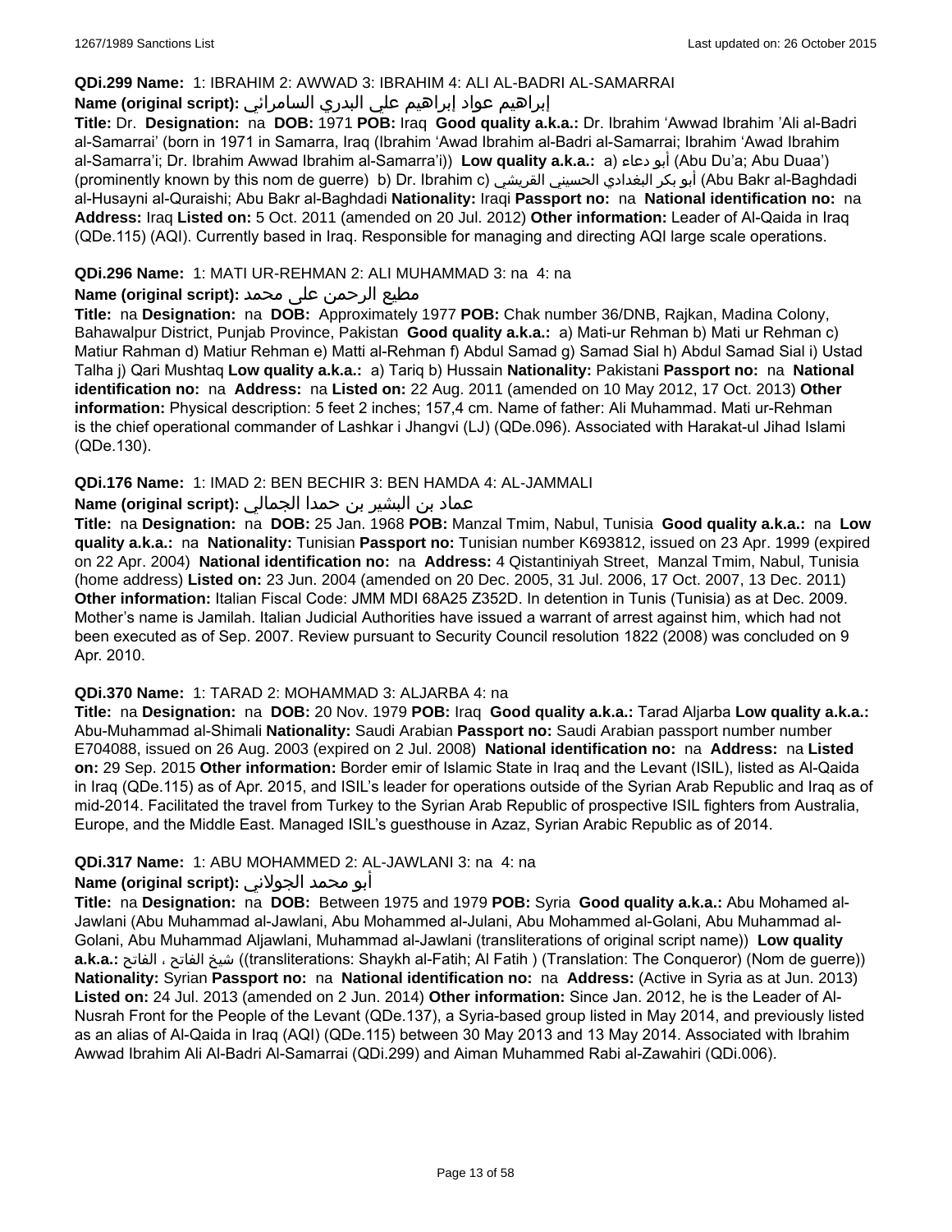**QDi.299 Name:** 1: IBRAHIM 2: AWWAD 3: IBRAHIM 4: ALI AL-BADRI AL-SAMARRAI

**Name (original script):** إبراهيم عواد إبراهيم علي البدري السامرائي

**Title:** Dr. **Designation:** na **DOB:** 1971 **POB:** Iraq **Good quality a.k.a.:** Dr. Ibrahim 'Awwad Ibrahim 'Ali al-Badri al-Samarrai' (born in 1971 in Samarra, Iraq (Ibrahim 'Awad Ibrahim al-Badri al-Samarrai; Ibrahim 'Awad Ibrahim al-Samarra'i; Dr. Ibrahim Awwad Ibrahim al-Samarra'i)) **Low quality a.k.a.:** a) أبو دعاء (Abu Du'a; Abu Duaa') (prominently known by this nom de guerre) b) Dr. Ibrahim c) أبو بكر البغدادي الحسيني القريشي (Abu Bakr al-Baghdadi al-Husayni al-Quraishi; Abu Bakr al-Baghdadi **Nationality:** Iraqi **Passport no:** na **National identification no:** na **Address:** Iraq **Listed on:** 5 Oct. 2011 (amended on 20 Jul. 2012) **Other information:** Leader of Al-Qaida in Iraq (QDe.115) (AQI). Currently based in Iraq. Responsible for managing and directing AQI large scale operations.

**QDi.296 Name:** 1: MATI UR-REHMAN 2: ALI MUHAMMAD 3: na 4: na

**Name (original script):** مطيع الرحمن على محمد

**Title:** na **Designation:** na **DOB:** Approximately 1977 **POB:** Chak number 36/DNB, Rajkan, Madina Colony, Bahawalpur District, Punjab Province, Pakistan **Good quality a.k.a.:** a) Mati-ur Rehman b) Mati ur Rehman c) Matiur Rahman d) Matiur Rehman e) Matti al-Rehman f) Abdul Samad g) Samad Sial h) Abdul Samad Sial i) Ustad Talha j) Qari Mushtaq **Low quality a.k.a.:** a) Tariq b) Hussain **Nationality:** Pakistani **Passport no:** na **National identification no:** na **Address:** na **Listed on:** 22 Aug. 2011 (amended on 10 May 2012, 17 Oct. 2013) **Other information:** Physical description: 5 feet 2 inches; 157,4 cm. Name of father: Ali Muhammad. Mati ur-Rehman is the chief operational commander of Lashkar i Jhangvi (LJ) (QDe.096). Associated with Harakat-ul Jihad Islami (QDe.130).

**QDi.176 Name:** 1: IMAD 2: BEN BECHIR 3: BEN HAMDA 4: AL-JAMMALI

**Name (original script):** عماد بن البشير بن حمدا الجمالي

**Title:** na **Designation:** na **DOB:** 25 Jan. 1968 **POB:** Manzal Tmim, Nabul, Tunisia **Good quality a.k.a.:** na **Low quality a.k.a.:** na **Nationality:** Tunisian **Passport no:** Tunisian number K693812, issued on 23 Apr. 1999 (expired on 22 Apr. 2004) **National identification no:** na **Address:** 4 Qistantiniyah Street, Manzal Tmim, Nabul, Tunisia (home address) **Listed on:** 23 Jun. 2004 (amended on 20 Dec. 2005, 31 Jul. 2006, 17 Oct. 2007, 13 Dec. 2011) **Other information:** Italian Fiscal Code: JMM MDI 68A25 Z352D. In detention in Tunis (Tunisia) as at Dec. 2009. Mother's name is Jamilah. Italian Judicial Authorities have issued a warrant of arrest against him, which had not been executed as of Sep. 2007. Review pursuant to Security Council resolution 1822 (2008) was concluded on 9 Apr. 2010.

**QDi.370 Name:** 1: TARAD 2: MOHAMMAD 3: ALJARBA 4: na

**Title:** na **Designation:** na **DOB:** 20 Nov. 1979 **POB:** Iraq **Good quality a.k.a.:** Tarad Aljarba **Low quality a.k.a.:** Abu-Muhammad al-Shimali **Nationality:** Saudi Arabian **Passport no:** Saudi Arabian passport number number E704088, issued on 26 Aug. 2003 (expired on 2 Jul. 2008) **National identification no:** na **Address:** na **Listed on:** 29 Sep. 2015 **Other information:** Border emir of Islamic State in Iraq and the Levant (ISIL), listed as Al-Qaida in Iraq (QDe.115) as of Apr. 2015, and ISIL's leader for operations outside of the Syrian Arab Republic and Iraq as of mid-2014. Facilitated the travel from Turkey to the Syrian Arab Republic of prospective ISIL fighters from Australia, Europe, and the Middle East. Managed ISIL's guesthouse in Azaz, Syrian Arabic Republic as of 2014.

**QDi.317 Name:** 1: ABU MOHAMMED 2: AL-JAWLANI 3: na 4: na

**Name (original script):** أبو محمد الجولاني

**Title:** na **Designation:** na **DOB:** Between 1975 and 1979 **POB:** Syria **Good quality a.k.a.:** Abu Mohamed al-Jawlani (Abu Muhammad al-Jawlani, Abu Mohammed al-Julani, Abu Mohammed al-Golani, Abu Muhammad al-Golani, Abu Muhammad Aljawlani, Muhammad al-Jawlani (transliterations of original script name)) **Low quality a.k.a.:** شيخ الفاتح ، الفاتح ((transliterations: Shaykh al-Fatih; Al Fatih ) (Translation: The Conqueror) (Nom de guerre)) **Nationality:** Syrian **Passport no:** na **National identification no:** na **Address:** (Active in Syria as at Jun. 2013) **Listed on:** 24 Jul. 2013 (amended on 2 Jun. 2014) **Other information:** Since Jan. 2012, he is the Leader of Al-Nusrah Front for the People of the Levant (QDe.137), a Syria-based group listed in May 2014, and previously listed as an alias of Al-Qaida in Iraq (AQI) (QDe.115) between 30 May 2013 and 13 May 2014. Associated with Ibrahim Awwad Ibrahim Ali Al-Badri Al-Samarrai (QDi.299) and Aiman Muhammed Rabi al-Zawahiri (QDi.006).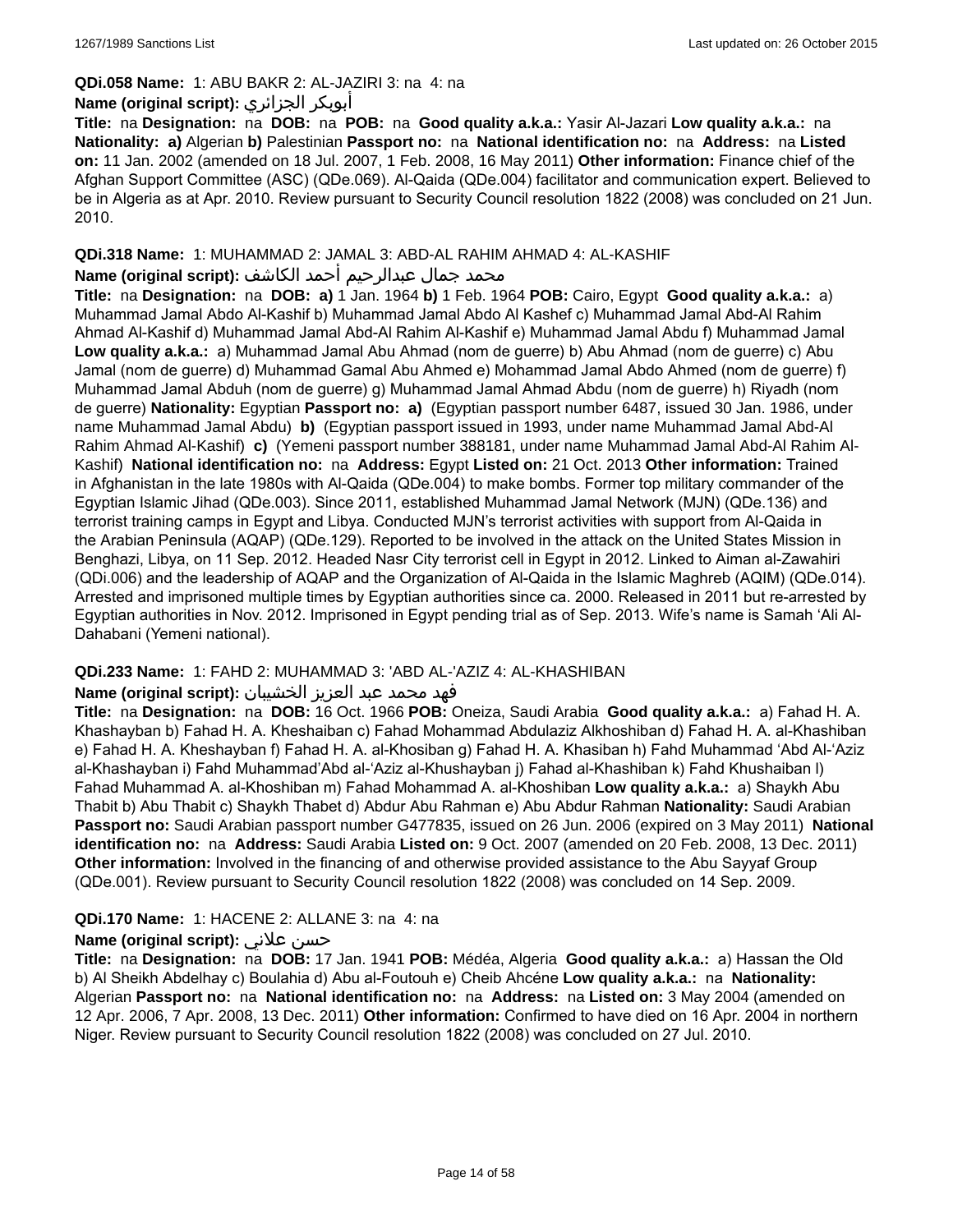**QDi.058 Name:** 1: ABU BAKR 2: AL-JAZIRI 3: na 4: na

**Name (original script):** أبوبكر الجزائري

**Title:** na **Designation:** na **DOB:** na **POB:** na **Good quality a.k.a.:** Yasir Al-Jazari **Low quality a.k.a.:** na **Nationality:** **a)** Algerian **b)** Palestinian **Passport no:** na **National identification no:** na **Address:** na **Listed on:** 11 Jan. 2002 (amended on 18 Jul. 2007, 1 Feb. 2008, 16 May 2011) **Other information:** Finance chief of the Afghan Support Committee (ASC) (QDe.069). Al-Qaida (QDe.004) facilitator and communication expert. Believed to be in Algeria as at Apr. 2010. Review pursuant to Security Council resolution 1822 (2008) was concluded on 21 Jun. 2010.

**QDi.318 Name:** 1: MUHAMMAD 2: JAMAL 3: ABD-AL RAHIM AHMAD 4: AL-KASHIF

**Name (original script):** محمد جمال عبدالرحيم أحمد الكاشف

**Title:** na **Designation:** na **DOB:** **a)** 1 Jan. 1964 **b)** 1 Feb. 1964 **POB:** Cairo, Egypt **Good quality a.k.a.:** a) Muhammad Jamal Abdo Al-Kashif b) Muhammad Jamal Abdo Al Kashef c) Muhammad Jamal Abd-Al Rahim Ahmad Al-Kashif d) Muhammad Jamal Abd-Al Rahim Al-Kashif e) Muhammad Jamal Abdu f) Muhammad Jamal **Low quality a.k.a.:** a) Muhammad Jamal Abu Ahmad (nom de guerre) b) Abu Ahmad (nom de guerre) c) Abu Jamal (nom de guerre) d) Muhammad Gamal Abu Ahmed e) Mohammad Jamal Abdo Ahmed (nom de guerre) f) Muhammad Jamal Abduh (nom de guerre) g) Muhammad Jamal Ahmad Abdu (nom de guerre) h) Riyadh (nom de guerre) **Nationality:** Egyptian **Passport no:** **a)** (Egyptian passport number 6487, issued 30 Jan. 1986, under name Muhammad Jamal Abdu) **b)** (Egyptian passport issued in 1993, under name Muhammad Jamal Abd-Al Rahim Ahmad Al-Kashif) **c)** (Yemeni passport number 388181, under name Muhammad Jamal Abd-Al Rahim Al-Kashif) **National identification no:** na **Address:** Egypt **Listed on:** 21 Oct. 2013 **Other information:** Trained in Afghanistan in the late 1980s with Al-Qaida (QDe.004) to make bombs. Former top military commander of the Egyptian Islamic Jihad (QDe.003). Since 2011, established Muhammad Jamal Network (MJN) (QDe.136) and terrorist training camps in Egypt and Libya. Conducted MJN's terrorist activities with support from Al-Qaida in the Arabian Peninsula (AQAP) (QDe.129). Reported to be involved in the attack on the United States Mission in Benghazi, Libya, on 11 Sep. 2012. Headed Nasr City terrorist cell in Egypt in 2012. Linked to Aiman al-Zawahiri (QDi.006) and the leadership of AQAP and the Organization of Al-Qaida in the Islamic Maghreb (AQIM) (QDe.014). Arrested and imprisoned multiple times by Egyptian authorities since ca. 2000. Released in 2011 but re-arrested by Egyptian authorities in Nov. 2012. Imprisoned in Egypt pending trial as of Sep. 2013. Wife's name is Samah 'Ali Al-Dahabani (Yemeni national).

**QDi.233 Name:** 1: FAHD 2: MUHAMMAD 3: 'ABD AL-'AZIZ 4: AL-KHASHIBAN

**Name (original script):** فهد محمد عبد العزيز الخشيبان

**Title:** na **Designation:** na **DOB:** 16 Oct. 1966 **POB:** Oneiza, Saudi Arabia **Good quality a.k.a.:** a) Fahad H. A. Khashayban b) Fahad H. A. Kheshaiban c) Fahad Mohammad Abdulaziz Alkhoshiban d) Fahad H. A. al-Khashiban e) Fahad H. A. Kheshayban f) Fahad H. A. al-Khosiban g) Fahad H. A. Khasiban h) Fahd Muhammad 'Abd Al-'Aziz al-Khashayban i) Fahd Muhammad'Abd al-'Aziz al-Khushayban j) Fahad al-Khashiban k) Fahd Khushaiban l) Fahad Muhammad A. al-Khoshiban m) Fahad Mohammad A. al-Khoshiban **Low quality a.k.a.:** a) Shaykh Abu Thabit b) Abu Thabit c) Shaykh Thabet d) Abdur Abu Rahman e) Abu Abdur Rahman **Nationality:** Saudi Arabian **Passport no:** Saudi Arabian passport number G477835, issued on 26 Jun. 2006 (expired on 3 May 2011) **National identification no:** na **Address:** Saudi Arabia **Listed on:** 9 Oct. 2007 (amended on 20 Feb. 2008, 13 Dec. 2011) **Other information:** Involved in the financing of and otherwise provided assistance to the Abu Sayyaf Group (QDe.001). Review pursuant to Security Council resolution 1822 (2008) was concluded on 14 Sep. 2009.

**QDi.170 Name:** 1: HACENE 2: ALLANE 3: na 4: na

**Name (original script):** حسن علاني

**Title:** na **Designation:** na **DOB:** 17 Jan. 1941 **POB:** Médéa, Algeria **Good quality a.k.a.:** a) Hassan the Old b) Al Sheikh Abdelhay c) Boulahia d) Abu al-Foutouh e) Cheib Ahcéne **Low quality a.k.a.:** na **Nationality:** Algerian **Passport no:** na **National identification no:** na **Address:** na **Listed on:** 3 May 2004 (amended on 12 Apr. 2006, 7 Apr. 2008, 13 Dec. 2011) **Other information:** Confirmed to have died on 16 Apr. 2004 in northern Niger. Review pursuant to Security Council resolution 1822 (2008) was concluded on 27 Jul. 2010.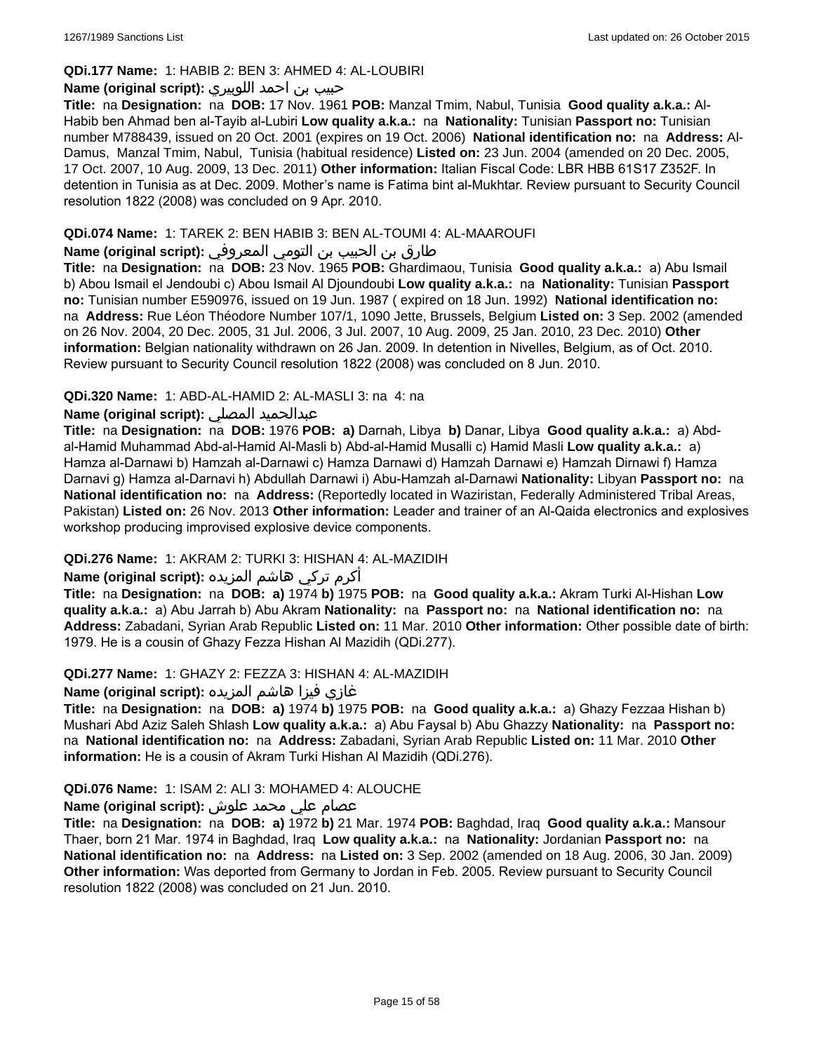**QDi.177 Name:** 1: HABIB 2: BEN 3: AHMED 4: AL-LOUBIRI

**Name (original script):** حبيب بن احمد اللوبيري

**Title:** na **Designation:** na **DOB:** 17 Nov. 1961 **POB:** Manzal Tmim, Nabul, Tunisia **Good quality a.k.a.:** Al-Habib ben Ahmad ben al-Tayib al-Lubiri **Low quality a.k.a.:** na **Nationality:** Tunisian **Passport no:** Tunisian number M788439, issued on 20 Oct. 2001 (expires on 19 Oct. 2006) **National identification no:** na **Address:** Al-Damus, Manzal Tmim, Nabul, Tunisia (habitual residence) **Listed on:** 23 Jun. 2004 (amended on 20 Dec. 2005, 17 Oct. 2007, 10 Aug. 2009, 13 Dec. 2011) **Other information:** Italian Fiscal Code: LBR HBB 61S17 Z352F. In detention in Tunisia as at Dec. 2009. Mother's name is Fatima bint al-Mukhtar. Review pursuant to Security Council resolution 1822 (2008) was concluded on 9 Apr. 2010.

**QDi.074 Name:** 1: TAREK 2: BEN HABIB 3: BEN AL-TOUMI 4: AL-MAAROUFI

**Name (original script):** طارق بن الحبيب بن التومي المعروفي

**Title:** na **Designation:** na **DOB:** 23 Nov. 1965 **POB:** Ghardimaou, Tunisia **Good quality a.k.a.:** a) Abu Ismail b) Abou Ismail el Jendoubi c) Abou Ismail Al Djoundoubi **Low quality a.k.a.:** na **Nationality:** Tunisian **Passport no:** Tunisian number E590976, issued on 19 Jun. 1987 ( expired on 18 Jun. 1992) **National identification no:** na **Address:** Rue Léon Théodore Number 107/1, 1090 Jette, Brussels, Belgium **Listed on:** 3 Sep. 2002 (amended on 26 Nov. 2004, 20 Dec. 2005, 31 Jul. 2006, 3 Jul. 2007, 10 Aug. 2009, 25 Jan. 2010, 23 Dec. 2010) **Other information:** Belgian nationality withdrawn on 26 Jan. 2009. In detention in Nivelles, Belgium, as of Oct. 2010. Review pursuant to Security Council resolution 1822 (2008) was concluded on 8 Jun. 2010.

**QDi.320 Name:** 1: ABD-AL-HAMID 2: AL-MASLI 3: na 4: na

**Name (original script):** عبدالحميد المصلي

**Title:** na **Designation:** na **DOB:** 1976 **POB:** **a)** Darnah, Libya **b)** Danar, Libya **Good quality a.k.a.:** a) Abd-al-Hamid Muhammad Abd-al-Hamid Al-Masli b) Abd-al-Hamid Musalli c) Hamid Masli **Low quality a.k.a.:** a) Hamza al-Darnawi b) Hamzah al-Darnawi c) Hamza Darnawi d) Hamzah Darnawi e) Hamzah Dirnawi f) Hamza Darnavi g) Hamza al-Darnavi h) Abdullah Darnawi i) Abu-Hamzah al-Darnawi **Nationality:** Libyan **Passport no:** na **National identification no:** na **Address:** (Reportedly located in Waziristan, Federally Administered Tribal Areas, Pakistan) **Listed on:** 26 Nov. 2013 **Other information:** Leader and trainer of an Al-Qaida electronics and explosives workshop producing improvised explosive device components.

**QDi.276 Name:** 1: AKRAM 2: TURKI 3: HISHAN 4: AL-MAZIDIH

**Name (original script):** أكرم تركي هاشم المزيده

**Title:** na **Designation:** na **DOB:** **a)** 1974 **b)** 1975 **POB:** na **Good quality a.k.a.:** Akram Turki Al-Hishan **Low quality a.k.a.:** a) Abu Jarrah b) Abu Akram **Nationality:** na **Passport no:** na **National identification no:** na **Address:** Zabadani, Syrian Arab Republic **Listed on:** 11 Mar. 2010 **Other information:** Other possible date of birth: 1979. He is a cousin of Ghazy Fezza Hishan Al Mazidih (QDi.277).

**QDi.277 Name:** 1: GHAZY 2: FEZZA 3: HISHAN 4: AL-MAZIDIH

**Name (original script):** غازي فيزا هاشم المزيده

**Title:** na **Designation:** na **DOB:** **a)** 1974 **b)** 1975 **POB:** na **Good quality a.k.a.:** a) Ghazy Fezzaa Hishan b) Mushari Abd Aziz Saleh Shlash **Low quality a.k.a.:** a) Abu Faysal b) Abu Ghazzy **Nationality:** na **Passport no:** na **National identification no:** na **Address:** Zabadani, Syrian Arab Republic **Listed on:** 11 Mar. 2010 **Other information:** He is a cousin of Akram Turki Hishan Al Mazidih (QDi.276).

**QDi.076 Name:** 1: ISAM 2: ALI 3: MOHAMED 4: ALOUCHE

**Name (original script):** عصام علي محمد علوش

**Title:** na **Designation:** na **DOB:** **a)** 1972 **b)** 21 Mar. 1974 **POB:** Baghdad, Iraq **Good quality a.k.a.:** Mansour Thaer, born 21 Mar. 1974 in Baghdad, Iraq **Low quality a.k.a.:** na **Nationality:** Jordanian **Passport no:** na **National identification no:** na **Address:** na **Listed on:** 3 Sep. 2002 (amended on 18 Aug. 2006, 30 Jan. 2009) **Other information:** Was deported from Germany to Jordan in Feb. 2005. Review pursuant to Security Council resolution 1822 (2008) was concluded on 21 Jun. 2010.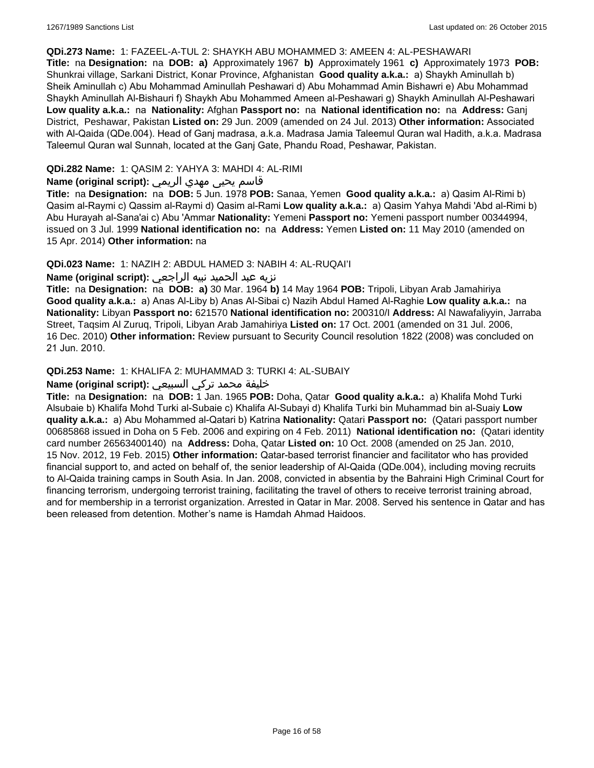**QDi.273 Name:** 1: FAZEEL-A-TUL 2: SHAYKH ABU MOHAMMED 3: AMEEN 4: AL-PESHAWARI
**Title:** na **Designation:** na **DOB:** **a)** Approximately 1967 **b)** Approximately 1961 **c)** Approximately 1973 **POB:** Shunkrai village, Sarkani District, Konar Province, Afghanistan **Good quality a.k.a.:** a) Shaykh Aminullah b) Sheik Aminullah c) Abu Mohammad Aminullah Peshawari d) Abu Mohammad Amin Bishawri e) Abu Mohammad Shaykh Aminullah Al-Bishauri f) Shaykh Abu Mohammed Ameen al-Peshawari g) Shaykh Aminullah Al-Peshawari **Low quality a.k.a.:** na **Nationality:** Afghan **Passport no:** na **National identification no:** na **Address:** Ganj District, Peshawar, Pakistan **Listed on:** 29 Jun. 2009 (amended on 24 Jul. 2013) **Other information:** Associated with Al-Qaida (QDe.004). Head of Ganj madrasa, a.k.a. Madrasa Jamia Taleemul Quran wal Hadith, a.k.a. Madrasa Taleemul Quran wal Sunnah, located at the Ganj Gate, Phandu Road, Peshawar, Pakistan.

**QDi.282 Name:** 1: QASIM 2: YAHYA 3: MAHDI 4: AL-RIMI
**Name (original script):** قاسم يحيى مهدي الريمي
**Title:** na **Designation:** na **DOB:** 5 Jun. 1978 **POB:** Sanaa, Yemen **Good quality a.k.a.:** a) Qasim Al-Rimi b) Qasim al-Raymi c) Qassim al-Raymi d) Qasim al-Rami **Low quality a.k.a.:** a) Qasim Yahya Mahdi 'Abd al-Rimi b) Abu Hurayah al-Sana'ai c) Abu 'Ammar **Nationality:** Yemeni **Passport no:** Yemeni passport number 00344994, issued on 3 Jul. 1999 **National identification no:** na **Address:** Yemen **Listed on:** 11 May 2010 (amended on 15 Apr. 2014) **Other information:** na

**QDi.023 Name:** 1: NAZIH 2: ABDUL HAMED 3: NABIH 4: AL-RUQAI'I
**Name (original script):** نزيه عبد الحميد نبيه الراجعي
**Title:** na **Designation:** na **DOB:** **a)** 30 Mar. 1964 **b)** 14 May 1964 **POB:** Tripoli, Libyan Arab Jamahiriya **Good quality a.k.a.:** a) Anas Al-Liby b) Anas Al-Sibai c) Nazih Abdul Hamed Al-Raghie **Low quality a.k.a.:** na **Nationality:** Libyan **Passport no:** 621570 **National identification no:** 200310/I **Address:** Al Nawafaliyyin, Jarraba Street, Taqsim Al Zuruq, Tripoli, Libyan Arab Jamahiriya **Listed on:** 17 Oct. 2001 (amended on 31 Jul. 2006, 16 Dec. 2010) **Other information:** Review pursuant to Security Council resolution 1822 (2008) was concluded on 21 Jun. 2010.

**QDi.253 Name:** 1: KHALIFA 2: MUHAMMAD 3: TURKI 4: AL-SUBAIY
**Name (original script):** خليفة محمد تركي السبيعي
**Title:** na **Designation:** na **DOB:** 1 Jan. 1965 **POB:** Doha, Qatar **Good quality a.k.a.:** a) Khalifa Mohd Turki Alsubaie b) Khalifa Mohd Turki al-Subaie c) Khalifa Al-Subayi d) Khalifa Turki bin Muhammad bin al-Suaiy **Low quality a.k.a.:** a) Abu Mohammed al-Qatari b) Katrina **Nationality:** Qatari **Passport no:** (Qatari passport number 00685868 issued in Doha on 5 Feb. 2006 and expiring on 4 Feb. 2011) **National identification no:** (Qatari identity card number 26563400140) na **Address:** Doha, Qatar **Listed on:** 10 Oct. 2008 (amended on 25 Jan. 2010, 15 Nov. 2012, 19 Feb. 2015) **Other information:** Qatar-based terrorist financier and facilitator who has provided financial support to, and acted on behalf of, the senior leadership of Al-Qaida (QDe.004), including moving recruits to Al-Qaida training camps in South Asia. In Jan. 2008, convicted in absentia by the Bahraini High Criminal Court for financing terrorism, undergoing terrorist training, facilitating the travel of others to receive terrorist training abroad, and for membership in a terrorist organization. Arrested in Qatar in Mar. 2008. Served his sentence in Qatar and has been released from detention. Mother's name is Hamdah Ahmad Haidoos.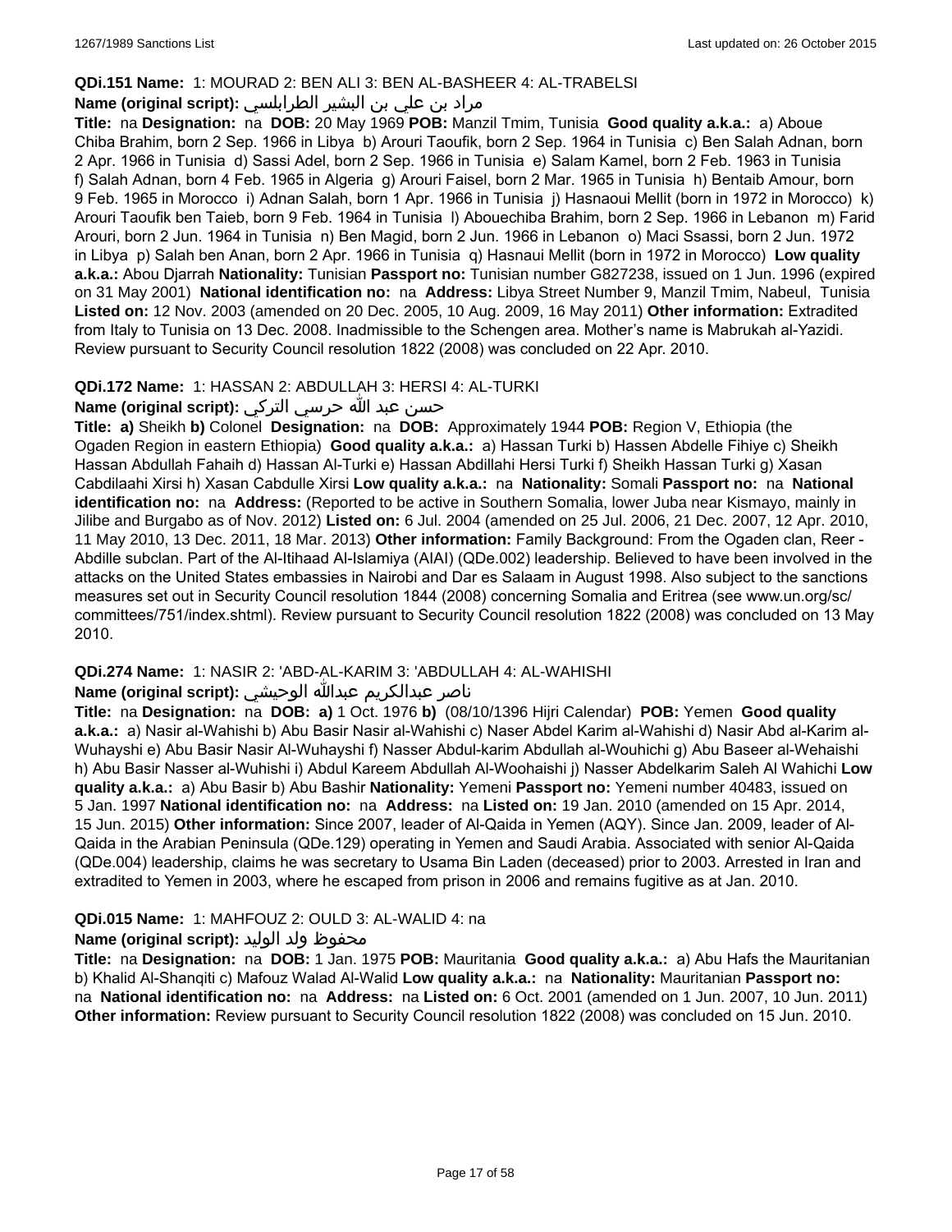**QDi.151 Name:** 1: MOURAD 2: BEN ALI 3: BEN AL-BASHEER 4: AL-TRABELSI

**Name (original script):** مراد بن علي بن البشير الطرابلسي

**Title:** na **Designation:** na **DOB:** 20 May 1969 **POB:** Manzil Tmim, Tunisia **Good quality a.k.a.:** a) Aboue Chiba Brahim, born 2 Sep. 1966 in Libya b) Arouri Taoufik, born 2 Sep. 1964 in Tunisia c) Ben Salah Adnan, born 2 Apr. 1966 in Tunisia d) Sassi Adel, born 2 Sep. 1966 in Tunisia e) Salam Kamel, born 2 Feb. 1963 in Tunisia f) Salah Adnan, born 4 Feb. 1965 in Algeria g) Arouri Faisel, born 2 Mar. 1965 in Tunisia h) Bentaib Amour, born 9 Feb. 1965 in Morocco i) Adnan Salah, born 1 Apr. 1966 in Tunisia j) Hasnaoui Mellit (born in 1972 in Morocco) k) Arouri Taoufik ben Taieb, born 9 Feb. 1964 in Tunisia l) Abouechiba Brahim, born 2 Sep. 1966 in Lebanon m) Farid Arouri, born 2 Jun. 1964 in Tunisia n) Ben Magid, born 2 Jun. 1966 in Lebanon o) Maci Ssassi, born 2 Jun. 1972 in Libya p) Salah ben Anan, born 2 Apr. 1966 in Tunisia q) Hasnaui Mellit (born in 1972 in Morocco) **Low quality a.k.a.:** Abou Djarrah **Nationality:** Tunisian **Passport no:** Tunisian number G827238, issued on 1 Jun. 1996 (expired on 31 May 2001) **National identification no:** na **Address:** Libya Street Number 9, Manzil Tmim, Nabeul, Tunisia **Listed on:** 12 Nov. 2003 (amended on 20 Dec. 2005, 10 Aug. 2009, 16 May 2011) **Other information:** Extradited from Italy to Tunisia on 13 Dec. 2008. Inadmissible to the Schengen area. Mother's name is Mabrukah al-Yazidi. Review pursuant to Security Council resolution 1822 (2008) was concluded on 22 Apr. 2010.

**QDi.172 Name:** 1: HASSAN 2: ABDULLAH 3: HERSI 4: AL-TURKI

**Name (original script):** حسن عبد الله حرسي التركي

**Title:** **a)** Sheikh **b)** Colonel **Designation:** na **DOB:** Approximately 1944 **POB:** Region V, Ethiopia (the Ogaden Region in eastern Ethiopia) **Good quality a.k.a.:** a) Hassan Turki b) Hassen Abdelle Fihiye c) Sheikh Hassan Abdullah Fahaih d) Hassan Al-Turki e) Hassan Abdillahi Hersi Turki f) Sheikh Hassan Turki g) Xasan Cabdilaahi Xirsi h) Xasan Cabdulle Xirsi **Low quality a.k.a.:** na **Nationality:** Somali **Passport no:** na **National identification no:** na **Address:** (Reported to be active in Southern Somalia, lower Juba near Kismayo, mainly in Jilibe and Burgabo as of Nov. 2012) **Listed on:** 6 Jul. 2004 (amended on 25 Jul. 2006, 21 Dec. 2007, 12 Apr. 2010, 11 May 2010, 13 Dec. 2011, 18 Mar. 2013) **Other information:** Family Background: From the Ogaden clan, Reer - Abdille subclan. Part of the Al-Itihaad Al-Islamiya (AIAI) (QDe.002) leadership. Believed to have been involved in the attacks on the United States embassies in Nairobi and Dar es Salaam in August 1998. Also subject to the sanctions measures set out in Security Council resolution 1844 (2008) concerning Somalia and Eritrea (see www.un.org/sc/committees/751/index.shtml). Review pursuant to Security Council resolution 1822 (2008) was concluded on 13 May 2010.

**QDi.274 Name:** 1: NASIR 2: 'ABD-AL-KARIM 3: 'ABDULLAH 4: AL-WAHISHI

**Name (original script):** ناصر عبدالكريم عبدالله الوحيشي

**Title:** na **Designation:** na **DOB:** **a)** 1 Oct. 1976 **b)** (08/10/1396 Hijri Calendar) **POB:** Yemen **Good quality a.k.a.:** a) Nasir al-Wahishi b) Abu Basir Nasir al-Wahishi c) Naser Abdel Karim al-Wahishi d) Nasir Abd al-Karim al-Wuhayshi e) Abu Basir Nasir Al-Wuhayshi f) Nasser Abdul-karim Abdullah al-Wouhichi g) Abu Baseer al-Wehaishi h) Abu Basir Nasser al-Wuhishi i) Abdul Kareem Abdullah Al-Woohaishi j) Nasser Abdelkarim Saleh Al Wahichi **Low quality a.k.a.:** a) Abu Basir b) Abu Bashir **Nationality:** Yemeni **Passport no:** Yemeni number 40483, issued on 5 Jan. 1997 **National identification no:** na **Address:** na **Listed on:** 19 Jan. 2010 (amended on 15 Apr. 2014, 15 Jun. 2015) **Other information:** Since 2007, leader of Al-Qaida in Yemen (AQY). Since Jan. 2009, leader of Al-Qaida in the Arabian Peninsula (QDe.129) operating in Yemen and Saudi Arabia. Associated with senior Al-Qaida (QDe.004) leadership, claims he was secretary to Usama Bin Laden (deceased) prior to 2003. Arrested in Iran and extradited to Yemen in 2003, where he escaped from prison in 2006 and remains fugitive as at Jan. 2010.

**QDi.015 Name:** 1: MAHFOUZ 2: OULD 3: AL-WALID 4: na

**Name (original script):** محفوظ ولد الوليد

**Title:** na **Designation:** na **DOB:** 1 Jan. 1975 **POB:** Mauritania **Good quality a.k.a.:** a) Abu Hafs the Mauritanian b) Khalid Al-Shanqiti c) Mafouz Walad Al-Walid **Low quality a.k.a.:** na **Nationality:** Mauritanian **Passport no:** na **National identification no:** na **Address:** na **Listed on:** 6 Oct. 2001 (amended on 1 Jun. 2007, 10 Jun. 2011) **Other information:** Review pursuant to Security Council resolution 1822 (2008) was concluded on 15 Jun. 2010.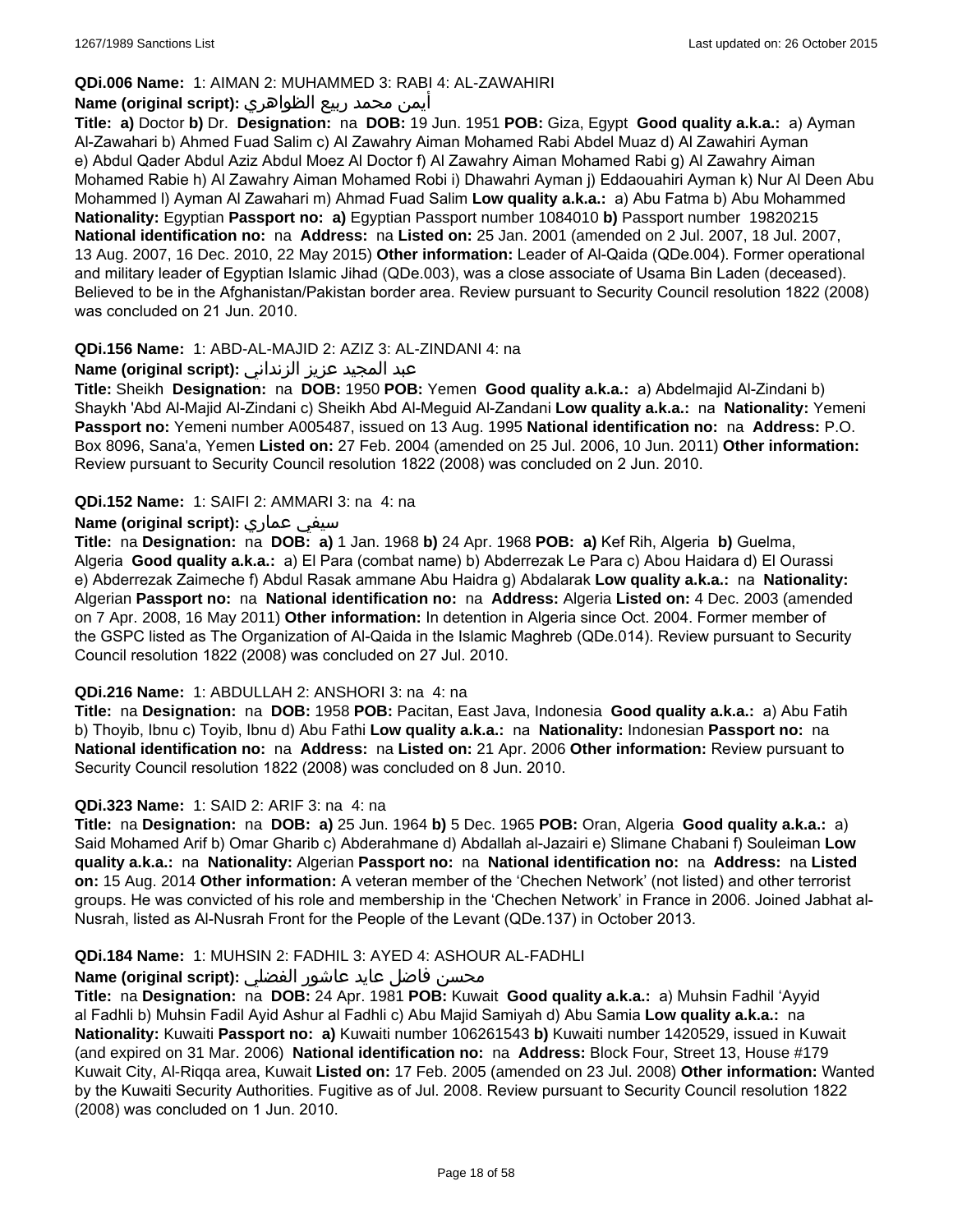**QDi.006 Name:** 1: AIMAN 2: MUHAMMED 3: RABI 4: AL-ZAWAHIRI

**Name (original script):** أيمن محمد ربيع الظواهري

**Title:** **a)** Doctor **b)** Dr. **Designation:** na **DOB:** 19 Jun. 1951 **POB:** Giza, Egypt **Good quality a.k.a.:** a) Ayman Al-Zawahari b) Ahmed Fuad Salim c) Al Zawahry Aiman Mohamed Rabi Abdel Muaz d) Al Zawahiri Ayman e) Abdul Qader Abdul Aziz Abdul Moez Al Doctor f) Al Zawahry Aiman Mohamed Rabi g) Al Zawahry Aiman Mohamed Rabie h) Al Zawahry Aiman Mohamed Robi i) Dhawahri Ayman j) Eddaouahiri Ayman k) Nur Al Deen Abu Mohammed l) Ayman Al Zawahari m) Ahmad Fuad Salim **Low quality a.k.a.:** a) Abu Fatma b) Abu Mohammed **Nationality:** Egyptian **Passport no:** **a)** Egyptian Passport number 1084010 **b)** Passport number 19820215 **National identification no:** na **Address:** na **Listed on:** 25 Jan. 2001 (amended on 2 Jul. 2007, 18 Jul. 2007, 13 Aug. 2007, 16 Dec. 2010, 22 May 2015) **Other information:** Leader of Al-Qaida (QDe.004). Former operational and military leader of Egyptian Islamic Jihad (QDe.003), was a close associate of Usama Bin Laden (deceased). Believed to be in the Afghanistan/Pakistan border area. Review pursuant to Security Council resolution 1822 (2008) was concluded on 21 Jun. 2010.

**QDi.156 Name:** 1: ABD-AL-MAJID 2: AZIZ 3: AL-ZINDANI 4: na

**Name (original script):** عبد المجيد عزيز الزنداني

**Title:** Sheikh **Designation:** na **DOB:** 1950 **POB:** Yemen **Good quality a.k.a.:** a) Abdelmajid Al-Zindani b) Shaykh 'Abd Al-Majid Al-Zindani c) Sheikh Abd Al-Meguid Al-Zandani **Low quality a.k.a.:** na **Nationality:** Yemeni **Passport no:** Yemeni number A005487, issued on 13 Aug. 1995 **National identification no:** na **Address:** P.O. Box 8096, Sana'a, Yemen **Listed on:** 27 Feb. 2004 (amended on 25 Jul. 2006, 10 Jun. 2011) **Other information:** Review pursuant to Security Council resolution 1822 (2008) was concluded on 2 Jun. 2010.

**QDi.152 Name:** 1: SAIFI 2: AMMARI 3: na 4: na

**Name (original script):** سيفي عماري

**Title:** na **Designation:** na **DOB:** **a)** 1 Jan. 1968 **b)** 24 Apr. 1968 **POB:** **a)** Kef Rih, Algeria **b)** Guelma, Algeria **Good quality a.k.a.:** a) El Para (combat name) b) Abderrezak Le Para c) Abou Haidara d) El Ourassi e) Abderrezak Zaimeche f) Abdul Rasak ammane Abu Haidra g) Abdalarak **Low quality a.k.a.:** na **Nationality:** Algerian **Passport no:** na **National identification no:** na **Address:** Algeria **Listed on:** 4 Dec. 2003 (amended on 7 Apr. 2008, 16 May 2011) **Other information:** In detention in Algeria since Oct. 2004. Former member of the GSPC listed as The Organization of Al-Qaida in the Islamic Maghreb (QDe.014). Review pursuant to Security Council resolution 1822 (2008) was concluded on 27 Jul. 2010.

**QDi.216 Name:** 1: ABDULLAH 2: ANSHORI 3: na 4: na

**Title:** na **Designation:** na **DOB:** 1958 **POB:** Pacitan, East Java, Indonesia **Good quality a.k.a.:** a) Abu Fatih b) Thoyib, Ibnu c) Toyib, Ibnu d) Abu Fathi **Low quality a.k.a.:** na **Nationality:** Indonesian **Passport no:** na **National identification no:** na **Address:** na **Listed on:** 21 Apr. 2006 **Other information:** Review pursuant to Security Council resolution 1822 (2008) was concluded on 8 Jun. 2010.

**QDi.323 Name:** 1: SAID 2: ARIF 3: na 4: na

**Title:** na **Designation:** na **DOB:** **a)** 25 Jun. 1964 **b)** 5 Dec. 1965 **POB:** Oran, Algeria **Good quality a.k.a.:** a) Said Mohamed Arif b) Omar Gharib c) Abderahmane d) Abdallah al-Jazairi e) Slimane Chabani f) Souleiman **Low quality a.k.a.:** na **Nationality:** Algerian **Passport no:** na **National identification no:** na **Address:** na **Listed on:** 15 Aug. 2014 **Other information:** A veteran member of the 'Chechen Network' (not listed) and other terrorist groups. He was convicted of his role and membership in the 'Chechen Network' in France in 2006. Joined Jabhat al-Nusrah, listed as Al-Nusrah Front for the People of the Levant (QDe.137) in October 2013.

**QDi.184 Name:** 1: MUHSIN 2: FADHIL 3: AYED 4: ASHOUR AL-FADHLI

**Name (original script):** محسن فاضل عايد عاشور الفضلي

**Title:** na **Designation:** na **DOB:** 24 Apr. 1981 **POB:** Kuwait **Good quality a.k.a.:** a) Muhsin Fadhil 'Ayyid al Fadhli b) Muhsin Fadil Ayid Ashur al Fadhli c) Abu Majid Samiyah d) Abu Samia **Low quality a.k.a.:** na **Nationality:** Kuwaiti **Passport no:** **a)** Kuwaiti number 106261543 **b)** Kuwaiti number 1420529, issued in Kuwait (and expired on 31 Mar. 2006) **National identification no:** na **Address:** Block Four, Street 13, House #179 Kuwait City, Al-Riqqa area, Kuwait **Listed on:** 17 Feb. 2005 (amended on 23 Jul. 2008) **Other information:** Wanted by the Kuwaiti Security Authorities. Fugitive as of Jul. 2008. Review pursuant to Security Council resolution 1822 (2008) was concluded on 1 Jun. 2010.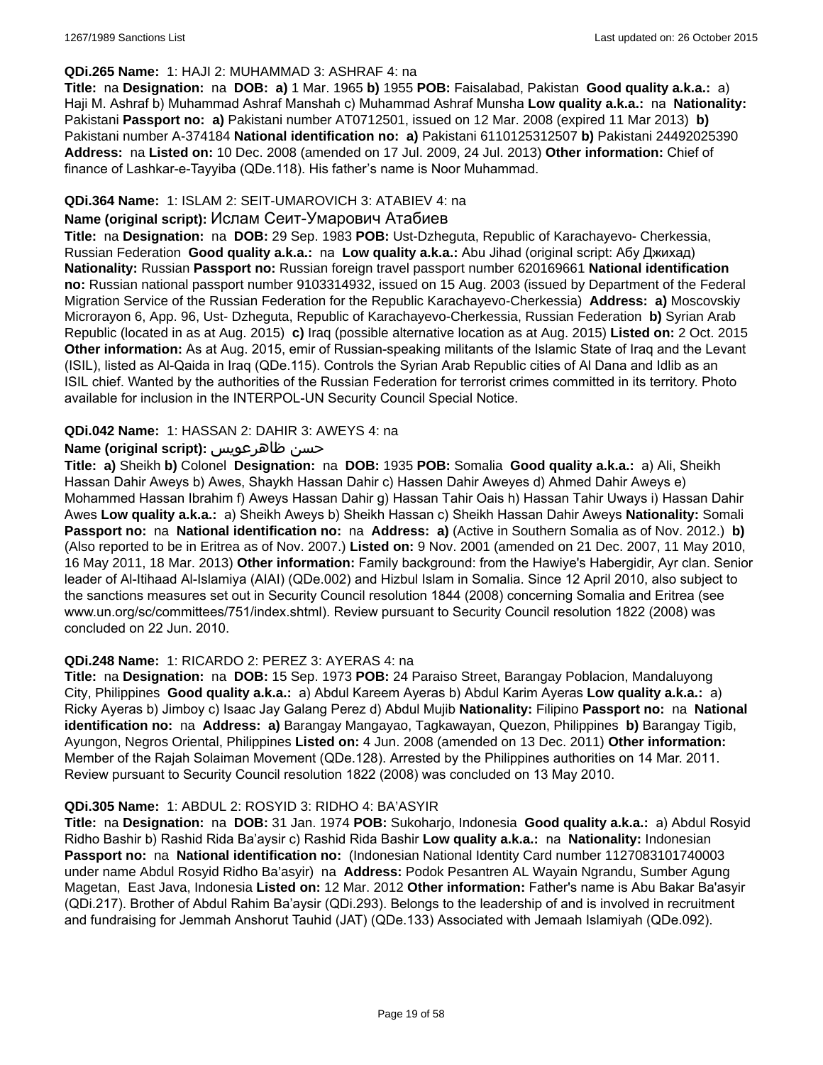**QDi.265 Name:** 1: HAJI 2: MUHAMMAD 3: ASHRAF 4: na

**Title:** na **Designation:** na **DOB:** **a)** 1 Mar. 1965 **b)** 1955 **POB:** Faisalabad, Pakistan **Good quality a.k.a.:** a) Haji M. Ashraf b) Muhammad Ashraf Manshah c) Muhammad Ashraf Munsha **Low quality a.k.a.:** na **Nationality:** Pakistani **Passport no:** **a)** Pakistani number AT0712501, issued on 12 Mar. 2008 (expired 11 Mar 2013) **b)** Pakistani number A-374184 **National identification no:** **a)** Pakistani 6110125312507 **b)** Pakistani 24492025390 **Address:** na **Listed on:** 10 Dec. 2008 (amended on 17 Jul. 2009, 24 Jul. 2013) **Other information:** Chief of finance of Lashkar-e-Tayyiba (QDe.118). His father's name is Noor Muhammad.

**QDi.364 Name:** 1: ISLAM 2: SEIT-UMAROVICH 3: ATABIEV 4: na

**Name (original script):** Ислам Сеит-Умарович Атабиев

**Title:** na **Designation:** na **DOB:** 29 Sep. 1983 **POB:** Ust-Dzheguta, Republic of Karachayevo- Cherkessia, Russian Federation **Good quality a.k.a.:** na **Low quality a.k.a.:** Abu Jihad (original script: Абу Джихад) **Nationality:** Russian **Passport no:** Russian foreign travel passport number 620169661 **National identification no:** Russian national passport number 9103314932, issued on 15 Aug. 2003 (issued by Department of the Federal Migration Service of the Russian Federation for the Republic Karachayevo-Cherkessia) **Address:** **a)** Moscovskiy Microrayon 6, App. 96, Ust- Dzheguta, Republic of Karachayevo-Cherkessia, Russian Federation **b)** Syrian Arab Republic (located in as at Aug. 2015) **c)** Iraq (possible alternative location as at Aug. 2015) **Listed on:** 2 Oct. 2015 **Other information:** As at Aug. 2015, emir of Russian-speaking militants of the Islamic State of Iraq and the Levant (ISIL), listed as Al-Qaida in Iraq (QDe.115). Controls the Syrian Arab Republic cities of Al Dana and Idlib as an ISIL chief. Wanted by the authorities of the Russian Federation for terrorist crimes committed in its territory. Photo available for inclusion in the INTERPOL-UN Security Council Special Notice.

**QDi.042 Name:** 1: HASSAN 2: DAHIR 3: AWEYS 4: na

**Name (original script):** حسن ظاهرعويس

**Title:** **a)** Sheikh **b)** Colonel **Designation:** na **DOB:** 1935 **POB:** Somalia **Good quality a.k.a.:** a) Ali, Sheikh Hassan Dahir Aweys b) Awes, Shaykh Hassan Dahir c) Hassen Dahir Aweyes d) Ahmed Dahir Aweys e) Mohammed Hassan Ibrahim f) Aweys Hassan Dahir g) Hassan Tahir Oais h) Hassan Tahir Uways i) Hassan Dahir Awes **Low quality a.k.a.:** a) Sheikh Aweys b) Sheikh Hassan c) Sheikh Hassan Dahir Aweys **Nationality:** Somali **Passport no:** na **National identification no:** na **Address:** **a)** (Active in Southern Somalia as of Nov. 2012.) **b)** (Also reported to be in Eritrea as of Nov. 2007.) **Listed on:** 9 Nov. 2001 (amended on 21 Dec. 2007, 11 May 2010, 16 May 2011, 18 Mar. 2013) **Other information:** Family background: from the Hawiye's Habergidir, Ayr clan. Senior leader of Al-Itihaad Al-Islamiya (AIAI) (QDe.002) and Hizbul Islam in Somalia. Since 12 April 2010, also subject to the sanctions measures set out in Security Council resolution 1844 (2008) concerning Somalia and Eritrea (see www.un.org/sc/committees/751/index.shtml). Review pursuant to Security Council resolution 1822 (2008) was concluded on 22 Jun. 2010.

**QDi.248 Name:** 1: RICARDO 2: PEREZ 3: AYERAS 4: na

**Title:** na **Designation:** na **DOB:** 15 Sep. 1973 **POB:** 24 Paraiso Street, Barangay Poblacion, Mandaluyong City, Philippines **Good quality a.k.a.:** a) Abdul Kareem Ayeras b) Abdul Karim Ayeras **Low quality a.k.a.:** a) Ricky Ayeras b) Jimboy c) Isaac Jay Galang Perez d) Abdul Mujib **Nationality:** Filipino **Passport no:** na **National identification no:** na **Address:** **a)** Barangay Mangayao, Tagkawayan, Quezon, Philippines **b)** Barangay Tigib, Ayungon, Negros Oriental, Philippines **Listed on:** 4 Jun. 2008 (amended on 13 Dec. 2011) **Other information:** Member of the Rajah Solaiman Movement (QDe.128). Arrested by the Philippines authorities on 14 Mar. 2011. Review pursuant to Security Council resolution 1822 (2008) was concluded on 13 May 2010.

**QDi.305 Name:** 1: ABDUL 2: ROSYID 3: RIDHO 4: BA'ASYIR

**Title:** na **Designation:** na **DOB:** 31 Jan. 1974 **POB:** Sukoharjo, Indonesia **Good quality a.k.a.:** a) Abdul Rosyid Ridho Bashir b) Rashid Rida Ba'aysir c) Rashid Rida Bashir **Low quality a.k.a.:** na **Nationality:** Indonesian **Passport no:** na **National identification no:** (Indonesian National Identity Card number 1127083101740003 under name Abdul Rosyid Ridho Ba'asyir) na **Address:** Podok Pesantren AL Wayain Ngrandu, Sumber Agung Magetan, East Java, Indonesia **Listed on:** 12 Mar. 2012 **Other information:** Father's name is Abu Bakar Ba'asyir (QDi.217). Brother of Abdul Rahim Ba'aysir (QDi.293). Belongs to the leadership of and is involved in recruitment and fundraising for Jemmah Anshorut Tauhid (JAT) (QDe.133) Associated with Jemaah Islamiyah (QDe.092).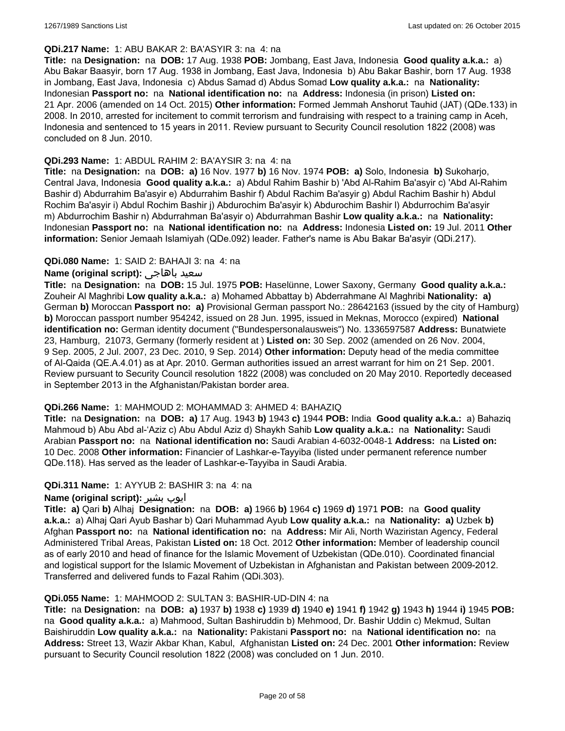**QDi.217 Name:** 1: ABU BAKAR 2: BA'ASYIR 3: na 4: na

**Title:** na **Designation:** na **DOB:** 17 Aug. 1938 **POB:** Jombang, East Java, Indonesia **Good quality a.k.a.:** a) Abu Bakar Baasyir, born 17 Aug. 1938 in Jombang, East Java, Indonesia b) Abu Bakar Bashir, born 17 Aug. 1938 in Jombang, East Java, Indonesia c) Abdus Samad d) Abdus Somad **Low quality a.k.a.:** na **Nationality:** Indonesian **Passport no:** na **National identification no:** na **Address:** Indonesia (in prison) **Listed on:** 21 Apr. 2006 (amended on 14 Oct. 2015) **Other information:** Formed Jemmah Anshorut Tauhid (JAT) (QDe.133) in 2008. In 2010, arrested for incitement to commit terrorism and fundraising with respect to a training camp in Aceh, Indonesia and sentenced to 15 years in 2011. Review pursuant to Security Council resolution 1822 (2008) was concluded on 8 Jun. 2010.

**QDi.293 Name:** 1: ABDUL RAHIM 2: BA'AYSIR 3: na 4: na

**Title:** na **Designation:** na **DOB:** **a)** 16 Nov. 1977 **b)** 16 Nov. 1974 **POB:** **a)** Solo, Indonesia **b)** Sukoharjo, Central Java, Indonesia **Good quality a.k.a.:** a) Abdul Rahim Bashir b) 'Abd Al-Rahim Ba'asyir c) 'Abd Al-Rahim Bashir d) Abdurrahim Ba'asyir e) Abdurrahim Bashir f) Abdul Rachim Ba'asyir g) Abdul Rachim Bashir h) Abdul Rochim Ba'asyir i) Abdul Rochim Bashir j) Abdurochim Ba'asyir k) Abdurochim Bashir l) Abdurrochim Ba'asyir m) Abdurrochim Bashir n) Abdurrahman Ba'asyir o) Abdurrahman Bashir **Low quality a.k.a.:** na **Nationality:** Indonesian **Passport no:** na **National identification no:** na **Address:** Indonesia **Listed on:** 19 Jul. 2011 **Other information:** Senior Jemaah Islamiyah (QDe.092) leader. Father's name is Abu Bakar Ba'asyir (QDi.217).

**QDi.080 Name:** 1: SAID 2: BAHAJI 3: na 4: na

**Name (original script):** سعيد باهاجى

**Title:** na **Designation:** na **DOB:** 15 Jul. 1975 **POB:** Haselünne, Lower Saxony, Germany **Good quality a.k.a.:** Zouheir Al Maghribi **Low quality a.k.a.:** a) Mohamed Abbattay b) Abderrahmane Al Maghribi **Nationality:** **a)** German **b)** Moroccan **Passport no:** **a)** Provisional German passport No.: 28642163 (issued by the city of Hamburg) **b)** Moroccan passport number 954242, issued on 28 Jun. 1995, issued in Meknas, Morocco (expired) **National identification no:** German identity document ("Bundespersonalausweis") No. 1336597587 **Address:** Bunatwiete 23, Hamburg, 21073, Germany (formerly resident at ) **Listed on:** 30 Sep. 2002 (amended on 26 Nov. 2004, 9 Sep. 2005, 2 Jul. 2007, 23 Dec. 2010, 9 Sep. 2014) **Other information:** Deputy head of the media committee of Al-Qaida (QE.A.4.01) as at Apr. 2010. German authorities issued an arrest warrant for him on 21 Sep. 2001. Review pursuant to Security Council resolution 1822 (2008) was concluded on 20 May 2010. Reportedly deceased in September 2013 in the Afghanistan/Pakistan border area.

**QDi.266 Name:** 1: MAHMOUD 2: MOHAMMAD 3: AHMED 4: BAHAZIQ

**Title:** na **Designation:** na **DOB:** **a)** 17 Aug. 1943 **b)** 1943 **c)** 1944 **POB:** India **Good quality a.k.a.:** a) Bahaziq Mahmoud b) Abu Abd al-'Aziz c) Abu Abdul Aziz d) Shaykh Sahib **Low quality a.k.a.:** na **Nationality:** Saudi Arabian **Passport no:** na **National identification no:** Saudi Arabian 4-6032-0048-1 **Address:** na **Listed on:** 10 Dec. 2008 **Other information:** Financier of Lashkar-e-Tayyiba (listed under permanent reference number QDe.118). Has served as the leader of Lashkar-e-Tayyiba in Saudi Arabia.

**QDi.311 Name:** 1: AYYUB 2: BASHIR 3: na 4: na

**Name (original script):** ايوب بشير

**Title:** **a)** Qari **b)** Alhaj **Designation:** na **DOB:** **a)** 1966 **b)** 1964 **c)** 1969 **d)** 1971 **POB:** na **Good quality a.k.a.:** a) Alhaj Qari Ayub Bashar b) Qari Muhammad Ayub **Low quality a.k.a.:** na **Nationality:** **a)** Uzbek **b)** Afghan **Passport no:** na **National identification no:** na **Address:** Mir Ali, North Waziristan Agency, Federal Administered Tribal Areas, Pakistan **Listed on:** 18 Oct. 2012 **Other information:** Member of leadership council as of early 2010 and head of finance for the Islamic Movement of Uzbekistan (QDe.010). Coordinated financial and logistical support for the Islamic Movement of Uzbekistan in Afghanistan and Pakistan between 2009-2012. Transferred and delivered funds to Fazal Rahim (QDi.303).

**QDi.055 Name:** 1: MAHMOOD 2: SULTAN 3: BASHIR-UD-DIN 4: na

**Title:** na **Designation:** na **DOB:** **a)** 1937 **b)** 1938 **c)** 1939 **d)** 1940 **e)** 1941 **f)** 1942 **g)** 1943 **h)** 1944 **i)** 1945 **POB:** na **Good quality a.k.a.:** a) Mahmood, Sultan Bashiruddin b) Mehmood, Dr. Bashir Uddin c) Mekmud, Sultan Baishiruddin **Low quality a.k.a.:** na **Nationality:** Pakistani **Passport no:** na **National identification no:** na **Address:** Street 13, Wazir Akbar Khan, Kabul, Afghanistan **Listed on:** 24 Dec. 2001 **Other information:** Review pursuant to Security Council resolution 1822 (2008) was concluded on 1 Jun. 2010.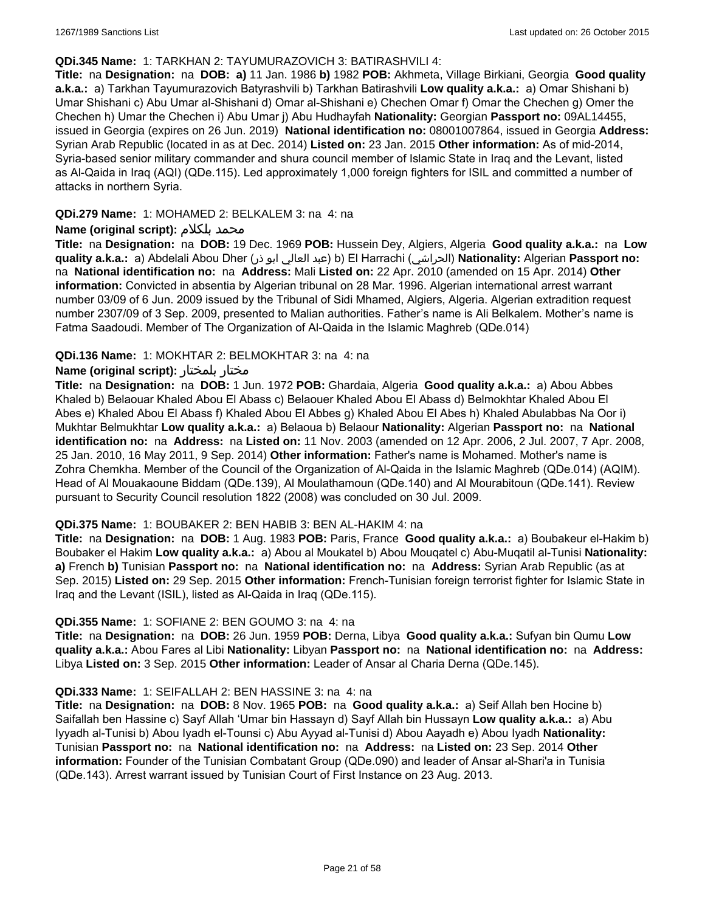**QDi.345 Name:** 1: TARKHAN 2: TAYUMURAZOVICH 3: BATIRASHVILI 4:

**Title:** na **Designation:** na **DOB:** **a)** 11 Jan. 1986 **b)** 1982 **POB:** Akhmeta, Village Birkiani, Georgia **Good quality a.k.a.:** a) Tarkhan Tayumurazovich Batyrashvili b) Tarkhan Batirashvili **Low quality a.k.a.:** a) Omar Shishani b) Umar Shishani c) Abu Umar al-Shishani d) Omar al-Shishani e) Chechen Omar f) Omar the Chechen g) Omer the Chechen h) Umar the Chechen i) Abu Umar j) Abu Hudhayfah **Nationality:** Georgian **Passport no:** 09AL14455, issued in Georgia (expires on 26 Jun. 2019) **National identification no:** 08001007864, issued in Georgia **Address:** Syrian Arab Republic (located in as at Dec. 2014) **Listed on:** 23 Jan. 2015 **Other information:** As of mid-2014, Syria-based senior military commander and shura council member of Islamic State in Iraq and the Levant, listed as Al-Qaida in Iraq (AQI) (QDe.115). Led approximately 1,000 foreign fighters for ISIL and committed a number of attacks in northern Syria.

**QDi.279 Name:** 1: MOHAMED 2: BELKALEM 3: na 4: na

**Name (original script):** محمد بلكلام

**Title:** na **Designation:** na **DOB:** 19 Dec. 1969 **POB:** Hussein Dey, Algiers, Algeria **Good quality a.k.a.:** na **Low quality a.k.a.:** a) Abdelali Abou Dher (عبد العالي ابو ذر) b) El Harrachi (الحراشي) **Nationality:** Algerian **Passport no:** na **National identification no:** na **Address:** Mali **Listed on:** 22 Apr. 2010 (amended on 15 Apr. 2014) **Other information:** Convicted in absentia by Algerian tribunal on 28 Mar. 1996. Algerian international arrest warrant number 03/09 of 6 Jun. 2009 issued by the Tribunal of Sidi Mhamed, Algiers, Algeria. Algerian extradition request number 2307/09 of 3 Sep. 2009, presented to Malian authorities. Father's name is Ali Belkalem. Mother's name is Fatma Saadoudi. Member of The Organization of Al-Qaida in the Islamic Maghreb (QDe.014)

**QDi.136 Name:** 1: MOKHTAR 2: BELMOKHTAR 3: na 4: na

**Name (original script):** مختار بلمختار

**Title:** na **Designation:** na **DOB:** 1 Jun. 1972 **POB:** Ghardaia, Algeria **Good quality a.k.a.:** a) Abou Abbes Khaled b) Belaouar Khaled Abou El Abass c) Belaouer Khaled Abou El Abass d) Belmokhtar Khaled Abou El Abes e) Khaled Abou El Abass f) Khaled Abou El Abbes g) Khaled Abou El Abes h) Khaled Abulabbas Na Oor i) Mukhtar Belmukhtar **Low quality a.k.a.:** a) Belaoua b) Belaour **Nationality:** Algerian **Passport no:** na **National identification no:** na **Address:** na **Listed on:** 11 Nov. 2003 (amended on 12 Apr. 2006, 2 Jul. 2007, 7 Apr. 2008, 25 Jan. 2010, 16 May 2011, 9 Sep. 2014) **Other information:** Father's name is Mohamed. Mother's name is Zohra Chemkha. Member of the Council of the Organization of Al-Qaida in the Islamic Maghreb (QDe.014) (AQIM). Head of Al Mouakaoune Biddam (QDe.139), Al Moulathamoun (QDe.140) and Al Mourabitoun (QDe.141). Review pursuant to Security Council resolution 1822 (2008) was concluded on 30 Jul. 2009.

**QDi.375 Name:** 1: BOUBAKER 2: BEN HABIB 3: BEN AL-HAKIM 4: na

**Title:** na **Designation:** na **DOB:** 1 Aug. 1983 **POB:** Paris, France **Good quality a.k.a.:** a) Boubakeur el-Hakim b) Boubaker el Hakim **Low quality a.k.a.:** a) Abou al Moukatel b) Abou Mouqatel c) Abu-Muqatil al-Tunisi **Nationality:** **a)** French **b)** Tunisian **Passport no:** na **National identification no:** na **Address:** Syrian Arab Republic (as at Sep. 2015) **Listed on:** 29 Sep. 2015 **Other information:** French-Tunisian foreign terrorist fighter for Islamic State in Iraq and the Levant (ISIL), listed as Al-Qaida in Iraq (QDe.115).

**QDi.355 Name:** 1: SOFIANE 2: BEN GOUMO 3: na 4: na

**Title:** na **Designation:** na **DOB:** 26 Jun. 1959 **POB:** Derna, Libya **Good quality a.k.a.:** Sufyan bin Qumu **Low quality a.k.a.:** Abou Fares al Libi **Nationality:** Libyan **Passport no:** na **National identification no:** na **Address:** Libya **Listed on:** 3 Sep. 2015 **Other information:** Leader of Ansar al Charia Derna (QDe.145).

**QDi.333 Name:** 1: SEIFALLAH 2: BEN HASSINE 3: na 4: na

**Title:** na **Designation:** na **DOB:** 8 Nov. 1965 **POB:** na **Good quality a.k.a.:** a) Seif Allah ben Hocine b) Saifallah ben Hassine c) Sayf Allah 'Umar bin Hassayn d) Sayf Allah bin Hussayn **Low quality a.k.a.:** a) Abu Iyyadh al-Tunisi b) Abou Iyadh el-Tounsi c) Abu Ayyad al-Tunisi d) Abou Aayadh e) Abou Iyadh **Nationality:** Tunisian **Passport no:** na **National identification no:** na **Address:** na **Listed on:** 23 Sep. 2014 **Other information:** Founder of the Tunisian Combatant Group (QDe.090) and leader of Ansar al-Shari'a in Tunisia (QDe.143). Arrest warrant issued by Tunisian Court of First Instance on 23 Aug. 2013.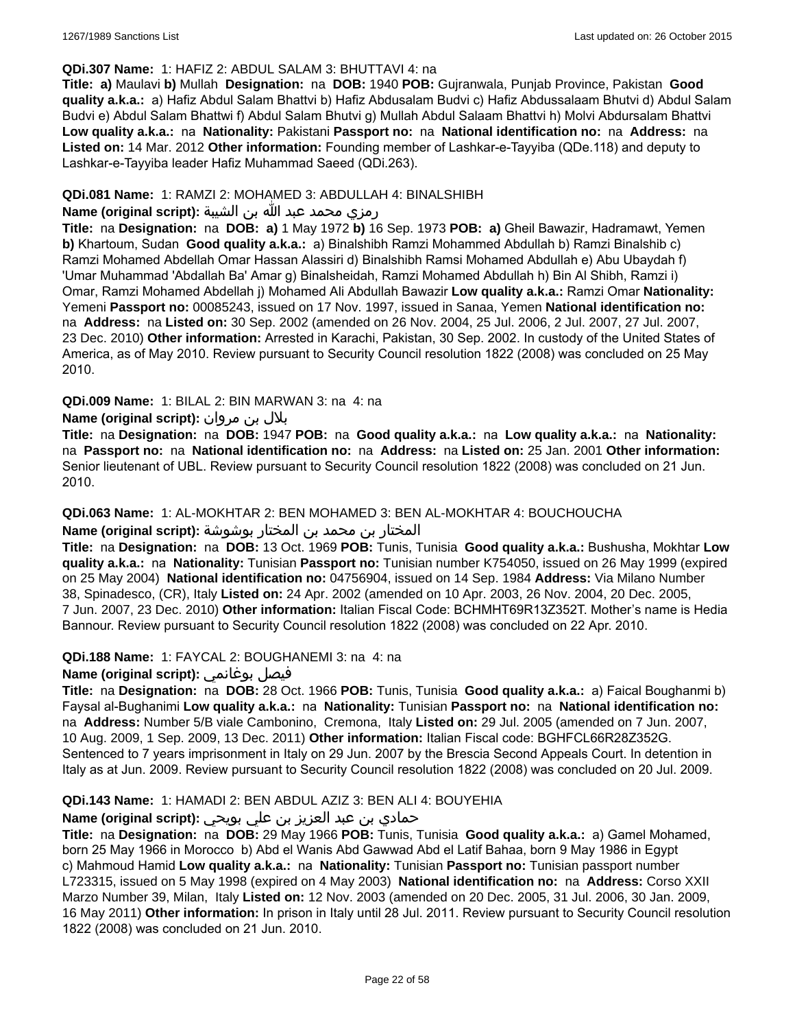**QDi.307 Name:** 1: HAFIZ 2: ABDUL SALAM 3: BHUTTAVI 4: na

**Title:** **a)** Maulavi **b)** Mullah **Designation:** na **DOB:** 1940 **POB:** Gujranwala, Punjab Province, Pakistan **Good quality a.k.a.:** a) Hafiz Abdul Salam Bhattvi b) Hafiz Abdusalam Budvi c) Hafiz Abdussalaam Bhutvi d) Abdul Salam Budvi e) Abdul Salam Bhattwi f) Abdul Salam Bhutvi g) Mullah Abdul Salaam Bhattvi h) Molvi Abdursalam Bhattvi **Low quality a.k.a.:** na **Nationality:** Pakistani **Passport no:** na **National identification no:** na **Address:** na **Listed on:** 14 Mar. 2012 **Other information:** Founding member of Lashkar-e-Tayyiba (QDe.118) and deputy to Lashkar-e-Tayyiba leader Hafiz Muhammad Saeed (QDi.263).

**QDi.081 Name:** 1: RAMZI 2: MOHAMED 3: ABDULLAH 4: BINALSHIBH

**Name (original script):** رمزي محمد عبد الله بن الشيبة

**Title:** na **Designation:** na **DOB:** **a)** 1 May 1972 **b)** 16 Sep. 1973 **POB:** **a)** Gheil Bawazir, Hadramawt, Yemen **b)** Khartoum, Sudan **Good quality a.k.a.:** a) Binalshibh Ramzi Mohammed Abdullah b) Ramzi Binalshib c) Ramzi Mohamed Abdellah Omar Hassan Alassiri d) Binalshibh Ramsi Mohamed Abdullah e) Abu Ubaydah f) 'Umar Muhammad 'Abdallah Ba' Amar g) Binalsheidah, Ramzi Mohamed Abdullah h) Bin Al Shibh, Ramzi i) Omar, Ramzi Mohamed Abdellah j) Mohamed Ali Abdullah Bawazir **Low quality a.k.a.:** Ramzi Omar **Nationality:** Yemeni **Passport no:** 00085243, issued on 17 Nov. 1997, issued in Sanaa, Yemen **National identification no:** na **Address:** na **Listed on:** 30 Sep. 2002 (amended on 26 Nov. 2004, 25 Jul. 2006, 2 Jul. 2007, 27 Jul. 2007, 23 Dec. 2010) **Other information:** Arrested in Karachi, Pakistan, 30 Sep. 2002. In custody of the United States of America, as of May 2010. Review pursuant to Security Council resolution 1822 (2008) was concluded on 25 May 2010.

**QDi.009 Name:** 1: BILAL 2: BIN MARWAN 3: na 4: na

**Name (original script):** بلال بن مروان

**Title:** na **Designation:** na **DOB:** 1947 **POB:** na **Good quality a.k.a.:** na **Low quality a.k.a.:** na **Nationality:** na **Passport no:** na **National identification no:** na **Address:** na **Listed on:** 25 Jan. 2001 **Other information:** Senior lieutenant of UBL. Review pursuant to Security Council resolution 1822 (2008) was concluded on 21 Jun. 2010.

**QDi.063 Name:** 1: AL-MOKHTAR 2: BEN MOHAMED 3: BEN AL-MOKHTAR 4: BOUCHOUCHA

**Name (original script):** المختار بن محمد بن المختار بوشوشة

**Title:** na **Designation:** na **DOB:** 13 Oct. 1969 **POB:** Tunis, Tunisia **Good quality a.k.a.:** Bushusha, Mokhtar **Low quality a.k.a.:** na **Nationality:** Tunisian **Passport no:** Tunisian number K754050, issued on 26 May 1999 (expired on 25 May 2004) **National identification no:** 04756904, issued on 14 Sep. 1984 **Address:** Via Milano Number 38, Spinadesco, (CR), Italy **Listed on:** 24 Apr. 2002 (amended on 10 Apr. 2003, 26 Nov. 2004, 20 Dec. 2005, 7 Jun. 2007, 23 Dec. 2010) **Other information:** Italian Fiscal Code: BCHMHT69R13Z352T. Mother's name is Hedia Bannour. Review pursuant to Security Council resolution 1822 (2008) was concluded on 22 Apr. 2010.

**QDi.188 Name:** 1: FAYCAL 2: BOUGHANEMI 3: na 4: na

**Name (original script):** فيصل بوغانمي

**Title:** na **Designation:** na **DOB:** 28 Oct. 1966 **POB:** Tunis, Tunisia **Good quality a.k.a.:** a) Faical Boughanmi b) Faysal al-Bughanimi **Low quality a.k.a.:** na **Nationality:** Tunisian **Passport no:** na **National identification no:** na **Address:** Number 5/B viale Cambonino, Cremona, Italy **Listed on:** 29 Jul. 2005 (amended on 7 Jun. 2007, 10 Aug. 2009, 1 Sep. 2009, 13 Dec. 2011) **Other information:** Italian Fiscal code: BGHFCL66R28Z352G. Sentenced to 7 years imprisonment in Italy on 29 Jun. 2007 by the Brescia Second Appeals Court. In detention in Italy as at Jun. 2009. Review pursuant to Security Council resolution 1822 (2008) was concluded on 20 Jul. 2009.

**QDi.143 Name:** 1: HAMADI 2: BEN ABDUL AZIZ 3: BEN ALI 4: BOUYEHIA

**Name (original script):** حمادي بن عبد العزيز بن علي بويحي

**Title:** na **Designation:** na **DOB:** 29 May 1966 **POB:** Tunis, Tunisia **Good quality a.k.a.:** a) Gamel Mohamed, born 25 May 1966 in Morocco b) Abd el Wanis Abd Gawwad Abd el Latif Bahaa, born 9 May 1986 in Egypt c) Mahmoud Hamid **Low quality a.k.a.:** na **Nationality:** Tunisian **Passport no:** Tunisian passport number L723315, issued on 5 May 1998 (expired on 4 May 2003) **National identification no:** na **Address:** Corso XXII Marzo Number 39, Milan, Italy **Listed on:** 12 Nov. 2003 (amended on 20 Dec. 2005, 31 Jul. 2006, 30 Jan. 2009, 16 May 2011) **Other information:** In prison in Italy until 28 Jul. 2011. Review pursuant to Security Council resolution 1822 (2008) was concluded on 21 Jun. 2010.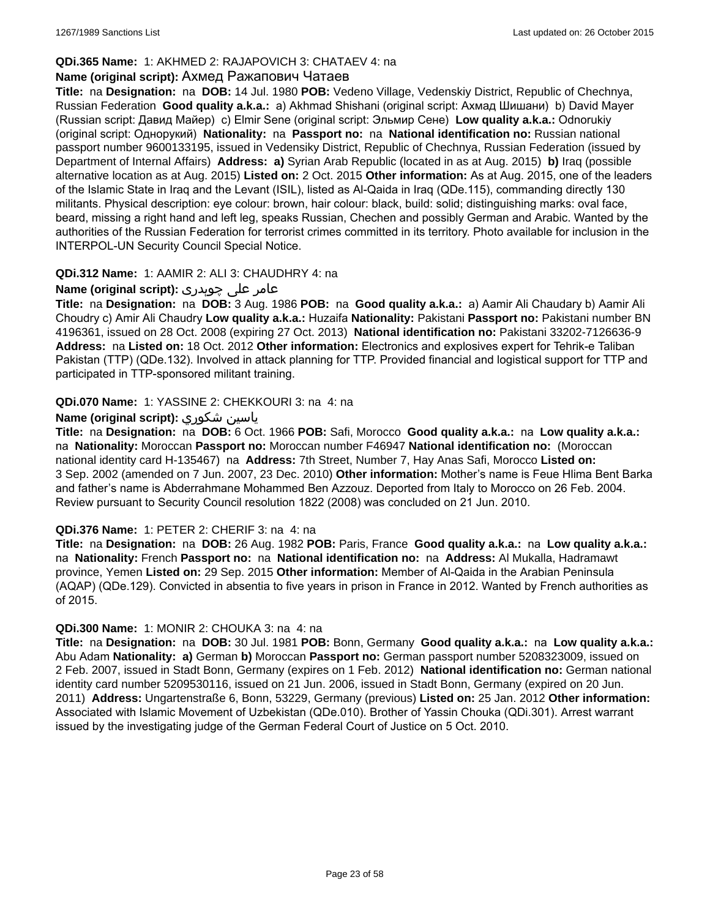**QDi.365 Name:** 1: AKHMED 2: RAJAPOVICH 3: CHATAEV 4: na

**Name (original script):** Ахмед Ражапович Чатаев

**Title:** na **Designation:** na **DOB:** 14 Jul. 1980 **POB:** Vedeno Village, Vedenskiy District, Republic of Chechnya, Russian Federation **Good quality a.k.a.:** a) Akhmad Shishani (original script: Ахмад Шишани) b) David Mayer (Russian script: Давид Майер) c) Elmir Sene (original script: Эльмир Сене) **Low quality a.k.a.:** Odnorukiy (original script: Однорукий) **Nationality:** na **Passport no:** na **National identification no:** Russian national passport number 9600133195, issued in Vedensiky District, Republic of Chechnya, Russian Federation (issued by Department of Internal Affairs) **Address:** **a)** Syrian Arab Republic (located in as at Aug. 2015) **b)** Iraq (possible alternative location as at Aug. 2015) **Listed on:** 2 Oct. 2015 **Other information:** As at Aug. 2015, one of the leaders of the Islamic State in Iraq and the Levant (ISIL), listed as Al-Qaida in Iraq (QDe.115), commanding directly 130 militants. Physical description: eye colour: brown, hair colour: black, build: solid; distinguishing marks: oval face, beard, missing a right hand and left leg, speaks Russian, Chechen and possibly German and Arabic. Wanted by the authorities of the Russian Federation for terrorist crimes committed in its territory. Photo available for inclusion in the INTERPOL-UN Security Council Special Notice.

**QDi.312 Name:** 1: AAMIR 2: ALI 3: CHAUDHRY 4: na

**Name (original script):** عامر علی چوہدری

**Title:** na **Designation:** na **DOB:** 3 Aug. 1986 **POB:** na **Good quality a.k.a.:** a) Aamir Ali Chaudary b) Aamir Ali Choudry c) Amir Ali Chaudry **Low quality a.k.a.:** Huzaifa **Nationality:** Pakistani **Passport no:** Pakistani number BN 4196361, issued on 28 Oct. 2008 (expiring 27 Oct. 2013) **National identification no:** Pakistani 33202-7126636-9 **Address:** na **Listed on:** 18 Oct. 2012 **Other information:** Electronics and explosives expert for Tehrik-e Taliban Pakistan (TTP) (QDe.132). Involved in attack planning for TTP. Provided financial and logistical support for TTP and participated in TTP-sponsored militant training.

**QDi.070 Name:** 1: YASSINE 2: CHEKKOURI 3: na 4: na

**Name (original script):** ياسين شكوري

**Title:** na **Designation:** na **DOB:** 6 Oct. 1966 **POB:** Safi, Morocco **Good quality a.k.a.:** na **Low quality a.k.a.:** na **Nationality:** Moroccan **Passport no:** Moroccan number F46947 **National identification no:** (Moroccan national identity card H-135467) na **Address:** 7th Street, Number 7, Hay Anas Safi, Morocco **Listed on:** 3 Sep. 2002 (amended on 7 Jun. 2007, 23 Dec. 2010) **Other information:** Mother's name is Feue Hlima Bent Barka and father's name is Abderrahmane Mohammed Ben Azzouz. Deported from Italy to Morocco on 26 Feb. 2004. Review pursuant to Security Council resolution 1822 (2008) was concluded on 21 Jun. 2010.

**QDi.376 Name:** 1: PETER 2: CHERIF 3: na 4: na

**Title:** na **Designation:** na **DOB:** 26 Aug. 1982 **POB:** Paris, France **Good quality a.k.a.:** na **Low quality a.k.a.:** na **Nationality:** French **Passport no:** na **National identification no:** na **Address:** Al Mukalla, Hadramawt province, Yemen **Listed on:** 29 Sep. 2015 **Other information:** Member of Al-Qaida in the Arabian Peninsula (AQAP) (QDe.129). Convicted in absentia to five years in prison in France in 2012. Wanted by French authorities as of 2015.

**QDi.300 Name:** 1: MONIR 2: CHOUKA 3: na 4: na

**Title:** na **Designation:** na **DOB:** 30 Jul. 1981 **POB:** Bonn, Germany **Good quality a.k.a.:** na **Low quality a.k.a.:** Abu Adam **Nationality:** **a)** German **b)** Moroccan **Passport no:** German passport number 5208323009, issued on 2 Feb. 2007, issued in Stadt Bonn, Germany (expires on 1 Feb. 2012) **National identification no:** German national identity card number 5209530116, issued on 21 Jun. 2006, issued in Stadt Bonn, Germany (expired on 20 Jun. 2011) **Address:** Ungartenstraße 6, Bonn, 53229, Germany (previous) **Listed on:** 25 Jan. 2012 **Other information:** Associated with Islamic Movement of Uzbekistan (QDe.010). Brother of Yassin Chouka (QDi.301). Arrest warrant issued by the investigating judge of the German Federal Court of Justice on 5 Oct. 2010.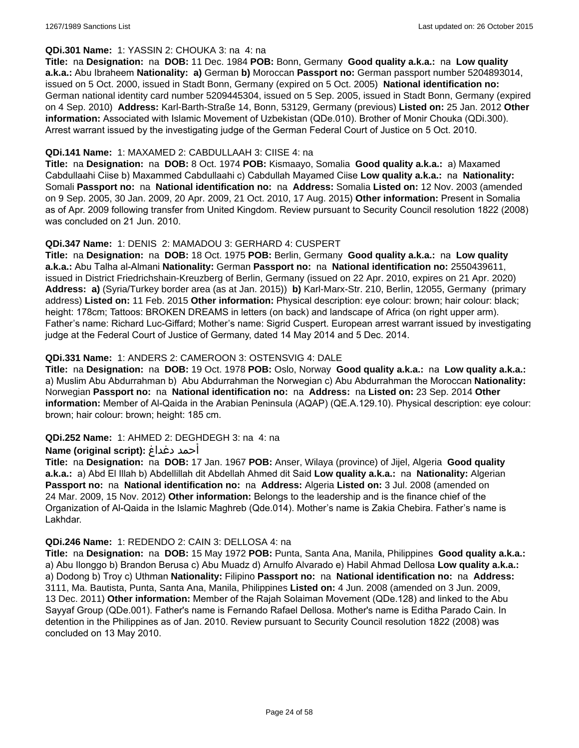**QDi.301 Name:** 1: YASSIN 2: CHOUKA 3: na 4: na

**Title:** na **Designation:** na **DOB:** 11 Dec. 1984 **POB:** Bonn, Germany **Good quality a.k.a.:** na **Low quality a.k.a.:** Abu Ibraheem **Nationality:** **a)** German **b)** Moroccan **Passport no:** German passport number 5204893014, issued on 5 Oct. 2000, issued in Stadt Bonn, Germany (expired on 5 Oct. 2005) **National identification no:** German national identity card number 5209445304, issued on 5 Sep. 2005, issued in Stadt Bonn, Germany (expired on 4 Sep. 2010) **Address:** Karl-Barth-Straße 14, Bonn, 53129, Germany (previous) **Listed on:** 25 Jan. 2012 **Other information:** Associated with Islamic Movement of Uzbekistan (QDe.010). Brother of Monir Chouka (QDi.300). Arrest warrant issued by the investigating judge of the German Federal Court of Justice on 5 Oct. 2010.

**QDi.141 Name:** 1: MAXAMED 2: CABDULLAAH 3: CIISE 4: na

**Title:** na **Designation:** na **DOB:** 8 Oct. 1974 **POB:** Kismaayo, Somalia **Good quality a.k.a.:** a) Maxamed Cabdullaahi Ciise b) Maxammed Cabdullaahi c) Cabdullah Mayamed Ciise **Low quality a.k.a.:** na **Nationality:** Somali **Passport no:** na **National identification no:** na **Address:** Somalia **Listed on:** 12 Nov. 2003 (amended on 9 Sep. 2005, 30 Jan. 2009, 20 Apr. 2009, 21 Oct. 2010, 17 Aug. 2015) **Other information:** Present in Somalia as of Apr. 2009 following transfer from United Kingdom. Review pursuant to Security Council resolution 1822 (2008) was concluded on 21 Jun. 2010.

**QDi.347 Name:** 1: DENIS 2: MAMADOU 3: GERHARD 4: CUSPERT

**Title:** na **Designation:** na **DOB:** 18 Oct. 1975 **POB:** Berlin, Germany **Good quality a.k.a.:** na **Low quality a.k.a.:** Abu Talha al-Almani **Nationality:** German **Passport no:** na **National identification no:** 2550439611, issued in District Friedrichshain-Kreuzberg of Berlin, Germany (issued on 22 Apr. 2010, expires on 21 Apr. 2020) **Address:** **a)** (Syria/Turkey border area (as at Jan. 2015)) **b)** Karl-Marx-Str. 210, Berlin, 12055, Germany (primary address) **Listed on:** 11 Feb. 2015 **Other information:** Physical description: eye colour: brown; hair colour: black; height: 178cm; Tattoos: BROKEN DREAMS in letters (on back) and landscape of Africa (on right upper arm). Father's name: Richard Luc-Giffard; Mother's name: Sigrid Cuspert. European arrest warrant issued by investigating judge at the Federal Court of Justice of Germany, dated 14 May 2014 and 5 Dec. 2014.

**QDi.331 Name:** 1: ANDERS 2: CAMEROON 3: OSTENSVIG 4: DALE

**Title:** na **Designation:** na **DOB:** 19 Oct. 1978 **POB:** Oslo, Norway **Good quality a.k.a.:** na **Low quality a.k.a.:** a) Muslim Abu Abdurrahman b) Abu Abdurrahman the Norwegian c) Abu Abdurrahman the Moroccan **Nationality:** Norwegian **Passport no:** na **National identification no:** na **Address:** na **Listed on:** 23 Sep. 2014 **Other information:** Member of Al-Qaida in the Arabian Peninsula (AQAP) (QE.A.129.10). Physical description: eye colour: brown; hair colour: brown; height: 185 cm.

**QDi.252 Name:** 1: AHMED 2: DEGHDEGH 3: na 4: na

**Name (original script):** أحمد دغداغ

**Title:** na **Designation:** na **DOB:** 17 Jan. 1967 **POB:** Anser, Wilaya (province) of Jijel, Algeria **Good quality a.k.a.:** a) Abd El Illah b) Abdellillah dit Abdellah Ahmed dit Said **Low quality a.k.a.:** na **Nationality:** Algerian **Passport no:** na **National identification no:** na **Address:** Algeria **Listed on:** 3 Jul. 2008 (amended on 24 Mar. 2009, 15 Nov. 2012) **Other information:** Belongs to the leadership and is the finance chief of the Organization of Al-Qaida in the Islamic Maghreb (Qde.014). Mother's name is Zakia Chebira. Father's name is Lakhdar.

**QDi.246 Name:** 1: REDENDO 2: CAIN 3: DELLOSA 4: na

**Title:** na **Designation:** na **DOB:** 15 May 1972 **POB:** Punta, Santa Ana, Manila, Philippines **Good quality a.k.a.:** a) Abu Ilonggo b) Brandon Berusa c) Abu Muadz d) Arnulfo Alvarado e) Habil Ahmad Dellosa **Low quality a.k.a.:** a) Dodong b) Troy c) Uthman **Nationality:** Filipino **Passport no:** na **National identification no:** na **Address:** 3111, Ma. Bautista, Punta, Santa Ana, Manila, Philippines **Listed on:** 4 Jun. 2008 (amended on 3 Jun. 2009, 13 Dec. 2011) **Other information:** Member of the Rajah Solaiman Movement (QDe.128) and linked to the Abu Sayyaf Group (QDe.001). Father's name is Fernando Rafael Dellosa. Mother's name is Editha Parado Cain. In detention in the Philippines as of Jan. 2010. Review pursuant to Security Council resolution 1822 (2008) was concluded on 13 May 2010.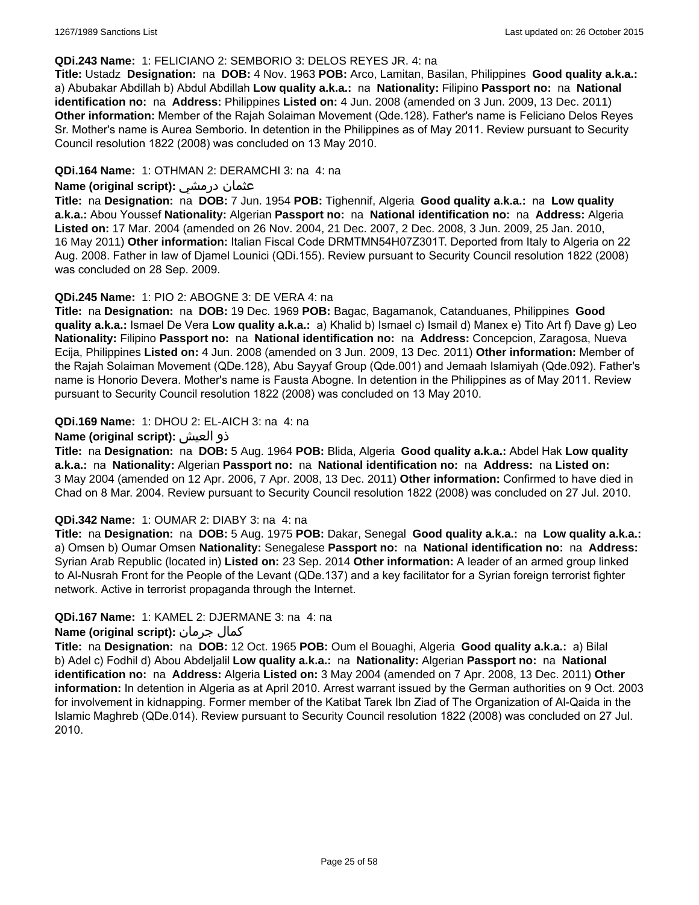**QDi.243 Name:** 1: FELICIANO 2: SEMBORIO 3: DELOS REYES JR. 4: na

**Title:** Ustadz **Designation:** na **DOB:** 4 Nov. 1963 **POB:** Arco, Lamitan, Basilan, Philippines **Good quality a.k.a.:** a) Abubakar Abdillah b) Abdul Abdillah **Low quality a.k.a.:** na **Nationality:** Filipino **Passport no:** na **National identification no:** na **Address:** Philippines **Listed on:** 4 Jun. 2008 (amended on 3 Jun. 2009, 13 Dec. 2011) **Other information:** Member of the Rajah Solaiman Movement (Qde.128). Father's name is Feliciano Delos Reyes Sr. Mother's name is Aurea Semborio. In detention in the Philippines as of May 2011. Review pursuant to Security Council resolution 1822 (2008) was concluded on 13 May 2010.

**QDi.164 Name:** 1: OTHMAN 2: DERAMCHI 3: na 4: na

**Name (original script):** عثمان درمشي

**Title:** na **Designation:** na **DOB:** 7 Jun. 1954 **POB:** Tighennif, Algeria **Good quality a.k.a.:** na **Low quality a.k.a.:** Abou Youssef **Nationality:** Algerian **Passport no:** na **National identification no:** na **Address:** Algeria **Listed on:** 17 Mar. 2004 (amended on 26 Nov. 2004, 21 Dec. 2007, 2 Dec. 2008, 3 Jun. 2009, 25 Jan. 2010, 16 May 2011) **Other information:** Italian Fiscal Code DRMTMN54H07Z301T. Deported from Italy to Algeria on 22 Aug. 2008. Father in law of Djamel Lounici (QDi.155). Review pursuant to Security Council resolution 1822 (2008) was concluded on 28 Sep. 2009.

**QDi.245 Name:** 1: PIO 2: ABOGNE 3: DE VERA 4: na

**Title:** na **Designation:** na **DOB:** 19 Dec. 1969 **POB:** Bagac, Bagamanok, Catanduanes, Philippines **Good quality a.k.a.:** Ismael De Vera **Low quality a.k.a.:** a) Khalid b) Ismael c) Ismail d) Manex e) Tito Art f) Dave g) Leo **Nationality:** Filipino **Passport no:** na **National identification no:** na **Address:** Concepcion, Zaragosa, Nueva Ecija, Philippines **Listed on:** 4 Jun. 2008 (amended on 3 Jun. 2009, 13 Dec. 2011) **Other information:** Member of the Rajah Solaiman Movement (QDe.128), Abu Sayyaf Group (Qde.001) and Jemaah Islamiyah (Qde.092). Father's name is Honorio Devera. Mother's name is Fausta Abogne. In detention in the Philippines as of May 2011. Review pursuant to Security Council resolution 1822 (2008) was concluded on 13 May 2010.

**QDi.169 Name:** 1: DHOU 2: EL-AICH 3: na 4: na

**Name (original script):** ذو العيش

**Title:** na **Designation:** na **DOB:** 5 Aug. 1964 **POB:** Blida, Algeria **Good quality a.k.a.:** Abdel Hak **Low quality a.k.a.:** na **Nationality:** Algerian **Passport no:** na **National identification no:** na **Address:** na **Listed on:** 3 May 2004 (amended on 12 Apr. 2006, 7 Apr. 2008, 13 Dec. 2011) **Other information:** Confirmed to have died in Chad on 8 Mar. 2004. Review pursuant to Security Council resolution 1822 (2008) was concluded on 27 Jul. 2010.

**QDi.342 Name:** 1: OUMAR 2: DIABY 3: na 4: na

**Title:** na **Designation:** na **DOB:** 5 Aug. 1975 **POB:** Dakar, Senegal **Good quality a.k.a.:** na **Low quality a.k.a.:** a) Omsen b) Oumar Omsen **Nationality:** Senegalese **Passport no:** na **National identification no:** na **Address:** Syrian Arab Republic (located in) **Listed on:** 23 Sep. 2014 **Other information:** A leader of an armed group linked to Al-Nusrah Front for the People of the Levant (QDe.137) and a key facilitator for a Syrian foreign terrorist fighter network. Active in terrorist propaganda through the Internet.

**QDi.167 Name:** 1: KAMEL 2: DJERMANE 3: na 4: na

**Name (original script):** كمال جرمان

**Title:** na **Designation:** na **DOB:** 12 Oct. 1965 **POB:** Oum el Bouaghi, Algeria **Good quality a.k.a.:** a) Bilal b) Adel c) Fodhil d) Abou Abdeljalil **Low quality a.k.a.:** na **Nationality:** Algerian **Passport no:** na **National identification no:** na **Address:** Algeria **Listed on:** 3 May 2004 (amended on 7 Apr. 2008, 13 Dec. 2011) **Other information:** In detention in Algeria as at April 2010. Arrest warrant issued by the German authorities on 9 Oct. 2003 for involvement in kidnapping. Former member of the Katibat Tarek Ibn Ziad of The Organization of Al-Qaida in the Islamic Maghreb (QDe.014). Review pursuant to Security Council resolution 1822 (2008) was concluded on 27 Jul. 2010.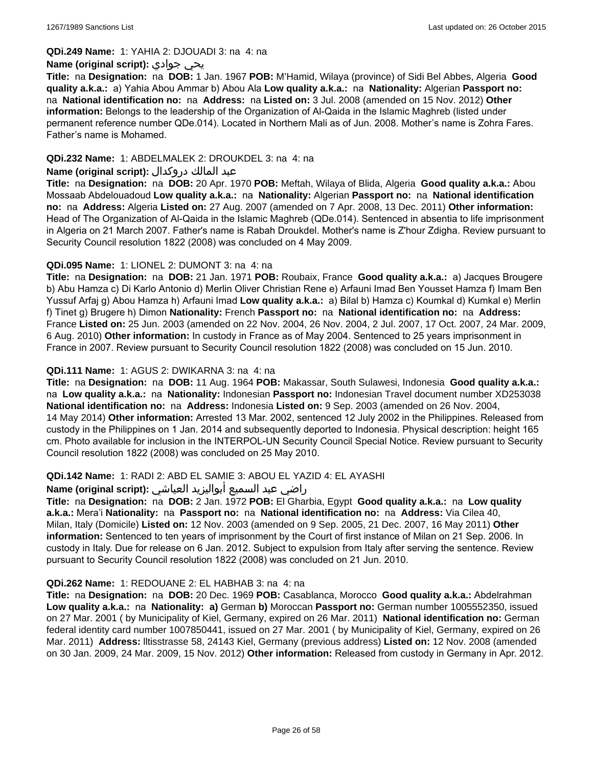**QDi.249 Name:** 1: YAHIA 2: DJOUADI 3: na 4: na

**Name (original script):** يحي جوادي

**Title:** na **Designation:** na **DOB:** 1 Jan. 1967 **POB:** M'Hamid, Wilaya (province) of Sidi Bel Abbes, Algeria **Good quality a.k.a.:** a) Yahia Abou Ammar b) Abou Ala **Low quality a.k.a.:** na **Nationality:** Algerian **Passport no:** na **National identification no:** na **Address:** na **Listed on:** 3 Jul. 2008 (amended on 15 Nov. 2012) **Other information:** Belongs to the leadership of the Organization of Al-Qaida in the Islamic Maghreb (listed under permanent reference number QDe.014). Located in Northern Mali as of Jun. 2008. Mother's name is Zohra Fares. Father's name is Mohamed.

**QDi.232 Name:** 1: ABDELMALEK 2: DROUKDEL 3: na 4: na

**Name (original script):** عبد المالك دروكدال

**Title:** na **Designation:** na **DOB:** 20 Apr. 1970 **POB:** Meftah, Wilaya of Blida, Algeria **Good quality a.k.a.:** Abou Mossaab Abdelouadoud **Low quality a.k.a.:** na **Nationality:** Algerian **Passport no:** na **National identification no:** na **Address:** Algeria **Listed on:** 27 Aug. 2007 (amended on 7 Apr. 2008, 13 Dec. 2011) **Other information:** Head of The Organization of Al-Qaida in the Islamic Maghreb (QDe.014). Sentenced in absentia to life imprisonment in Algeria on 21 March 2007. Father's name is Rabah Droukdel. Mother's name is Z'hour Zdigha. Review pursuant to Security Council resolution 1822 (2008) was concluded on 4 May 2009.

**QDi.095 Name:** 1: LIONEL 2: DUMONT 3: na 4: na

**Title:** na **Designation:** na **DOB:** 21 Jan. 1971 **POB:** Roubaix, France **Good quality a.k.a.:** a) Jacques Brougere b) Abu Hamza c) Di Karlo Antonio d) Merlin Oliver Christian Rene e) Arfauni Imad Ben Yousset Hamza f) Imam Ben Yussuf Arfaj g) Abou Hamza h) Arfauni Imad **Low quality a.k.a.:** a) Bilal b) Hamza c) Koumkal d) Kumkal e) Merlin f) Tinet g) Brugere h) Dimon **Nationality:** French **Passport no:** na **National identification no:** na **Address:** France **Listed on:** 25 Jun. 2003 (amended on 22 Nov. 2004, 26 Nov. 2004, 2 Jul. 2007, 17 Oct. 2007, 24 Mar. 2009, 6 Aug. 2010) **Other information:** In custody in France as of May 2004. Sentenced to 25 years imprisonment in France in 2007. Review pursuant to Security Council resolution 1822 (2008) was concluded on 15 Jun. 2010.

**QDi.111 Name:** 1: AGUS 2: DWIKARNA 3: na 4: na

**Title:** na **Designation:** na **DOB:** 11 Aug. 1964 **POB:** Makassar, South Sulawesi, Indonesia **Good quality a.k.a.:** na **Low quality a.k.a.:** na **Nationality:** Indonesian **Passport no:** Indonesian Travel document number XD253038 **National identification no:** na **Address:** Indonesia **Listed on:** 9 Sep. 2003 (amended on 26 Nov. 2004, 14 May 2014) **Other information:** Arrested 13 Mar. 2002, sentenced 12 July 2002 in the Philippines. Released from custody in the Philippines on 1 Jan. 2014 and subsequently deported to Indonesia. Physical description: height 165 cm. Photo available for inclusion in the INTERPOL-UN Security Council Special Notice. Review pursuant to Security Council resolution 1822 (2008) was concluded on 25 May 2010.

**QDi.142 Name:** 1: RADI 2: ABD EL SAMIE 3: ABOU EL YAZID 4: EL AYASHI

**Name (original script):** راضي عبد السميع أبواليزيد العياشي

**Title:** na **Designation:** na **DOB:** 2 Jan. 1972 **POB:** El Gharbia, Egypt **Good quality a.k.a.:** na **Low quality a.k.a.:** Mera'i **Nationality:** na **Passport no:** na **National identification no:** na **Address:** Via Cilea 40, Milan, Italy (Domicile) **Listed on:** 12 Nov. 2003 (amended on 9 Sep. 2005, 21 Dec. 2007, 16 May 2011) **Other information:** Sentenced to ten years of imprisonment by the Court of first instance of Milan on 21 Sep. 2006. In custody in Italy. Due for release on 6 Jan. 2012. Subject to expulsion from Italy after serving the sentence. Review pursuant to Security Council resolution 1822 (2008) was concluded on 21 Jun. 2010.

**QDi.262 Name:** 1: REDOUANE 2: EL HABHAB 3: na 4: na

**Title:** na **Designation:** na **DOB:** 20 Dec. 1969 **POB:** Casablanca, Morocco **Good quality a.k.a.:** Abdelrahman **Low quality a.k.a.:** na **Nationality:** a) German b) Moroccan **Passport no:** German number 1005552350, issued on 27 Mar. 2001 ( by Municipality of Kiel, Germany, expired on 26 Mar. 2011) **National identification no:** German federal identity card number 1007850441, issued on 27 Mar. 2001 ( by Municipality of Kiel, Germany, expired on 26 Mar. 2011) **Address:** lltisstrasse 58, 24143 Kiel, Germany (previous address) **Listed on:** 12 Nov. 2008 (amended on 30 Jan. 2009, 24 Mar. 2009, 15 Nov. 2012) **Other information:** Released from custody in Germany in Apr. 2012.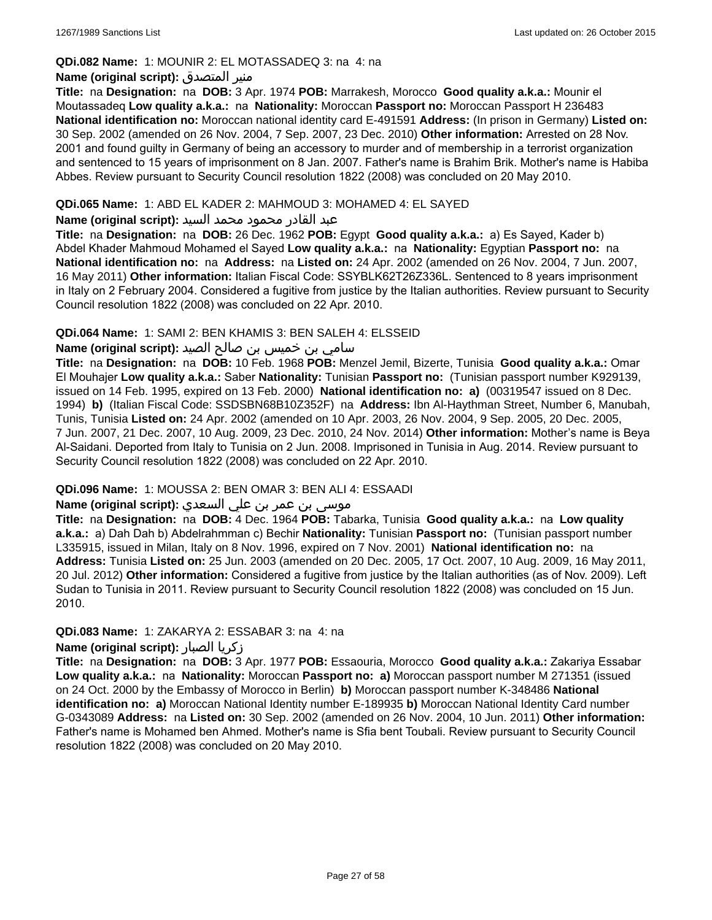**QDi.082 Name:** 1: MOUNIR 2: EL MOTASSADEQ 3: na 4: na

**Name (original script):** منير المتصدق

**Title:** na **Designation:** na **DOB:** 3 Apr. 1974 **POB:** Marrakesh, Morocco **Good quality a.k.a.:** Mounir el Moutassadeq **Low quality a.k.a.:** na **Nationality:** Moroccan **Passport no:** Moroccan Passport H 236483 **National identification no:** Moroccan national identity card E-491591 **Address:** (In prison in Germany) **Listed on:** 30 Sep. 2002 (amended on 26 Nov. 2004, 7 Sep. 2007, 23 Dec. 2010) **Other information:** Arrested on 28 Nov. 2001 and found guilty in Germany of being an accessory to murder and of membership in a terrorist organization and sentenced to 15 years of imprisonment on 8 Jan. 2007. Father's name is Brahim Brik. Mother's name is Habiba Abbes. Review pursuant to Security Council resolution 1822 (2008) was concluded on 20 May 2010.

**QDi.065 Name:** 1: ABD EL KADER 2: MAHMOUD 3: MOHAMED 4: EL SAYED

**Name (original script):** عبد القادر محمود محمد السيد

**Title:** na **Designation:** na **DOB:** 26 Dec. 1962 **POB:** Egypt **Good quality a.k.a.:** a) Es Sayed, Kader b) Abdel Khader Mahmoud Mohamed el Sayed **Low quality a.k.a.:** na **Nationality:** Egyptian **Passport no:** na **National identification no:** na **Address:** na **Listed on:** 24 Apr. 2002 (amended on 26 Nov. 2004, 7 Jun. 2007, 16 May 2011) **Other information:** Italian Fiscal Code: SSYBLK62T26Z336L. Sentenced to 8 years imprisonment in Italy on 2 February 2004. Considered a fugitive from justice by the Italian authorities. Review pursuant to Security Council resolution 1822 (2008) was concluded on 22 Apr. 2010.

**QDi.064 Name:** 1: SAMI 2: BEN KHAMIS 3: BEN SALEH 4: ELSSEID

**Name (original script):** سامي بن خميس بن صالح الصيد

**Title:** na **Designation:** na **DOB:** 10 Feb. 1968 **POB:** Menzel Jemil, Bizerte, Tunisia **Good quality a.k.a.:** Omar El Mouhajer **Low quality a.k.a.:** Saber **Nationality:** Tunisian **Passport no:** (Tunisian passport number K929139, issued on 14 Feb. 1995, expired on 13 Feb. 2000) **National identification no:** **a)** (00319547 issued on 8 Dec. 1994) **b)** (Italian Fiscal Code: SSDSBN68B10Z352F) na **Address:** Ibn Al-Haythman Street, Number 6, Manubah, Tunis, Tunisia **Listed on:** 24 Apr. 2002 (amended on 10 Apr. 2003, 26 Nov. 2004, 9 Sep. 2005, 20 Dec. 2005, 7 Jun. 2007, 21 Dec. 2007, 10 Aug. 2009, 23 Dec. 2010, 24 Nov. 2014) **Other information:** Mother's name is Beya Al-Saidani. Deported from Italy to Tunisia on 2 Jun. 2008. Imprisoned in Tunisia in Aug. 2014. Review pursuant to Security Council resolution 1822 (2008) was concluded on 22 Apr. 2010.

**QDi.096 Name:** 1: MOUSSA 2: BEN OMAR 3: BEN ALI 4: ESSAADI

**Name (original script):** موسى بن عمر بن علي السعدي

**Title:** na **Designation:** na **DOB:** 4 Dec. 1964 **POB:** Tabarka, Tunisia **Good quality a.k.a.:** na **Low quality a.k.a.:** a) Dah Dah b) Abdelrahmman c) Bechir **Nationality:** Tunisian **Passport no:** (Tunisian passport number L335915, issued in Milan, Italy on 8 Nov. 1996, expired on 7 Nov. 2001) **National identification no:** na **Address:** Tunisia **Listed on:** 25 Jun. 2003 (amended on 20 Dec. 2005, 17 Oct. 2007, 10 Aug. 2009, 16 May 2011, 20 Jul. 2012) **Other information:** Considered a fugitive from justice by the Italian authorities (as of Nov. 2009). Left Sudan to Tunisia in 2011. Review pursuant to Security Council resolution 1822 (2008) was concluded on 15 Jun. 2010.

**QDi.083 Name:** 1: ZAKARYA 2: ESSABAR 3: na 4: na

**Name (original script):** زكريا الصبار

**Title:** na **Designation:** na **DOB:** 3 Apr. 1977 **POB:** Essaouria, Morocco **Good quality a.k.a.:** Zakariya Essabar **Low quality a.k.a.:** na **Nationality:** Moroccan **Passport no:** **a)** Moroccan passport number M 271351 (issued on 24 Oct. 2000 by the Embassy of Morocco in Berlin) **b)** Moroccan passport number K-348486 **National identification no:** **a)** Moroccan National Identity number E-189935 **b)** Moroccan National Identity Card number G-0343089 **Address:** na **Listed on:** 30 Sep. 2002 (amended on 26 Nov. 2004, 10 Jun. 2011) **Other information:** Father's name is Mohamed ben Ahmed. Mother's name is Sfia bent Toubali. Review pursuant to Security Council resolution 1822 (2008) was concluded on 20 May 2010.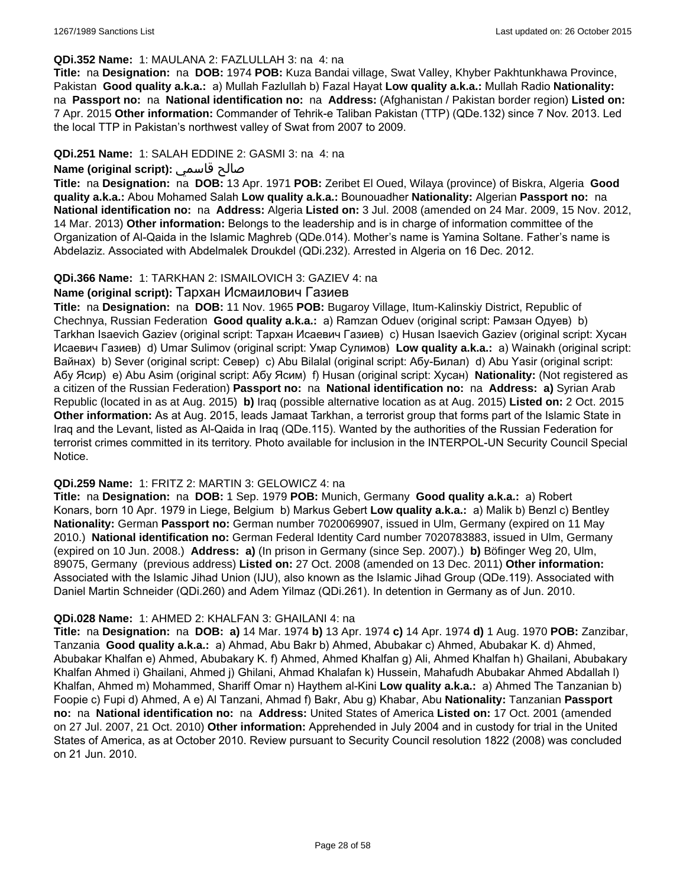**QDi.352 Name:** 1: MAULANA 2: FAZLULLAH 3: na 4: na

**Title:** na **Designation:** na **DOB:** 1974 **POB:** Kuza Bandai village, Swat Valley, Khyber Pakhtunkhawa Province, Pakistan **Good quality a.k.a.:** a) Mullah Fazlullah b) Fazal Hayat **Low quality a.k.a.:** Mullah Radio **Nationality:** na **Passport no:** na **National identification no:** na **Address:** (Afghanistan / Pakistan border region) **Listed on:** 7 Apr. 2015 **Other information:** Commander of Tehrik-e Taliban Pakistan (TTP) (QDe.132) since 7 Nov. 2013. Led the local TTP in Pakistan's northwest valley of Swat from 2007 to 2009.

**QDi.251 Name:** 1: SALAH EDDINE 2: GASMI 3: na 4: na

**Name (original script):** صالح قاسمي

**Title:** na **Designation:** na **DOB:** 13 Apr. 1971 **POB:** Zeribet El Oued, Wilaya (province) of Biskra, Algeria **Good quality a.k.a.:** Abou Mohamed Salah **Low quality a.k.a.:** Bounouadher **Nationality:** Algerian **Passport no:** na **National identification no:** na **Address:** Algeria **Listed on:** 3 Jul. 2008 (amended on 24 Mar. 2009, 15 Nov. 2012, 14 Mar. 2013) **Other information:** Belongs to the leadership and is in charge of information committee of the Organization of Al-Qaida in the Islamic Maghreb (QDe.014). Mother's name is Yamina Soltane. Father's name is Abdelaziz. Associated with Abdelmalek Droukdel (QDi.232). Arrested in Algeria on 16 Dec. 2012.

**QDi.366 Name:** 1: TARKHAN 2: ISMAILOVICH 3: GAZIEV 4: na

**Name (original script):** Тархан Исмаилович Газиев

**Title:** na **Designation:** na **DOB:** 11 Nov. 1965 **POB:** Bugaroy Village, Itum-Kalinskiy District, Republic of Chechnya, Russian Federation **Good quality a.k.a.:** a) Ramzan Oduev (original script: Рамзан Одуев) b) Tarkhan Isaevich Gaziev (original script: Тархан Исаевич Газиев) c) Husan Isaevich Gaziev (original script: Хусан Исаевич Газиев) d) Umar Sulimov (original script: Умар Сулимов) **Low quality a.k.a.:** a) Wainakh (original script: Вайнах) b) Sever (original script: Север) c) Abu Bilalal (original script: Абу-Билал) d) Abu Yasir (original script: Абу Ясир) e) Abu Asim (original script: Абу Ясим) f) Husan (original script: Хусан) **Nationality:** (Not registered as a citizen of the Russian Federation) **Passport no:** na **National identification no:** na **Address:** **a)** Syrian Arab Republic (located in as at Aug. 2015) **b)** Iraq (possible alternative location as at Aug. 2015) **Listed on:** 2 Oct. 2015 **Other information:** As at Aug. 2015, leads Jamaat Tarkhan, a terrorist group that forms part of the Islamic State in Iraq and the Levant, listed as Al-Qaida in Iraq (QDe.115). Wanted by the authorities of the Russian Federation for terrorist crimes committed in its territory. Photo available for inclusion in the INTERPOL-UN Security Council Special Notice.

**QDi.259 Name:** 1: FRITZ 2: MARTIN 3: GELOWICZ 4: na

**Title:** na **Designation:** na **DOB:** 1 Sep. 1979 **POB:** Munich, Germany **Good quality a.k.a.:** a) Robert Konars, born 10 Apr. 1979 in Liege, Belgium b) Markus Gebert **Low quality a.k.a.:** a) Malik b) Benzl c) Bentley **Nationality:** German **Passport no:** German number 7020069907, issued in Ulm, Germany (expired on 11 May 2010.) **National identification no:** German Federal Identity Card number 7020783883, issued in Ulm, Germany (expired on 10 Jun. 2008.) **Address:** **a)** (In prison in Germany (since Sep. 2007).) **b)** Böfinger Weg 20, Ulm, 89075, Germany (previous address) **Listed on:** 27 Oct. 2008 (amended on 13 Dec. 2011) **Other information:** Associated with the Islamic Jihad Union (IJU), also known as the Islamic Jihad Group (QDe.119). Associated with Daniel Martin Schneider (QDi.260) and Adem Yilmaz (QDi.261). In detention in Germany as of Jun. 2010.

**QDi.028 Name:** 1: AHMED 2: KHALFAN 3: GHAILANI 4: na

**Title:** na **Designation:** na **DOB:** **a)** 14 Mar. 1974 **b)** 13 Apr. 1974 **c)** 14 Apr. 1974 **d)** 1 Aug. 1970 **POB:** Zanzibar, Tanzania **Good quality a.k.a.:** a) Ahmad, Abu Bakr b) Ahmed, Abubakar c) Ahmed, Abubakar K. d) Ahmed, Abubakar Khalfan e) Ahmed, Abubakary K. f) Ahmed, Ahmed Khalfan g) Ali, Ahmed Khalfan h) Ghailani, Abubakary Khalfan Ahmed i) Ghailani, Ahmed j) Ghilani, Ahmad Khalafan k) Hussein, Mahafudh Abubakar Ahmed Abdallah l) Khalfan, Ahmed m) Mohammed, Shariff Omar n) Haythem al-Kini **Low quality a.k.a.:** a) Ahmed The Tanzanian b) Foopie c) Fupi d) Ahmed, A e) Al Tanzani, Ahmad f) Bakr, Abu g) Khabar, Abu **Nationality:** Tanzanian **Passport no:** na **National identification no:** na **Address:** United States of America **Listed on:** 17 Oct. 2001 (amended on 27 Jul. 2007, 21 Oct. 2010) **Other information:** Apprehended in July 2004 and in custody for trial in the United States of America, as at October 2010. Review pursuant to Security Council resolution 1822 (2008) was concluded on 21 Jun. 2010.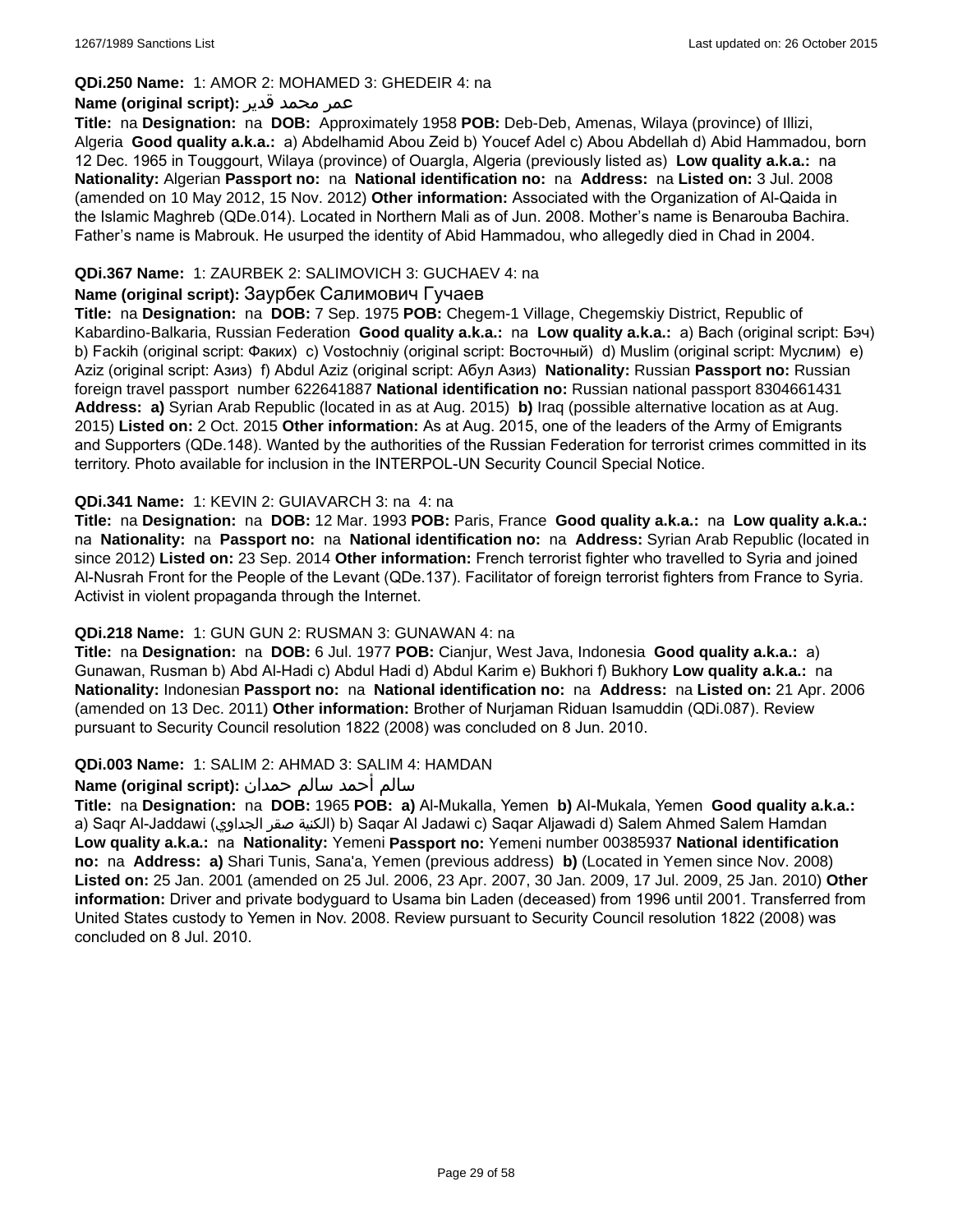**QDi.250 Name:** 1: AMOR 2: MOHAMED 3: GHEDEIR 4: na

**Name (original script):** عمر محمد قدير

**Title:** na **Designation:** na **DOB:** Approximately 1958 **POB:** Deb-Deb, Amenas, Wilaya (province) of Illizi, Algeria **Good quality a.k.a.:** a) Abdelhamid Abou Zeid b) Youcef Adel c) Abou Abdellah d) Abid Hammadou, born 12 Dec. 1965 in Touggourt, Wilaya (province) of Ouargla, Algeria (previously listed as) **Low quality a.k.a.:** na **Nationality:** Algerian **Passport no:** na **National identification no:** na **Address:** na **Listed on:** 3 Jul. 2008 (amended on 10 May 2012, 15 Nov. 2012) **Other information:** Associated with the Organization of Al-Qaida in the Islamic Maghreb (QDe.014). Located in Northern Mali as of Jun. 2008. Mother's name is Benarouba Bachira. Father's name is Mabrouk. He usurped the identity of Abid Hammadou, who allegedly died in Chad in 2004.

**QDi.367 Name:** 1: ZAURBEK 2: SALIMOVICH 3: GUCHAEV 4: na

**Name (original script):** Заурбек Салимович Гучаев

**Title:** na **Designation:** na **DOB:** 7 Sep. 1975 **POB:** Chegem-1 Village, Chegemskiy District, Republic of Kabardino-Balkaria, Russian Federation **Good quality a.k.a.:** na **Low quality a.k.a.:** a) Bach (original script: Бэч) b) Fackih (original script: Факих) c) Vostochniy (original script: Восточный) d) Muslim (original script: Муслим) e) Aziz (original script: Азиз) f) Abdul Aziz (original script: Абул Азиз) **Nationality:** Russian **Passport no:** Russian foreign travel passport number 622641887 **National identification no:** Russian national passport 8304661431 **Address:** **a)** Syrian Arab Republic (located in as at Aug. 2015) **b)** Iraq (possible alternative location as at Aug. 2015) **Listed on:** 2 Oct. 2015 **Other information:** As at Aug. 2015, one of the leaders of the Army of Emigrants and Supporters (QDe.148). Wanted by the authorities of the Russian Federation for terrorist crimes committed in its territory. Photo available for inclusion in the INTERPOL-UN Security Council Special Notice.

**QDi.341 Name:** 1: KEVIN 2: GUIAVARCH 3: na 4: na

**Title:** na **Designation:** na **DOB:** 12 Mar. 1993 **POB:** Paris, France **Good quality a.k.a.:** na **Low quality a.k.a.:** na **Nationality:** na **Passport no:** na **National identification no:** na **Address:** Syrian Arab Republic (located in since 2012) **Listed on:** 23 Sep. 2014 **Other information:** French terrorist fighter who travelled to Syria and joined Al-Nusrah Front for the People of the Levant (QDe.137). Facilitator of foreign terrorist fighters from France to Syria. Activist in violent propaganda through the Internet.

**QDi.218 Name:** 1: GUN GUN 2: RUSMAN 3: GUNAWAN 4: na

**Title:** na **Designation:** na **DOB:** 6 Jul. 1977 **POB:** Cianjur, West Java, Indonesia **Good quality a.k.a.:** a) Gunawan, Rusman b) Abd Al-Hadi c) Abdul Hadi d) Abdul Karim e) Bukhori f) Bukhory **Low quality a.k.a.:** na **Nationality:** Indonesian **Passport no:** na **National identification no:** na **Address:** na **Listed on:** 21 Apr. 2006 (amended on 13 Dec. 2011) **Other information:** Brother of Nurjaman Riduan Isamuddin (QDi.087). Review pursuant to Security Council resolution 1822 (2008) was concluded on 8 Jun. 2010.

**QDi.003 Name:** 1: SALIM 2: AHMAD 3: SALIM 4: HAMDAN

**Name (original script):** سالم أحمد سالم حمدان

**Title:** na **Designation:** na **DOB:** 1965 **POB:** **a)** Al-Mukalla, Yemen **b)** Al-Mukala, Yemen **Good quality a.k.a.:** a) Saqr Al-Jaddawi (الكنية صقر الجداوي) b) Saqar Al Jadawi c) Saqar Aljawadi d) Salem Ahmed Salem Hamdan **Low quality a.k.a.:** na **Nationality:** Yemeni **Passport no:** Yemeni number 00385937 **National identification no:** na **Address:** **a)** Shari Tunis, Sana'a, Yemen (previous address) **b)** (Located in Yemen since Nov. 2008) **Listed on:** 25 Jan. 2001 (amended on 25 Jul. 2006, 23 Apr. 2007, 30 Jan. 2009, 17 Jul. 2009, 25 Jan. 2010) **Other information:** Driver and private bodyguard to Usama bin Laden (deceased) from 1996 until 2001. Transferred from United States custody to Yemen in Nov. 2008. Review pursuant to Security Council resolution 1822 (2008) was concluded on 8 Jul. 2010.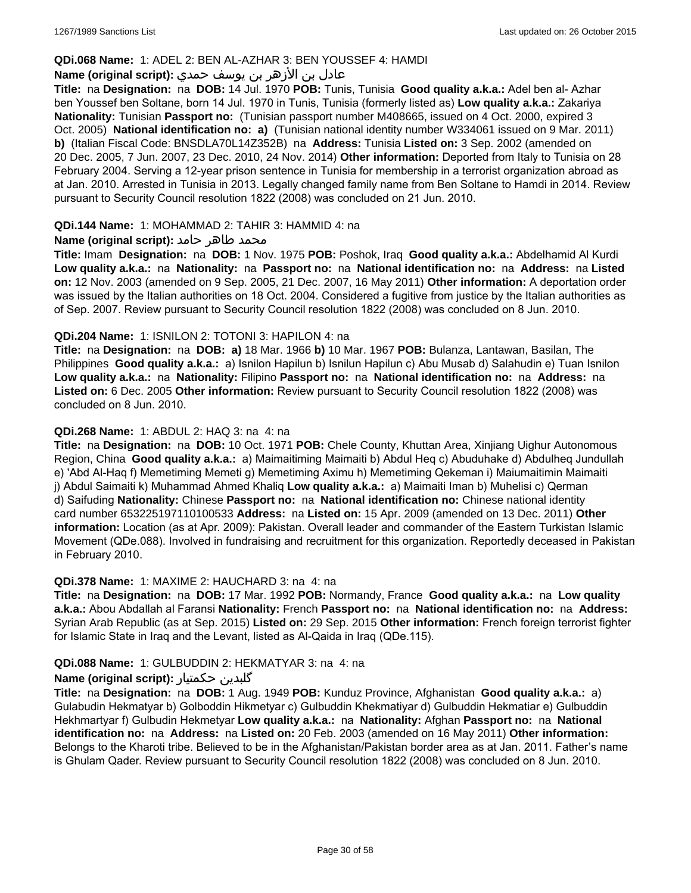**QDi.068 Name:** 1: ADEL 2: BEN AL-AZHAR 3: BEN YOUSSEF 4: HAMDI

**Name (original script):** عادل بن الأزهر بن يوسف حمدي

**Title:** na **Designation:** na **DOB:** 14 Jul. 1970 **POB:** Tunis, Tunisia **Good quality a.k.a.:** Adel ben al- Azhar ben Youssef ben Soltane, born 14 Jul. 1970 in Tunis, Tunisia (formerly listed as) **Low quality a.k.a.:** Zakariya **Nationality:** Tunisian **Passport no:** (Tunisian passport number M408665, issued on 4 Oct. 2000, expired 3 Oct. 2005) **National identification no:** **a)** (Tunisian national identity number W334061 issued on 9 Mar. 2011) **b)** (Italian Fiscal Code: BNSDLA70L14Z352B) na **Address:** Tunisia **Listed on:** 3 Sep. 2002 (amended on 20 Dec. 2005, 7 Jun. 2007, 23 Dec. 2010, 24 Nov. 2014) **Other information:** Deported from Italy to Tunisia on 28 February 2004. Serving a 12-year prison sentence in Tunisia for membership in a terrorist organization abroad as at Jan. 2010. Arrested in Tunisia in 2013. Legally changed family name from Ben Soltane to Hamdi in 2014. Review pursuant to Security Council resolution 1822 (2008) was concluded on 21 Jun. 2010.

**QDi.144 Name:** 1: MOHAMMAD 2: TAHIR 3: HAMMID 4: na

**Name (original script):** محمد طاهر حامد

**Title:** Imam **Designation:** na **DOB:** 1 Nov. 1975 **POB:** Poshok, Iraq **Good quality a.k.a.:** Abdelhamid Al Kurdi **Low quality a.k.a.:** na **Nationality:** na **Passport no:** na **National identification no:** na **Address:** na **Listed on:** 12 Nov. 2003 (amended on 9 Sep. 2005, 21 Dec. 2007, 16 May 2011) **Other information:** A deportation order was issued by the Italian authorities on 18 Oct. 2004. Considered a fugitive from justice by the Italian authorities as of Sep. 2007. Review pursuant to Security Council resolution 1822 (2008) was concluded on 8 Jun. 2010.

**QDi.204 Name:** 1: ISNILON 2: TOTONI 3: HAPILON 4: na

**Title:** na **Designation:** na **DOB:** **a)** 18 Mar. 1966 **b)** 10 Mar. 1967 **POB:** Bulanza, Lantawan, Basilan, The Philippines **Good quality a.k.a.:** a) Isnilon Hapilun b) Isnilun Hapilun c) Abu Musab d) Salahudin e) Tuan Isnilon **Low quality a.k.a.:** na **Nationality:** Filipino **Passport no:** na **National identification no:** na **Address:** na **Listed on:** 6 Dec. 2005 **Other information:** Review pursuant to Security Council resolution 1822 (2008) was concluded on 8 Jun. 2010.

**QDi.268 Name:** 1: ABDUL 2: HAQ 3: na 4: na

**Title:** na **Designation:** na **DOB:** 10 Oct. 1971 **POB:** Chele County, Khuttan Area, Xinjiang Uighur Autonomous Region, China **Good quality a.k.a.:** a) Maimaitiming Maimaiti b) Abdul Heq c) Abuduhake d) Abdulheq Jundullah e) 'Abd Al-Haq f) Memetiming Memeti g) Memetiming Aximu h) Memetiming Qekeman i) Maiumaitimin Maimaiti j) Abdul Saimaiti k) Muhammad Ahmed Khaliq **Low quality a.k.a.:** a) Maimaiti Iman b) Muhelisi c) Qerman d) Saifuding **Nationality:** Chinese **Passport no:** na **National identification no:** Chinese national identity card number 653225197110100533 **Address:** na **Listed on:** 15 Apr. 2009 (amended on 13 Dec. 2011) **Other information:** Location (as at Apr. 2009): Pakistan. Overall leader and commander of the Eastern Turkistan Islamic Movement (QDe.088). Involved in fundraising and recruitment for this organization. Reportedly deceased in Pakistan in February 2010.

**QDi.378 Name:** 1: MAXIME 2: HAUCHARD 3: na 4: na

**Title:** na **Designation:** na **DOB:** 17 Mar. 1992 **POB:** Normandy, France **Good quality a.k.a.:** na **Low quality a.k.a.:** Abou Abdallah al Faransi **Nationality:** French **Passport no:** na **National identification no:** na **Address:** Syrian Arab Republic (as at Sep. 2015) **Listed on:** 29 Sep. 2015 **Other information:** French foreign terrorist fighter for Islamic State in Iraq and the Levant, listed as Al-Qaida in Iraq (QDe.115).

**QDi.088 Name:** 1: GULBUDDIN 2: HEKMATYAR 3: na 4: na

**Name (original script):** گلبدین حکمتیار

**Title:** na **Designation:** na **DOB:** 1 Aug. 1949 **POB:** Kunduz Province, Afghanistan **Good quality a.k.a.:** a) Gulabudin Hekmatyar b) Golboddin Hikmetyar c) Gulbuddin Khekmatiyar d) Gulbuddin Hekmatiar e) Gulbuddin Hekhmartyar f) Gulbudin Hekmetyar **Low quality a.k.a.:** na **Nationality:** Afghan **Passport no:** na **National identification no:** na **Address:** na **Listed on:** 20 Feb. 2003 (amended on 16 May 2011) **Other information:** Belongs to the Kharoti tribe. Believed to be in the Afghanistan/Pakistan border area as at Jan. 2011. Father's name is Ghulam Qader. Review pursuant to Security Council resolution 1822 (2008) was concluded on 8 Jun. 2010.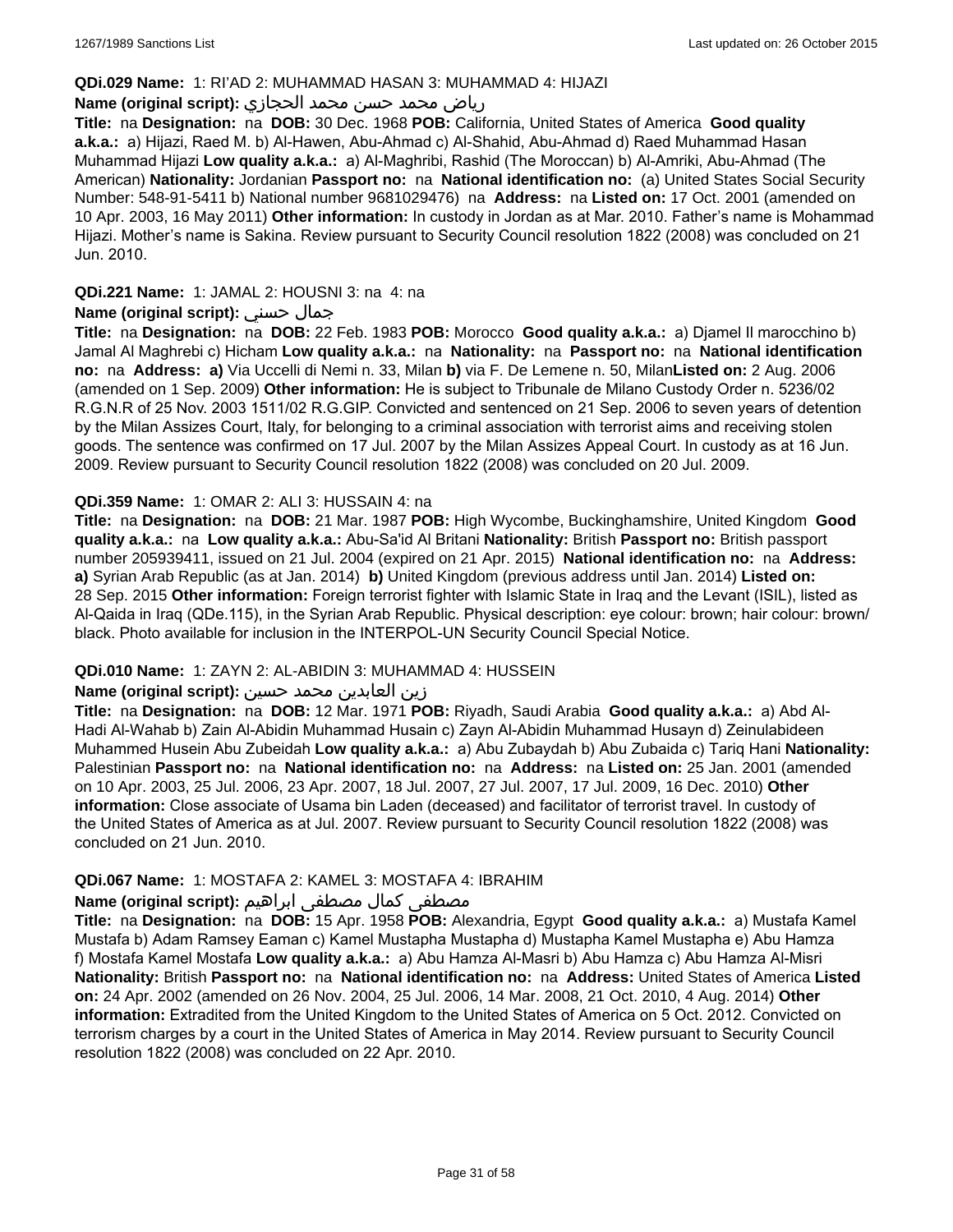**QDi.029 Name:** 1: RI'AD 2: MUHAMMAD HASAN 3: MUHAMMAD 4: HIJAZI

**Name (original script):** رياض محمد حسن محمد الحجازي

**Title:** na **Designation:** na **DOB:** 30 Dec. 1968 **POB:** California, United States of America **Good quality a.k.a.:** a) Hijazi, Raed M. b) Al-Hawen, Abu-Ahmad c) Al-Shahid, Abu-Ahmad d) Raed Muhammad Hasan Muhammad Hijazi **Low quality a.k.a.:** a) Al-Maghribi, Rashid (The Moroccan) b) Al-Amriki, Abu-Ahmad (The American) **Nationality:** Jordanian **Passport no:** na **National identification no:** (a) United States Social Security Number: 548-91-5411 b) National number 9681029476) na **Address:** na **Listed on:** 17 Oct. 2001 (amended on 10 Apr. 2003, 16 May 2011) **Other information:** In custody in Jordan as at Mar. 2010. Father's name is Mohammad Hijazi. Mother's name is Sakina. Review pursuant to Security Council resolution 1822 (2008) was concluded on 21 Jun. 2010.

**QDi.221 Name:** 1: JAMAL 2: HOUSNI 3: na 4: na

**Name (original script):** جمال حسني

**Title:** na **Designation:** na **DOB:** 22 Feb. 1983 **POB:** Morocco **Good quality a.k.a.:** a) Djamel Il marocchino b) Jamal Al Maghrebi c) Hicham **Low quality a.k.a.:** na **Nationality:** na **Passport no:** na **National identification no:** na **Address:** **a)** Via Uccelli di Nemi n. 33, Milan **b)** via F. De Lemene n. 50, Milan**Listed on:** 2 Aug. 2006 (amended on 1 Sep. 2009) **Other information:** He is subject to Tribunale de Milano Custody Order n. 5236/02 R.G.N.R of 25 Nov. 2003 1511/02 R.G.GIP. Convicted and sentenced on 21 Sep. 2006 to seven years of detention by the Milan Assizes Court, Italy, for belonging to a criminal association with terrorist aims and receiving stolen goods. The sentence was confirmed on 17 Jul. 2007 by the Milan Assizes Appeal Court. In custody as at 16 Jun. 2009. Review pursuant to Security Council resolution 1822 (2008) was concluded on 20 Jul. 2009.

**QDi.359 Name:** 1: OMAR 2: ALI 3: HUSSAIN 4: na

**Title:** na **Designation:** na **DOB:** 21 Mar. 1987 **POB:** High Wycombe, Buckinghamshire, United Kingdom **Good quality a.k.a.:** na **Low quality a.k.a.:** Abu-Sa'id Al Britani **Nationality:** British **Passport no:** British passport number 205939411, issued on 21 Jul. 2004 (expired on 21 Apr. 2015) **National identification no:** na **Address:** **a)** Syrian Arab Republic (as at Jan. 2014) **b)** United Kingdom (previous address until Jan. 2014) **Listed on:** 28 Sep. 2015 **Other information:** Foreign terrorist fighter with Islamic State in Iraq and the Levant (ISIL), listed as Al-Qaida in Iraq (QDe.115), in the Syrian Arab Republic. Physical description: eye colour: brown; hair colour: brown/black. Photo available for inclusion in the INTERPOL-UN Security Council Special Notice.

**QDi.010 Name:** 1: ZAYN 2: AL-ABIDIN 3: MUHAMMAD 4: HUSSEIN

**Name (original script):** زين العابدين محمد حسين

**Title:** na **Designation:** na **DOB:** 12 Mar. 1971 **POB:** Riyadh, Saudi Arabia **Good quality a.k.a.:** a) Abd Al-Hadi Al-Wahab b) Zain Al-Abidin Muhammad Husain c) Zayn Al-Abidin Muhammad Husayn d) Zeinulabideen Muhammed Husein Abu Zubeidah **Low quality a.k.a.:** a) Abu Zubaydah b) Abu Zubaida c) Tariq Hani **Nationality:** Palestinian **Passport no:** na **National identification no:** na **Address:** na **Listed on:** 25 Jan. 2001 (amended on 10 Apr. 2003, 25 Jul. 2006, 23 Apr. 2007, 18 Jul. 2007, 27 Jul. 2007, 17 Jul. 2009, 16 Dec. 2010) **Other information:** Close associate of Usama bin Laden (deceased) and facilitator of terrorist travel. In custody of the United States of America as at Jul. 2007. Review pursuant to Security Council resolution 1822 (2008) was concluded on 21 Jun. 2010.

**QDi.067 Name:** 1: MOSTAFA 2: KAMEL 3: MOSTAFA 4: IBRAHIM

**Name (original script):** مصطفى كمال مصطفى ابراهيم

**Title:** na **Designation:** na **DOB:** 15 Apr. 1958 **POB:** Alexandria, Egypt **Good quality a.k.a.:** a) Mustafa Kamel Mustafa b) Adam Ramsey Eaman c) Kamel Mustapha Mustapha d) Mustapha Kamel Mustapha e) Abu Hamza f) Mostafa Kamel Mostafa **Low quality a.k.a.:** a) Abu Hamza Al-Masri b) Abu Hamza c) Abu Hamza Al-Misri **Nationality:** British **Passport no:** na **National identification no:** na **Address:** United States of America **Listed on:** 24 Apr. 2002 (amended on 26 Nov. 2004, 25 Jul. 2006, 14 Mar. 2008, 21 Oct. 2010, 4 Aug. 2014) **Other information:** Extradited from the United Kingdom to the United States of America on 5 Oct. 2012. Convicted on terrorism charges by a court in the United States of America in May 2014. Review pursuant to Security Council resolution 1822 (2008) was concluded on 22 Apr. 2010.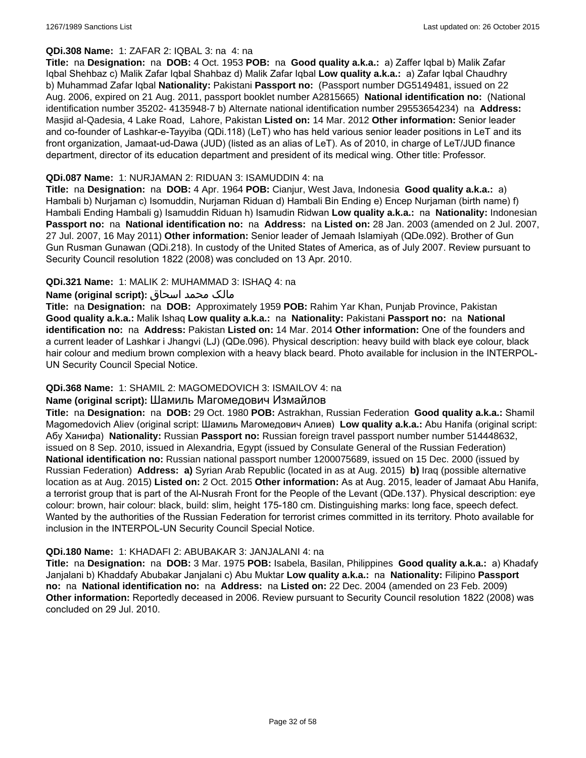**QDi.308 Name:** 1: ZAFAR 2: IQBAL 3: na 4: na

**Title:** na **Designation:** na **DOB:** 4 Oct. 1953 **POB:** na **Good quality a.k.a.:** a) Zaffer Iqbal b) Malik Zafar Iqbal Shehbaz c) Malik Zafar Iqbal Shahbaz d) Malik Zafar Iqbal **Low quality a.k.a.:** a) Zafar Iqbal Chaudhry b) Muhammad Zafar Iqbal **Nationality:** Pakistani **Passport no:** (Passport number DG5149481, issued on 22 Aug. 2006, expired on 21 Aug. 2011, passport booklet number A2815665) **National identification no:** (National identification number 35202- 4135948-7 b) Alternate national identification number 29553654234) na **Address:** Masjid al-Qadesia, 4 Lake Road, Lahore, Pakistan **Listed on:** 14 Mar. 2012 **Other information:** Senior leader and co-founder of Lashkar-e-Tayyiba (QDi.118) (LeT) who has held various senior leader positions in LeT and its front organization, Jamaat-ud-Dawa (JUD) (listed as an alias of LeT). As of 2010, in charge of LeT/JUD finance department, director of its education department and president of its medical wing. Other title: Professor.

**QDi.087 Name:** 1: NURJAMAN 2: RIDUAN 3: ISAMUDDIN 4: na

**Title:** na **Designation:** na **DOB:** 4 Apr. 1964 **POB:** Cianjur, West Java, Indonesia **Good quality a.k.a.:** a) Hambali b) Nurjaman c) Isomuddin, Nurjaman Riduan d) Hambali Bin Ending e) Encep Nurjaman (birth name) f) Hambali Ending Hambali g) Isamuddin Riduan h) Isamudin Ridwan **Low quality a.k.a.:** na **Nationality:** Indonesian **Passport no:** na **National identification no:** na **Address:** na **Listed on:** 28 Jan. 2003 (amended on 2 Jul. 2007, 27 Jul. 2007, 16 May 2011) **Other information:** Senior leader of Jemaah Islamiyah (QDe.092). Brother of Gun Gun Rusman Gunawan (QDi.218). In custody of the United States of America, as of July 2007. Review pursuant to Security Council resolution 1822 (2008) was concluded on 13 Apr. 2010.

**QDi.321 Name:** 1: MALIK 2: MUHAMMAD 3: ISHAQ 4: na

**Name (original script):** مالک محمد اسحاق

**Title:** na **Designation:** na **DOB:** Approximately 1959 **POB:** Rahim Yar Khan, Punjab Province, Pakistan **Good quality a.k.a.:** Malik Ishaq **Low quality a.k.a.:** na **Nationality:** Pakistani **Passport no:** na **National identification no:** na **Address:** Pakistan **Listed on:** 14 Mar. 2014 **Other information:** One of the founders and a current leader of Lashkar i Jhangvi (LJ) (QDe.096). Physical description: heavy build with black eye colour, black hair colour and medium brown complexion with a heavy black beard. Photo available for inclusion in the INTERPOL-UN Security Council Special Notice.

**QDi.368 Name:** 1: SHAMIL 2: MAGOMEDOVICH 3: ISMAILOV 4: na

**Name (original script):** Шамиль Магомедович Измайлов

**Title:** na **Designation:** na **DOB:** 29 Oct. 1980 **POB:** Astrakhan, Russian Federation **Good quality a.k.a.:** Shamil Magomedovich Aliev (original script: Шамиль Магомедович Алиев) **Low quality a.k.a.:** Abu Hanifa (original script: Абу Ханифа) **Nationality:** Russian **Passport no:** Russian foreign travel passport number number 514448632, issued on 8 Sep. 2010, issued in Alexandria, Egypt (issued by Consulate General of the Russian Federation) **National identification no:** Russian national passport number 1200075689, issued on 15 Dec. 2000 (issued by Russian Federation) **Address:** **a)** Syrian Arab Republic (located in as at Aug. 2015) **b)** Iraq (possible alternative location as at Aug. 2015) **Listed on:** 2 Oct. 2015 **Other information:** As at Aug. 2015, leader of Jamaat Abu Hanifa, a terrorist group that is part of the Al-Nusrah Front for the People of the Levant (QDe.137). Physical description: eye colour: brown, hair colour: black, build: slim, height 175-180 cm. Distinguishing marks: long face, speech defect. Wanted by the authorities of the Russian Federation for terrorist crimes committed in its territory. Photo available for inclusion in the INTERPOL-UN Security Council Special Notice.

**QDi.180 Name:** 1: KHADAFI 2: ABUBAKAR 3: JANJALANI 4: na

**Title:** na **Designation:** na **DOB:** 3 Mar. 1975 **POB:** Isabela, Basilan, Philippines **Good quality a.k.a.:** a) Khadafy Janjalani b) Khaddafy Abubakar Janjalani c) Abu Muktar **Low quality a.k.a.:** na **Nationality:** Filipino **Passport no:** na **National identification no:** na **Address:** na **Listed on:** 22 Dec. 2004 (amended on 23 Feb. 2009) **Other information:** Reportedly deceased in 2006. Review pursuant to Security Council resolution 1822 (2008) was concluded on 29 Jul. 2010.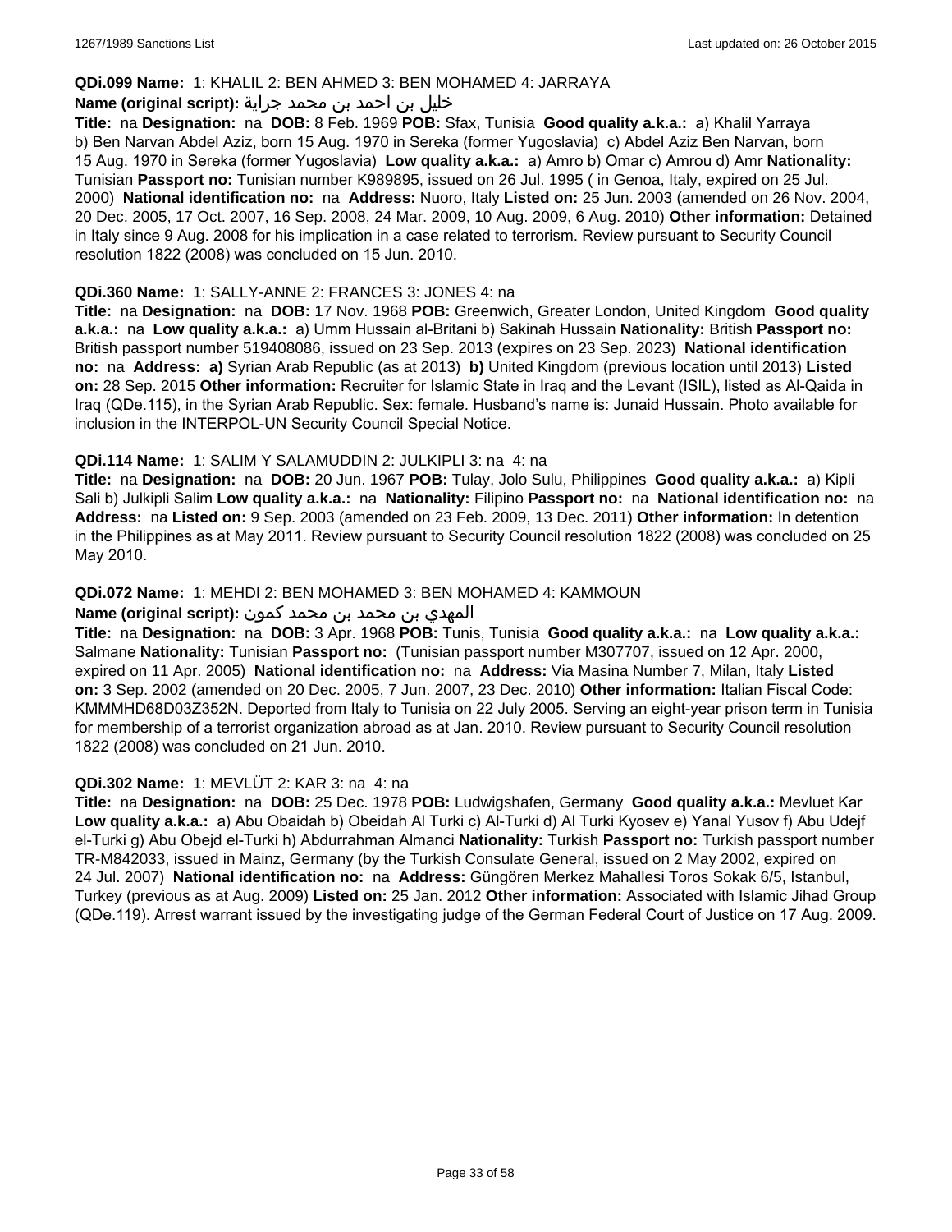**QDi.099 Name:** 1: KHALIL 2: BEN AHMED 3: BEN MOHAMED 4: JARRAYA

**Name (original script):** خليل بن احمد بن محمد جراية

**Title:** na **Designation:** na **DOB:** 8 Feb. 1969 **POB:** Sfax, Tunisia **Good quality a.k.a.:** a) Khalil Yarraya b) Ben Narvan Abdel Aziz, born 15 Aug. 1970 in Sereka (former Yugoslavia) c) Abdel Aziz Ben Narvan, born 15 Aug. 1970 in Sereka (former Yugoslavia) **Low quality a.k.a.:** a) Amro b) Omar c) Amrou d) Amr **Nationality:** Tunisian **Passport no:** Tunisian number K989895, issued on 26 Jul. 1995 ( in Genoa, Italy, expired on 25 Jul. 2000) **National identification no:** na **Address:** Nuoro, Italy **Listed on:** 25 Jun. 2003 (amended on 26 Nov. 2004, 20 Dec. 2005, 17 Oct. 2007, 16 Sep. 2008, 24 Mar. 2009, 10 Aug. 2009, 6 Aug. 2010) **Other information:** Detained in Italy since 9 Aug. 2008 for his implication in a case related to terrorism. Review pursuant to Security Council resolution 1822 (2008) was concluded on 15 Jun. 2010.

**QDi.360 Name:** 1: SALLY-ANNE 2: FRANCES 3: JONES 4: na

**Title:** na **Designation:** na **DOB:** 17 Nov. 1968 **POB:** Greenwich, Greater London, United Kingdom **Good quality a.k.a.:** na **Low quality a.k.a.:** a) Umm Hussain al-Britani b) Sakinah Hussain **Nationality:** British **Passport no:** British passport number 519408086, issued on 23 Sep. 2013 (expires on 23 Sep. 2023) **National identification no:** na **Address:** **a)** Syrian Arab Republic (as at 2013) **b)** United Kingdom (previous location until 2013) **Listed on:** 28 Sep. 2015 **Other information:** Recruiter for Islamic State in Iraq and the Levant (ISIL), listed as Al-Qaida in Iraq (QDe.115), in the Syrian Arab Republic. Sex: female. Husband's name is: Junaid Hussain. Photo available for inclusion in the INTERPOL-UN Security Council Special Notice.

**QDi.114 Name:** 1: SALIM Y SALAMUDDIN 2: JULKIPLI 3: na 4: na

**Title:** na **Designation:** na **DOB:** 20 Jun. 1967 **POB:** Tulay, Jolo Sulu, Philippines **Good quality a.k.a.:** a) Kipli Sali b) Julkipli Salim **Low quality a.k.a.:** na **Nationality:** Filipino **Passport no:** na **National identification no:** na **Address:** na **Listed on:** 9 Sep. 2003 (amended on 23 Feb. 2009, 13 Dec. 2011) **Other information:** In detention in the Philippines as at May 2011. Review pursuant to Security Council resolution 1822 (2008) was concluded on 25 May 2010.

**QDi.072 Name:** 1: MEHDI 2: BEN MOHAMED 3: BEN MOHAMED 4: KAMMOUN

**Name (original script):** المهدي بن محمد بن محمد كمون

**Title:** na **Designation:** na **DOB:** 3 Apr. 1968 **POB:** Tunis, Tunisia **Good quality a.k.a.:** na **Low quality a.k.a.:** Salmane **Nationality:** Tunisian **Passport no:** (Tunisian passport number M307707, issued on 12 Apr. 2000, expired on 11 Apr. 2005) **National identification no:** na **Address:** Via Masina Number 7, Milan, Italy **Listed on:** 3 Sep. 2002 (amended on 20 Dec. 2005, 7 Jun. 2007, 23 Dec. 2010) **Other information:** Italian Fiscal Code: KMMMHD68D03Z352N. Deported from Italy to Tunisia on 22 July 2005. Serving an eight-year prison term in Tunisia for membership of a terrorist organization abroad as at Jan. 2010. Review pursuant to Security Council resolution 1822 (2008) was concluded on 21 Jun. 2010.

**QDi.302 Name:** 1: MEVLÜT 2: KAR 3: na 4: na

**Title:** na **Designation:** na **DOB:** 25 Dec. 1978 **POB:** Ludwigshafen, Germany **Good quality a.k.a.:** Mevluet Kar **Low quality a.k.a.:** a) Abu Obaidah b) Obeidah Al Turki c) Al-Turki d) Al Turki Kyosev e) Yanal Yusov f) Abu Udejf el-Turki g) Abu Obejd el-Turki h) Abdurrahman Almanci **Nationality:** Turkish **Passport no:** Turkish passport number TR-M842033, issued in Mainz, Germany (by the Turkish Consulate General, issued on 2 May 2002, expired on 24 Jul. 2007) **National identification no:** na **Address:** Güngören Merkez Mahallesi Toros Sokak 6/5, Istanbul, Turkey (previous as at Aug. 2009) **Listed on:** 25 Jan. 2012 **Other information:** Associated with Islamic Jihad Group (QDe.119). Arrest warrant issued by the investigating judge of the German Federal Court of Justice on 17 Aug. 2009.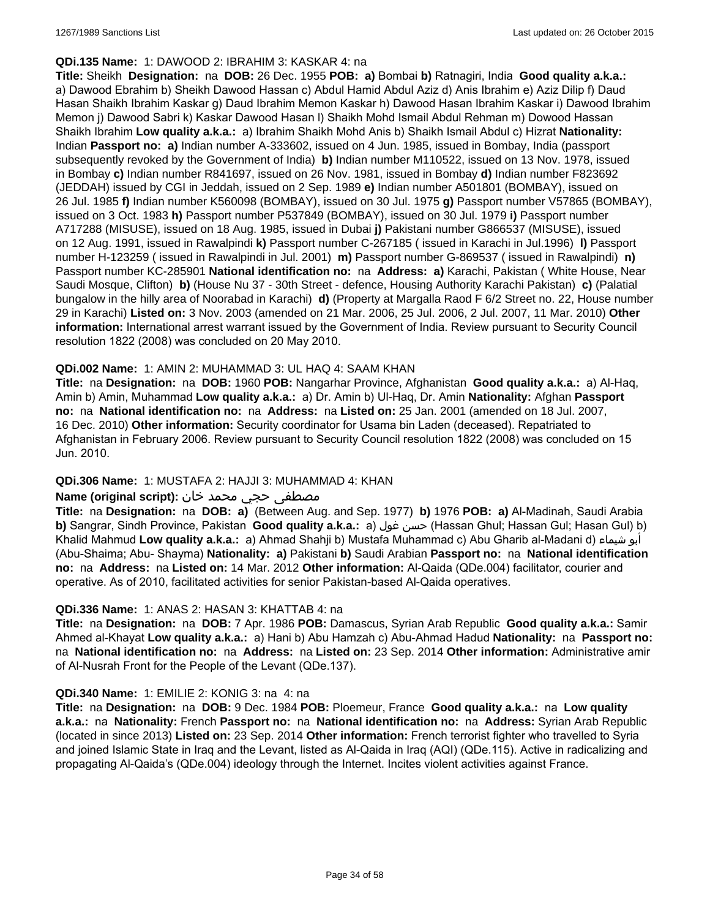**QDi.135 Name:** 1: DAWOOD 2: IBRAHIM 3: KASKAR 4: na

**Title:** Sheikh **Designation:** na **DOB:** 26 Dec. 1955 **POB:** **a)** Bombai **b)** Ratnagiri, India **Good quality a.k.a.:** a) Dawood Ebrahim b) Sheikh Dawood Hassan c) Abdul Hamid Abdul Aziz d) Anis Ibrahim e) Aziz Dilip f) Daud Hasan Shaikh Ibrahim Kaskar g) Daud Ibrahim Memon Kaskar h) Dawood Hasan Ibrahim Kaskar i) Dawood Ibrahim Memon j) Dawood Sabri k) Kaskar Dawood Hasan l) Shaikh Mohd Ismail Abdul Rehman m) Dowood Hassan Shaikh Ibrahim **Low quality a.k.a.:** a) Ibrahim Shaikh Mohd Anis b) Shaikh Ismail Abdul c) Hizrat **Nationality:** Indian **Passport no:** **a)** Indian number A-333602, issued on 4 Jun. 1985, issued in Bombay, India (passport subsequently revoked by the Government of India) **b)** Indian number M110522, issued on 13 Nov. 1978, issued in Bombay **c)** Indian number R841697, issued on 26 Nov. 1981, issued in Bombay **d)** Indian number F823692 (JEDDAH) issued by CGI in Jeddah, issued on 2 Sep. 1989 **e)** Indian number A501801 (BOMBAY), issued on 26 Jul. 1985 **f)** Indian number K560098 (BOMBAY), issued on 30 Jul. 1975 **g)** Passport number V57865 (BOMBAY), issued on 3 Oct. 1983 **h)** Passport number P537849 (BOMBAY), issued on 30 Jul. 1979 **i)** Passport number A717288 (MISUSE), issued on 18 Aug. 1985, issued in Dubai **j)** Pakistani number G866537 (MISUSE), issued on 12 Aug. 1991, issued in Rawalpindi **k)** Passport number C-267185 ( issued in Karachi in Jul.1996) **l)** Passport number H-123259 ( issued in Rawalpindi in Jul. 2001) **m)** Passport number G-869537 ( issued in Rawalpindi) **n)** Passport number KC-285901 **National identification no:** na **Address:** **a)** Karachi, Pakistan ( White House, Near Saudi Mosque, Clifton) **b)** (House Nu 37 - 30th Street - defence, Housing Authority Karachi Pakistan) **c)** (Palatial bungalow in the hilly area of Noorabad in Karachi) **d)** (Property at Margalla Raod F 6/2 Street no. 22, House number 29 in Karachi) **Listed on:** 3 Nov. 2003 (amended on 21 Mar. 2006, 25 Jul. 2006, 2 Jul. 2007, 11 Mar. 2010) **Other information:** International arrest warrant issued by the Government of India. Review pursuant to Security Council resolution 1822 (2008) was concluded on 20 May 2010.

**QDi.002 Name:** 1: AMIN 2: MUHAMMAD 3: UL HAQ 4: SAAM KHAN

**Title:** na **Designation:** na **DOB:** 1960 **POB:** Nangarhar Province, Afghanistan **Good quality a.k.a.:** a) Al-Haq, Amin b) Amin, Muhammad **Low quality a.k.a.:** a) Dr. Amin b) Ul-Haq, Dr. Amin **Nationality:** Afghan **Passport no:** na **National identification no:** na **Address:** na **Listed on:** 25 Jan. 2001 (amended on 18 Jul. 2007, 16 Dec. 2010) **Other information:** Security coordinator for Usama bin Laden (deceased). Repatriated to Afghanistan in February 2006. Review pursuant to Security Council resolution 1822 (2008) was concluded on 15 Jun. 2010.

**QDi.306 Name:** 1: MUSTAFA 2: HAJJI 3: MUHAMMAD 4: KHAN

**Name (original script):** مصطفى حجي محمد خان

**Title:** na **Designation:** na **DOB:** **a)** (Between Aug. and Sep. 1977) **b)** 1976 **POB:** **a)** Al-Madinah, Saudi Arabia **b)** Sangrar, Sindh Province, Pakistan **Good quality a.k.a.:** a) حسن غول (Hassan Ghul; Hassan Gul; Hasan Gul) b) Khalid Mahmud **Low quality a.k.a.:** a) Ahmad Shahji b) Mustafa Muhammad c) Abu Gharib al-Madani d) أبو شيماء (Abu-Shaima; Abu- Shayma) **Nationality:** **a)** Pakistani **b)** Saudi Arabian **Passport no:** na **National identification no:** na **Address:** na **Listed on:** 14 Mar. 2012 **Other information:** Al-Qaida (QDe.004) facilitator, courier and operative. As of 2010, facilitated activities for senior Pakistan-based Al-Qaida operatives.

**QDi.336 Name:** 1: ANAS 2: HASAN 3: KHATTAB 4: na

**Title:** na **Designation:** na **DOB:** 7 Apr. 1986 **POB:** Damascus, Syrian Arab Republic **Good quality a.k.a.:** Samir Ahmed al-Khayat **Low quality a.k.a.:** a) Hani b) Abu Hamzah c) Abu-Ahmad Hadud **Nationality:** na **Passport no:** na **National identification no:** na **Address:** na **Listed on:** 23 Sep. 2014 **Other information:** Administrative amir of Al-Nusrah Front for the People of the Levant (QDe.137).

**QDi.340 Name:** 1: EMILIE 2: KONIG 3: na 4: na

**Title:** na **Designation:** na **DOB:** 9 Dec. 1984 **POB:** Ploemeur, France **Good quality a.k.a.:** na **Low quality a.k.a.:** na **Nationality:** French **Passport no:** na **National identification no:** na **Address:** Syrian Arab Republic (located in since 2013) **Listed on:** 23 Sep. 2014 **Other information:** French terrorist fighter who travelled to Syria and joined Islamic State in Iraq and the Levant, listed as Al-Qaida in Iraq (AQI) (QDe.115). Active in radicalizing and propagating Al-Qaida's (QDe.004) ideology through the Internet. Incites violent activities against France.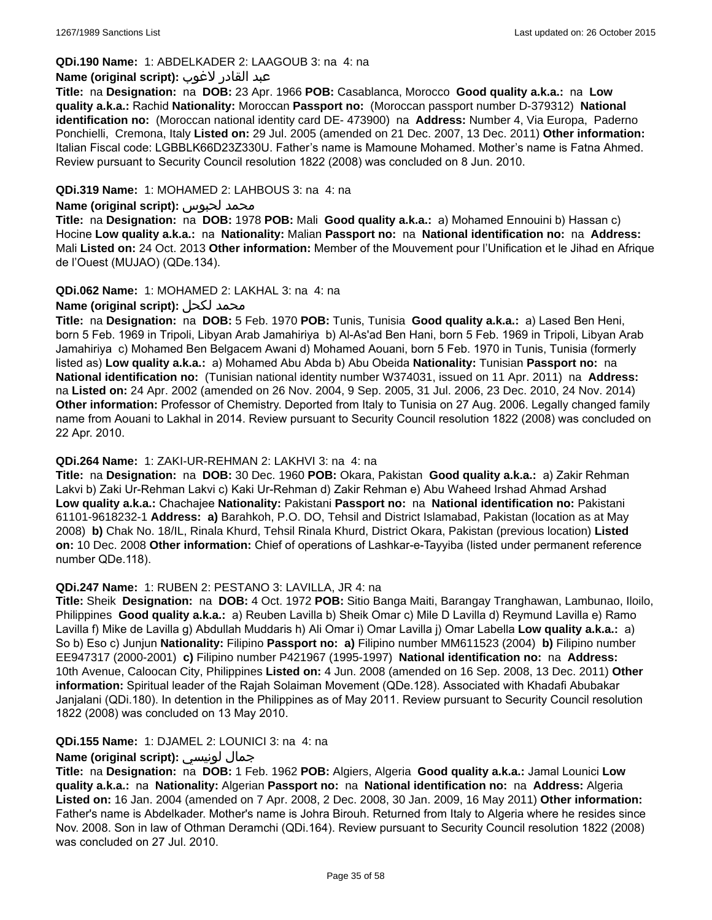**QDi.190 Name:** 1: ABDELKADER 2: LAAGOUB 3: na 4: na

**Name (original script):** عبد القادر لاغوب

**Title:** na **Designation:** na **DOB:** 23 Apr. 1966 **POB:** Casablanca, Morocco **Good quality a.k.a.:** na **Low quality a.k.a.:** Rachid **Nationality:** Moroccan **Passport no:** (Moroccan passport number D-379312) **National identification no:** (Moroccan national identity card DE- 473900) na **Address:** Number 4, Via Europa, Paderno Ponchielli, Cremona, Italy **Listed on:** 29 Jul. 2005 (amended on 21 Dec. 2007, 13 Dec. 2011) **Other information:** Italian Fiscal code: LGBBLK66D23Z330U. Father's name is Mamoune Mohamed. Mother's name is Fatna Ahmed. Review pursuant to Security Council resolution 1822 (2008) was concluded on 8 Jun. 2010.

**QDi.319 Name:** 1: MOHAMED 2: LAHBOUS 3: na 4: na

**Name (original script):** محمد لحبوس

**Title:** na **Designation:** na **DOB:** 1978 **POB:** Mali **Good quality a.k.a.:** a) Mohamed Ennouini b) Hassan c) Hocine **Low quality a.k.a.:** na **Nationality:** Malian **Passport no:** na **National identification no:** na **Address:** Mali **Listed on:** 24 Oct. 2013 **Other information:** Member of the Mouvement pour l'Unification et le Jihad en Afrique de l'Ouest (MUJAO) (QDe.134).

**QDi.062 Name:** 1: MOHAMED 2: LAKHAL 3: na 4: na

**Name (original script):** محمد لكحل

**Title:** na **Designation:** na **DOB:** 5 Feb. 1970 **POB:** Tunis, Tunisia **Good quality a.k.a.:** a) Lased Ben Heni, born 5 Feb. 1969 in Tripoli, Libyan Arab Jamahiriya b) Al-As'ad Ben Hani, born 5 Feb. 1969 in Tripoli, Libyan Arab Jamahiriya c) Mohamed Ben Belgacem Awani d) Mohamed Aouani, born 5 Feb. 1970 in Tunis, Tunisia (formerly listed as) **Low quality a.k.a.:** a) Mohamed Abu Abda b) Abu Obeida **Nationality:** Tunisian **Passport no:** na **National identification no:** (Tunisian national identity number W374031, issued on 11 Apr. 2011) na **Address:** na **Listed on:** 24 Apr. 2002 (amended on 26 Nov. 2004, 9 Sep. 2005, 31 Jul. 2006, 23 Dec. 2010, 24 Nov. 2014) **Other information:** Professor of Chemistry. Deported from Italy to Tunisia on 27 Aug. 2006. Legally changed family name from Aouani to Lakhal in 2014. Review pursuant to Security Council resolution 1822 (2008) was concluded on 22 Apr. 2010.

**QDi.264 Name:** 1: ZAKI-UR-REHMAN 2: LAKHVI 3: na 4: na

**Title:** na **Designation:** na **DOB:** 30 Dec. 1960 **POB:** Okara, Pakistan **Good quality a.k.a.:** a) Zakir Rehman Lakvi b) Zaki Ur-Rehman Lakvi c) Kaki Ur-Rehman d) Zakir Rehman e) Abu Waheed Irshad Ahmad Arshad **Low quality a.k.a.:** Chachajee **Nationality:** Pakistani **Passport no:** na **National identification no:** Pakistani 61101-9618232-1 **Address:** **a)** Barahkoh, P.O. DO, Tehsil and District Islamabad, Pakistan (location as at May 2008) **b)** Chak No. 18/IL, Rinala Khurd, Tehsil Rinala Khurd, District Okara, Pakistan (previous location) **Listed on:** 10 Dec. 2008 **Other information:** Chief of operations of Lashkar-e-Tayyiba (listed under permanent reference number QDe.118).

**QDi.247 Name:** 1: RUBEN 2: PESTANO 3: LAVILLA, JR 4: na

**Title:** Sheik **Designation:** na **DOB:** 4 Oct. 1972 **POB:** Sitio Banga Maiti, Barangay Tranghawan, Lambunao, Iloilo, Philippines **Good quality a.k.a.:** a) Reuben Lavilla b) Sheik Omar c) Mile D Lavilla d) Reymund Lavilla e) Ramo Lavilla f) Mike de Lavilla g) Abdullah Muddaris h) Ali Omar i) Omar Lavilla j) Omar Labella **Low quality a.k.a.:** a) So b) Eso c) Junjun **Nationality:** Filipino **Passport no:** **a)** Filipino number MM611523 (2004) **b)** Filipino number EE947317 (2000-2001) **c)** Filipino number P421967 (1995-1997) **National identification no:** na **Address:** 10th Avenue, Caloocan City, Philippines **Listed on:** 4 Jun. 2008 (amended on 16 Sep. 2008, 13 Dec. 2011) **Other information:** Spiritual leader of the Rajah Solaiman Movement (QDe.128). Associated with Khadafi Abubakar Janjalani (QDi.180). In detention in the Philippines as of May 2011. Review pursuant to Security Council resolution 1822 (2008) was concluded on 13 May 2010.

**QDi.155 Name:** 1: DJAMEL 2: LOUNICI 3: na 4: na

**Name (original script):** جمال لونيسي

**Title:** na **Designation:** na **DOB:** 1 Feb. 1962 **POB:** Algiers, Algeria **Good quality a.k.a.:** Jamal Lounici **Low quality a.k.a.:** na **Nationality:** Algerian **Passport no:** na **National identification no:** na **Address:** Algeria **Listed on:** 16 Jan. 2004 (amended on 7 Apr. 2008, 2 Dec. 2008, 30 Jan. 2009, 16 May 2011) **Other information:** Father's name is Abdelkader. Mother's name is Johra Birouh. Returned from Italy to Algeria where he resides since Nov. 2008. Son in law of Othman Deramchi (QDi.164). Review pursuant to Security Council resolution 1822 (2008) was concluded on 27 Jul. 2010.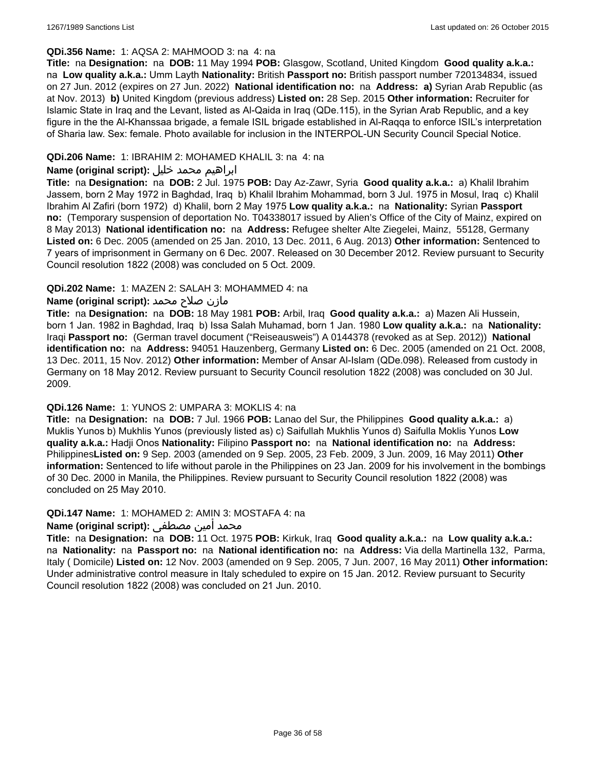**QDi.356 Name:** 1: AQSA 2: MAHMOOD 3: na 4: na

**Title:** na **Designation:** na **DOB:** 11 May 1994 **POB:** Glasgow, Scotland, United Kingdom **Good quality a.k.a.:** na **Low quality a.k.a.:** Umm Layth **Nationality:** British **Passport no:** British passport number 720134834, issued on 27 Jun. 2012 (expires on 27 Jun. 2022) **National identification no:** na **Address:** **a)** Syrian Arab Republic (as at Nov. 2013) **b)** United Kingdom (previous address) **Listed on:** 28 Sep. 2015 **Other information:** Recruiter for Islamic State in Iraq and the Levant, listed as Al-Qaida in Iraq (QDe.115), in the Syrian Arab Republic, and a key figure in the the Al-Khanssaa brigade, a female ISIL brigade established in Al-Raqqa to enforce ISIL's interpretation of Sharia law. Sex: female. Photo available for inclusion in the INTERPOL-UN Security Council Special Notice.

**QDi.206 Name:** 1: IBRAHIM 2: MOHAMED KHALIL 3: na 4: na

**Name (original script):** ابراهيم محمد خليل

**Title:** na **Designation:** na **DOB:** 2 Jul. 1975 **POB:** Day Az-Zawr, Syria **Good quality a.k.a.:** a) Khalil Ibrahim Jassem, born 2 May 1972 in Baghdad, Iraq b) Khalil Ibrahim Mohammad, born 3 Jul. 1975 in Mosul, Iraq c) Khalil Ibrahim Al Zafiri (born 1972) d) Khalil, born 2 May 1975 **Low quality a.k.a.:** na **Nationality:** Syrian **Passport no:** (Temporary suspension of deportation No. T04338017 issued by Alien's Office of the City of Mainz, expired on 8 May 2013) **National identification no:** na **Address:** Refugee shelter Alte Ziegelei, Mainz, 55128, Germany **Listed on:** 6 Dec. 2005 (amended on 25 Jan. 2010, 13 Dec. 2011, 6 Aug. 2013) **Other information:** Sentenced to 7 years of imprisonment in Germany on 6 Dec. 2007. Released on 30 December 2012. Review pursuant to Security Council resolution 1822 (2008) was concluded on 5 Oct. 2009.

**QDi.202 Name:** 1: MAZEN 2: SALAH 3: MOHAMMED 4: na

**Name (original script):** مازن صلاح محمد

**Title:** na **Designation:** na **DOB:** 18 May 1981 **POB:** Arbil, Iraq **Good quality a.k.a.:** a) Mazen Ali Hussein, born 1 Jan. 1982 in Baghdad, Iraq b) Issa Salah Muhamad, born 1 Jan. 1980 **Low quality a.k.a.:** na **Nationality:** Iraqi **Passport no:** (German travel document ("Reiseausweis") A 0144378 (revoked as at Sep. 2012)) **National identification no:** na **Address:** 94051 Hauzenberg, Germany **Listed on:** 6 Dec. 2005 (amended on 21 Oct. 2008, 13 Dec. 2011, 15 Nov. 2012) **Other information:** Member of Ansar Al-Islam (QDe.098). Released from custody in Germany on 18 May 2012. Review pursuant to Security Council resolution 1822 (2008) was concluded on 30 Jul. 2009.

**QDi.126 Name:** 1: YUNOS 2: UMPARA 3: MOKLIS 4: na

**Title:** na **Designation:** na **DOB:** 7 Jul. 1966 **POB:** Lanao del Sur, the Philippines **Good quality a.k.a.:** a) Muklis Yunos b) Mukhlis Yunos (previously listed as) c) Saifullah Mukhlis Yunos d) Saifulla Moklis Yunos **Low quality a.k.a.:** Hadji Onos **Nationality:** Filipino **Passport no:** na **National identification no:** na **Address:** Philippines**Listed on:** 9 Sep. 2003 (amended on 9 Sep. 2005, 23 Feb. 2009, 3 Jun. 2009, 16 May 2011) **Other information:** Sentenced to life without parole in the Philippines on 23 Jan. 2009 for his involvement in the bombings of 30 Dec. 2000 in Manila, the Philippines. Review pursuant to Security Council resolution 1822 (2008) was concluded on 25 May 2010.

**QDi.147 Name:** 1: MOHAMED 2: AMIN 3: MOSTAFA 4: na

**Name (original script):** محمد أمين مصطفى

**Title:** na **Designation:** na **DOB:** 11 Oct. 1975 **POB:** Kirkuk, Iraq **Good quality a.k.a.:** na **Low quality a.k.a.:** na **Nationality:** na **Passport no:** na **National identification no:** na **Address:** Via della Martinella 132, Parma, Italy ( Domicile) **Listed on:** 12 Nov. 2003 (amended on 9 Sep. 2005, 7 Jun. 2007, 16 May 2011) **Other information:** Under administrative control measure in Italy scheduled to expire on 15 Jan. 2012. Review pursuant to Security Council resolution 1822 (2008) was concluded on 21 Jun. 2010.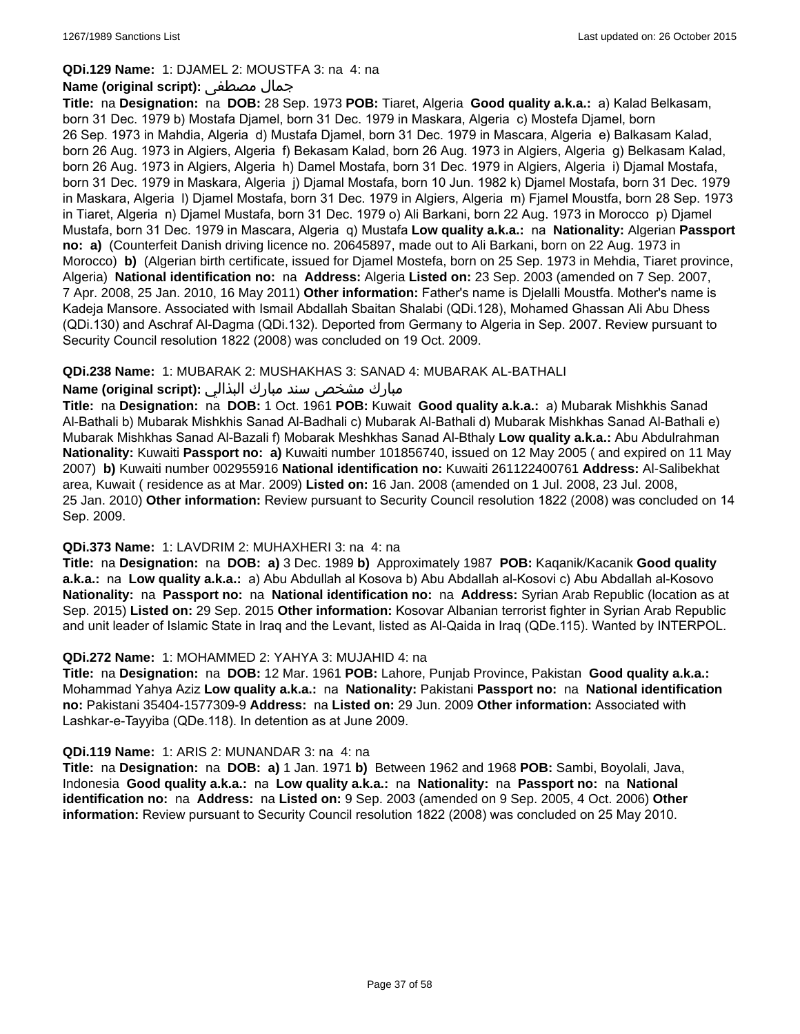**QDi.129 Name:** 1: DJAMEL 2: MOUSTFA 3: na 4: na

**Name (original script):** جمال مصطفى

**Title:** na **Designation:** na **DOB:** 28 Sep. 1973 **POB:** Tiaret, Algeria **Good quality a.k.a.:** a) Kalad Belkasam, born 31 Dec. 1979 b) Mostafa Djamel, born 31 Dec. 1979 in Maskara, Algeria c) Mostefa Djamel, born 26 Sep. 1973 in Mahdia, Algeria d) Mustafa Djamel, born 31 Dec. 1979 in Mascara, Algeria e) Balkasam Kalad, born 26 Aug. 1973 in Algiers, Algeria f) Bekasam Kalad, born 26 Aug. 1973 in Algiers, Algeria g) Belkasam Kalad, born 26 Aug. 1973 in Algiers, Algeria h) Damel Mostafa, born 31 Dec. 1979 in Algiers, Algeria i) Djamal Mostafa, born 31 Dec. 1979 in Maskara, Algeria j) Djamal Mostafa, born 10 Jun. 1982 k) Djamel Mostafa, born 31 Dec. 1979 in Maskara, Algeria l) Djamel Mostafa, born 31 Dec. 1979 in Algiers, Algeria m) Fjamel Moustfa, born 28 Sep. 1973 in Tiaret, Algeria n) Djamel Mustafa, born 31 Dec. 1979 o) Ali Barkani, born 22 Aug. 1973 in Morocco p) Djamel Mustafa, born 31 Dec. 1979 in Mascara, Algeria q) Mustafa **Low quality a.k.a.:** na **Nationality:** Algerian **Passport no:** **a)** (Counterfeit Danish driving licence no. 20645897, made out to Ali Barkani, born on 22 Aug. 1973 in Morocco) **b)** (Algerian birth certificate, issued for Djamel Mostefa, born on 25 Sep. 1973 in Mehdia, Tiaret province, Algeria) **National identification no:** na **Address:** Algeria **Listed on:** 23 Sep. 2003 (amended on 7 Sep. 2007, 7 Apr. 2008, 25 Jan. 2010, 16 May 2011) **Other information:** Father's name is Djelalli Moustfa. Mother's name is Kadeja Mansore. Associated with Ismail Abdallah Sbaitan Shalabi (QDi.128), Mohamed Ghassan Ali Abu Dhess (QDi.130) and Aschraf Al-Dagma (QDi.132). Deported from Germany to Algeria in Sep. 2007. Review pursuant to Security Council resolution 1822 (2008) was concluded on 19 Oct. 2009.

**QDi.238 Name:** 1: MUBARAK 2: MUSHAKHAS 3: SANAD 4: MUBARAK AL-BATHALI

**Name (original script):** مبارك مشخص سند مبارك البذالي

**Title:** na **Designation:** na **DOB:** 1 Oct. 1961 **POB:** Kuwait **Good quality a.k.a.:** a) Mubarak Mishkhis Sanad Al-Bathali b) Mubarak Mishkhis Sanad Al-Badhali c) Mubarak Al-Bathali d) Mubarak Mishkhas Sanad Al-Bathali e) Mubarak Mishkhas Sanad Al-Bazali f) Mobarak Meshkhas Sanad Al-Bthaly **Low quality a.k.a.:** Abu Abdulrahman **Nationality:** Kuwaiti **Passport no:** **a)** Kuwaiti number 101856740, issued on 12 May 2005 ( and expired on 11 May 2007) **b)** Kuwaiti number 002955916 **National identification no:** Kuwaiti 261122400761 **Address:** Al-Salibekhat area, Kuwait ( residence as at Mar. 2009) **Listed on:** 16 Jan. 2008 (amended on 1 Jul. 2008, 23 Jul. 2008, 25 Jan. 2010) **Other information:** Review pursuant to Security Council resolution 1822 (2008) was concluded on 14 Sep. 2009.

**QDi.373 Name:** 1: LAVDRIM 2: MUHAXHERI 3: na 4: na

**Title:** na **Designation:** na **DOB:** **a)** 3 Dec. 1989 **b)** Approximately 1987 **POB:** Kaqanik/Kacanik **Good quality a.k.a.:** na **Low quality a.k.a.:** a) Abu Abdullah al Kosova b) Abu Abdallah al-Kosovi c) Abu Abdallah al-Kosovo **Nationality:** na **Passport no:** na **National identification no:** na **Address:** Syrian Arab Republic (location as at Sep. 2015) **Listed on:** 29 Sep. 2015 **Other information:** Kosovar Albanian terrorist fighter in Syrian Arab Republic and unit leader of Islamic State in Iraq and the Levant, listed as Al-Qaida in Iraq (QDe.115). Wanted by INTERPOL.

**QDi.272 Name:** 1: MOHAMMED 2: YAHYA 3: MUJAHID 4: na

**Title:** na **Designation:** na **DOB:** 12 Mar. 1961 **POB:** Lahore, Punjab Province, Pakistan **Good quality a.k.a.:** Mohammad Yahya Aziz **Low quality a.k.a.:** na **Nationality:** Pakistani **Passport no:** na **National identification no:** Pakistani 35404-1577309-9 **Address:** na **Listed on:** 29 Jun. 2009 **Other information:** Associated with Lashkar-e-Tayyiba (QDe.118). In detention as at June 2009.

**QDi.119 Name:** 1: ARIS 2: MUNANDAR 3: na 4: na

**Title:** na **Designation:** na **DOB:** **a)** 1 Jan. 1971 **b)** Between 1962 and 1968 **POB:** Sambi, Boyolali, Java, Indonesia **Good quality a.k.a.:** na **Low quality a.k.a.:** na **Nationality:** na **Passport no:** na **National identification no:** na **Address:** na **Listed on:** 9 Sep. 2003 (amended on 9 Sep. 2005, 4 Oct. 2006) **Other information:** Review pursuant to Security Council resolution 1822 (2008) was concluded on 25 May 2010.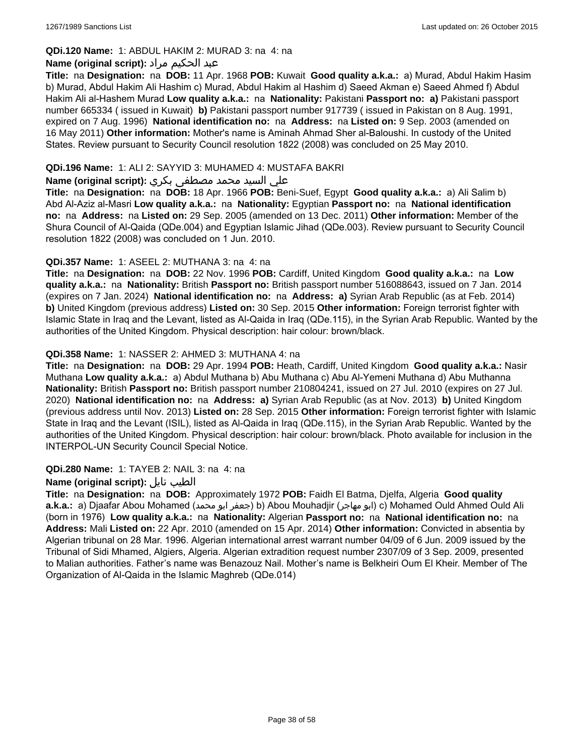**QDi.120 Name:** 1: ABDUL HAKIM 2: MURAD 3: na 4: na

**Name (original script):** عبد الحكيم مراد

**Title:** na **Designation:** na **DOB:** 11 Apr. 1968 **POB:** Kuwait **Good quality a.k.a.:** a) Murad, Abdul Hakim Hasim b) Murad, Abdul Hakim Ali Hashim c) Murad, Abdul Hakim al Hashim d) Saeed Akman e) Saeed Ahmed f) Abdul Hakim Ali al-Hashem Murad **Low quality a.k.a.:** na **Nationality:** Pakistani **Passport no: a)** Pakistani passport number 665334 ( issued in Kuwait) **b)** Pakistani passport number 917739 ( issued in Pakistan on 8 Aug. 1991, expired on 7 Aug. 1996) **National identification no:** na **Address:** na **Listed on:** 9 Sep. 2003 (amended on 16 May 2011) **Other information:** Mother's name is Aminah Ahmad Sher al-Baloushi. In custody of the United States. Review pursuant to Security Council resolution 1822 (2008) was concluded on 25 May 2010.

**QDi.196 Name:** 1: ALI 2: SAYYID 3: MUHAMED 4: MUSTAFA BAKRI

**Name (original script):** علي السيد محمد مصطفى بكري

**Title:** na **Designation:** na **DOB:** 18 Apr. 1966 **POB:** Beni-Suef, Egypt **Good quality a.k.a.:** a) Ali Salim b) Abd Al-Aziz al-Masri **Low quality a.k.a.:** na **Nationality:** Egyptian **Passport no:** na **National identification no:** na **Address:** na **Listed on:** 29 Sep. 2005 (amended on 13 Dec. 2011) **Other information:** Member of the Shura Council of Al-Qaida (QDe.004) and Egyptian Islamic Jihad (QDe.003). Review pursuant to Security Council resolution 1822 (2008) was concluded on 1 Jun. 2010.

**QDi.357 Name:** 1: ASEEL 2: MUTHANA 3: na 4: na

**Title:** na **Designation:** na **DOB:** 22 Nov. 1996 **POB:** Cardiff, United Kingdom **Good quality a.k.a.:** na **Low quality a.k.a.:** na **Nationality:** British **Passport no:** British passport number 516088643, issued on 7 Jan. 2014 (expires on 7 Jan. 2024) **National identification no:** na **Address: a)** Syrian Arab Republic (as at Feb. 2014) **b)** United Kingdom (previous address) **Listed on:** 30 Sep. 2015 **Other information:** Foreign terrorist fighter with Islamic State in Iraq and the Levant, listed as Al-Qaida in Iraq (QDe.115), in the Syrian Arab Republic. Wanted by the authorities of the United Kingdom. Physical description: hair colour: brown/black.

**QDi.358 Name:** 1: NASSER 2: AHMED 3: MUTHANA 4: na

**Title:** na **Designation:** na **DOB:** 29 Apr. 1994 **POB:** Heath, Cardiff, United Kingdom **Good quality a.k.a.:** Nasir Muthana **Low quality a.k.a.:** a) Abdul Muthana b) Abu Muthana c) Abu Al-Yemeni Muthana d) Abu Muthanna **Nationality:** British **Passport no:** British passport number 210804241, issued on 27 Jul. 2010 (expires on 27 Jul. 2020) **National identification no:** na **Address: a)** Syrian Arab Republic (as at Nov. 2013) **b)** United Kingdom (previous address until Nov. 2013) **Listed on:** 28 Sep. 2015 **Other information:** Foreign terrorist fighter with Islamic State in Iraq and the Levant (ISIL), listed as Al-Qaida in Iraq (QDe.115), in the Syrian Arab Republic. Wanted by the authorities of the United Kingdom. Physical description: hair colour: brown/black. Photo available for inclusion in the INTERPOL-UN Security Council Special Notice.

**QDi.280 Name:** 1: TAYEB 2: NAIL 3: na 4: na

**Name (original script):** الطيب نايل

**Title:** na **Designation:** na **DOB:** Approximately 1972 **POB:** Faidh El Batma, Djelfa, Algeria **Good quality a.k.a.:** a) Djaafar Abou Mohamed (جعفر ابو محمد) b) Abou Mouhadjir (ابو مهاجر) c) Mohamed Ould Ahmed Ould Ali (born in 1976) **Low quality a.k.a.:** na **Nationality:** Algerian **Passport no:** na **National identification no:** na **Address:** Mali **Listed on:** 22 Apr. 2010 (amended on 15 Apr. 2014) **Other information:** Convicted in absentia by Algerian tribunal on 28 Mar. 1996. Algerian international arrest warrant number 04/09 of 6 Jun. 2009 issued by the Tribunal of Sidi Mhamed, Algiers, Algeria. Algerian extradition request number 2307/09 of 3 Sep. 2009, presented to Malian authorities. Father's name was Benazouz Nail. Mother's name is Belkheiri Oum El Kheir. Member of The Organization of Al-Qaida in the Islamic Maghreb (QDe.014)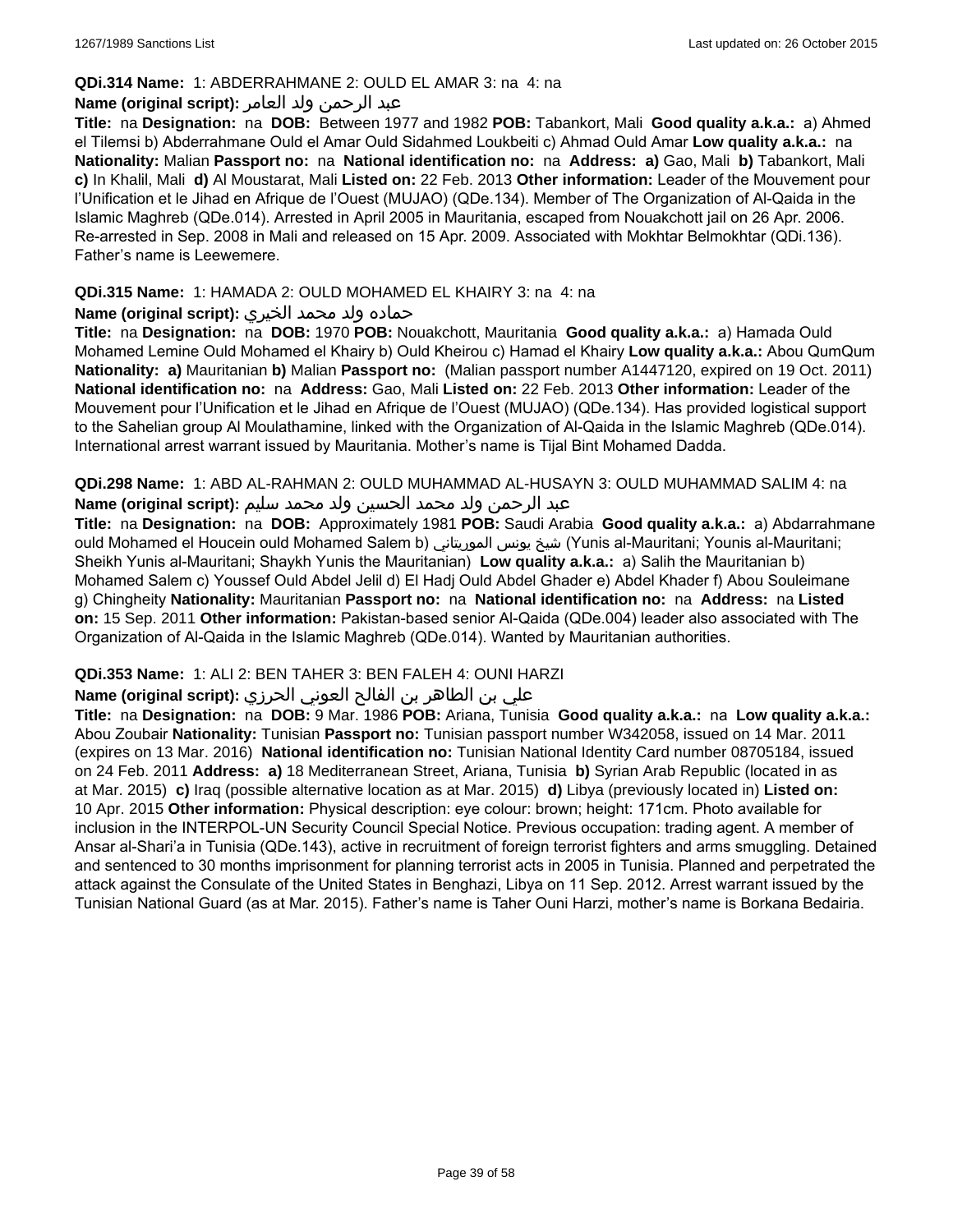**QDi.314 Name:** 1: ABDERRAHMANE 2: OULD EL AMAR 3: na 4: na

**Name (original script):** عبد الرحمن ولد العامر

**Title:** na **Designation:** na **DOB:** Between 1977 and 1982 **POB:** Tabankort, Mali **Good quality a.k.a.:** a) Ahmed el Tilemsi b) Abderrahmane Ould el Amar Ould Sidahmed Loukbeiti c) Ahmad Ould Amar **Low quality a.k.a.:** na **Nationality:** Malian **Passport no:** na **National identification no:** na **Address:** **a)** Gao, Mali **b)** Tabankort, Mali **c)** In Khalil, Mali **d)** Al Moustarat, Mali **Listed on:** 22 Feb. 2013 **Other information:** Leader of the Mouvement pour l'Unification et le Jihad en Afrique de l'Ouest (MUJAO) (QDe.134). Member of The Organization of Al-Qaida in the Islamic Maghreb (QDe.014). Arrested in April 2005 in Mauritania, escaped from Nouakchott jail on 26 Apr. 2006. Re-arrested in Sep. 2008 in Mali and released on 15 Apr. 2009. Associated with Mokhtar Belmokhtar (QDi.136). Father's name is Leewemere.

**QDi.315 Name:** 1: HAMADA 2: OULD MOHAMED EL KHAIRY 3: na 4: na

**Name (original script):** حماده ولد محمد الخيري

**Title:** na **Designation:** na **DOB:** 1970 **POB:** Nouakchott, Mauritania **Good quality a.k.a.:** a) Hamada Ould Mohamed Lemine Ould Mohamed el Khairy b) Ould Kheirou c) Hamad el Khairy **Low quality a.k.a.:** Abou QumQum **Nationality:** **a)** Mauritanian **b)** Malian **Passport no:** (Malian passport number A1447120, expired on 19 Oct. 2011) **National identification no:** na **Address:** Gao, Mali **Listed on:** 22 Feb. 2013 **Other information:** Leader of the Mouvement pour l'Unification et le Jihad en Afrique de l'Ouest (MUJAO) (QDe.134). Has provided logistical support to the Sahelian group Al Moulathamine, linked with the Organization of Al-Qaida in the Islamic Maghreb (QDe.014). International arrest warrant issued by Mauritania. Mother's name is Tijal Bint Mohamed Dadda.

**QDi.298 Name:** 1: ABD AL-RAHMAN 2: OULD MUHAMMAD AL-HUSAYN 3: OULD MUHAMMAD SALIM 4: na

**Name (original script):** عبد الرحمن ولد محمد الحسين ولد محمد سليم

**Title:** na **Designation:** na **DOB:** Approximately 1981 **POB:** Saudi Arabia **Good quality a.k.a.:** a) Abdarrahmane ould Mohamed el Houcein ould Mohamed Salem b) شيخ يونس الموريتاني (Yunis al-Mauritani; Younis al-Mauritani; Sheikh Yunis al-Mauritani; Shaykh Yunis the Mauritanian) **Low quality a.k.a.:** a) Salih the Mauritanian b) Mohamed Salem c) Youssef Ould Abdel Jelil d) El Hadj Ould Abdel Ghader e) Abdel Khader f) Abou Souleimane g) Chingheity **Nationality:** Mauritanian **Passport no:** na **National identification no:** na **Address:** na **Listed on:** 15 Sep. 2011 **Other information:** Pakistan-based senior Al-Qaida (QDe.004) leader also associated with The Organization of Al-Qaida in the Islamic Maghreb (QDe.014). Wanted by Mauritanian authorities.

**QDi.353 Name:** 1: ALI 2: BEN TAHER 3: BEN FALEH 4: OUNI HARZI

**Name (original script):** علي بن الطاهر بن الفالح العوني الحرزي

**Title:** na **Designation:** na **DOB:** 9 Mar. 1986 **POB:** Ariana, Tunisia **Good quality a.k.a.:** na **Low quality a.k.a.:** Abou Zoubair **Nationality:** Tunisian **Passport no:** Tunisian passport number W342058, issued on 14 Mar. 2011 (expires on 13 Mar. 2016) **National identification no:** Tunisian National Identity Card number 08705184, issued on 24 Feb. 2011 **Address:** **a)** 18 Mediterranean Street, Ariana, Tunisia **b)** Syrian Arab Republic (located in as at Mar. 2015) **c)** Iraq (possible alternative location as at Mar. 2015) **d)** Libya (previously located in) **Listed on:** 10 Apr. 2015 **Other information:** Physical description: eye colour: brown; height: 171cm. Photo available for inclusion in the INTERPOL-UN Security Council Special Notice. Previous occupation: trading agent. A member of Ansar al-Shari'a in Tunisia (QDe.143), active in recruitment of foreign terrorist fighters and arms smuggling. Detained and sentenced to 30 months imprisonment for planning terrorist acts in 2005 in Tunisia. Planned and perpetrated the attack against the Consulate of the United States in Benghazi, Libya on 11 Sep. 2012. Arrest warrant issued by the Tunisian National Guard (as at Mar. 2015). Father's name is Taher Ouni Harzi, mother's name is Borkana Bedairia.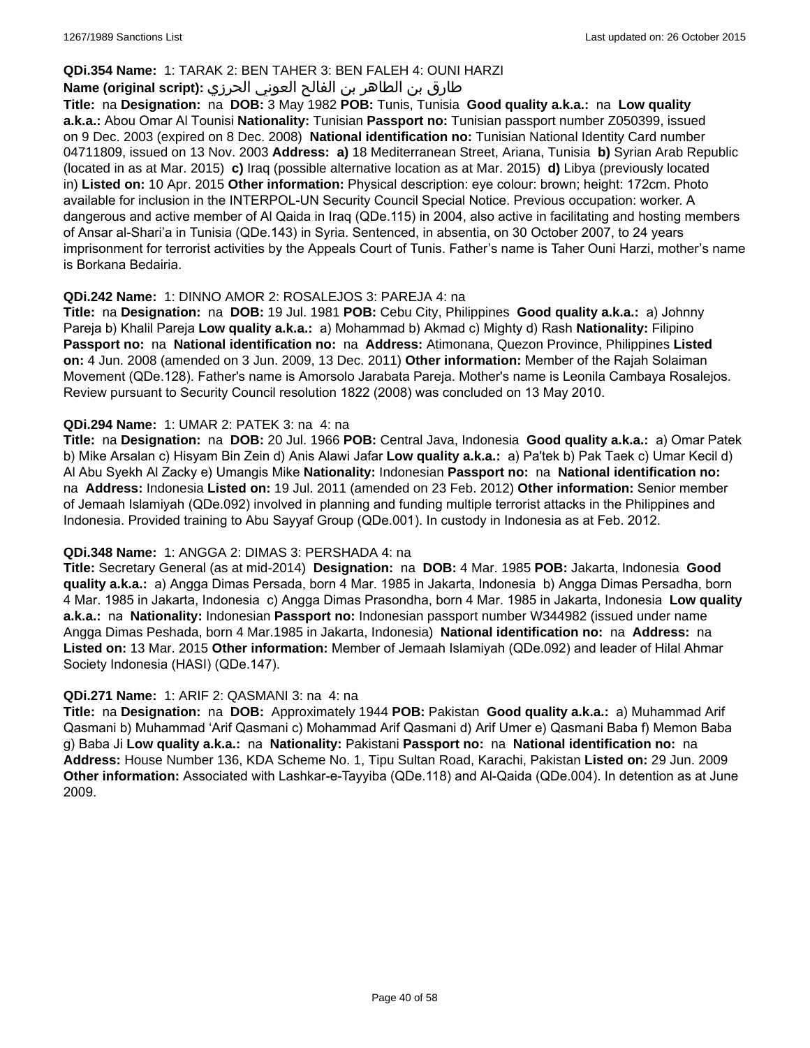**QDi.354 Name:** 1: TARAK 2: BEN TAHER 3: BEN FALEH 4: OUNI HARZI

**Name (original script):** طارق بن الطاهر بن الفالح العوني الحرزي

**Title:** na **Designation:** na **DOB:** 3 May 1982 **POB:** Tunis, Tunisia **Good quality a.k.a.:** na **Low quality a.k.a.:** Abou Omar Al Tounisi **Nationality:** Tunisian **Passport no:** Tunisian passport number Z050399, issued on 9 Dec. 2003 (expired on 8 Dec. 2008) **National identification no:** Tunisian National Identity Card number 04711809, issued on 13 Nov. 2003 **Address:** **a)** 18 Mediterranean Street, Ariana, Tunisia **b)** Syrian Arab Republic (located in as at Mar. 2015) **c)** Iraq (possible alternative location as at Mar. 2015) **d)** Libya (previously located in) **Listed on:** 10 Apr. 2015 **Other information:** Physical description: eye colour: brown; height: 172cm. Photo available for inclusion in the INTERPOL-UN Security Council Special Notice. Previous occupation: worker. A dangerous and active member of Al Qaida in Iraq (QDe.115) in 2004, also active in facilitating and hosting members of Ansar al-Shari'a in Tunisia (QDe.143) in Syria. Sentenced, in absentia, on 30 October 2007, to 24 years imprisonment for terrorist activities by the Appeals Court of Tunis. Father's name is Taher Ouni Harzi, mother's name is Borkana Bedairia.

**QDi.242 Name:** 1: DINNO AMOR 2: ROSALEJOS 3: PAREJA 4: na

**Title:** na **Designation:** na **DOB:** 19 Jul. 1981 **POB:** Cebu City, Philippines **Good quality a.k.a.:** a) Johnny Pareja b) Khalil Pareja **Low quality a.k.a.:** a) Mohammad b) Akmad c) Mighty d) Rash **Nationality:** Filipino **Passport no:** na **National identification no:** na **Address:** Atimonana, Quezon Province, Philippines **Listed on:** 4 Jun. 2008 (amended on 3 Jun. 2009, 13 Dec. 2011) **Other information:** Member of the Rajah Solaiman Movement (QDe.128). Father's name is Amorsolo Jarabata Pareja. Mother's name is Leonila Cambaya Rosalejos. Review pursuant to Security Council resolution 1822 (2008) was concluded on 13 May 2010.

**QDi.294 Name:** 1: UMAR 2: PATEK 3: na 4: na

**Title:** na **Designation:** na **DOB:** 20 Jul. 1966 **POB:** Central Java, Indonesia **Good quality a.k.a.:** a) Omar Patek b) Mike Arsalan c) Hisyam Bin Zein d) Anis Alawi Jafar **Low quality a.k.a.:** a) Pa'tek b) Pak Taek c) Umar Kecil d) Al Abu Syekh Al Zacky e) Umangis Mike **Nationality:** Indonesian **Passport no:** na **National identification no:** na **Address:** Indonesia **Listed on:** 19 Jul. 2011 (amended on 23 Feb. 2012) **Other information:** Senior member of Jemaah Islamiyah (QDe.092) involved in planning and funding multiple terrorist attacks in the Philippines and Indonesia. Provided training to Abu Sayyaf Group (QDe.001). In custody in Indonesia as at Feb. 2012.

**QDi.348 Name:** 1: ANGGA 2: DIMAS 3: PERSHADA 4: na

**Title:** Secretary General (as at mid-2014) **Designation:** na **DOB:** 4 Mar. 1985 **POB:** Jakarta, Indonesia **Good quality a.k.a.:** a) Angga Dimas Persada, born 4 Mar. 1985 in Jakarta, Indonesia b) Angga Dimas Persadha, born 4 Mar. 1985 in Jakarta, Indonesia c) Angga Dimas Prasondha, born 4 Mar. 1985 in Jakarta, Indonesia **Low quality a.k.a.:** na **Nationality:** Indonesian **Passport no:** Indonesian passport number W344982 (issued under name Angga Dimas Peshada, born 4 Mar.1985 in Jakarta, Indonesia) **National identification no:** na **Address:** na **Listed on:** 13 Mar. 2015 **Other information:** Member of Jemaah Islamiyah (QDe.092) and leader of Hilal Ahmar Society Indonesia (HASI) (QDe.147).

**QDi.271 Name:** 1: ARIF 2: QASMANI 3: na 4: na

**Title:** na **Designation:** na **DOB:** Approximately 1944 **POB:** Pakistan **Good quality a.k.a.:** a) Muhammad Arif Qasmani b) Muhammad 'Arif Qasmani c) Mohammad Arif Qasmani d) Arif Umer e) Qasmani Baba f) Memon Baba g) Baba Ji **Low quality a.k.a.:** na **Nationality:** Pakistani **Passport no:** na **National identification no:** na **Address:** House Number 136, KDA Scheme No. 1, Tipu Sultan Road, Karachi, Pakistan **Listed on:** 29 Jun. 2009 **Other information:** Associated with Lashkar-e-Tayyiba (QDe.118) and Al-Qaida (QDe.004). In detention as at June 2009.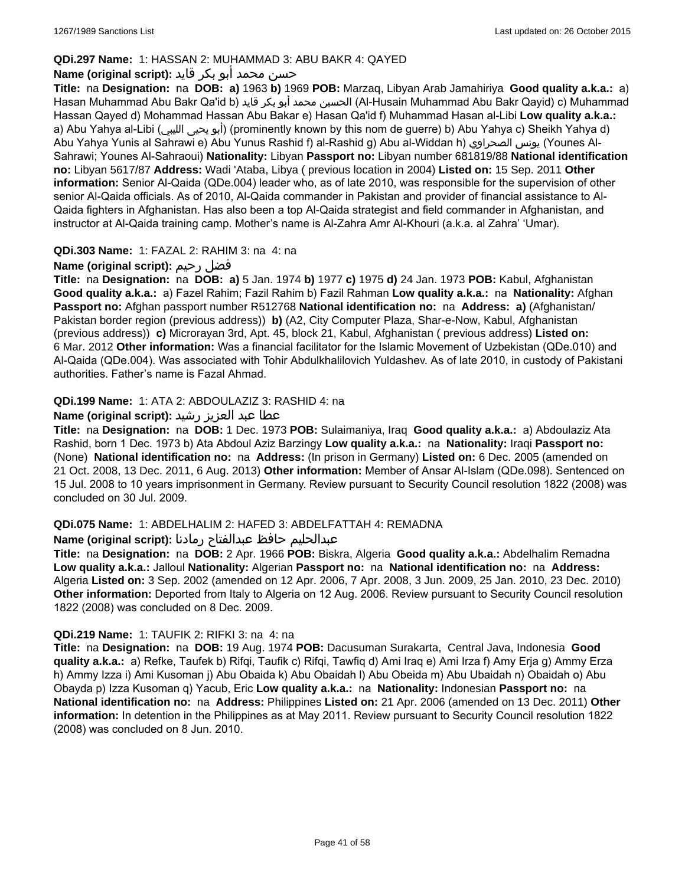**QDi.297 Name:** 1: HASSAN 2: MUHAMMAD 3: ABU BAKR 4: QAYED

**Name (original script):** حسن محمد أبو بكر قايد

**Title:** na **Designation:** na **DOB:** **a)** 1963 **b)** 1969 **POB:** Marzaq, Libyan Arab Jamahiriya **Good quality a.k.a.:** a) Hasan Muhammad Abu Bakr Qa'id b) الحسين محمد أبو بكر قايد (Al-Husain Muhammad Abu Bakr Qayid) c) Muhammad Hassan Qayed d) Mohammad Hassan Abu Bakar e) Hasan Qa'id f) Muhammad Hasan al-Libi **Low quality a.k.a.:** a) Abu Yahya al-Libi (أبو يحيى الليبي) (prominently known by this nom de guerre) b) Abu Yahya c) Sheikh Yahya d) Abu Yahya Yunis al Sahrawi e) Abu Yunus Rashid f) al-Rashid g) Abu al-Widdan h) يونس الصحراوي (Younes Al-Sahrawi; Younes Al-Sahraoui) **Nationality:** Libyan **Passport no:** Libyan number 681819/88 **National identification no:** Libyan 5617/87 **Address:** Wadi 'Ataba, Libya ( previous location in 2004) **Listed on:** 15 Sep. 2011 **Other information:** Senior Al-Qaida (QDe.004) leader who, as of late 2010, was responsible for the supervision of other senior Al-Qaida officials. As of 2010, Al-Qaida commander in Pakistan and provider of financial assistance to Al-Qaida fighters in Afghanistan. Has also been a top Al-Qaida strategist and field commander in Afghanistan, and instructor at Al-Qaida training camp. Mother's name is Al-Zahra Amr Al-Khouri (a.k.a. al Zahra' 'Umar).

**QDi.303 Name:** 1: FAZAL 2: RAHIM 3: na 4: na

**Name (original script):** فضل رحيم

**Title:** na **Designation:** na **DOB:** **a)** 5 Jan. 1974 **b)** 1977 **c)** 1975 **d)** 24 Jan. 1973 **POB:** Kabul, Afghanistan **Good quality a.k.a.:** a) Fazel Rahim; Fazil Rahim b) Fazil Rahman **Low quality a.k.a.:** na **Nationality:** Afghan **Passport no:** Afghan passport number R512768 **National identification no:** na **Address:** **a)** (Afghanistan/ Pakistan border region (previous address)) **b)** (A2, City Computer Plaza, Shar-e-Now, Kabul, Afghanistan (previous address)) **c)** Microrayan 3rd, Apt. 45, block 21, Kabul, Afghanistan ( previous address) **Listed on:** 6 Mar. 2012 **Other information:** Was a financial facilitator for the Islamic Movement of Uzbekistan (QDe.010) and Al-Qaida (QDe.004). Was associated with Tohir Abdulkhalilovich Yuldashev. As of late 2010, in custody of Pakistani authorities. Father's name is Fazal Ahmad.

**QDi.199 Name:** 1: ATA 2: ABDOULAZIZ 3: RASHID 4: na

**Name (original script):** عطا عبد العزيز رشيد

**Title:** na **Designation:** na **DOB:** 1 Dec. 1973 **POB:** Sulaimaniya, Iraq **Good quality a.k.a.:** a) Abdoulaziz Ata Rashid, born 1 Dec. 1973 b) Ata Abdoul Aziz Barzingy **Low quality a.k.a.:** na **Nationality:** Iraqi **Passport no:** (None) **National identification no:** na **Address:** (In prison in Germany) **Listed on:** 6 Dec. 2005 (amended on 21 Oct. 2008, 13 Dec. 2011, 6 Aug. 2013) **Other information:** Member of Ansar Al-Islam (QDe.098). Sentenced on 15 Jul. 2008 to 10 years imprisonment in Germany. Review pursuant to Security Council resolution 1822 (2008) was concluded on 30 Jul. 2009.

**QDi.075 Name:** 1: ABDELHALIM 2: HAFED 3: ABDELFATTAH 4: REMADNA

**Name (original script):** عبدالحليم حافظ عبدالفتاح رمادنا

**Title:** na **Designation:** na **DOB:** 2 Apr. 1966 **POB:** Biskra, Algeria **Good quality a.k.a.:** Abdelhalim Remadna **Low quality a.k.a.:** Jalloul **Nationality:** Algerian **Passport no:** na **National identification no:** na **Address:** Algeria **Listed on:** 3 Sep. 2002 (amended on 12 Apr. 2006, 7 Apr. 2008, 3 Jun. 2009, 25 Jan. 2010, 23 Dec. 2010) **Other information:** Deported from Italy to Algeria on 12 Aug. 2006. Review pursuant to Security Council resolution 1822 (2008) was concluded on 8 Dec. 2009.

**QDi.219 Name:** 1: TAUFIK 2: RIFKI 3: na 4: na

**Title:** na **Designation:** na **DOB:** 19 Aug. 1974 **POB:** Dacusuman Surakarta, Central Java, Indonesia **Good quality a.k.a.:** a) Refke, Taufek b) Rifqi, Taufik c) Rifqi, Tawfiq d) Ami Iraq e) Ami Irza f) Amy Erja g) Ammy Erza h) Ammy Izza i) Ami Kusoman j) Abu Obaida k) Abu Obaidah l) Abu Obeida m) Abu Ubaidah n) Obaidah o) Abu Obayda p) Izza Kusoman q) Yacub, Eric **Low quality a.k.a.:** na **Nationality:** Indonesian **Passport no:** na **National identification no:** na **Address:** Philippines **Listed on:** 21 Apr. 2006 (amended on 13 Dec. 2011) **Other information:** In detention in the Philippines as at May 2011. Review pursuant to Security Council resolution 1822 (2008) was concluded on 8 Jun. 2010.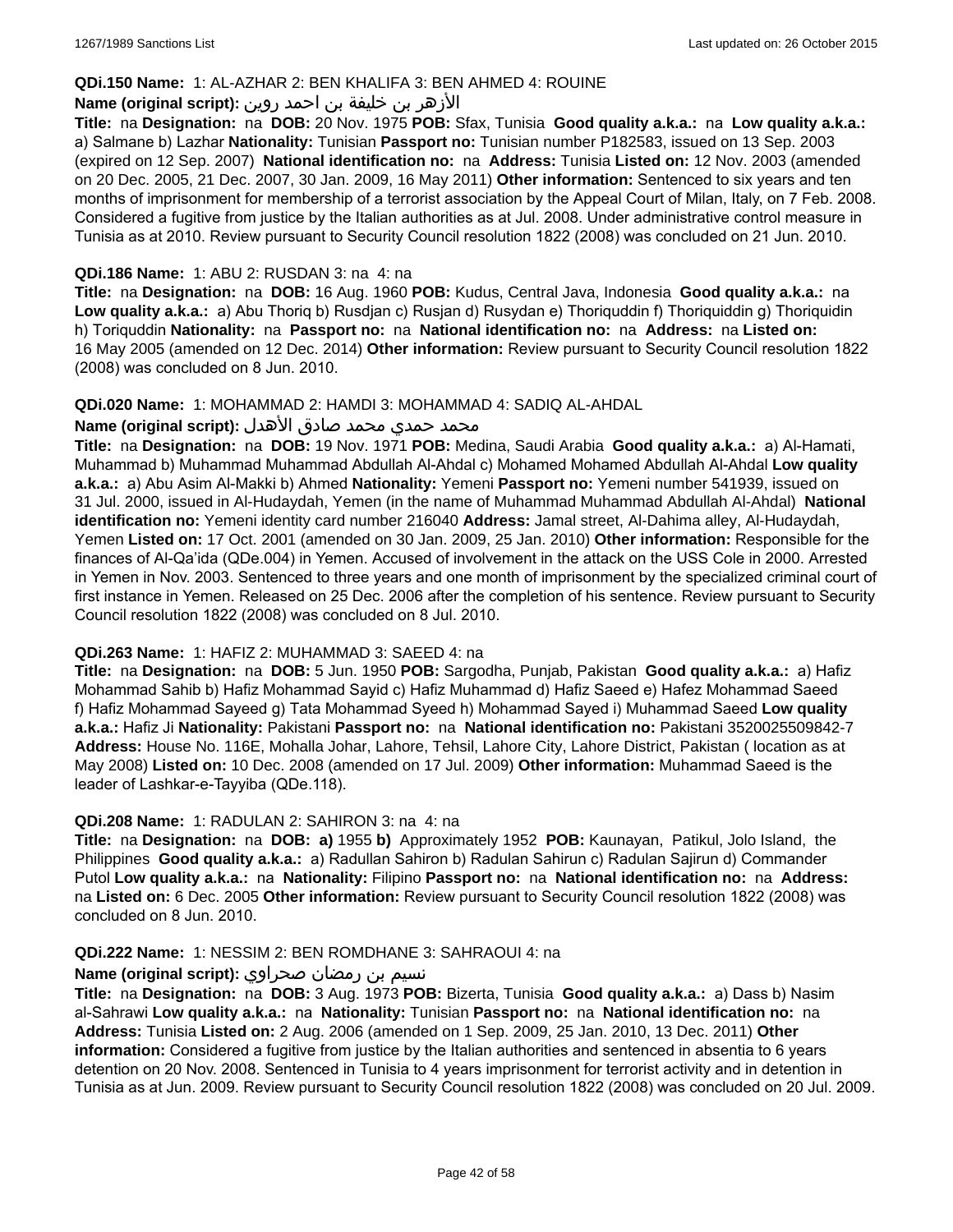**QDi.150 Name:** 1: AL-AZHAR 2: BEN KHALIFA 3: BEN AHMED 4: ROUINE

**Name (original script):** الأزهر بن خليفة بن احمد روين

**Title:** na **Designation:** na **DOB:** 20 Nov. 1975 **POB:** Sfax, Tunisia **Good quality a.k.a.:** na **Low quality a.k.a.:** a) Salmane b) Lazhar **Nationality:** Tunisian **Passport no:** Tunisian number P182583, issued on 13 Sep. 2003 (expired on 12 Sep. 2007) **National identification no:** na **Address:** Tunisia **Listed on:** 12 Nov. 2003 (amended on 20 Dec. 2005, 21 Dec. 2007, 30 Jan. 2009, 16 May 2011) **Other information:** Sentenced to six years and ten months of imprisonment for membership of a terrorist association by the Appeal Court of Milan, Italy, on 7 Feb. 2008. Considered a fugitive from justice by the Italian authorities as at Jul. 2008. Under administrative control measure in Tunisia as at 2010. Review pursuant to Security Council resolution 1822 (2008) was concluded on 21 Jun. 2010.

**QDi.186 Name:** 1: ABU 2: RUSDAN 3: na 4: na

**Title:** na **Designation:** na **DOB:** 16 Aug. 1960 **POB:** Kudus, Central Java, Indonesia **Good quality a.k.a.:** na **Low quality a.k.a.:** a) Abu Thoriq b) Rusdjan c) Rusjan d) Rusydan e) Thoriquddin f) Thoriquiddin g) Thoriquidin h) Toriquddin **Nationality:** na **Passport no:** na **National identification no:** na **Address:** na **Listed on:** 16 May 2005 (amended on 12 Dec. 2014) **Other information:** Review pursuant to Security Council resolution 1822 (2008) was concluded on 8 Jun. 2010.

**QDi.020 Name:** 1: MOHAMMAD 2: HAMDI 3: MOHAMMAD 4: SADIQ AL-AHDAL

**Name (original script):** محمد حمدي محمد صادق الأهدل

**Title:** na **Designation:** na **DOB:** 19 Nov. 1971 **POB:** Medina, Saudi Arabia **Good quality a.k.a.:** a) Al-Hamati, Muhammad b) Muhammad Muhammad Abdullah Al-Ahdal c) Mohamed Mohamed Abdullah Al-Ahdal **Low quality a.k.a.:** a) Abu Asim Al-Makki b) Ahmed **Nationality:** Yemeni **Passport no:** Yemeni number 541939, issued on 31 Jul. 2000, issued in Al-Hudaydah, Yemen (in the name of Muhammad Muhammad Abdullah Al-Ahdal) **National identification no:** Yemeni identity card number 216040 **Address:** Jamal street, Al-Dahima alley, Al-Hudaydah, Yemen **Listed on:** 17 Oct. 2001 (amended on 30 Jan. 2009, 25 Jan. 2010) **Other information:** Responsible for the finances of Al-Qa'ida (QDe.004) in Yemen. Accused of involvement in the attack on the USS Cole in 2000. Arrested in Yemen in Nov. 2003. Sentenced to three years and one month of imprisonment by the specialized criminal court of first instance in Yemen. Released on 25 Dec. 2006 after the completion of his sentence. Review pursuant to Security Council resolution 1822 (2008) was concluded on 8 Jul. 2010.

**QDi.263 Name:** 1: HAFIZ 2: MUHAMMAD 3: SAEED 4: na

**Title:** na **Designation:** na **DOB:** 5 Jun. 1950 **POB:** Sargodha, Punjab, Pakistan **Good quality a.k.a.:** a) Hafiz Mohammad Sahib b) Hafiz Mohammad Sayid c) Hafiz Muhammad d) Hafiz Saeed e) Hafez Mohammad Saeed f) Hafiz Mohammad Sayeed g) Tata Mohammad Syeed h) Mohammad Sayed i) Muhammad Saeed **Low quality a.k.a.:** Hafiz Ji **Nationality:** Pakistani **Passport no:** na **National identification no:** Pakistani 3520025509842-7 **Address:** House No. 116E, Mohalla Johar, Lahore, Tehsil, Lahore City, Lahore District, Pakistan ( location as at May 2008) **Listed on:** 10 Dec. 2008 (amended on 17 Jul. 2009) **Other information:** Muhammad Saeed is the leader of Lashkar-e-Tayyiba (QDe.118).

**QDi.208 Name:** 1: RADULAN 2: SAHIRON 3: na 4: na

**Title:** na **Designation:** na **DOB:** **a)** 1955 **b)** Approximately 1952 **POB:** Kaunayan, Patikul, Jolo Island, the Philippines **Good quality a.k.a.:** a) Radullan Sahiron b) Radulan Sahirun c) Radulan Sajirun d) Commander Putol **Low quality a.k.a.:** na **Nationality:** Filipino **Passport no:** na **National identification no:** na **Address:** na **Listed on:** 6 Dec. 2005 **Other information:** Review pursuant to Security Council resolution 1822 (2008) was concluded on 8 Jun. 2010.

**QDi.222 Name:** 1: NESSIM 2: BEN ROMDHANE 3: SAHRAOUI 4: na

**Name (original script):** نسيم بن رمضان صحراوي

**Title:** na **Designation:** na **DOB:** 3 Aug. 1973 **POB:** Bizerta, Tunisia **Good quality a.k.a.:** a) Dass b) Nasim al-Sahrawi **Low quality a.k.a.:** na **Nationality:** Tunisian **Passport no:** na **National identification no:** na **Address:** Tunisia **Listed on:** 2 Aug. 2006 (amended on 1 Sep. 2009, 25 Jan. 2010, 13 Dec. 2011) **Other information:** Considered a fugitive from justice by the Italian authorities and sentenced in absentia to 6 years detention on 20 Nov. 2008. Sentenced in Tunisia to 4 years imprisonment for terrorist activity and in detention in Tunisia as at Jun. 2009. Review pursuant to Security Council resolution 1822 (2008) was concluded on 20 Jul. 2009.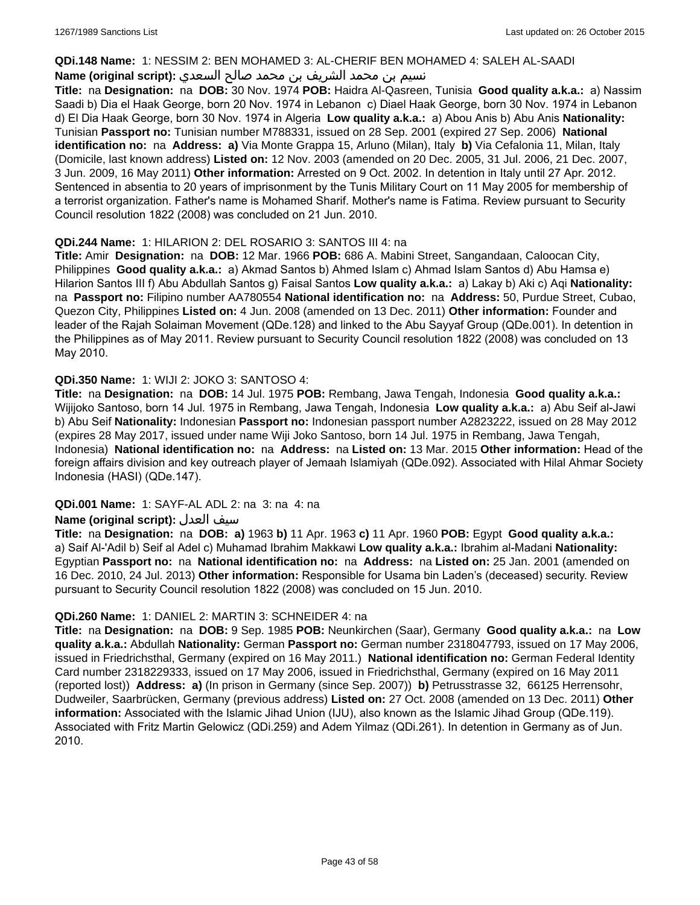**QDi.148 Name:** 1: NESSIM 2: BEN MOHAMED 3: AL-CHERIF BEN MOHAMED 4: SALEH AL-SAADI
**Name (original script):** نسيم بن محمد الشريف بن محمد صالح السعدي
**Title:** na **Designation:** na **DOB:** 30 Nov. 1974 **POB:** Haidra Al-Qasreen, Tunisia **Good quality a.k.a.:** a) Nassim Saadi b) Dia el Haak George, born 20 Nov. 1974 in Lebanon c) Diael Haak George, born 30 Nov. 1974 in Lebanon d) El Dia Haak George, born 30 Nov. 1974 in Algeria **Low quality a.k.a.:** a) Abou Anis b) Abu Anis **Nationality:** Tunisian **Passport no:** Tunisian number M788331, issued on 28 Sep. 2001 (expired 27 Sep. 2006) **National identification no:** na **Address:** **a)** Via Monte Grappa 15, Arluno (Milan), Italy **b)** Via Cefalonia 11, Milan, Italy (Domicile, last known address) **Listed on:** 12 Nov. 2003 (amended on 20 Dec. 2005, 31 Jul. 2006, 21 Dec. 2007, 3 Jun. 2009, 16 May 2011) **Other information:** Arrested on 9 Oct. 2002. In detention in Italy until 27 Apr. 2012. Sentenced in absentia to 20 years of imprisonment by the Tunis Military Court on 11 May 2005 for membership of a terrorist organization. Father's name is Mohamed Sharif. Mother's name is Fatima. Review pursuant to Security Council resolution 1822 (2008) was concluded on 21 Jun. 2010.

**QDi.244 Name:** 1: HILARION 2: DEL ROSARIO 3: SANTOS III 4: na
**Title:** Amir **Designation:** na **DOB:** 12 Mar. 1966 **POB:** 686 A. Mabini Street, Sangandaan, Caloocan City, Philippines **Good quality a.k.a.:** a) Akmad Santos b) Ahmed Islam c) Ahmad Islam Santos d) Abu Hamsa e) Hilarion Santos III f) Abu Abdullah Santos g) Faisal Santos **Low quality a.k.a.:** a) Lakay b) Aki c) Aqi **Nationality:** na **Passport no:** Filipino number AA780554 **National identification no:** na **Address:** 50, Purdue Street, Cubao, Quezon City, Philippines **Listed on:** 4 Jun. 2008 (amended on 13 Dec. 2011) **Other information:** Founder and leader of the Rajah Solaiman Movement (QDe.128) and linked to the Abu Sayyaf Group (QDe.001). In detention in the Philippines as of May 2011. Review pursuant to Security Council resolution 1822 (2008) was concluded on 13 May 2010.

**QDi.350 Name:** 1: WIJI 2: JOKO 3: SANTOSO 4:
**Title:** na **Designation:** na **DOB:** 14 Jul. 1975 **POB:** Rembang, Jawa Tengah, Indonesia **Good quality a.k.a.:** Wijijoko Santoso, born 14 Jul. 1975 in Rembang, Jawa Tengah, Indonesia **Low quality a.k.a.:** a) Abu Seif al-Jawi b) Abu Seif **Nationality:** Indonesian **Passport no:** Indonesian passport number A2823222, issued on 28 May 2012 (expires 28 May 2017, issued under name Wiji Joko Santoso, born 14 Jul. 1975 in Rembang, Jawa Tengah, Indonesia) **National identification no:** na **Address:** na **Listed on:** 13 Mar. 2015 **Other information:** Head of the foreign affairs division and key outreach player of Jemaah Islamiyah (QDe.092). Associated with Hilal Ahmar Society Indonesia (HASI) (QDe.147).

**QDi.001 Name:** 1: SAYF-AL ADL 2: na 3: na 4: na
**Name (original script):** سيف العدل
**Title:** na **Designation:** na **DOB:** **a)** 1963 **b)** 11 Apr. 1963 **c)** 11 Apr. 1960 **POB:** Egypt **Good quality a.k.a.:** a) Saif Al-'Adil b) Seif al Adel c) Muhamad Ibrahim Makkawi **Low quality a.k.a.:** Ibrahim al-Madani **Nationality:** Egyptian **Passport no:** na **National identification no:** na **Address:** na **Listed on:** 25 Jan. 2001 (amended on 16 Dec. 2010, 24 Jul. 2013) **Other information:** Responsible for Usama bin Laden's (deceased) security. Review pursuant to Security Council resolution 1822 (2008) was concluded on 15 Jun. 2010.

**QDi.260 Name:** 1: DANIEL 2: MARTIN 3: SCHNEIDER 4: na
**Title:** na **Designation:** na **DOB:** 9 Sep. 1985 **POB:** Neunkirchen (Saar), Germany **Good quality a.k.a.:** na **Low quality a.k.a.:** Abdullah **Nationality:** German **Passport no:** German number 2318047793, issued on 17 May 2006, issued in Friedrichsthal, Germany (expired on 16 May 2011.) **National identification no:** German Federal Identity Card number 2318229333, issued on 17 May 2006, issued in Friedrichsthal, Germany (expired on 16 May 2011 (reported lost)) **Address:** **a)** (In prison in Germany (since Sep. 2007)) **b)** Petrusstrasse 32, 66125 Herrensohr, Dudweiler, Saarbrücken, Germany (previous address) **Listed on:** 27 Oct. 2008 (amended on 13 Dec. 2011) **Other information:** Associated with the Islamic Jihad Union (IJU), also known as the Islamic Jihad Group (QDe.119). Associated with Fritz Martin Gelowicz (QDi.259) and Adem Yilmaz (QDi.261). In detention in Germany as of Jun. 2010.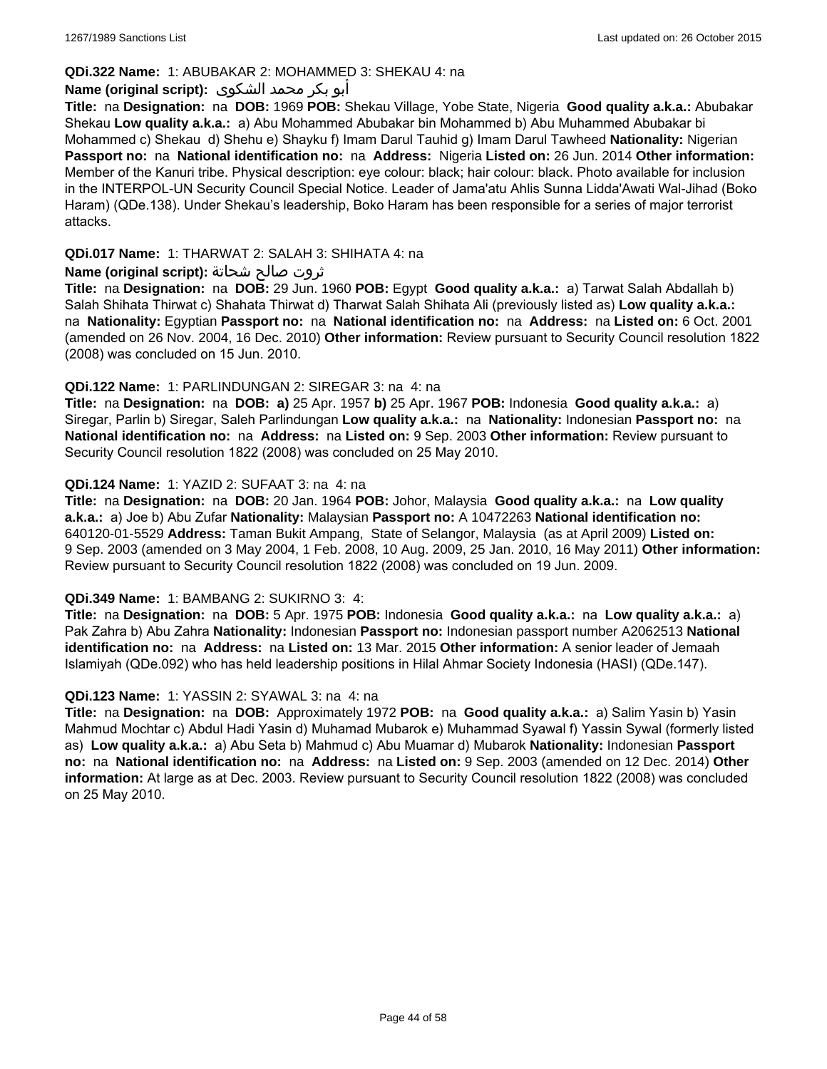**QDi.322 Name:** 1: ABUBAKAR 2: MOHAMMED 3: SHEKAU 4: na

**Name (original script):** أبو بكر محمد الشكوى

**Title:** na **Designation:** na **DOB:** 1969 **POB:** Shekau Village, Yobe State, Nigeria **Good quality a.k.a.:** Abubakar Shekau **Low quality a.k.a.:** a) Abu Mohammed Abubakar bin Mohammed b) Abu Muhammed Abubakar bi Mohammed c) Shekau d) Shehu e) Shayku f) Imam Darul Tauhid g) Imam Darul Tawheed **Nationality:** Nigerian **Passport no:** na **National identification no:** na **Address:** Nigeria **Listed on:** 26 Jun. 2014 **Other information:** Member of the Kanuri tribe. Physical description: eye colour: black; hair colour: black. Photo available for inclusion in the INTERPOL-UN Security Council Special Notice. Leader of Jama'atu Ahlis Sunna Lidda'Awati Wal-Jihad (Boko Haram) (QDe.138). Under Shekau's leadership, Boko Haram has been responsible for a series of major terrorist attacks.

**QDi.017 Name:** 1: THARWAT 2: SALAH 3: SHIHATA 4: na

**Name (original script):** ثروت صالح شحاتة

**Title:** na **Designation:** na **DOB:** 29 Jun. 1960 **POB:** Egypt **Good quality a.k.a.:** a) Tarwat Salah Abdallah b) Salah Shihata Thirwat c) Shahata Thirwat d) Tharwat Salah Shihata Ali (previously listed as) **Low quality a.k.a.:** na **Nationality:** Egyptian **Passport no:** na **National identification no:** na **Address:** na **Listed on:** 6 Oct. 2001 (amended on 26 Nov. 2004, 16 Dec. 2010) **Other information:** Review pursuant to Security Council resolution 1822 (2008) was concluded on 15 Jun. 2010.

**QDi.122 Name:** 1: PARLINDUNGAN 2: SIREGAR 3: na 4: na

**Title:** na **Designation:** na **DOB:** **a)** 25 Apr. 1957 **b)** 25 Apr. 1967 **POB:** Indonesia **Good quality a.k.a.:** a) Siregar, Parlin b) Siregar, Saleh Parlindungan **Low quality a.k.a.:** na **Nationality:** Indonesian **Passport no:** na **National identification no:** na **Address:** na **Listed on:** 9 Sep. 2003 **Other information:** Review pursuant to Security Council resolution 1822 (2008) was concluded on 25 May 2010.

**QDi.124 Name:** 1: YAZID 2: SUFAAT 3: na 4: na

**Title:** na **Designation:** na **DOB:** 20 Jan. 1964 **POB:** Johor, Malaysia **Good quality a.k.a.:** na **Low quality a.k.a.:** a) Joe b) Abu Zufar **Nationality:** Malaysian **Passport no:** A 10472263 **National identification no:** 640120-01-5529 **Address:** Taman Bukit Ampang, State of Selangor, Malaysia (as at April 2009) **Listed on:** 9 Sep. 2003 (amended on 3 May 2004, 1 Feb. 2008, 10 Aug. 2009, 25 Jan. 2010, 16 May 2011) **Other information:** Review pursuant to Security Council resolution 1822 (2008) was concluded on 19 Jun. 2009.

**QDi.349 Name:** 1: BAMBANG 2: SUKIRNO 3: 4:

**Title:** na **Designation:** na **DOB:** 5 Apr. 1975 **POB:** Indonesia **Good quality a.k.a.:** na **Low quality a.k.a.:** a) Pak Zahra b) Abu Zahra **Nationality:** Indonesian **Passport no:** Indonesian passport number A2062513 **National identification no:** na **Address:** na **Listed on:** 13 Mar. 2015 **Other information:** A senior leader of Jemaah Islamiyah (QDe.092) who has held leadership positions in Hilal Ahmar Society Indonesia (HASI) (QDe.147).

**QDi.123 Name:** 1: YASSIN 2: SYAWAL 3: na 4: na

**Title:** na **Designation:** na **DOB:** Approximately 1972 **POB:** na **Good quality a.k.a.:** a) Salim Yasin b) Yasin Mahmud Mochtar c) Abdul Hadi Yasin d) Muhamad Mubarok e) Muhammad Syawal f) Yassin Sywal (formerly listed as) **Low quality a.k.a.:** a) Abu Seta b) Mahmud c) Abu Muamar d) Mubarok **Nationality:** Indonesian **Passport no:** na **National identification no:** na **Address:** na **Listed on:** 9 Sep. 2003 (amended on 12 Dec. 2014) **Other information:** At large as at Dec. 2003. Review pursuant to Security Council resolution 1822 (2008) was concluded on 25 May 2010.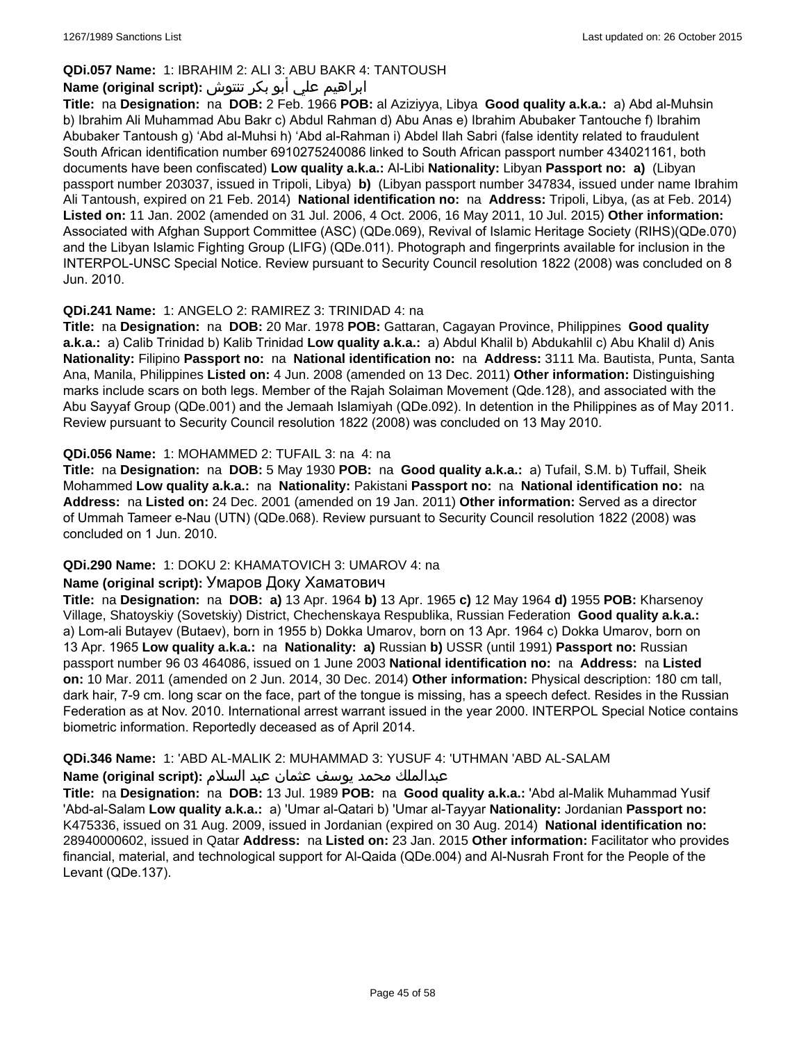**QDi.057 Name:** 1: IBRAHIM 2: ALI 3: ABU BAKR 4: TANTOUSH

**Name (original script):** ابراهيم علي أبو بكر تنتوش

**Title:** na **Designation:** na **DOB:** 2 Feb. 1966 **POB:** al Aziziyya, Libya **Good quality a.k.a.:** a) Abd al-Muhsin b) Ibrahim Ali Muhammad Abu Bakr c) Abdul Rahman d) Abu Anas e) Ibrahim Abubaker Tantouche f) Ibrahim Abubaker Tantoush g) 'Abd al-Muhsi h) 'Abd al-Rahman i) Abdel Ilah Sabri (false identity related to fraudulent South African identification number 6910275240086 linked to South African passport number 434021161, both documents have been confiscated) **Low quality a.k.a.:** Al-Libi **Nationality:** Libyan **Passport no:** **a)** (Libyan passport number 203037, issued in Tripoli, Libya) **b)** (Libyan passport number 347834, issued under name Ibrahim Ali Tantoush, expired on 21 Feb. 2014) **National identification no:** na **Address:** Tripoli, Libya, (as at Feb. 2014) **Listed on:** 11 Jan. 2002 (amended on 31 Jul. 2006, 4 Oct. 2006, 16 May 2011, 10 Jul. 2015) **Other information:** Associated with Afghan Support Committee (ASC) (QDe.069), Revival of Islamic Heritage Society (RIHS)(QDe.070) and the Libyan Islamic Fighting Group (LIFG) (QDe.011). Photograph and fingerprints available for inclusion in the INTERPOL-UNSC Special Notice. Review pursuant to Security Council resolution 1822 (2008) was concluded on 8 Jun. 2010.

**QDi.241 Name:** 1: ANGELO 2: RAMIREZ 3: TRINIDAD 4: na

**Title:** na **Designation:** na **DOB:** 20 Mar. 1978 **POB:** Gattaran, Cagayan Province, Philippines **Good quality a.k.a.:** a) Calib Trinidad b) Kalib Trinidad **Low quality a.k.a.:** a) Abdul Khalil b) Abdukahlil c) Abu Khalil d) Anis **Nationality:** Filipino **Passport no:** na **National identification no:** na **Address:** 3111 Ma. Bautista, Punta, Santa Ana, Manila, Philippines **Listed on:** 4 Jun. 2008 (amended on 13 Dec. 2011) **Other information:** Distinguishing marks include scars on both legs. Member of the Rajah Solaiman Movement (Qde.128), and associated with the Abu Sayyaf Group (QDe.001) and the Jemaah Islamiyah (QDe.092). In detention in the Philippines as of May 2011. Review pursuant to Security Council resolution 1822 (2008) was concluded on 13 May 2010.

**QDi.056 Name:** 1: MOHAMMED 2: TUFAIL 3: na 4: na

**Title:** na **Designation:** na **DOB:** 5 May 1930 **POB:** na **Good quality a.k.a.:** a) Tufail, S.M. b) Tuffail, Sheik Mohammed **Low quality a.k.a.:** na **Nationality:** Pakistani **Passport no:** na **National identification no:** na **Address:** na **Listed on:** 24 Dec. 2001 (amended on 19 Jan. 2011) **Other information:** Served as a director of Ummah Tameer e-Nau (UTN) (QDe.068). Review pursuant to Security Council resolution 1822 (2008) was concluded on 1 Jun. 2010.

**QDi.290 Name:** 1: DOKU 2: KHAMATOVICH 3: UMAROV 4: na

**Name (original script):** Умаров Доку Хаматович

**Title:** na **Designation:** na **DOB:** **a)** 13 Apr. 1964 **b)** 13 Apr. 1965 **c)** 12 May 1964 **d)** 1955 **POB:** Kharsenoy Village, Shatoyskiy (Sovetskiy) District, Chechenskaya Respublika, Russian Federation **Good quality a.k.a.:** a) Lom-ali Butayev (Butaev), born in 1955 b) Dokka Umarov, born on 13 Apr. 1964 c) Dokka Umarov, born on 13 Apr. 1965 **Low quality a.k.a.:** na **Nationality:** **a)** Russian **b)** USSR (until 1991) **Passport no:** Russian passport number 96 03 464086, issued on 1 June 2003 **National identification no:** na **Address:** na **Listed on:** 10 Mar. 2011 (amended on 2 Jun. 2014, 30 Dec. 2014) **Other information:** Physical description: 180 cm tall, dark hair, 7-9 cm. long scar on the face, part of the tongue is missing, has a speech defect. Resides in the Russian Federation as at Nov. 2010. International arrest warrant issued in the year 2000. INTERPOL Special Notice contains biometric information. Reportedly deceased as of April 2014.

**QDi.346 Name:** 1: 'ABD AL-MALIK 2: MUHAMMAD 3: YUSUF 4: 'UTHMAN 'ABD AL-SALAM

**Name (original script):** عبدالملك محمد يوسف عثمان عبد السلام

**Title:** na **Designation:** na **DOB:** 13 Jul. 1989 **POB:** na **Good quality a.k.a.:** 'Abd al-Malik Muhammad Yusif 'Abd-al-Salam **Low quality a.k.a.:** a) 'Umar al-Qatari b) 'Umar al-Tayyar **Nationality:** Jordanian **Passport no:** K475336, issued on 31 Aug. 2009, issued in Jordanian (expired on 30 Aug. 2014) **National identification no:** 28940000602, issued in Qatar **Address:** na **Listed on:** 23 Jan. 2015 **Other information:** Facilitator who provides financial, material, and technological support for Al-Qaida (QDe.004) and Al-Nusrah Front for the People of the Levant (QDe.137).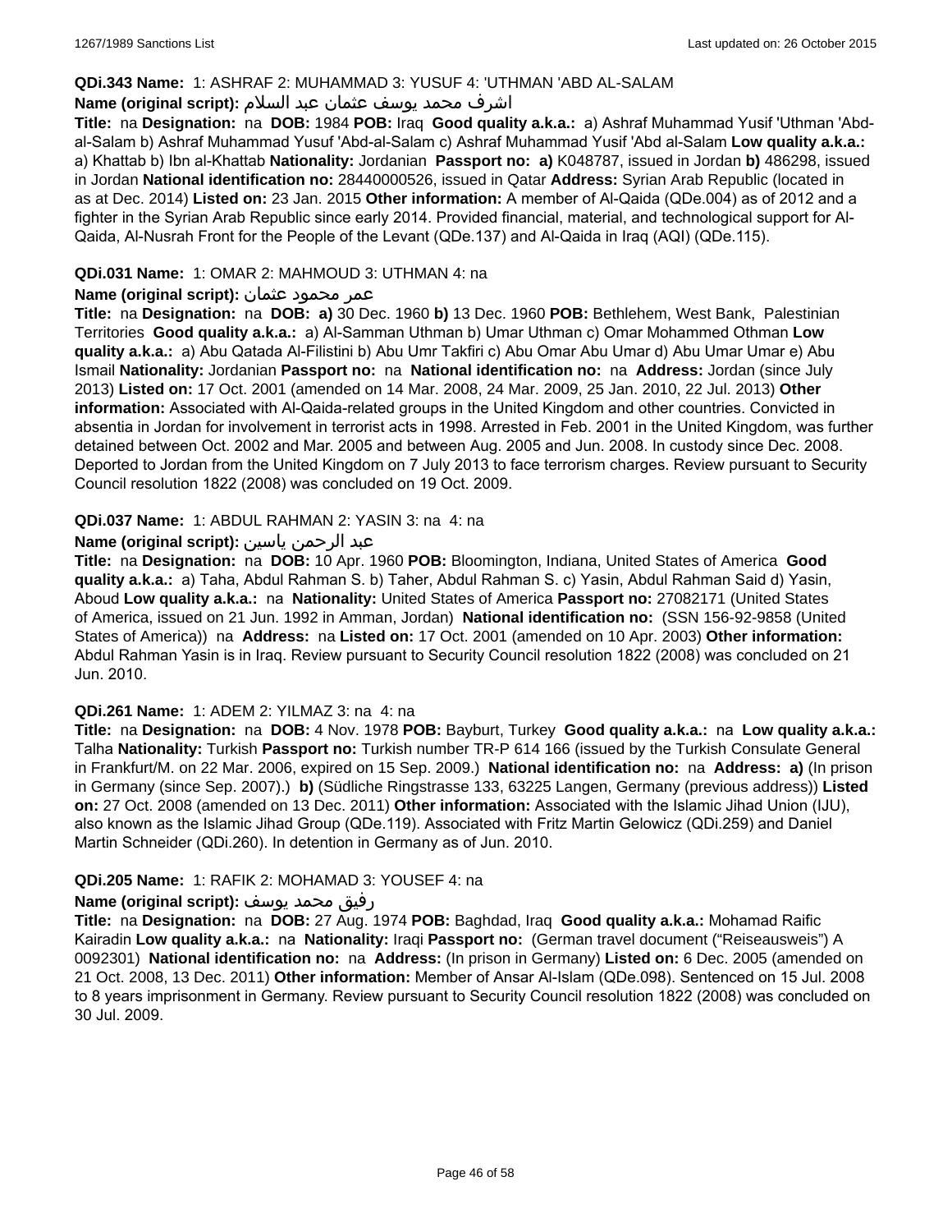**QDi.343 Name:** 1: ASHRAF 2: MUHAMMAD 3: YUSUF 4: 'UTHMAN 'ABD AL-SALAM

**Name (original script):** اشرف محمد يوسف عثمان عبد السلام

**Title:** na **Designation:** na **DOB:** 1984 **POB:** Iraq **Good quality a.k.a.:** a) Ashraf Muhammad Yusif 'Uthman 'Abd-al-Salam b) Ashraf Muhammad Yusuf 'Abd-al-Salam c) Ashraf Muhammad Yusif 'Abd al-Salam **Low quality a.k.a.:** a) Khattab b) Ibn al-Khattab **Nationality:** Jordanian **Passport no:** **a)** K048787, issued in Jordan **b)** 486298, issued in Jordan **National identification no:** 28440000526, issued in Qatar **Address:** Syrian Arab Republic (located in as at Dec. 2014) **Listed on:** 23 Jan. 2015 **Other information:** A member of Al-Qaida (QDe.004) as of 2012 and a fighter in the Syrian Arab Republic since early 2014. Provided financial, material, and technological support for Al-Qaida, Al-Nusrah Front for the People of the Levant (QDe.137) and Al-Qaida in Iraq (AQI) (QDe.115).

**QDi.031 Name:** 1: OMAR 2: MAHMOUD 3: UTHMAN 4: na

**Name (original script):** عمر محمود عثمان

**Title:** na **Designation:** na **DOB:** **a)** 30 Dec. 1960 **b)** 13 Dec. 1960 **POB:** Bethlehem, West Bank, Palestinian Territories **Good quality a.k.a.:** a) Al-Samman Uthman b) Umar Uthman c) Omar Mohammed Othman **Low quality a.k.a.:** a) Abu Qatada Al-Filistini b) Abu Umr Takfiri c) Abu Omar Abu Umar d) Abu Umar Umar e) Abu Ismail **Nationality:** Jordanian **Passport no:** na **National identification no:** na **Address:** Jordan (since July 2013) **Listed on:** 17 Oct. 2001 (amended on 14 Mar. 2008, 24 Mar. 2009, 25 Jan. 2010, 22 Jul. 2013) **Other information:** Associated with Al-Qaida-related groups in the United Kingdom and other countries. Convicted in absentia in Jordan for involvement in terrorist acts in 1998. Arrested in Feb. 2001 in the United Kingdom, was further detained between Oct. 2002 and Mar. 2005 and between Aug. 2005 and Jun. 2008. In custody since Dec. 2008. Deported to Jordan from the United Kingdom on 7 July 2013 to face terrorism charges. Review pursuant to Security Council resolution 1822 (2008) was concluded on 19 Oct. 2009.

**QDi.037 Name:** 1: ABDUL RAHMAN 2: YASIN 3: na 4: na

**Name (original script):** عبد الرحمن ياسين

**Title:** na **Designation:** na **DOB:** 10 Apr. 1960 **POB:** Bloomington, Indiana, United States of America **Good quality a.k.a.:** a) Taha, Abdul Rahman S. b) Taher, Abdul Rahman S. c) Yasin, Abdul Rahman Said d) Yasin, Aboud **Low quality a.k.a.:** na **Nationality:** United States of America **Passport no:** 27082171 (United States of America, issued on 21 Jun. 1992 in Amman, Jordan) **National identification no:** (SSN 156-92-9858 (United States of America)) na **Address:** na **Listed on:** 17 Oct. 2001 (amended on 10 Apr. 2003) **Other information:** Abdul Rahman Yasin is in Iraq. Review pursuant to Security Council resolution 1822 (2008) was concluded on 21 Jun. 2010.

**QDi.261 Name:** 1: ADEM 2: YILMAZ 3: na 4: na

**Title:** na **Designation:** na **DOB:** 4 Nov. 1978 **POB:** Bayburt, Turkey **Good quality a.k.a.:** na **Low quality a.k.a.:** Talha **Nationality:** Turkish **Passport no:** Turkish number TR-P 614 166 (issued by the Turkish Consulate General in Frankfurt/M. on 22 Mar. 2006, expired on 15 Sep. 2009.) **National identification no:** na **Address:** **a)** (In prison in Germany (since Sep. 2007).) **b)** (Südliche Ringstrasse 133, 63225 Langen, Germany (previous address)) **Listed on:** 27 Oct. 2008 (amended on 13 Dec. 2011) **Other information:** Associated with the Islamic Jihad Union (IJU), also known as the Islamic Jihad Group (QDe.119). Associated with Fritz Martin Gelowicz (QDi.259) and Daniel Martin Schneider (QDi.260). In detention in Germany as of Jun. 2010.

**QDi.205 Name:** 1: RAFIK 2: MOHAMAD 3: YOUSEF 4: na

**Name (original script):** رفيق محمد يوسف

**Title:** na **Designation:** na **DOB:** 27 Aug. 1974 **POB:** Baghdad, Iraq **Good quality a.k.a.:** Mohamad Raific Kairadin **Low quality a.k.a.:** na **Nationality:** Iraqi **Passport no:** (German travel document ("Reiseausweis") A 0092301) **National identification no:** na **Address:** (In prison in Germany) **Listed on:** 6 Dec. 2005 (amended on 21 Oct. 2008, 13 Dec. 2011) **Other information:** Member of Ansar Al-Islam (QDe.098). Sentenced on 15 Jul. 2008 to 8 years imprisonment in Germany. Review pursuant to Security Council resolution 1822 (2008) was concluded on 30 Jul. 2009.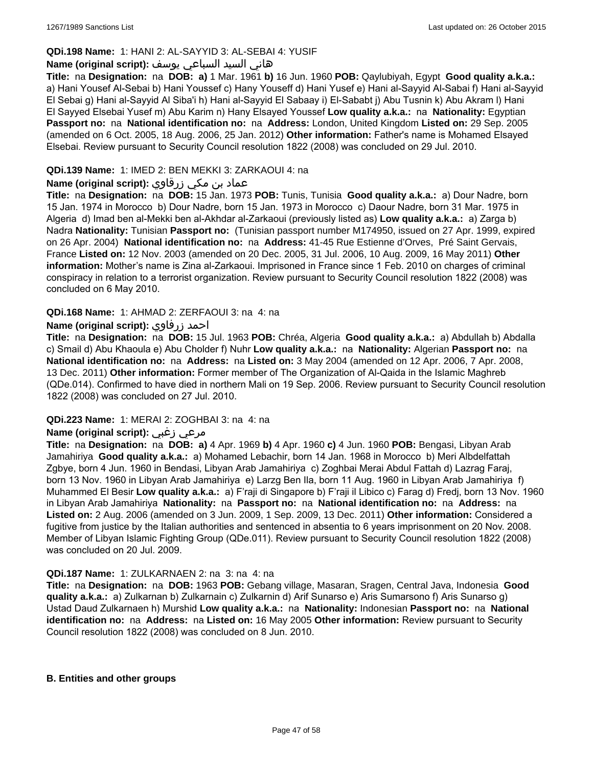**QDi.198 Name:** 1: HANI 2: AL-SAYYID 3: AL-SEBAI 4: YUSIF

**Name (original script):** هاني السيد السباعي يوسف

**Title:** na **Designation:** na **DOB:** **a)** 1 Mar. 1961 **b)** 16 Jun. 1960 **POB:** Qaylubiyah, Egypt **Good quality a.k.a.:** a) Hani Yousef Al-Sebai b) Hani Youssef c) Hany Youseff d) Hani Yusef e) Hani al-Sayyid Al-Sabai f) Hani al-Sayyid El Sebai g) Hani al-Sayyid Al Siba'i h) Hani al-Sayyid El Sabaay i) El-Sababt j) Abu Tusnin k) Abu Akram l) Hani El Sayyed Elsebai Yusef m) Abu Karim n) Hany Elsayed Youssef **Low quality a.k.a.:** na **Nationality:** Egyptian **Passport no:** na **National identification no:** na **Address:** London, United Kingdom **Listed on:** 29 Sep. 2005 (amended on 6 Oct. 2005, 18 Aug. 2006, 25 Jan. 2012) **Other information:** Father's name is Mohamed Elsayed Elsebai. Review pursuant to Security Council resolution 1822 (2008) was concluded on 29 Jul. 2010.

**QDi.139 Name:** 1: IMED 2: BEN MEKKI 3: ZARKAOUI 4: na

**Name (original script):** عماد بن مكي زرقاوي

**Title:** na **Designation:** na **DOB:** 15 Jan. 1973 **POB:** Tunis, Tunisia **Good quality a.k.a.:** a) Dour Nadre, born 15 Jan. 1974 in Morocco b) Dour Nadre, born 15 Jan. 1973 in Morocco c) Daour Nadre, born 31 Mar. 1975 in Algeria d) Imad ben al-Mekki ben al-Akhdar al-Zarkaoui (previously listed as) **Low quality a.k.a.:** a) Zarga b) Nadra **Nationality:** Tunisian **Passport no:** (Tunisian passport number M174950, issued on 27 Apr. 1999, expired on 26 Apr. 2004) **National identification no:** na **Address:** 41-45 Rue Estienne d'Orves, Pré Saint Gervais, France **Listed on:** 12 Nov. 2003 (amended on 20 Dec. 2005, 31 Jul. 2006, 10 Aug. 2009, 16 May 2011) **Other information:** Mother's name is Zina al-Zarkaoui. Imprisoned in France since 1 Feb. 2010 on charges of criminal conspiracy in relation to a terrorist organization. Review pursuant to Security Council resolution 1822 (2008) was concluded on 6 May 2010.

**QDi.168 Name:** 1: AHMAD 2: ZERFAOUI 3: na 4: na

**Name (original script):** احمد زرفاوي

**Title:** na **Designation:** na **DOB:** 15 Jul. 1963 **POB:** Chréa, Algeria **Good quality a.k.a.:** a) Abdullah b) Abdalla c) Smail d) Abu Khaoula e) Abu Cholder f) Nuhr **Low quality a.k.a.:** na **Nationality:** Algerian **Passport no:** na **National identification no:** na **Address:** na **Listed on:** 3 May 2004 (amended on 12 Apr. 2006, 7 Apr. 2008, 13 Dec. 2011) **Other information:** Former member of The Organization of Al-Qaida in the Islamic Maghreb (QDe.014). Confirmed to have died in northern Mali on 19 Sep. 2006. Review pursuant to Security Council resolution 1822 (2008) was concluded on 27 Jul. 2010.

**QDi.223 Name:** 1: MERAI 2: ZOGHBAI 3: na 4: na

**Name (original script):** مرعي زغبي

**Title:** na **Designation:** na **DOB:** **a)** 4 Apr. 1969 **b)** 4 Apr. 1960 **c)** 4 Jun. 1960 **POB:** Bengasi, Libyan Arab Jamahiriya **Good quality a.k.a.:** a) Mohamed Lebachir, born 14 Jan. 1968 in Morocco b) Meri Albdelfattah Zgbye, born 4 Jun. 1960 in Bendasi, Libyan Arab Jamahiriya c) Zoghbai Merai Abdul Fattah d) Lazrag Faraj, born 13 Nov. 1960 in Libyan Arab Jamahiriya e) Larzg Ben Ila, born 11 Aug. 1960 in Libyan Arab Jamahiriya f) Muhammed El Besir **Low quality a.k.a.:** a) F'raji di Singapore b) F'raji il Libico c) Farag d) Fredj, born 13 Nov. 1960 in Libyan Arab Jamahiriya **Nationality:** na **Passport no:** na **National identification no:** na **Address:** na **Listed on:** 2 Aug. 2006 (amended on 3 Jun. 2009, 1 Sep. 2009, 13 Dec. 2011) **Other information:** Considered a fugitive from justice by the Italian authorities and sentenced in absentia to 6 years imprisonment on 20 Nov. 2008. Member of Libyan Islamic Fighting Group (QDe.011). Review pursuant to Security Council resolution 1822 (2008) was concluded on 20 Jul. 2009.

**QDi.187 Name:** 1: ZULKARNAEN 2: na 3: na 4: na

**Title:** na **Designation:** na **DOB:** 1963 **POB:** Gebang village, Masaran, Sragen, Central Java, Indonesia **Good quality a.k.a.:** a) Zulkarnan b) Zulkarnain c) Zulkarnin d) Arif Sunarso e) Aris Sumarsono f) Aris Sunarso g) Ustad Daud Zulkarnaen h) Murshid **Low quality a.k.a.:** na **Nationality:** Indonesian **Passport no:** na **National identification no:** na **Address:** na **Listed on:** 16 May 2005 **Other information:** Review pursuant to Security Council resolution 1822 (2008) was concluded on 8 Jun. 2010.

**B. Entities and other groups**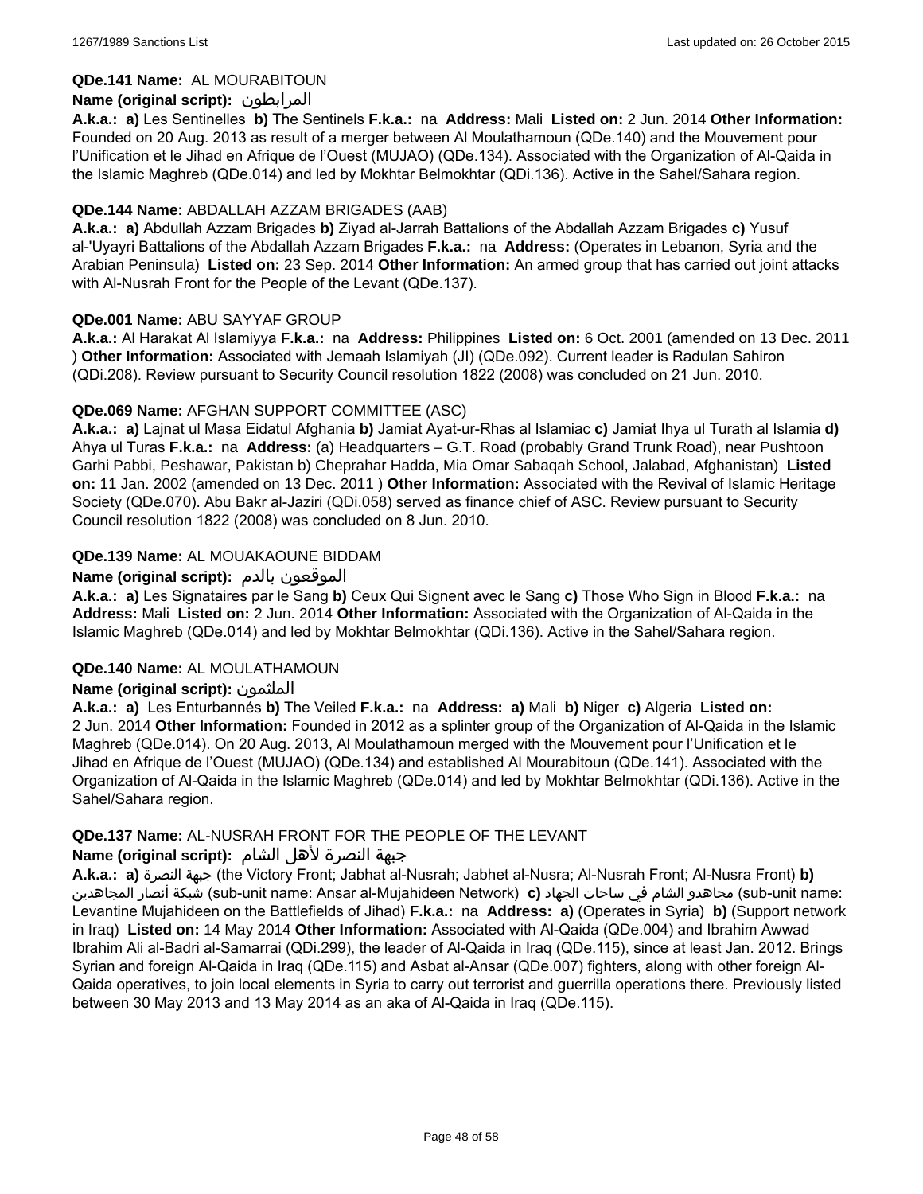**QDe.141 Name:** AL MOURABITOUN

**Name (original script):** المرابطون

**A.k.a.: a)** Les Sentinelles **b)** The Sentinels **F.k.a.:** na **Address:** Mali **Listed on:** 2 Jun. 2014 **Other Information:** Founded on 20 Aug. 2013 as result of a merger between Al Moulathamoun (QDe.140) and the Mouvement pour l'Unification et le Jihad en Afrique de l'Ouest (MUJAO) (QDe.134). Associated with the Organization of Al-Qaida in the Islamic Maghreb (QDe.014) and led by Mokhtar Belmokhtar (QDi.136). Active in the Sahel/Sahara region.

**QDe.144 Name:** ABDALLAH AZZAM BRIGADES (AAB)

**A.k.a.: a)** Abdullah Azzam Brigades **b)** Ziyad al-Jarrah Battalions of the Abdallah Azzam Brigades **c)** Yusuf al-'Uyayri Battalions of the Abdallah Azzam Brigades **F.k.a.:** na **Address:** (Operates in Lebanon, Syria and the Arabian Peninsula) **Listed on:** 23 Sep. 2014 **Other Information:** An armed group that has carried out joint attacks with Al-Nusrah Front for the People of the Levant (QDe.137).

**QDe.001 Name:** ABU SAYYAF GROUP

**A.k.a.:** Al Harakat Al Islamiyya **F.k.a.:** na **Address:** Philippines **Listed on:** 6 Oct. 2001 (amended on 13 Dec. 2011 ) **Other Information:** Associated with Jemaah Islamiyah (JI) (QDe.092). Current leader is Radulan Sahiron (QDi.208). Review pursuant to Security Council resolution 1822 (2008) was concluded on 21 Jun. 2010.

**QDe.069 Name:** AFGHAN SUPPORT COMMITTEE (ASC)

**A.k.a.: a)** Lajnat ul Masa Eidatul Afghania **b)** Jamiat Ayat-ur-Rhas al Islamiac **c)** Jamiat Ihya ul Turath al Islamia **d)** Ahya ul Turas **F.k.a.:** na **Address:** (a) Headquarters – G.T. Road (probably Grand Trunk Road), near Pushtoon Garhi Pabbi, Peshawar, Pakistan b) Cheprahar Hadda, Mia Omar Sabaqah School, Jalabad, Afghanistan) **Listed on:** 11 Jan. 2002 (amended on 13 Dec. 2011 ) **Other Information:** Associated with the Revival of Islamic Heritage Society (QDe.070). Abu Bakr al-Jaziri (QDi.058) served as finance chief of ASC. Review pursuant to Security Council resolution 1822 (2008) was concluded on 8 Jun. 2010.

**QDe.139 Name:** AL MOUAKAOUNE BIDDAM

**Name (original script):** الموقعون بالدم

**A.k.a.: a)** Les Signataires par le Sang **b)** Ceux Qui Signent avec le Sang **c)** Those Who Sign in Blood **F.k.a.:** na **Address:** Mali **Listed on:** 2 Jun. 2014 **Other Information:** Associated with the Organization of Al-Qaida in the Islamic Maghreb (QDe.014) and led by Mokhtar Belmokhtar (QDi.136). Active in the Sahel/Sahara region.

**QDe.140 Name:** AL MOULATHAMOUN

**Name (original script):** الملثمون

**A.k.a.: a)** Les Enturbannés **b)** The Veiled **F.k.a.:** na **Address: a)** Mali **b)** Niger **c)** Algeria **Listed on:** 2 Jun. 2014 **Other Information:** Founded in 2012 as a splinter group of the Organization of Al-Qaida in the Islamic Maghreb (QDe.014). On 20 Aug. 2013, Al Moulathamoun merged with the Mouvement pour l'Unification et le Jihad en Afrique de l'Ouest (MUJAO) (QDe.134) and established Al Mourabitoun (QDe.141). Associated with the Organization of Al-Qaida in the Islamic Maghreb (QDe.014) and led by Mokhtar Belmokhtar (QDi.136). Active in the Sahel/Sahara region.

**QDe.137 Name:** AL-NUSRAH FRONT FOR THE PEOPLE OF THE LEVANT

**Name (original script):** جبهة النصرة لأهل الشام

**A.k.a.: a)** جبهة النصرة (the Victory Front; Jabhat al-Nusrah; Jabhet al-Nusra; Al-Nusrah Front; Al-Nusra Front) **b)** شبكة أنصار المجاهدين (sub-unit name: Ansar al-Mujahideen Network) **c)** مجاهدو الشام في ساحات الجهاد (sub-unit name: Levantine Mujahideen on the Battlefields of Jihad) **F.k.a.:** na **Address: a)** (Operates in Syria) **b)** (Support network in Iraq) **Listed on:** 14 May 2014 **Other Information:** Associated with Al-Qaida (QDe.004) and Ibrahim Awwad Ibrahim Ali al-Badri al-Samarrai (QDi.299), the leader of Al-Qaida in Iraq (QDe.115), since at least Jan. 2012. Brings Syrian and foreign Al-Qaida in Iraq (QDe.115) and Asbat al-Ansar (QDe.007) fighters, along with other foreign Al-Qaida operatives, to join local elements in Syria to carry out terrorist and guerrilla operations there. Previously listed between 30 May 2013 and 13 May 2014 as an aka of Al-Qaida in Iraq (QDe.115).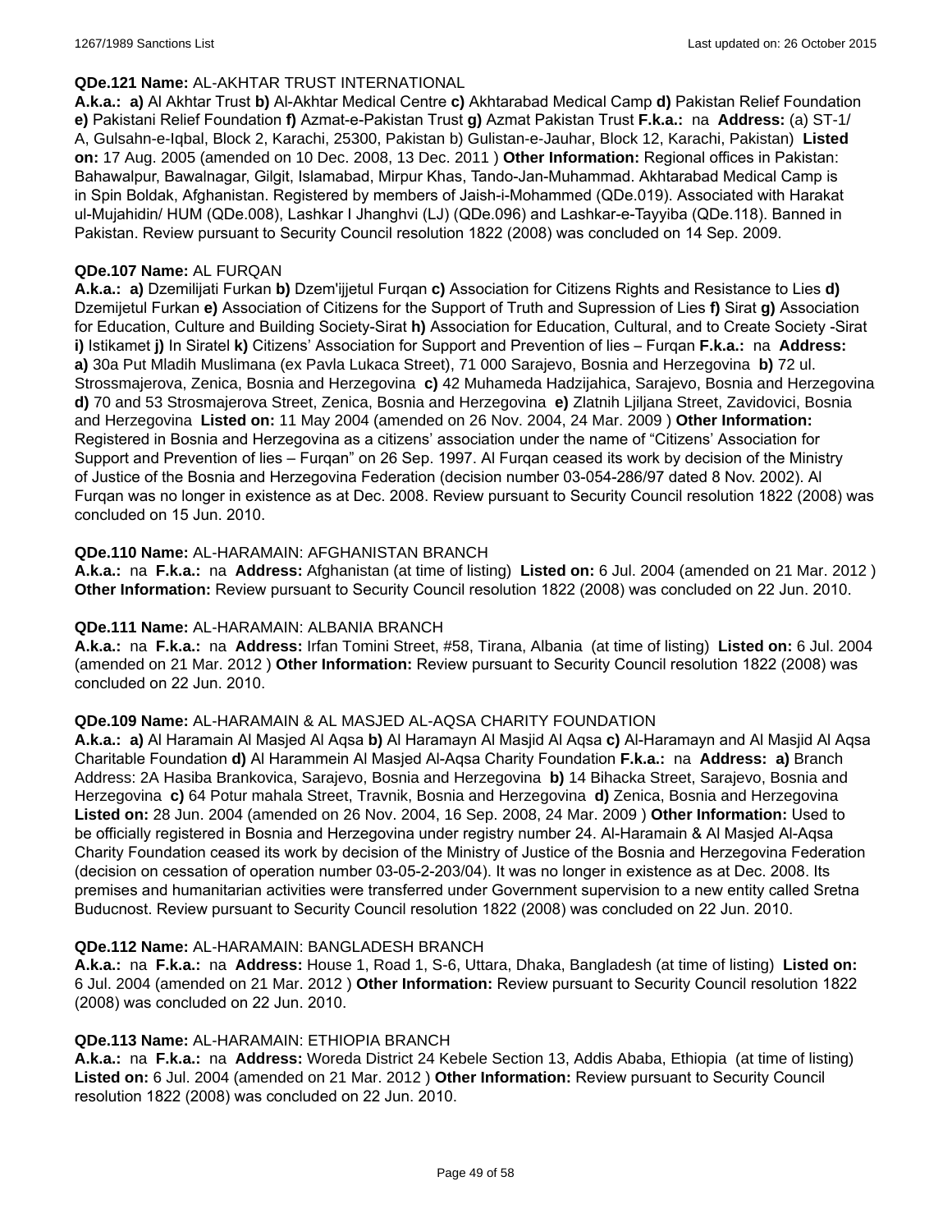**QDe.121 Name:** AL-AKHTAR TRUST INTERNATIONAL

**A.k.a.:** **a)** Al Akhtar Trust **b)** Al-Akhtar Medical Centre **c)** Akhtarabad Medical Camp **d)** Pakistan Relief Foundation **e)** Pakistani Relief Foundation **f)** Azmat-e-Pakistan Trust **g)** Azmat Pakistan Trust **F.k.a.:** na **Address:** (a) ST-1/ A, Gulsahn-e-Iqbal, Block 2, Karachi, 25300, Pakistan b) Gulistan-e-Jauhar, Block 12, Karachi, Pakistan) **Listed on:** 17 Aug. 2005 (amended on 10 Dec. 2008, 13 Dec. 2011 ) **Other Information:** Regional offices in Pakistan: Bahawalpur, Bawalnagar, Gilgit, Islamabad, Mirpur Khas, Tando-Jan-Muhammad. Akhtarabad Medical Camp is in Spin Boldak, Afghanistan. Registered by members of Jaish-i-Mohammed (QDe.019). Associated with Harakat ul-Mujahidin/ HUM (QDe.008), Lashkar I Jhanghvi (LJ) (QDe.096) and Lashkar-e-Tayyiba (QDe.118). Banned in Pakistan. Review pursuant to Security Council resolution 1822 (2008) was concluded on 14 Sep. 2009.

**QDe.107 Name:** AL FURQAN

**A.k.a.:** **a)** Dzemilijati Furkan **b)** Dzem'ijjetul Furqan **c)** Association for Citizens Rights and Resistance to Lies **d)** Dzemijetul Furkan **e)** Association of Citizens for the Support of Truth and Supression of Lies **f)** Sirat **g)** Association for Education, Culture and Building Society-Sirat **h)** Association for Education, Cultural, and to Create Society -Sirat **i)** Istikamet **j)** In Siratel **k)** Citizens' Association for Support and Prevention of lies – Furqan **F.k.a.:** na **Address:** **a)** 30a Put Mladih Muslimana (ex Pavla Lukaca Street), 71 000 Sarajevo, Bosnia and Herzegovina **b)** 72 ul. Strossmajerova, Zenica, Bosnia and Herzegovina **c)** 42 Muhameda Hadzijahica, Sarajevo, Bosnia and Herzegovina **d)** 70 and 53 Strosmajerova Street, Zenica, Bosnia and Herzegovina **e)** Zlatnih Ljiljana Street, Zavidovici, Bosnia and Herzegovina **Listed on:** 11 May 2004 (amended on 26 Nov. 2004, 24 Mar. 2009 ) **Other Information:** Registered in Bosnia and Herzegovina as a citizens' association under the name of "Citizens' Association for Support and Prevention of lies – Furqan" on 26 Sep. 1997. Al Furqan ceased its work by decision of the Ministry of Justice of the Bosnia and Herzegovina Federation (decision number 03-054-286/97 dated 8 Nov. 2002). Al Furqan was no longer in existence as at Dec. 2008. Review pursuant to Security Council resolution 1822 (2008) was concluded on 15 Jun. 2010.

**QDe.110 Name:** AL-HARAMAIN: AFGHANISTAN BRANCH

**A.k.a.:** na **F.k.a.:** na **Address:** Afghanistan (at time of listing) **Listed on:** 6 Jul. 2004 (amended on 21 Mar. 2012 ) **Other Information:** Review pursuant to Security Council resolution 1822 (2008) was concluded on 22 Jun. 2010.

**QDe.111 Name:** AL-HARAMAIN: ALBANIA BRANCH

**A.k.a.:** na **F.k.a.:** na **Address:** Irfan Tomini Street, #58, Tirana, Albania (at time of listing) **Listed on:** 6 Jul. 2004 (amended on 21 Mar. 2012 ) **Other Information:** Review pursuant to Security Council resolution 1822 (2008) was concluded on 22 Jun. 2010.

**QDe.109 Name:** AL-HARAMAIN & AL MASJED AL-AQSA CHARITY FOUNDATION

**A.k.a.:** **a)** Al Haramain Al Masjed Al Aqsa **b)** Al Haramayn Al Masjid Al Aqsa **c)** Al-Haramayn and Al Masjid Al Aqsa Charitable Foundation **d)** Al Harammein Al Masjed Al-Aqsa Charity Foundation **F.k.a.:** na **Address:** **a)** Branch Address: 2A Hasiba Brankovica, Sarajevo, Bosnia and Herzegovina **b)** 14 Bihacka Street, Sarajevo, Bosnia and Herzegovina **c)** 64 Potur mahala Street, Travnik, Bosnia and Herzegovina **d)** Zenica, Bosnia and Herzegovina **Listed on:** 28 Jun. 2004 (amended on 26 Nov. 2004, 16 Sep. 2008, 24 Mar. 2009 ) **Other Information:** Used to be officially registered in Bosnia and Herzegovina under registry number 24. Al-Haramain & Al Masjed Al-Aqsa Charity Foundation ceased its work by decision of the Ministry of Justice of the Bosnia and Herzegovina Federation (decision on cessation of operation number 03-05-2-203/04). It was no longer in existence as at Dec. 2008. Its premises and humanitarian activities were transferred under Government supervision to a new entity called Sretna Buducnost. Review pursuant to Security Council resolution 1822 (2008) was concluded on 22 Jun. 2010.

**QDe.112 Name:** AL-HARAMAIN: BANGLADESH BRANCH

**A.k.a.:** na **F.k.a.:** na **Address:** House 1, Road 1, S-6, Uttara, Dhaka, Bangladesh (at time of listing) **Listed on:** 6 Jul. 2004 (amended on 21 Mar. 2012 ) **Other Information:** Review pursuant to Security Council resolution 1822 (2008) was concluded on 22 Jun. 2010.

**QDe.113 Name:** AL-HARAMAIN: ETHIOPIA BRANCH

**A.k.a.:** na **F.k.a.:** na **Address:** Woreda District 24 Kebele Section 13, Addis Ababa, Ethiopia (at time of listing) **Listed on:** 6 Jul. 2004 (amended on 21 Mar. 2012 ) **Other Information:** Review pursuant to Security Council resolution 1822 (2008) was concluded on 22 Jun. 2010.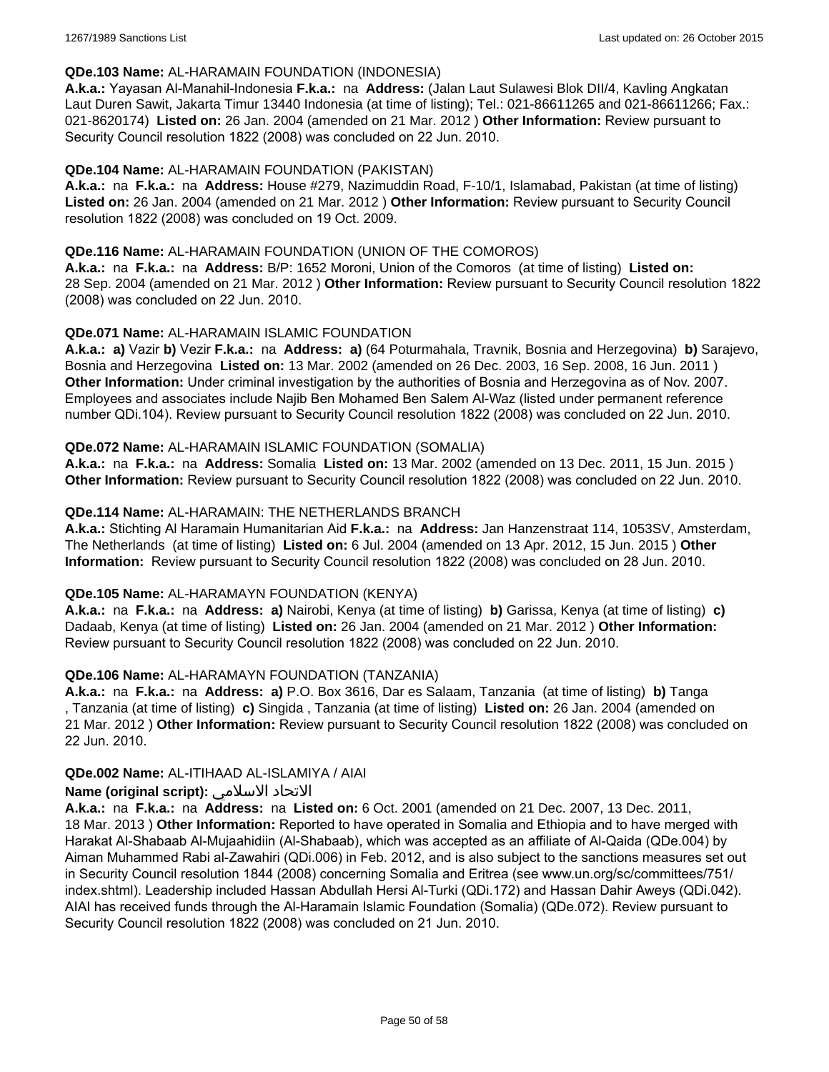**QDe.103 Name:** AL-HARAMAIN FOUNDATION (INDONESIA)

**A.k.a.:** Yayasan Al-Manahil-Indonesia **F.k.a.:** na **Address:** (Jalan Laut Sulawesi Blok DII/4, Kavling Angkatan Laut Duren Sawit, Jakarta Timur 13440 Indonesia (at time of listing); Tel.: 021-86611265 and 021-86611266; Fax.: 021-8620174) **Listed on:** 26 Jan. 2004 (amended on 21 Mar. 2012 ) **Other Information:** Review pursuant to Security Council resolution 1822 (2008) was concluded on 22 Jun. 2010.

**QDe.104 Name:** AL-HARAMAIN FOUNDATION (PAKISTAN)

**A.k.a.:** na **F.k.a.:** na **Address:** House #279, Nazimuddin Road, F-10/1, Islamabad, Pakistan (at time of listing) **Listed on:** 26 Jan. 2004 (amended on 21 Mar. 2012 ) **Other Information:** Review pursuant to Security Council resolution 1822 (2008) was concluded on 19 Oct. 2009.

**QDe.116 Name:** AL-HARAMAIN FOUNDATION (UNION OF THE COMOROS)

**A.k.a.:** na **F.k.a.:** na **Address:** B/P: 1652 Moroni, Union of the Comoros (at time of listing) **Listed on:** 28 Sep. 2004 (amended on 21 Mar. 2012 ) **Other Information:** Review pursuant to Security Council resolution 1822 (2008) was concluded on 22 Jun. 2010.

**QDe.071 Name:** AL-HARAMAIN ISLAMIC FOUNDATION

**A.k.a.:** **a)** Vazir **b)** Vezir **F.k.a.:** na **Address:** **a)** (64 Poturmahala, Travnik, Bosnia and Herzegovina) **b)** Sarajevo, Bosnia and Herzegovina **Listed on:** 13 Mar. 2002 (amended on 26 Dec. 2003, 16 Sep. 2008, 16 Jun. 2011 ) **Other Information:** Under criminal investigation by the authorities of Bosnia and Herzegovina as of Nov. 2007. Employees and associates include Najib Ben Mohamed Ben Salem Al-Waz (listed under permanent reference number QDi.104). Review pursuant to Security Council resolution 1822 (2008) was concluded on 22 Jun. 2010.

**QDe.072 Name:** AL-HARAMAIN ISLAMIC FOUNDATION (SOMALIA)

**A.k.a.:** na **F.k.a.:** na **Address:** Somalia **Listed on:** 13 Mar. 2002 (amended on 13 Dec. 2011, 15 Jun. 2015 ) **Other Information:** Review pursuant to Security Council resolution 1822 (2008) was concluded on 22 Jun. 2010.

**QDe.114 Name:** AL-HARAMAIN: THE NETHERLANDS BRANCH

**A.k.a.:** Stichting Al Haramain Humanitarian Aid **F.k.a.:** na **Address:** Jan Hanzenstraat 114, 1053SV, Amsterdam, The Netherlands (at time of listing) **Listed on:** 6 Jul. 2004 (amended on 13 Apr. 2012, 15 Jun. 2015 ) **Other Information:** Review pursuant to Security Council resolution 1822 (2008) was concluded on 28 Jun. 2010.

**QDe.105 Name:** AL-HARAMAYN FOUNDATION (KENYA)

**A.k.a.:** na **F.k.a.:** na **Address:** **a)** Nairobi, Kenya (at time of listing) **b)** Garissa, Kenya (at time of listing) **c)** Dadaab, Kenya (at time of listing) **Listed on:** 26 Jan. 2004 (amended on 21 Mar. 2012 ) **Other Information:** Review pursuant to Security Council resolution 1822 (2008) was concluded on 22 Jun. 2010.

**QDe.106 Name:** AL-HARAMAYN FOUNDATION (TANZANIA)

**A.k.a.:** na **F.k.a.:** na **Address:** **a)** P.O. Box 3616, Dar es Salaam, Tanzania (at time of listing) **b)** Tanga , Tanzania (at time of listing) **c)** Singida , Tanzania (at time of listing) **Listed on:** 26 Jan. 2004 (amended on 21 Mar. 2012 ) **Other Information:** Review pursuant to Security Council resolution 1822 (2008) was concluded on 22 Jun. 2010.

**QDe.002 Name:** AL-ITIHAAD AL-ISLAMIYA / AIAI

**Name (original script):** الاتحاد الاسلامي

**A.k.a.:** na **F.k.a.:** na **Address:** na **Listed on:** 6 Oct. 2001 (amended on 21 Dec. 2007, 13 Dec. 2011, 18 Mar. 2013 ) **Other Information:** Reported to have operated in Somalia and Ethiopia and to have merged with Harakat Al-Shabaab Al-Mujaahidiin (Al-Shabaab), which was accepted as an affiliate of Al-Qaida (QDe.004) by Aiman Muhammed Rabi al-Zawahiri (QDi.006) in Feb. 2012, and is also subject to the sanctions measures set out in Security Council resolution 1844 (2008) concerning Somalia and Eritrea (see www.un.org/sc/committees/751/index.shtml). Leadership included Hassan Abdullah Hersi Al-Turki (QDi.172) and Hassan Dahir Aweys (QDi.042). AIAI has received funds through the Al-Haramain Islamic Foundation (Somalia) (QDe.072). Review pursuant to Security Council resolution 1822 (2008) was concluded on 21 Jun. 2010.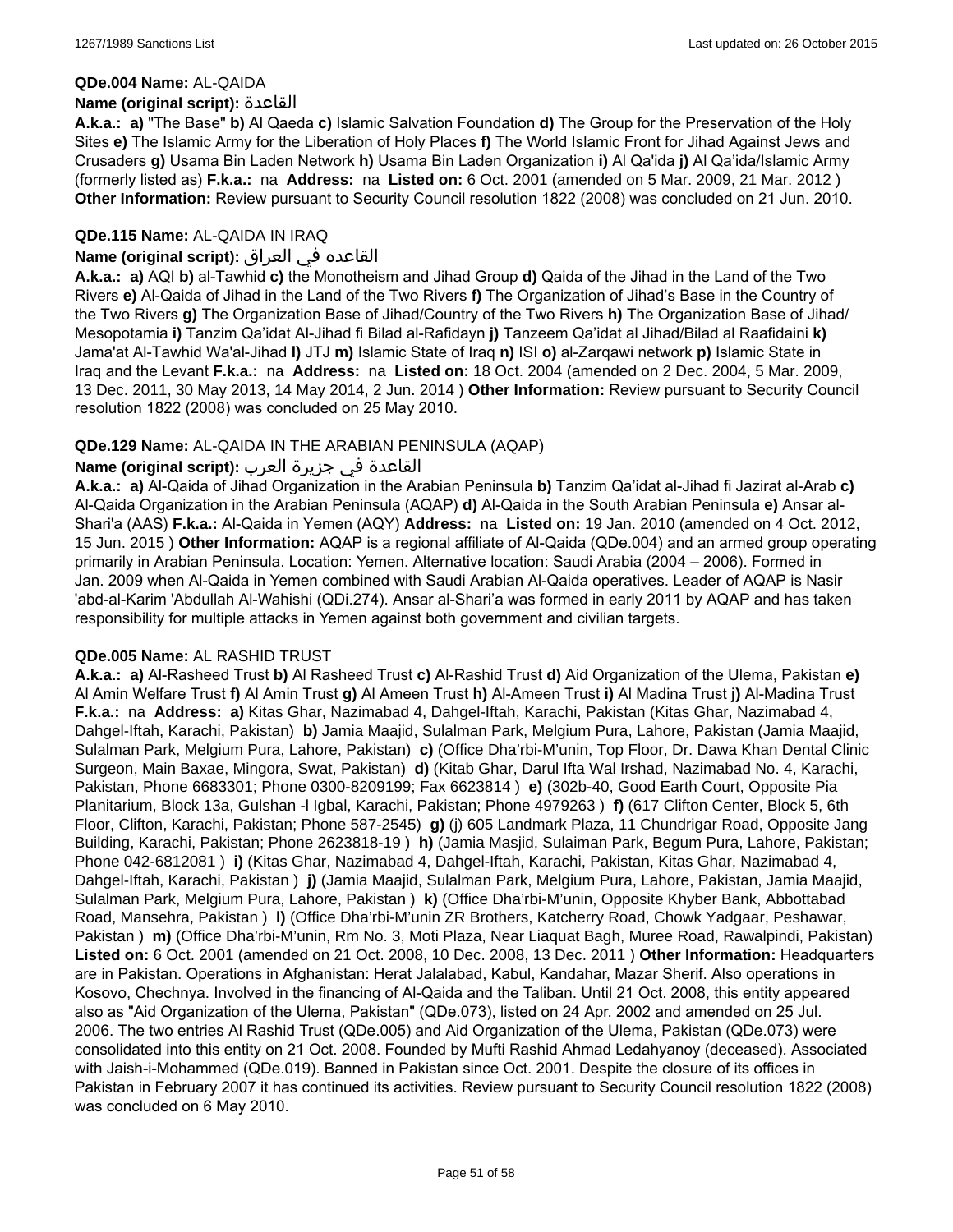**QDe.004 Name:** AL-QAIDA

**Name (original script):** القاعدة

**A.k.a.:** **a)** "The Base" **b)** Al Qaeda **c)** Islamic Salvation Foundation **d)** The Group for the Preservation of the Holy Sites **e)** The Islamic Army for the Liberation of Holy Places **f)** The World Islamic Front for Jihad Against Jews and Crusaders **g)** Usama Bin Laden Network **h)** Usama Bin Laden Organization **i)** Al Qa'ida **j)** Al Qa'ida/Islamic Army (formerly listed as) **F.k.a.:** na **Address:** na **Listed on:** 6 Oct. 2001 (amended on 5 Mar. 2009, 21 Mar. 2012 ) **Other Information:** Review pursuant to Security Council resolution 1822 (2008) was concluded on 21 Jun. 2010.

**QDe.115 Name:** AL-QAIDA IN IRAQ

**Name (original script):** القاعده في العراق

**A.k.a.:** **a)** AQI **b)** al-Tawhid **c)** the Monotheism and Jihad Group **d)** Qaida of the Jihad in the Land of the Two Rivers **e)** Al-Qaida of Jihad in the Land of the Two Rivers **f)** The Organization of Jihad's Base in the Country of the Two Rivers **g)** The Organization Base of Jihad/Country of the Two Rivers **h)** The Organization Base of Jihad/ Mesopotamia **i)** Tanzim Qa'idat Al-Jihad fi Bilad al-Rafidayn **j)** Tanzeem Qa'idat al Jihad/Bilad al Raafidaini **k)** Jama'at Al-Tawhid Wa'al-Jihad **l)** JTJ **m)** Islamic State of Iraq **n)** ISI **o)** al-Zarqawi network **p)** Islamic State in Iraq and the Levant **F.k.a.:** na **Address:** na **Listed on:** 18 Oct. 2004 (amended on 2 Dec. 2004, 5 Mar. 2009, 13 Dec. 2011, 30 May 2013, 14 May 2014, 2 Jun. 2014 ) **Other Information:** Review pursuant to Security Council resolution 1822 (2008) was concluded on 25 May 2010.

**QDe.129 Name:** AL-QAIDA IN THE ARABIAN PENINSULA (AQAP)

**Name (original script):** القاعدة في جزيرة العرب

**A.k.a.:** **a)** Al-Qaida of Jihad Organization in the Arabian Peninsula **b)** Tanzim Qa'idat al-Jihad fi Jazirat al-Arab **c)** Al-Qaida Organization in the Arabian Peninsula (AQAP) **d)** Al-Qaida in the South Arabian Peninsula **e)** Ansar al-Shari'a (AAS) **F.k.a.:** Al-Qaida in Yemen (AQY) **Address:** na **Listed on:** 19 Jan. 2010 (amended on 4 Oct. 2012, 15 Jun. 2015 ) **Other Information:** AQAP is a regional affiliate of Al-Qaida (QDe.004) and an armed group operating primarily in Arabian Peninsula. Location: Yemen. Alternative location: Saudi Arabia (2004 – 2006). Formed in Jan. 2009 when Al-Qaida in Yemen combined with Saudi Arabian Al-Qaida operatives. Leader of AQAP is Nasir 'abd-al-Karim 'Abdullah Al-Wahishi (QDi.274). Ansar al-Shari'a was formed in early 2011 by AQAP and has taken responsibility for multiple attacks in Yemen against both government and civilian targets.

**QDe.005 Name:** AL RASHID TRUST

**A.k.a.:** **a)** Al-Rasheed Trust **b)** Al Rasheed Trust **c)** Al-Rashid Trust **d)** Aid Organization of the Ulema, Pakistan **e)** Al Amin Welfare Trust **f)** Al Amin Trust **g)** Al Ameen Trust **h)** Al-Ameen Trust **i)** Al Madina Trust **j)** Al-Madina Trust **F.k.a.:** na **Address:** **a)** Kitas Ghar, Nazimabad 4, Dahgel-Iftah, Karachi, Pakistan (Kitas Ghar, Nazimabad 4, Dahgel-Iftah, Karachi, Pakistan) **b)** Jamia Maajid, Sulalman Park, Melgium Pura, Lahore, Pakistan (Jamia Maajid, Sulalman Park, Melgium Pura, Lahore, Pakistan) **c)** (Office Dha'rbi-M'unin, Top Floor, Dr. Dawa Khan Dental Clinic Surgeon, Main Baxae, Mingora, Swat, Pakistan) **d)** (Kitab Ghar, Darul Ifta Wal Irshad, Nazimabad No. 4, Karachi, Pakistan, Phone 6683301; Phone 0300-8209199; Fax 6623814 ) **e)** (302b-40, Good Earth Court, Opposite Pia Planitarium, Block 13a, Gulshan -l Igbal, Karachi, Pakistan; Phone 4979263 ) **f)** (617 Clifton Center, Block 5, 6th Floor, Clifton, Karachi, Pakistan; Phone 587-2545) **g)** (j) 605 Landmark Plaza, 11 Chundrigar Road, Opposite Jang Building, Karachi, Pakistan; Phone 2623818-19 ) **h)** (Jamia Masjid, Sulaiman Park, Begum Pura, Lahore, Pakistan; Phone 042-6812081 ) **i)** (Kitas Ghar, Nazimabad 4, Dahgel-Iftah, Karachi, Pakistan, Kitas Ghar, Nazimabad 4, Dahgel-Iftah, Karachi, Pakistan ) **j)** (Jamia Maajid, Sulalman Park, Melgium Pura, Lahore, Pakistan, Jamia Maajid, Sulalman Park, Melgium Pura, Lahore, Pakistan ) **k)** (Office Dha'rbi-M'unin, Opposite Khyber Bank, Abbottabad Road, Mansehra, Pakistan ) **l)** (Office Dha'rbi-M'unin ZR Brothers, Katcherry Road, Chowk Yadgaar, Peshawar, Pakistan ) **m)** (Office Dha'rbi-M'unin, Rm No. 3, Moti Plaza, Near Liaquat Bagh, Muree Road, Rawalpindi, Pakistan) **Listed on:** 6 Oct. 2001 (amended on 21 Oct. 2008, 10 Dec. 2008, 13 Dec. 2011 ) **Other Information:** Headquarters are in Pakistan. Operations in Afghanistan: Herat Jalalabad, Kabul, Kandahar, Mazar Sherif. Also operations in Kosovo, Chechnya. Involved in the financing of Al-Qaida and the Taliban. Until 21 Oct. 2008, this entity appeared also as "Aid Organization of the Ulema, Pakistan" (QDe.073), listed on 24 Apr. 2002 and amended on 25 Jul. 2006. The two entries Al Rashid Trust (QDe.005) and Aid Organization of the Ulema, Pakistan (QDe.073) were consolidated into this entity on 21 Oct. 2008. Founded by Mufti Rashid Ahmad Ledahyanoy (deceased). Associated with Jaish-i-Mohammed (QDe.019). Banned in Pakistan since Oct. 2001. Despite the closure of its offices in Pakistan in February 2007 it has continued its activities. Review pursuant to Security Council resolution 1822 (2008) was concluded on 6 May 2010.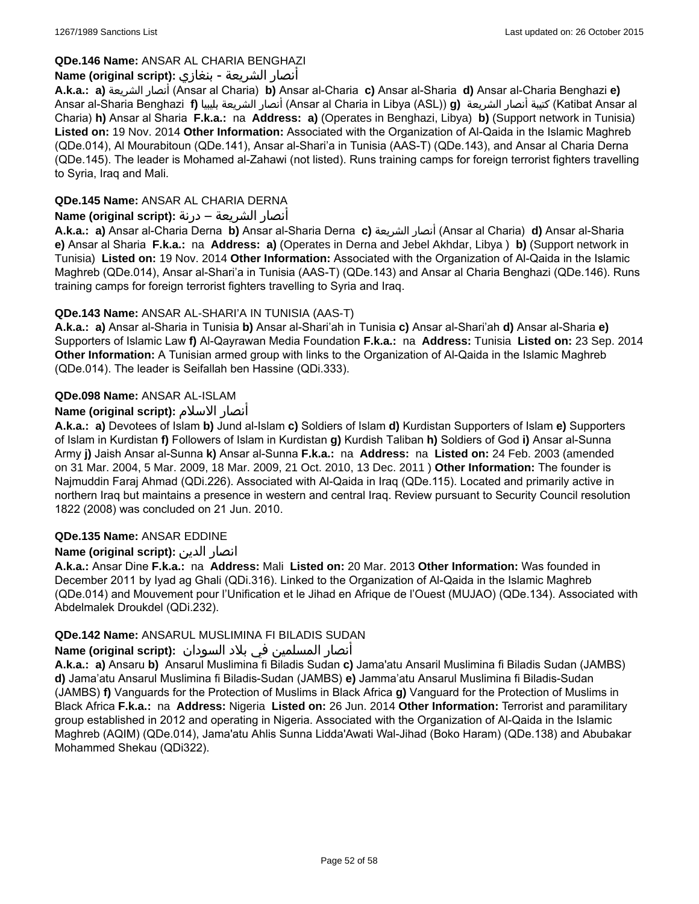**QDe.146 Name:** ANSAR AL CHARIA BENGHAZI

**Name (original script):** أنصار الشريعة - بنغازي

**A.k.a.:** **a)** أنصار الشريعة (Ansar al Charia) **b)** Ansar al-Charia **c)** Ansar al-Sharia **d)** Ansar al-Charia Benghazi **e)** Ansar al-Sharia Benghazi **f)** أنصار الشريعة بليبيا (Ansar al Charia in Libya (ASL)) **g)** كتيبة أنصار الشريعة (Katibat Ansar al Charia) **h)** Ansar al Sharia **F.k.a.:** na **Address:** **a)** (Operates in Benghazi, Libya) **b)** (Support network in Tunisia) **Listed on:** 19 Nov. 2014 **Other Information:** Associated with the Organization of Al-Qaida in the Islamic Maghreb (QDe.014), Al Mourabitoun (QDe.141), Ansar al-Shari'a in Tunisia (AAS-T) (QDe.143), and Ansar al Charia Derna (QDe.145). The leader is Mohamed al-Zahawi (not listed). Runs training camps for foreign terrorist fighters travelling to Syria, Iraq and Mali.

**QDe.145 Name:** ANSAR AL CHARIA DERNA

**Name (original script):** أنصار الشريعة – درنة

**A.k.a.:** **a)** Ansar al-Charia Derna **b)** Ansar al-Sharia Derna **c)** أنصار الشريعة (Ansar al Charia) **d)** Ansar al-Sharia **e)** Ansar al Sharia **F.k.a.:** na **Address:** **a)** (Operates in Derna and Jebel Akhdar, Libya ) **b)** (Support network in Tunisia) **Listed on:** 19 Nov. 2014 **Other Information:** Associated with the Organization of Al-Qaida in the Islamic Maghreb (QDe.014), Ansar al-Shari'a in Tunisia (AAS-T) (QDe.143) and Ansar al Charia Benghazi (QDe.146). Runs training camps for foreign terrorist fighters travelling to Syria and Iraq.

**QDe.143 Name:** ANSAR AL-SHARI'A IN TUNISIA (AAS-T)

**A.k.a.:** **a)** Ansar al-Sharia in Tunisia **b)** Ansar al-Shari'ah in Tunisia **c)** Ansar al-Shari'ah **d)** Ansar al-Sharia **e)** Supporters of Islamic Law **f)** Al-Qayrawan Media Foundation **F.k.a.:** na **Address:** Tunisia **Listed on:** 23 Sep. 2014 **Other Information:** A Tunisian armed group with links to the Organization of Al-Qaida in the Islamic Maghreb (QDe.014). The leader is Seifallah ben Hassine (QDi.333).

**QDe.098 Name:** ANSAR AL-ISLAM

**Name (original script):** أنصار الاسلام

**A.k.a.:** **a)** Devotees of Islam **b)** Jund al-Islam **c)** Soldiers of Islam **d)** Kurdistan Supporters of Islam **e)** Supporters of Islam in Kurdistan **f)** Followers of Islam in Kurdistan **g)** Kurdish Taliban **h)** Soldiers of God **i)** Ansar al-Sunna Army **j)** Jaish Ansar al-Sunna **k)** Ansar al-Sunna **F.k.a.:** na **Address:** na **Listed on:** 24 Feb. 2003 (amended on 31 Mar. 2004, 5 Mar. 2009, 18 Mar. 2009, 21 Oct. 2010, 13 Dec. 2011 ) **Other Information:** The founder is Najmuddin Faraj Ahmad (QDi.226). Associated with Al-Qaida in Iraq (QDe.115). Located and primarily active in northern Iraq but maintains a presence in western and central Iraq. Review pursuant to Security Council resolution 1822 (2008) was concluded on 21 Jun. 2010.

**QDe.135 Name:** ANSAR EDDINE

**Name (original script):** انصار الدين

**A.k.a.:** Ansar Dine **F.k.a.:** na **Address:** Mali **Listed on:** 20 Mar. 2013 **Other Information:** Was founded in December 2011 by Iyad ag Ghali (QDi.316). Linked to the Organization of Al-Qaida in the Islamic Maghreb (QDe.014) and Mouvement pour l'Unification et le Jihad en Afrique de l'Ouest (MUJAO) (QDe.134). Associated with Abdelmalek Droukdel (QDi.232).

**QDe.142 Name:** ANSARUL MUSLIMINA FI BILADIS SUDAN

**Name (original script):** أنصار المسلمين في بلاد السودان

**A.k.a.:** **a)** Ansaru **b)** Ansarul Muslimina fi Biladis Sudan **c)** Jama'atu Ansaril Muslimina fi Biladis Sudan (JAMBS) **d)** Jama'atu Ansarul Muslimina fi Biladis-Sudan (JAMBS) **e)** Jamma'atu Ansarul Muslimina fi Biladis-Sudan (JAMBS) **f)** Vanguards for the Protection of Muslims in Black Africa **g)** Vanguard for the Protection of Muslims in Black Africa **F.k.a.:** na **Address:** Nigeria **Listed on:** 26 Jun. 2014 **Other Information:** Terrorist and paramilitary group established in 2012 and operating in Nigeria. Associated with the Organization of Al-Qaida in the Islamic Maghreb (AQIM) (QDe.014), Jama'atu Ahlis Sunna Lidda'Awati Wal-Jihad (Boko Haram) (QDe.138) and Abubakar Mohammed Shekau (QDi322).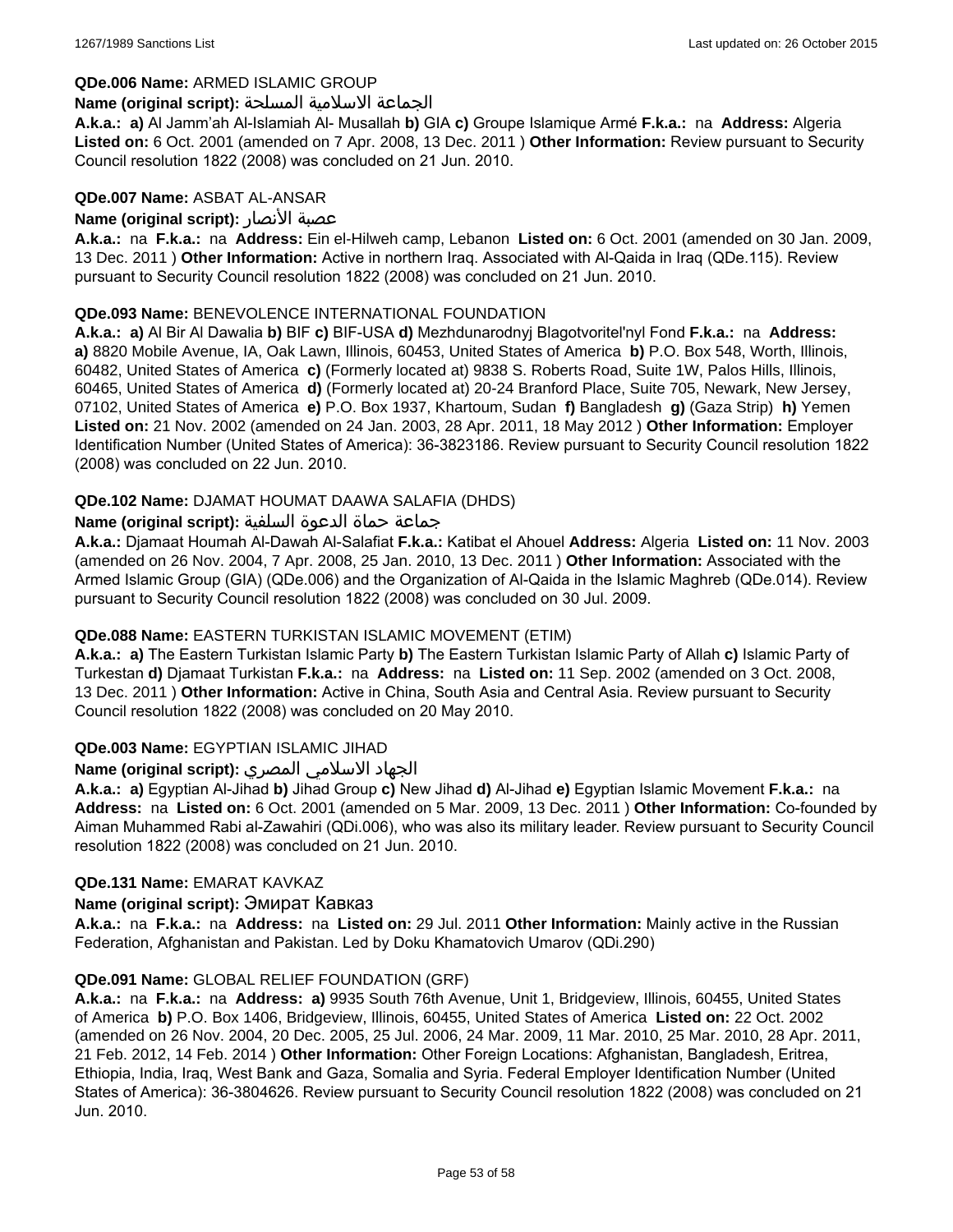**QDe.006 Name:** ARMED ISLAMIC GROUP

**Name (original script):** الجماعة الاسلامية المسلحة

**A.k.a.:** **a)** Al Jamm'ah Al-Islamiah Al- Musallah **b)** GIA **c)** Groupe Islamique Armé **F.k.a.:** na **Address:** Algeria **Listed on:** 6 Oct. 2001 (amended on 7 Apr. 2008, 13 Dec. 2011 ) **Other Information:** Review pursuant to Security Council resolution 1822 (2008) was concluded on 21 Jun. 2010.

**QDe.007 Name:** ASBAT AL-ANSAR

**Name (original script):** عصبة الأنصار

**A.k.a.:** na **F.k.a.:** na **Address:** Ein el-Hilweh camp, Lebanon **Listed on:** 6 Oct. 2001 (amended on 30 Jan. 2009, 13 Dec. 2011 ) **Other Information:** Active in northern Iraq. Associated with Al-Qaida in Iraq (QDe.115). Review pursuant to Security Council resolution 1822 (2008) was concluded on 21 Jun. 2010.

**QDe.093 Name:** BENEVOLENCE INTERNATIONAL FOUNDATION

**A.k.a.:** **a)** Al Bir Al Dawalia **b)** BIF **c)** BIF-USA **d)** Mezhdunarodnyj Blagotvoritel'nyl Fond **F.k.a.:** na **Address:** **a)** 8820 Mobile Avenue, IA, Oak Lawn, Illinois, 60453, United States of America **b)** P.O. Box 548, Worth, Illinois, 60482, United States of America **c)** (Formerly located at) 9838 S. Roberts Road, Suite 1W, Palos Hills, Illinois, 60465, United States of America **d)** (Formerly located at) 20-24 Branford Place, Suite 705, Newark, New Jersey, 07102, United States of America **e)** P.O. Box 1937, Khartoum, Sudan **f)** Bangladesh **g)** (Gaza Strip) **h)** Yemen **Listed on:** 21 Nov. 2002 (amended on 24 Jan. 2003, 28 Apr. 2011, 18 May 2012 ) **Other Information:** Employer Identification Number (United States of America): 36-3823186. Review pursuant to Security Council resolution 1822 (2008) was concluded on 22 Jun. 2010.

**QDe.102 Name:** DJAMAT HOUMAT DAAWA SALAFIA (DHDS)

**Name (original script):** جماعة حماة الدعوة السلفية

**A.k.a.:** Djamaat Houmah Al-Dawah Al-Salafiat **F.k.a.:** Katibat el Ahouel **Address:** Algeria **Listed on:** 11 Nov. 2003 (amended on 26 Nov. 2004, 7 Apr. 2008, 25 Jan. 2010, 13 Dec. 2011 ) **Other Information:** Associated with the Armed Islamic Group (GIA) (QDe.006) and the Organization of Al-Qaida in the Islamic Maghreb (QDe.014). Review pursuant to Security Council resolution 1822 (2008) was concluded on 30 Jul. 2009.

**QDe.088 Name:** EASTERN TURKISTAN ISLAMIC MOVEMENT (ETIM)

**A.k.a.:** **a)** The Eastern Turkistan Islamic Party **b)** The Eastern Turkistan Islamic Party of Allah **c)** Islamic Party of Turkestan **d)** Djamaat Turkistan **F.k.a.:** na **Address:** na **Listed on:** 11 Sep. 2002 (amended on 3 Oct. 2008, 13 Dec. 2011 ) **Other Information:** Active in China, South Asia and Central Asia. Review pursuant to Security Council resolution 1822 (2008) was concluded on 20 May 2010.

**QDe.003 Name:** EGYPTIAN ISLAMIC JIHAD

**Name (original script):** الجهاد الاسلامي المصري

**A.k.a.:** **a)** Egyptian Al-Jihad **b)** Jihad Group **c)** New Jihad **d)** Al-Jihad **e)** Egyptian Islamic Movement **F.k.a.:** na **Address:** na **Listed on:** 6 Oct. 2001 (amended on 5 Mar. 2009, 13 Dec. 2011 ) **Other Information:** Co-founded by Aiman Muhammed Rabi al-Zawahiri (QDi.006), who was also its military leader. Review pursuant to Security Council resolution 1822 (2008) was concluded on 21 Jun. 2010.

**QDe.131 Name:** EMARAT KAVKAZ

**Name (original script):** Эмират Кавказ

**A.k.a.:** na **F.k.a.:** na **Address:** na **Listed on:** 29 Jul. 2011 **Other Information:** Mainly active in the Russian Federation, Afghanistan and Pakistan. Led by Doku Khamatovich Umarov (QDi.290)

**QDe.091 Name:** GLOBAL RELIEF FOUNDATION (GRF)

**A.k.a.:** na **F.k.a.:** na **Address:** **a)** 9935 South 76th Avenue, Unit 1, Bridgeview, Illinois, 60455, United States of America **b)** P.O. Box 1406, Bridgeview, Illinois, 60455, United States of America **Listed on:** 22 Oct. 2002 (amended on 26 Nov. 2004, 20 Dec. 2005, 25 Jul. 2006, 24 Mar. 2009, 11 Mar. 2010, 25 Mar. 2010, 28 Apr. 2011, 21 Feb. 2012, 14 Feb. 2014 ) **Other Information:** Other Foreign Locations: Afghanistan, Bangladesh, Eritrea, Ethiopia, India, Iraq, West Bank and Gaza, Somalia and Syria. Federal Employer Identification Number (United States of America): 36-3804626. Review pursuant to Security Council resolution 1822 (2008) was concluded on 21 Jun. 2010.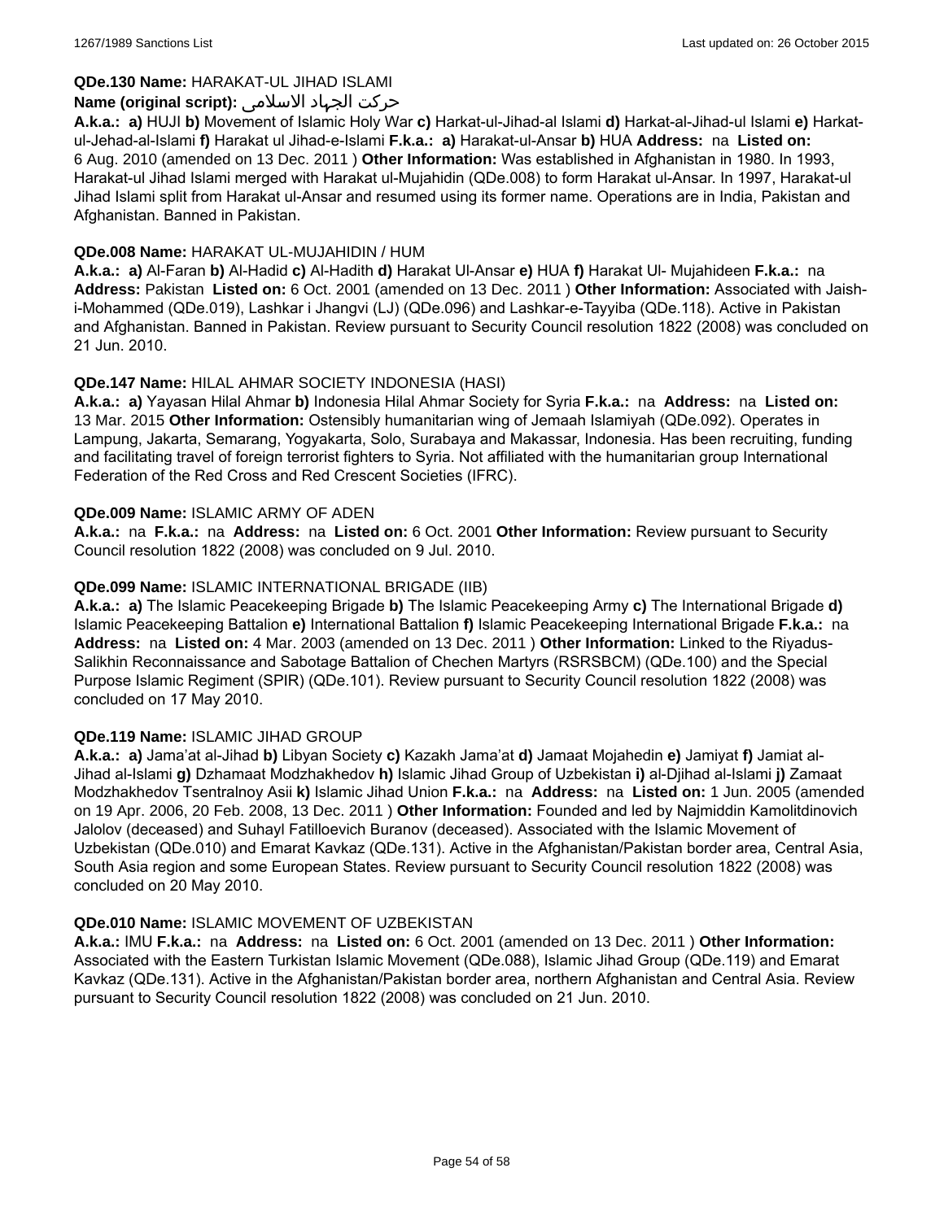**QDe.130 Name:** HARAKAT-UL JIHAD ISLAMI

**Name (original script):** حرکت الجهاد الاسلامی

**A.k.a.: a)** HUJI **b)** Movement of Islamic Holy War **c)** Harkat-ul-Jihad-al Islami **d)** Harkat-al-Jihad-ul Islami **e)** Harkat-ul-Jehad-al-Islami **f)** Harakat ul Jihad-e-Islami **F.k.a.: a)** Harakat-ul-Ansar **b)** HUA **Address:** na **Listed on:** 6 Aug. 2010 (amended on 13 Dec. 2011 ) **Other Information:** Was established in Afghanistan in 1980. In 1993, Harakat-ul Jihad Islami merged with Harakat ul-Mujahidin (QDe.008) to form Harakat ul-Ansar. In 1997, Harakat-ul Jihad Islami split from Harakat ul-Ansar and resumed using its former name. Operations are in India, Pakistan and Afghanistan. Banned in Pakistan.

**QDe.008 Name:** HARAKAT UL-MUJAHIDIN / HUM

**A.k.a.: a)** Al-Faran **b)** Al-Hadid **c)** Al-Hadith **d)** Harakat Ul-Ansar **e)** HUA **f)** Harakat Ul- Mujahideen **F.k.a.:** na **Address:** Pakistan **Listed on:** 6 Oct. 2001 (amended on 13 Dec. 2011 ) **Other Information:** Associated with Jaish-i-Mohammed (QDe.019), Lashkar i Jhangvi (LJ) (QDe.096) and Lashkar-e-Tayyiba (QDe.118). Active in Pakistan and Afghanistan. Banned in Pakistan. Review pursuant to Security Council resolution 1822 (2008) was concluded on 21 Jun. 2010.

**QDe.147 Name:** HILAL AHMAR SOCIETY INDONESIA (HASI)

**A.k.a.: a)** Yayasan Hilal Ahmar **b)** Indonesia Hilal Ahmar Society for Syria **F.k.a.:** na **Address:** na **Listed on:** 13 Mar. 2015 **Other Information:** Ostensibly humanitarian wing of Jemaah Islamiyah (QDe.092). Operates in Lampung, Jakarta, Semarang, Yogyakarta, Solo, Surabaya and Makassar, Indonesia. Has been recruiting, funding and facilitating travel of foreign terrorist fighters to Syria. Not affiliated with the humanitarian group International Federation of the Red Cross and Red Crescent Societies (IFRC).

**QDe.009 Name:** ISLAMIC ARMY OF ADEN

**A.k.a.:** na **F.k.a.:** na **Address:** na **Listed on:** 6 Oct. 2001 **Other Information:** Review pursuant to Security Council resolution 1822 (2008) was concluded on 9 Jul. 2010.

**QDe.099 Name:** ISLAMIC INTERNATIONAL BRIGADE (IIB)

**A.k.a.: a)** The Islamic Peacekeeping Brigade **b)** The Islamic Peacekeeping Army **c)** The International Brigade **d)** Islamic Peacekeeping Battalion **e)** International Battalion **f)** Islamic Peacekeeping International Brigade **F.k.a.:** na **Address:** na **Listed on:** 4 Mar. 2003 (amended on 13 Dec. 2011 ) **Other Information:** Linked to the Riyadus-Salikhin Reconnaissance and Sabotage Battalion of Chechen Martyrs (RSRSBCM) (QDe.100) and the Special Purpose Islamic Regiment (SPIR) (QDe.101). Review pursuant to Security Council resolution 1822 (2008) was concluded on 17 May 2010.

**QDe.119 Name:** ISLAMIC JIHAD GROUP

**A.k.a.: a)** Jama'at al-Jihad **b)** Libyan Society **c)** Kazakh Jama'at **d)** Jamaat Mojahedin **e)** Jamiyat **f)** Jamiat al-Jihad al-Islami **g)** Dzhamaat Modzhakhedov **h)** Islamic Jihad Group of Uzbekistan **i)** al-Djihad al-Islami **j)** Zamaat Modzhakhedov Tsentralnoy Asii **k)** Islamic Jihad Union **F.k.a.:** na **Address:** na **Listed on:** 1 Jun. 2005 (amended on 19 Apr. 2006, 20 Feb. 2008, 13 Dec. 2011 ) **Other Information:** Founded and led by Najmiddin Kamolitdinovich Jalolov (deceased) and Suhayl Fatilloevich Buranov (deceased). Associated with the Islamic Movement of Uzbekistan (QDe.010) and Emarat Kavkaz (QDe.131). Active in the Afghanistan/Pakistan border area, Central Asia, South Asia region and some European States. Review pursuant to Security Council resolution 1822 (2008) was concluded on 20 May 2010.

**QDe.010 Name:** ISLAMIC MOVEMENT OF UZBEKISTAN

**A.k.a.:** IMU **F.k.a.:** na **Address:** na **Listed on:** 6 Oct. 2001 (amended on 13 Dec. 2011 ) **Other Information:** Associated with the Eastern Turkistan Islamic Movement (QDe.088), Islamic Jihad Group (QDe.119) and Emarat Kavkaz (QDe.131). Active in the Afghanistan/Pakistan border area, northern Afghanistan and Central Asia. Review pursuant to Security Council resolution 1822 (2008) was concluded on 21 Jun. 2010.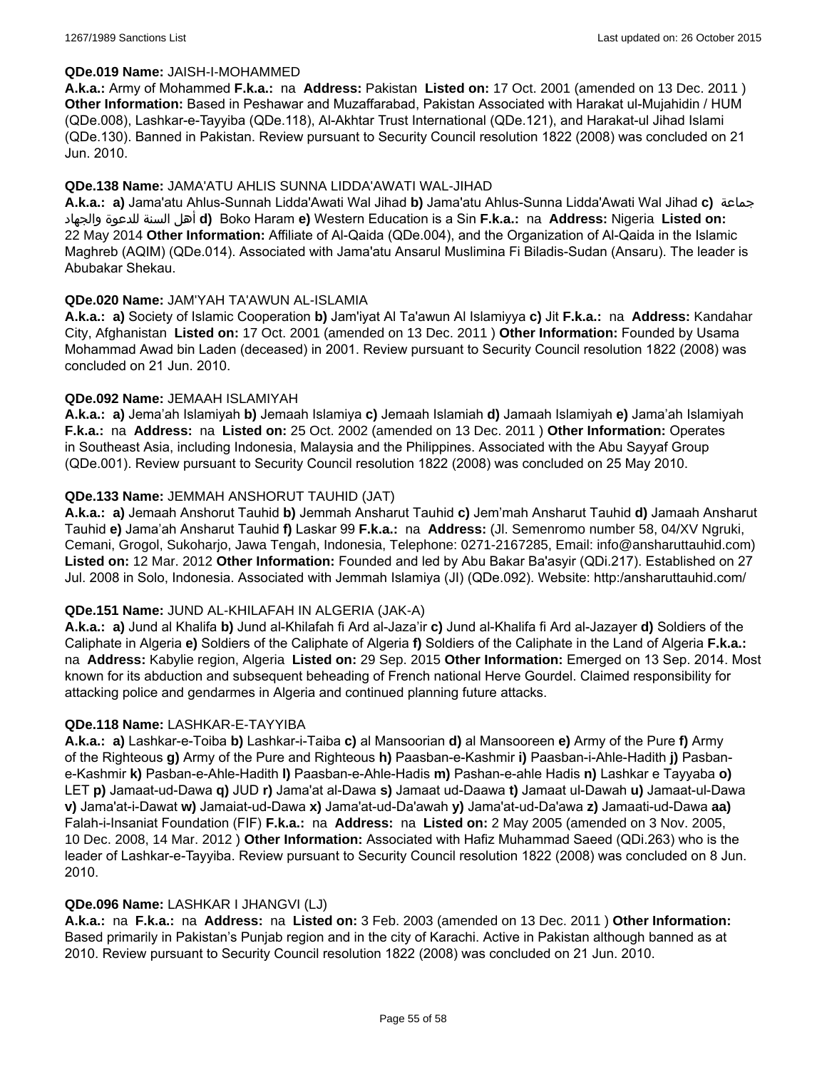**QDe.019 Name:** JAISH-I-MOHAMMED

**A.k.a.:** Army of Mohammed **F.k.a.:** na **Address:** Pakistan **Listed on:** 17 Oct. 2001 (amended on 13 Dec. 2011 ) **Other Information:** Based in Peshawar and Muzaffarabad, Pakistan Associated with Harakat ul-Mujahidin / HUM (QDe.008), Lashkar-e-Tayyiba (QDe.118), Al-Akhtar Trust International (QDe.121), and Harakat-ul Jihad Islami (QDe.130). Banned in Pakistan. Review pursuant to Security Council resolution 1822 (2008) was concluded on 21 Jun. 2010.

**QDe.138 Name:** JAMA'ATU AHLIS SUNNA LIDDA'AWATI WAL-JIHAD

**A.k.a.: a)** Jama'atu Ahlus-Sunnah Lidda'Awati Wal Jihad **b)** Jama'atu Ahlus-Sunna Lidda'Awati Wal Jihad **c)** جماعة أهل السنة للدعوة والجهاد **d)** Boko Haram **e)** Western Education is a Sin **F.k.a.:** na **Address:** Nigeria **Listed on:** 22 May 2014 **Other Information:** Affiliate of Al-Qaida (QDe.004), and the Organization of Al-Qaida in the Islamic Maghreb (AQIM) (QDe.014). Associated with Jama'atu Ansarul Muslimina Fi Biladis-Sudan (Ansaru). The leader is Abubakar Shekau.

**QDe.020 Name:** JAM'YAH TA'AWUN AL-ISLAMIA

**A.k.a.: a)** Society of Islamic Cooperation **b)** Jam'iyat Al Ta'awun Al Islamiyya **c)** Jit **F.k.a.:** na **Address:** Kandahar City, Afghanistan **Listed on:** 17 Oct. 2001 (amended on 13 Dec. 2011 ) **Other Information:** Founded by Usama Mohammad Awad bin Laden (deceased) in 2001. Review pursuant to Security Council resolution 1822 (2008) was concluded on 21 Jun. 2010.

**QDe.092 Name:** JEMAAH ISLAMIYAH

**A.k.a.: a)** Jema'ah Islamiyah **b)** Jemaah Islamiya **c)** Jemaah Islamiah **d)** Jamaah Islamiyah **e)** Jama'ah Islamiyah **F.k.a.:** na **Address:** na **Listed on:** 25 Oct. 2002 (amended on 13 Dec. 2011 ) **Other Information:** Operates in Southeast Asia, including Indonesia, Malaysia and the Philippines. Associated with the Abu Sayyaf Group (QDe.001). Review pursuant to Security Council resolution 1822 (2008) was concluded on 25 May 2010.

**QDe.133 Name:** JEMMAH ANSHORUT TAUHID (JAT)

**A.k.a.: a)** Jemaah Anshorut Tauhid **b)** Jemmah Ansharut Tauhid **c)** Jem'mah Ansharut Tauhid **d)** Jamaah Ansharut Tauhid **e)** Jama'ah Ansharut Tauhid **f)** Laskar 99 **F.k.a.:** na **Address:** (Jl. Semenromo number 58, 04/XV Ngruki, Cemani, Grogol, Sukoharjo, Jawa Tengah, Indonesia, Telephone: 0271-2167285, Email: info@ansharuttauhid.com) **Listed on:** 12 Mar. 2012 **Other Information:** Founded and led by Abu Bakar Ba'asyir (QDi.217). Established on 27 Jul. 2008 in Solo, Indonesia. Associated with Jemmah Islamiya (JI) (QDe.092). Website: http:/ansharuttauhid.com/

**QDe.151 Name:** JUND AL-KHILAFAH IN ALGERIA (JAK-A)

**A.k.a.: a)** Jund al Khalifa **b)** Jund al-Khilafah fi Ard al-Jaza'ir **c)** Jund al-Khalifa fi Ard al-Jazayer **d)** Soldiers of the Caliphate in Algeria **e)** Soldiers of the Caliphate of Algeria **f)** Soldiers of the Caliphate in the Land of Algeria **F.k.a.:** na **Address:** Kabylie region, Algeria **Listed on:** 29 Sep. 2015 **Other Information:** Emerged on 13 Sep. 2014. Most known for its abduction and subsequent beheading of French national Herve Gourdel. Claimed responsibility for attacking police and gendarmes in Algeria and continued planning future attacks.

**QDe.118 Name:** LASHKAR-E-TAYYIBA

**A.k.a.: a)** Lashkar-e-Toiba **b)** Lashkar-i-Taiba **c)** al Mansoorian **d)** al Mansooreen **e)** Army of the Pure **f)** Army of the Righteous **g)** Army of the Pure and Righteous **h)** Paasban-e-Kashmir **i)** Paasban-i-Ahle-Hadith **j)** Pasban-e-Kashmir **k)** Pasban-e-Ahle-Hadith **l)** Paasban-e-Ahle-Hadis **m)** Pashan-e-ahle Hadis **n)** Lashkar e Tayyaba **o)** LET **p)** Jamaat-ud-Dawa **q)** JUD **r)** Jama'at al-Dawa **s)** Jamaat ud-Daawa **t)** Jamaat ul-Dawah **u)** Jamaat-ul-Dawa **v)** Jama'at-i-Dawat **w)** Jamaiat-ud-Dawa **x)** Jama'at-ud-Da'awah **y)** Jama'at-ud-Da'awa **z)** Jamaati-ud-Dawa **aa)** Falah-i-Insaniat Foundation (FIF) **F.k.a.:** na **Address:** na **Listed on:** 2 May 2005 (amended on 3 Nov. 2005, 10 Dec. 2008, 14 Mar. 2012 ) **Other Information:** Associated with Hafiz Muhammad Saeed (QDi.263) who is the leader of Lashkar-e-Tayyiba. Review pursuant to Security Council resolution 1822 (2008) was concluded on 8 Jun. 2010.

**QDe.096 Name:** LASHKAR I JHANGVI (LJ)

**A.k.a.:** na **F.k.a.:** na **Address:** na **Listed on:** 3 Feb. 2003 (amended on 13 Dec. 2011 ) **Other Information:** Based primarily in Pakistan's Punjab region and in the city of Karachi. Active in Pakistan although banned as at 2010. Review pursuant to Security Council resolution 1822 (2008) was concluded on 21 Jun. 2010.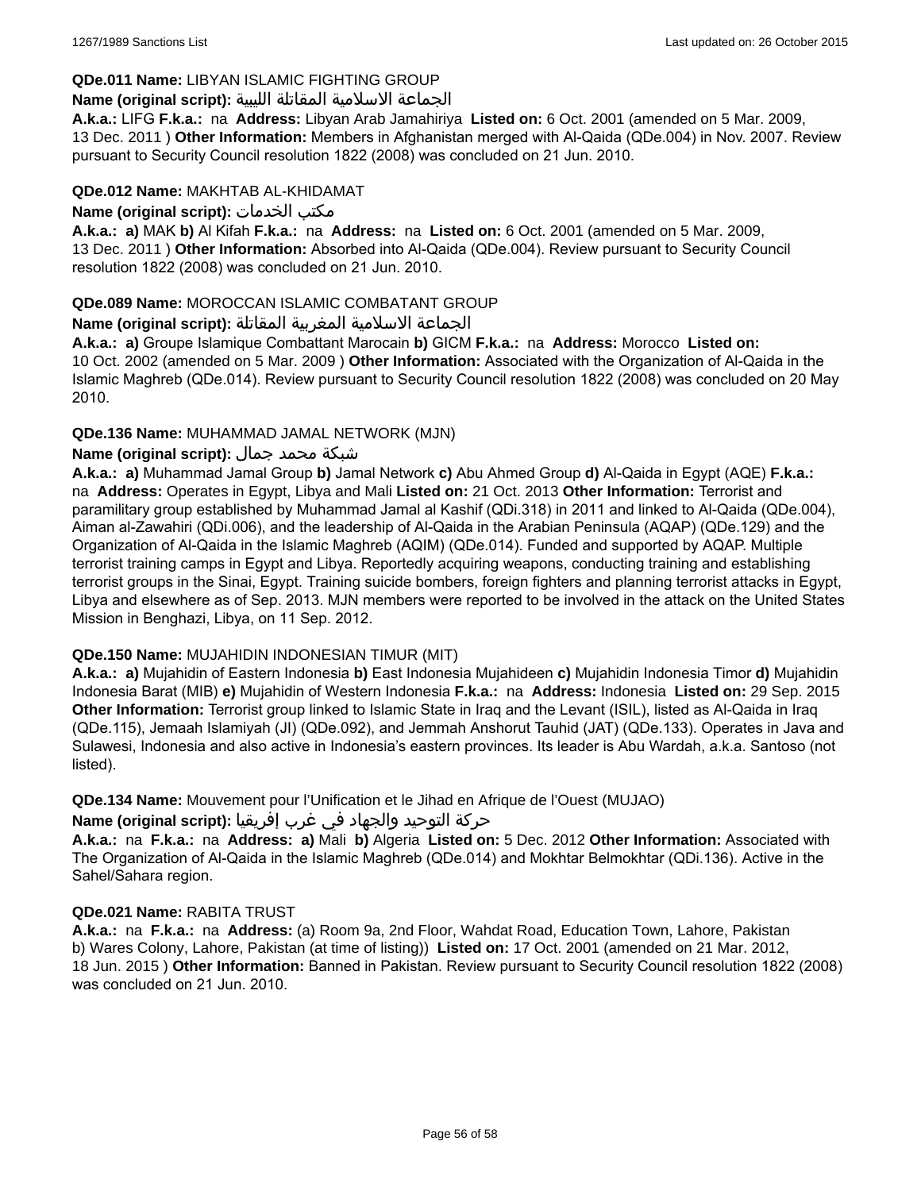**QDe.011 Name:** LIBYAN ISLAMIC FIGHTING GROUP

**Name (original script):** الجماعة الاسلامية المقاتلة الليبية

**A.k.a.:** LIFG **F.k.a.:** na **Address:** Libyan Arab Jamahiriya **Listed on:** 6 Oct. 2001 (amended on 5 Mar. 2009, 13 Dec. 2011 ) **Other Information:** Members in Afghanistan merged with Al-Qaida (QDe.004) in Nov. 2007. Review pursuant to Security Council resolution 1822 (2008) was concluded on 21 Jun. 2010.

**QDe.012 Name:** MAKHTAB AL-KHIDAMAT

**Name (original script):** مكتب الخدمات

**A.k.a.:** **a)** MAK **b)** Al Kifah **F.k.a.:** na **Address:** na **Listed on:** 6 Oct. 2001 (amended on 5 Mar. 2009, 13 Dec. 2011 ) **Other Information:** Absorbed into Al-Qaida (QDe.004). Review pursuant to Security Council resolution 1822 (2008) was concluded on 21 Jun. 2010.

**QDe.089 Name:** MOROCCAN ISLAMIC COMBATANT GROUP

**Name (original script):** الجماعة الاسلامية المغربية المقاتلة

**A.k.a.:** **a)** Groupe Islamique Combattant Marocain **b)** GICM **F.k.a.:** na **Address:** Morocco **Listed on:** 10 Oct. 2002 (amended on 5 Mar. 2009 ) **Other Information:** Associated with the Organization of Al-Qaida in the Islamic Maghreb (QDe.014). Review pursuant to Security Council resolution 1822 (2008) was concluded on 20 May 2010.

**QDe.136 Name:** MUHAMMAD JAMAL NETWORK (MJN)

**Name (original script):** شبكة محمد جمال

**A.k.a.:** **a)** Muhammad Jamal Group **b)** Jamal Network **c)** Abu Ahmed Group **d)** Al-Qaida in Egypt (AQE) **F.k.a.:** na **Address:** Operates in Egypt, Libya and Mali **Listed on:** 21 Oct. 2013 **Other Information:** Terrorist and paramilitary group established by Muhammad Jamal al Kashif (QDi.318) in 2011 and linked to Al-Qaida (QDe.004), Aiman al-Zawahiri (QDi.006), and the leadership of Al-Qaida in the Arabian Peninsula (AQAP) (QDe.129) and the Organization of Al-Qaida in the Islamic Maghreb (AQIM) (QDe.014). Funded and supported by AQAP. Multiple terrorist training camps in Egypt and Libya. Reportedly acquiring weapons, conducting training and establishing terrorist groups in the Sinai, Egypt. Training suicide bombers, foreign fighters and planning terrorist attacks in Egypt, Libya and elsewhere as of Sep. 2013. MJN members were reported to be involved in the attack on the United States Mission in Benghazi, Libya, on 11 Sep. 2012.

**QDe.150 Name:** MUJAHIDIN INDONESIAN TIMUR (MIT)

**A.k.a.:** **a)** Mujahidin of Eastern Indonesia **b)** East Indonesia Mujahideen **c)** Mujahidin Indonesia Timor **d)** Mujahidin Indonesia Barat (MIB) **e)** Mujahidin of Western Indonesia **F.k.a.:** na **Address:** Indonesia **Listed on:** 29 Sep. 2015 **Other Information:** Terrorist group linked to Islamic State in Iraq and the Levant (ISIL), listed as Al-Qaida in Iraq (QDe.115), Jemaah Islamiyah (JI) (QDe.092), and Jemmah Anshorut Tauhid (JAT) (QDe.133). Operates in Java and Sulawesi, Indonesia and also active in Indonesia's eastern provinces. Its leader is Abu Wardah, a.k.a. Santoso (not listed).

**QDe.134 Name:** Mouvement pour l'Unification et le Jihad en Afrique de l'Ouest (MUJAO)

**Name (original script):** حركة التوحيد والجهاد في غرب إفريقيا

**A.k.a.:** na **F.k.a.:** na **Address:** **a)** Mali **b)** Algeria **Listed on:** 5 Dec. 2012 **Other Information:** Associated with The Organization of Al-Qaida in the Islamic Maghreb (QDe.014) and Mokhtar Belmokhtar (QDi.136). Active in the Sahel/Sahara region.

**QDe.021 Name:** RABITA TRUST

**A.k.a.:** na **F.k.a.:** na **Address:** (a) Room 9a, 2nd Floor, Wahdat Road, Education Town, Lahore, Pakistan b) Wares Colony, Lahore, Pakistan (at time of listing)) **Listed on:** 17 Oct. 2001 (amended on 21 Mar. 2012, 18 Jun. 2015 ) **Other Information:** Banned in Pakistan. Review pursuant to Security Council resolution 1822 (2008) was concluded on 21 Jun. 2010.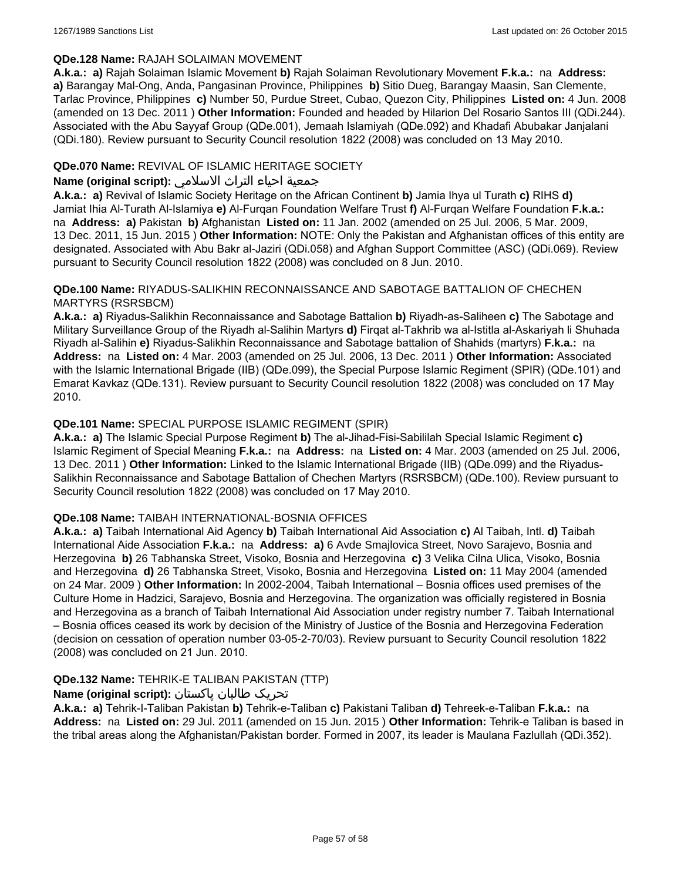**QDe.128 Name:** RAJAH SOLAIMAN MOVEMENT

**A.k.a.:** **a)** Rajah Solaiman Islamic Movement **b)** Rajah Solaiman Revolutionary Movement **F.k.a.:** na **Address:** **a)** Barangay Mal-Ong, Anda, Pangasinan Province, Philippines **b)** Sitio Dueg, Barangay Maasin, San Clemente, Tarlac Province, Philippines **c)** Number 50, Purdue Street, Cubao, Quezon City, Philippines **Listed on:** 4 Jun. 2008 (amended on 13 Dec. 2011 ) **Other Information:** Founded and headed by Hilarion Del Rosario Santos III (QDi.244). Associated with the Abu Sayyaf Group (QDe.001), Jemaah Islamiyah (QDe.092) and Khadafi Abubakar Janjalani (QDi.180). Review pursuant to Security Council resolution 1822 (2008) was concluded on 13 May 2010.

**QDe.070 Name:** REVIVAL OF ISLAMIC HERITAGE SOCIETY

**Name (original script):** جمعية احياء التراث الاسلامي

**A.k.a.:** **a)** Revival of Islamic Society Heritage on the African Continent **b)** Jamia Ihya ul Turath **c)** RIHS **d)** Jamiat Ihia Al-Turath Al-Islamiya **e)** Al-Furqan Foundation Welfare Trust **f)** Al-Furqan Welfare Foundation **F.k.a.:** na **Address:** **a)** Pakistan **b)** Afghanistan **Listed on:** 11 Jan. 2002 (amended on 25 Jul. 2006, 5 Mar. 2009, 13 Dec. 2011, 15 Jun. 2015 ) **Other Information:** NOTE: Only the Pakistan and Afghanistan offices of this entity are designated. Associated with Abu Bakr al-Jaziri (QDi.058) and Afghan Support Committee (ASC) (QDi.069). Review pursuant to Security Council resolution 1822 (2008) was concluded on 8 Jun. 2010.

**QDe.100 Name:** RIYADUS-SALIKHIN RECONNAISSANCE AND SABOTAGE BATTALION OF CHECHEN MARTYRS (RSRSBCM)

**A.k.a.:** **a)** Riyadus-Salikhin Reconnaissance and Sabotage Battalion **b)** Riyadh-as-Saliheen **c)** The Sabotage and Military Surveillance Group of the Riyadh al-Salihin Martyrs **d)** Firqat al-Takhrib wa al-Istitla al-Askariyah li Shuhada Riyadh al-Salihin **e)** Riyadus-Salikhin Reconnaissance and Sabotage battalion of Shahids (martyrs) **F.k.a.:** na **Address:** na **Listed on:** 4 Mar. 2003 (amended on 25 Jul. 2006, 13 Dec. 2011 ) **Other Information:** Associated with the Islamic International Brigade (IIB) (QDe.099), the Special Purpose Islamic Regiment (SPIR) (QDe.101) and Emarat Kavkaz (QDe.131). Review pursuant to Security Council resolution 1822 (2008) was concluded on 17 May 2010.

**QDe.101 Name:** SPECIAL PURPOSE ISLAMIC REGIMENT (SPIR)

**A.k.a.:** **a)** The Islamic Special Purpose Regiment **b)** The al-Jihad-Fisi-Sabililah Special Islamic Regiment **c)** Islamic Regiment of Special Meaning **F.k.a.:** na **Address:** na **Listed on:** 4 Mar. 2003 (amended on 25 Jul. 2006, 13 Dec. 2011 ) **Other Information:** Linked to the Islamic International Brigade (IIB) (QDe.099) and the Riyadus-Salikhin Reconnaissance and Sabotage Battalion of Chechen Martyrs (RSRSBCM) (QDe.100). Review pursuant to Security Council resolution 1822 (2008) was concluded on 17 May 2010.

**QDe.108 Name:** TAIBAH INTERNATIONAL-BOSNIA OFFICES

**A.k.a.:** **a)** Taibah International Aid Agency **b)** Taibah International Aid Association **c)** Al Taibah, Intl. **d)** Taibah International Aide Association **F.k.a.:** na **Address:** **a)** 6 Avde Smajlovica Street, Novo Sarajevo, Bosnia and Herzegovina **b)** 26 Tabhanska Street, Visoko, Bosnia and Herzegovina **c)** 3 Velika Cilna Ulica, Visoko, Bosnia and Herzegovina **d)** 26 Tabhanska Street, Visoko, Bosnia and Herzegovina **Listed on:** 11 May 2004 (amended on 24 Mar. 2009 ) **Other Information:** In 2002-2004, Taibah International – Bosnia offices used premises of the Culture Home in Hadzici, Sarajevo, Bosnia and Herzegovina. The organization was officially registered in Bosnia and Herzegovina as a branch of Taibah International Aid Association under registry number 7. Taibah International – Bosnia offices ceased its work by decision of the Ministry of Justice of the Bosnia and Herzegovina Federation (decision on cessation of operation number 03-05-2-70/03). Review pursuant to Security Council resolution 1822 (2008) was concluded on 21 Jun. 2010.

**QDe.132 Name:** TEHRIK-E TALIBAN PAKISTAN (TTP)

**Name (original script):** تحریک طالبان پاکستان

**A.k.a.:** **a)** Tehrik-I-Taliban Pakistan **b)** Tehrik-e-Taliban **c)** Pakistani Taliban **d)** Tehreek-e-Taliban **F.k.a.:** na **Address:** na **Listed on:** 29 Jul. 2011 (amended on 15 Jun. 2015 ) **Other Information:** Tehrik-e Taliban is based in the tribal areas along the Afghanistan/Pakistan border. Formed in 2007, its leader is Maulana Fazlullah (QDi.352).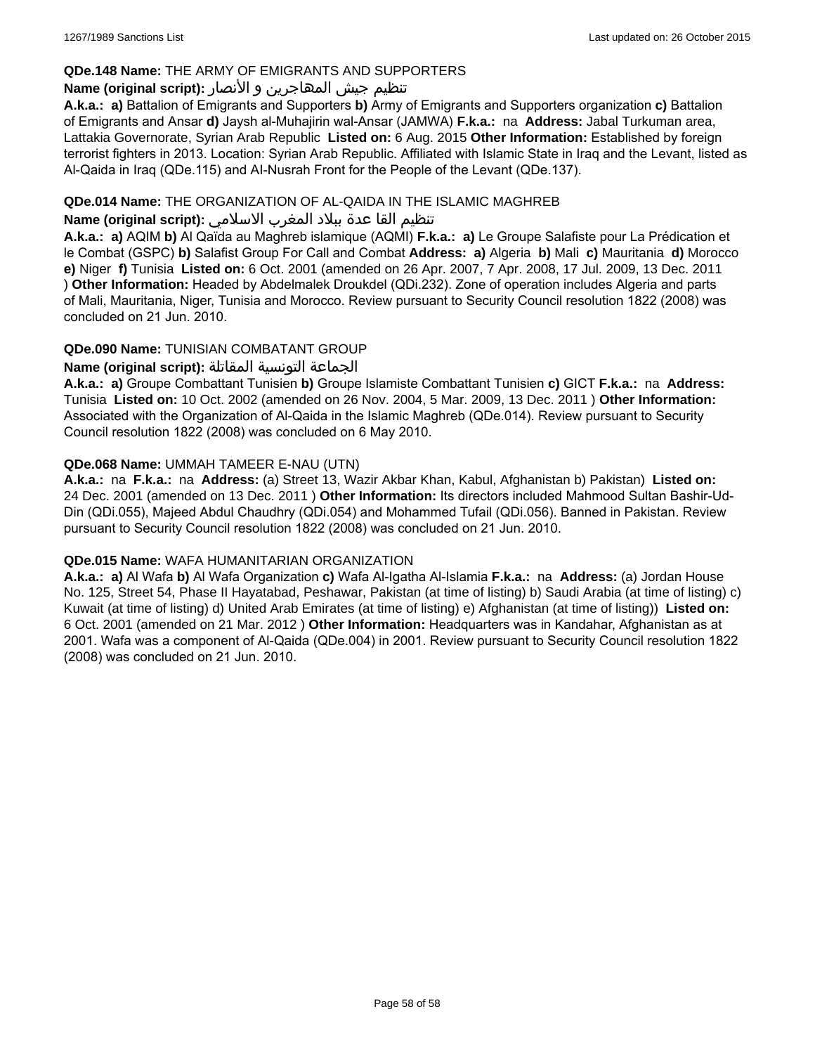**QDe.148 Name:** THE ARMY OF EMIGRANTS AND SUPPORTERS

**Name (original script):** تنظيم جيش المهاجرين و الأنصار

**A.k.a.:** **a)** Battalion of Emigrants and Supporters **b)** Army of Emigrants and Supporters organization **c)** Battalion of Emigrants and Ansar **d)** Jaysh al-Muhajirin wal-Ansar (JAMWA) **F.k.a.:** na **Address:** Jabal Turkuman area, Lattakia Governorate, Syrian Arab Republic **Listed on:** 6 Aug. 2015 **Other Information:** Established by foreign terrorist fighters in 2013. Location: Syrian Arab Republic. Affiliated with Islamic State in Iraq and the Levant, listed as Al-Qaida in Iraq (QDe.115) and Al-Nusrah Front for the People of the Levant (QDe.137).

**QDe.014 Name:** THE ORGANIZATION OF AL-QAIDA IN THE ISLAMIC MAGHREB

**Name (original script):** تنظيم القا عدة ببلاد المغرب الاسلامي

**A.k.a.:** **a)** AQIM **b)** Al Qaïda au Maghreb islamique (AQMI) **F.k.a.:** **a)** Le Groupe Salafiste pour La Prédication et le Combat (GSPC) **b)** Salafist Group For Call and Combat **Address:** **a)** Algeria **b)** Mali **c)** Mauritania **d)** Morocco **e)** Niger **f)** Tunisia **Listed on:** 6 Oct. 2001 (amended on 26 Apr. 2007, 7 Apr. 2008, 17 Jul. 2009, 13 Dec. 2011 ) **Other Information:** Headed by Abdelmalek Droukdel (QDi.232). Zone of operation includes Algeria and parts of Mali, Mauritania, Niger, Tunisia and Morocco. Review pursuant to Security Council resolution 1822 (2008) was concluded on 21 Jun. 2010.

**QDe.090 Name:** TUNISIAN COMBATANT GROUP

**Name (original script):** الجماعة التونسية المقاتلة

**A.k.a.:** **a)** Groupe Combattant Tunisien **b)** Groupe Islamiste Combattant Tunisien **c)** GICT **F.k.a.:** na **Address:** Tunisia **Listed on:** 10 Oct. 2002 (amended on 26 Nov. 2004, 5 Mar. 2009, 13 Dec. 2011 ) **Other Information:** Associated with the Organization of Al-Qaida in the Islamic Maghreb (QDe.014). Review pursuant to Security Council resolution 1822 (2008) was concluded on 6 May 2010.

**QDe.068 Name:** UMMAH TAMEER E-NAU (UTN)

**A.k.a.:** na **F.k.a.:** na **Address:** (a) Street 13, Wazir Akbar Khan, Kabul, Afghanistan b) Pakistan) **Listed on:** 24 Dec. 2001 (amended on 13 Dec. 2011 ) **Other Information:** Its directors included Mahmood Sultan Bashir-Ud-Din (QDi.055), Majeed Abdul Chaudhry (QDi.054) and Mohammed Tufail (QDi.056). Banned in Pakistan. Review pursuant to Security Council resolution 1822 (2008) was concluded on 21 Jun. 2010.

**QDe.015 Name:** WAFA HUMANITARIAN ORGANIZATION

**A.k.a.:** **a)** Al Wafa **b)** Al Wafa Organization **c)** Wafa Al-Igatha Al-Islamia **F.k.a.:** na **Address:** (a) Jordan House No. 125, Street 54, Phase II Hayatabad, Peshawar, Pakistan (at time of listing) b) Saudi Arabia (at time of listing) c) Kuwait (at time of listing) d) United Arab Emirates (at time of listing) e) Afghanistan (at time of listing)) **Listed on:** 6 Oct. 2001 (amended on 21 Mar. 2012 ) **Other Information:** Headquarters was in Kandahar, Afghanistan as at 2001. Wafa was a component of Al-Qaida (QDe.004) in 2001. Review pursuant to Security Council resolution 1822 (2008) was concluded on 21 Jun. 2010.